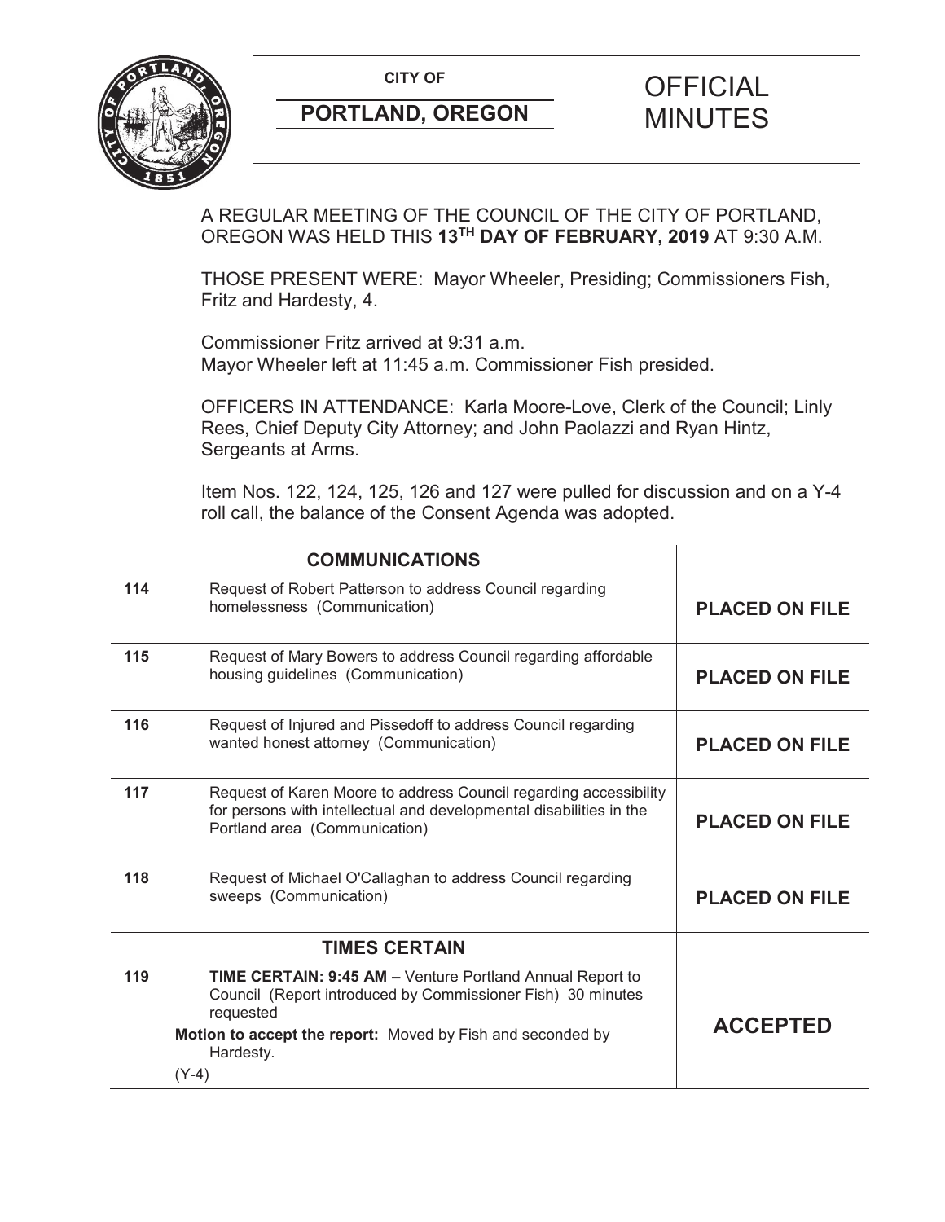**CITY OF**

**PORTLAND, OREGON**

# OFFICIAL MINUTES

A REGULAR MEETING OF THE COUNCIL OF THE CITY OF PORTLAND, OREGON WAS HELD THIS **13TH DAY OF FEBRUARY, 2019** AT 9:30 A.M.

THOSE PRESENT WERE: Mayor Wheeler, Presiding; Commissioners Fish, Fritz and Hardesty, 4.

Commissioner Fritz arrived at 9:31 a.m.
Mayor Wheeler left at 11:45 a.m. Commissioner Fish presided.

OFFICERS IN ATTENDANCE: Karla Moore-Love, Clerk of the Council; Linly Rees, Chief Deputy City Attorney; and John Paolazzi and Ryan Hintz, Sergeants at Arms.

Item Nos. 122, 124, 125, 126 and 127 were pulled for discussion and on a Y-4 roll call, the balance of the Consent Agenda was adopted.

| | **COMMUNICATIONS** | |
|---|---|---|
| **114** | Request of Robert Patterson to address Council regarding homelessness (Communication) | **PLACED ON FILE** |
| **115** | Request of Mary Bowers to address Council regarding affordable housing guidelines (Communication) | **PLACED ON FILE** |
| **116** | Request of Injured and Pissedoff to address Council regarding wanted honest attorney (Communication) | **PLACED ON FILE** |
| **117** | Request of Karen Moore to address Council regarding accessibility for persons with intellectual and developmental disabilities in the Portland area (Communication) | **PLACED ON FILE** |
| **118** | Request of Michael O'Callaghan to address Council regarding sweeps (Communication) | **PLACED ON FILE** |
| | **TIMES CERTAIN** | |
| **119** | **TIME CERTAIN: 9:45 AM –** Venture Portland Annual Report to Council (Report introduced by Commissioner Fish) 30 minutes requested<br>**Motion to accept the report:** Moved by Fish and seconded by Hardesty.<br>(Y-4) | **ACCEPTED** |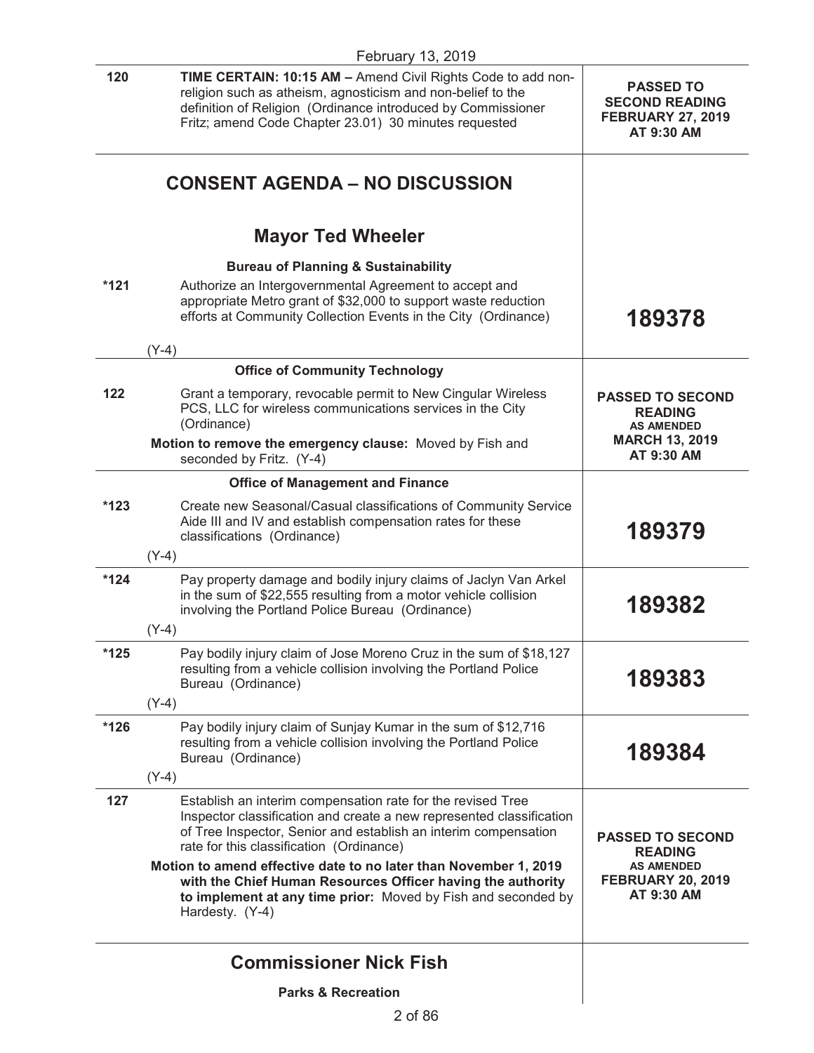February 13, 2019

| | | |
|---|---|---|
| 120 | **TIME CERTAIN: 10:15 AM –** Amend Civil Rights Code to add non-religion such as atheism, agnosticism and non-belief to the definition of Religion (Ordinance introduced by Commissioner Fritz; amend Code Chapter 23.01) 30 minutes requested | **PASSED TO SECOND READING FEBRUARY 27, 2019 AT 9:30 AM** |

## CONSENT AGENDA – NO DISCUSSION

### Mayor Ted Wheeler

**Bureau of Planning & Sustainability**

| | | |
|---|---|---|
| *121 | Authorize an Intergovernmental Agreement to accept and appropriate Metro grant of $32,000 to support waste reduction efforts at Community Collection Events in the City (Ordinance)<br>(Y-4) | **189378** |

**Office of Community Technology**

| | | |
|---|---|---|
| 122 | Grant a temporary, revocable permit to New Cingular Wireless PCS, LLC for wireless communications services in the City (Ordinance)<br>**Motion to remove the emergency clause:** Moved by Fish and seconded by Fritz. (Y-4) | **PASSED TO SECOND READING AS AMENDED MARCH 13, 2019 AT 9:30 AM** |

**Office of Management and Finance**

| | | |
|---|---|---|
| *123 | Create new Seasonal/Casual classifications of Community Service Aide III and IV and establish compensation rates for these classifications (Ordinance)<br>(Y-4) | **189379** |
| *124 | Pay property damage and bodily injury claims of Jaclyn Van Arkel in the sum of $22,555 resulting from a motor vehicle collision involving the Portland Police Bureau (Ordinance)<br>(Y-4) | **189382** |
| *125 | Pay bodily injury claim of Jose Moreno Cruz in the sum of $18,127 resulting from a vehicle collision involving the Portland Police Bureau (Ordinance)<br>(Y-4) | **189383** |
| *126 | Pay bodily injury claim of Sunjay Kumar in the sum of $12,716 resulting from a vehicle collision involving the Portland Police Bureau (Ordinance)<br>(Y-4) | **189384** |
| 127 | Establish an interim compensation rate for the revised Tree Inspector classification and create a new represented classification of Tree Inspector, Senior and establish an interim compensation rate for this classification (Ordinance)<br>**Motion to amend effective date to no later than November 1, 2019 with the Chief Human Resources Officer having the authority to implement at any time prior:** Moved by Fish and seconded by Hardesty. (Y-4) | **PASSED TO SECOND READING AS AMENDED FEBRUARY 20, 2019 AT 9:30 AM** |

### Commissioner Nick Fish

**Parks & Recreation**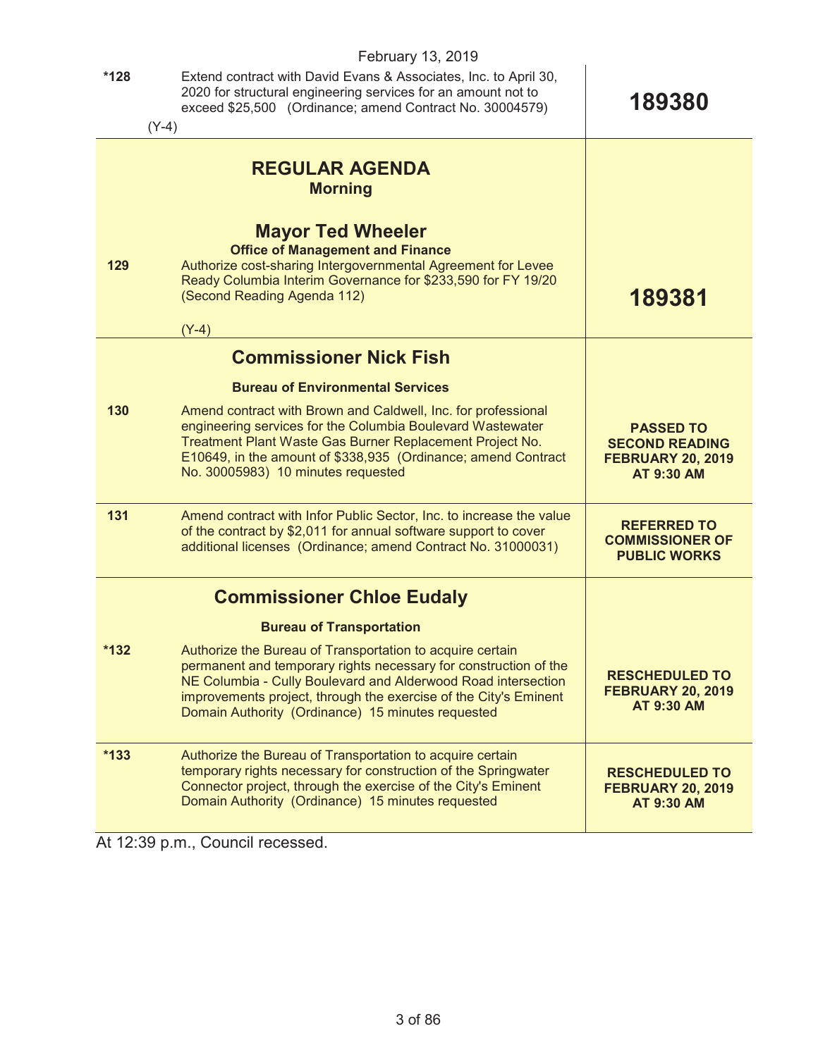February 13, 2019

| | | |
|---|---|---|
| *128 | Extend contract with David Evans & Associates, Inc. to April 30, 2020 for structural engineering services for an amount not to exceed $25,500 (Ordinance; amend Contract No. 30004579)<br><br>(Y-4) | **189380** |

## REGULAR AGENDA
### Morning

### Mayor Ted Wheeler

**Office of Management and Finance**

| | | |
|---|---|---|
| 129 | Authorize cost-sharing Intergovernmental Agreement for Levee Ready Columbia Interim Governance for $233,590 for FY 19/20 (Second Reading Agenda 112)<br><br>(Y-4) | **189381** |

### Commissioner Nick Fish

**Bureau of Environmental Services**

| | | |
|---|---|---|
| 130 | Amend contract with Brown and Caldwell, Inc. for professional engineering services for the Columbia Boulevard Wastewater Treatment Plant Waste Gas Burner Replacement Project No. E10649, in the amount of $338,935 (Ordinance; amend Contract No. 30005983) 10 minutes requested | **PASSED TO SECOND READING FEBRUARY 20, 2019 AT 9:30 AM** |
| 131 | Amend contract with Infor Public Sector, Inc. to increase the value of the contract by $2,011 for annual software support to cover additional licenses (Ordinance; amend Contract No. 31000031) | **REFERRED TO COMMISSIONER OF PUBLIC WORKS** |

### Commissioner Chloe Eudaly

**Bureau of Transportation**

| | | |
|---|---|---|
| *132 | Authorize the Bureau of Transportation to acquire certain permanent and temporary rights necessary for construction of the NE Columbia - Cully Boulevard and Alderwood Road intersection improvements project, through the exercise of the City's Eminent Domain Authority (Ordinance) 15 minutes requested | **RESCHEDULED TO FEBRUARY 20, 2019 AT 9:30 AM** |
| *133 | Authorize the Bureau of Transportation to acquire certain temporary rights necessary for construction of the Springwater Connector project, through the exercise of the City's Eminent Domain Authority (Ordinance) 15 minutes requested | **RESCHEDULED TO FEBRUARY 20, 2019 AT 9:30 AM** |

At 12:39 p.m., Council recessed.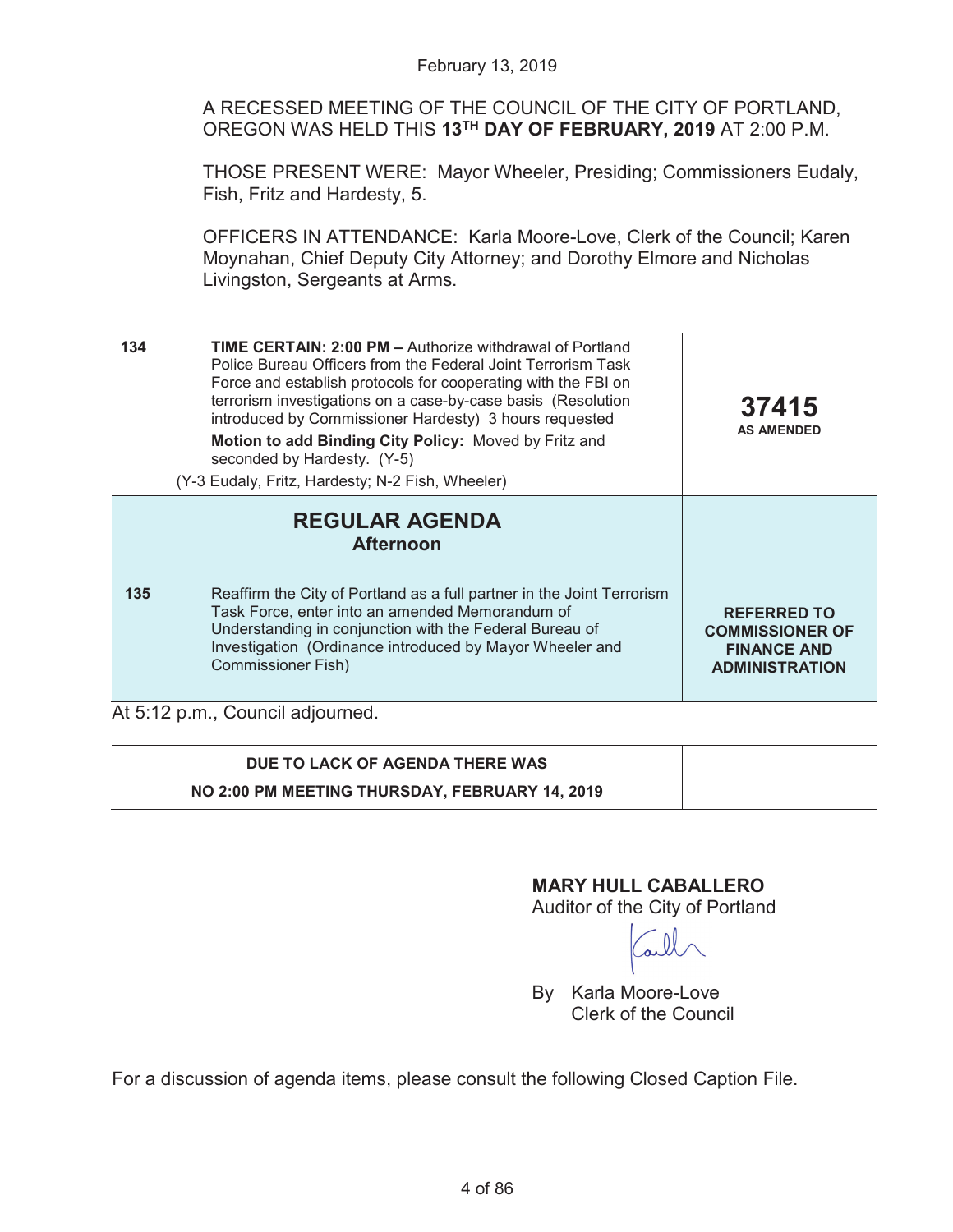February 13, 2019

A RECESSED MEETING OF THE COUNCIL OF THE CITY OF PORTLAND, OREGON WAS HELD THIS **13TH DAY OF FEBRUARY, 2019** AT 2:00 P.M.

THOSE PRESENT WERE: Mayor Wheeler, Presiding; Commissioners Eudaly, Fish, Fritz and Hardesty, 5.

OFFICERS IN ATTENDANCE: Karla Moore-Love, Clerk of the Council; Karen Moynahan, Chief Deputy City Attorney; and Dorothy Elmore and Nicholas Livingston, Sergeants at Arms.

| | | |
|---|---|---|
| 134 | **TIME CERTAIN: 2:00 PM –** Authorize withdrawal of Portland Police Bureau Officers from the Federal Joint Terrorism Task Force and establish protocols for cooperating with the FBI on terrorism investigations on a case-by-case basis (Resolution introduced by Commissioner Hardesty) 3 hours requested<br>**Motion to add Binding City Policy:** Moved by Fritz and seconded by Hardesty. (Y-5)<br>(Y-3 Eudaly, Fritz, Hardesty; N-2 Fish, Wheeler) | **37415**<br>**AS AMENDED** |
| | **REGULAR AGENDA**<br>**Afternoon** | |
| 135 | Reaffirm the City of Portland as a full partner in the Joint Terrorism Task Force, enter into an amended Memorandum of Understanding in conjunction with the Federal Bureau of Investigation (Ordinance introduced by Mayor Wheeler and Commissioner Fish) | **REFERRED TO COMMISSIONER OF FINANCE AND ADMINISTRATION** |

At 5:12 p.m., Council adjourned.

**DUE TO LACK OF AGENDA THERE WAS**
**NO 2:00 PM MEETING THURSDAY, FEBRUARY 14, 2019**

**MARY HULL CABALLERO**
Auditor of the City of Portland

By Karla Moore-Love
Clerk of the Council

For a discussion of agenda items, please consult the following Closed Caption File.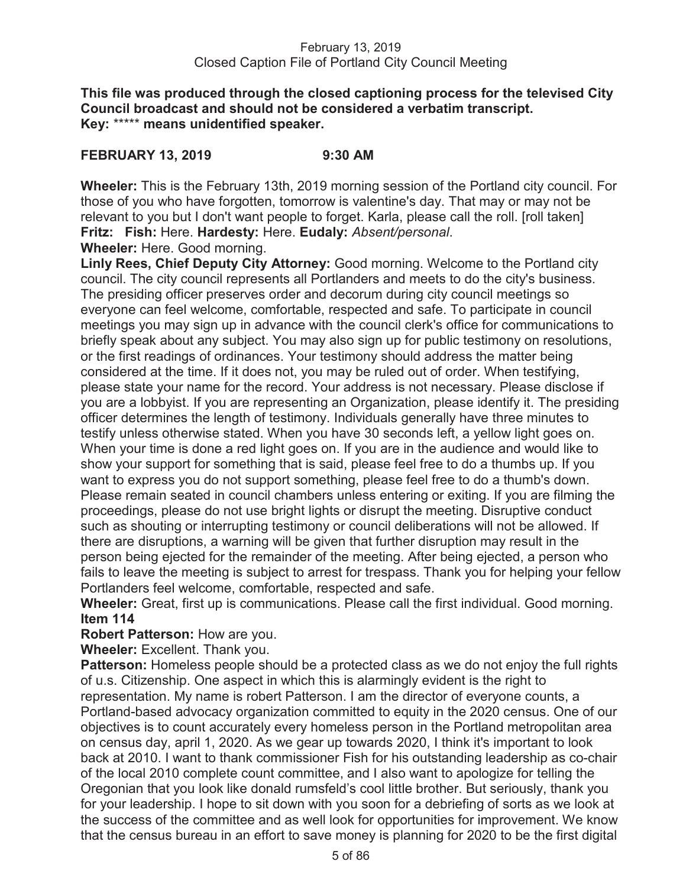**This file was produced through the closed captioning process for the televised City Council broadcast and should not be considered a verbatim transcript.**
**Key:** ***** **means unidentified speaker.**

**FEBRUARY 13, 2019 9:30 AM**

**Wheeler:** This is the February 13th, 2019 morning session of the Portland city council. For those of you who have forgotten, tomorrow is valentine's day. That may or may not be relevant to you but I don't want people to forget. Karla, please call the roll. [roll taken]
**Fritz: Fish:** Here. **Hardesty:** Here. **Eudaly:** *Absent/personal*.
**Wheeler:** Here. Good morning.
**Linly Rees, Chief Deputy City Attorney:** Good morning. Welcome to the Portland city council. The city council represents all Portlanders and meets to do the city's business. The presiding officer preserves order and decorum during city council meetings so everyone can feel welcome, comfortable, respected and safe. To participate in council meetings you may sign up in advance with the council clerk's office for communications to briefly speak about any subject. You may also sign up for public testimony on resolutions, or the first readings of ordinances. Your testimony should address the matter being considered at the time. If it does not, you may be ruled out of order. When testifying, please state your name for the record. Your address is not necessary. Please disclose if you are a lobbyist. If you are representing an Organization, please identify it. The presiding officer determines the length of testimony. Individuals generally have three minutes to testify unless otherwise stated. When you have 30 seconds left, a yellow light goes on. When your time is done a red light goes on. If you are in the audience and would like to show your support for something that is said, please feel free to do a thumbs up. If you want to express you do not support something, please feel free to do a thumb's down. Please remain seated in council chambers unless entering or exiting. If you are filming the proceedings, please do not use bright lights or disrupt the meeting. Disruptive conduct such as shouting or interrupting testimony or council deliberations will not be allowed. If there are disruptions, a warning will be given that further disruption may result in the person being ejected for the remainder of the meeting. After being ejected, a person who fails to leave the meeting is subject to arrest for trespass. Thank you for helping your fellow Portlanders feel welcome, comfortable, respected and safe.
**Wheeler:** Great, first up is communications. Please call the first individual. Good morning.
**Item 114**
**Robert Patterson:** How are you.
**Wheeler:** Excellent. Thank you.
**Patterson:** Homeless people should be a protected class as we do not enjoy the full rights of u.s. Citizenship. One aspect in which this is alarmingly evident is the right to representation. My name is robert Patterson. I am the director of everyone counts, a Portland-based advocacy organization committed to equity in the 2020 census. One of our objectives is to count accurately every homeless person in the Portland metropolitan area on census day, april 1, 2020. As we gear up towards 2020, I think it's important to look back at 2010. I want to thank commissioner Fish for his outstanding leadership as co-chair of the local 2010 complete count committee, and I also want to apologize for telling the Oregonian that you look like donald rumsfeld's cool little brother. But seriously, thank you for your leadership. I hope to sit down with you soon for a debriefing of sorts as we look at the success of the committee and as well look for opportunities for improvement. We know that the census bureau in an effort to save money is planning for 2020 to be the first digital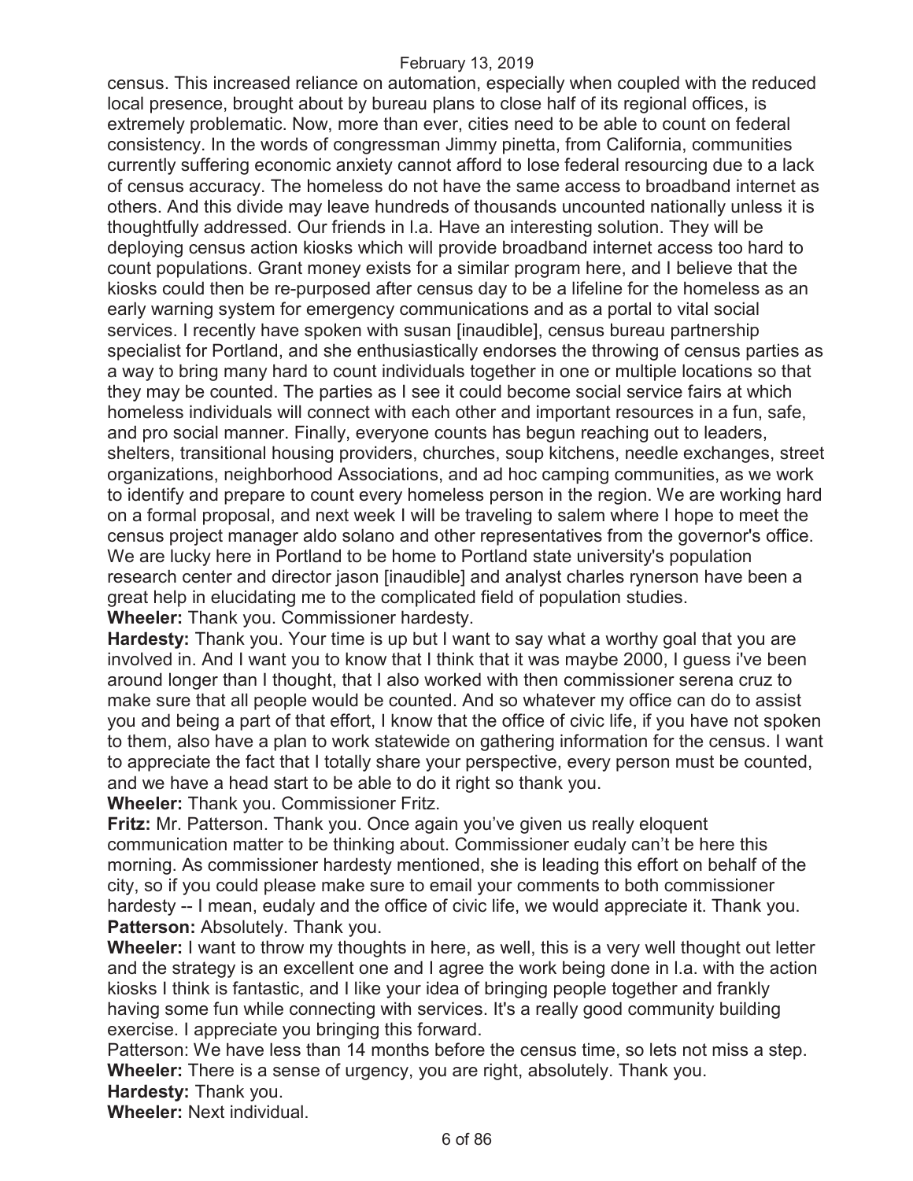census. This increased reliance on automation, especially when coupled with the reduced local presence, brought about by bureau plans to close half of its regional offices, is extremely problematic. Now, more than ever, cities need to be able to count on federal consistency. In the words of congressman Jimmy pinetta, from California, communities currently suffering economic anxiety cannot afford to lose federal resourcing due to a lack of census accuracy. The homeless do not have the same access to broadband internet as others. And this divide may leave hundreds of thousands uncounted nationally unless it is thoughtfully addressed. Our friends in l.a. Have an interesting solution. They will be deploying census action kiosks which will provide broadband internet access too hard to count populations. Grant money exists for a similar program here, and I believe that the kiosks could then be re-purposed after census day to be a lifeline for the homeless as an early warning system for emergency communications and as a portal to vital social services. I recently have spoken with susan [inaudible], census bureau partnership specialist for Portland, and she enthusiastically endorses the throwing of census parties as a way to bring many hard to count individuals together in one or multiple locations so that they may be counted. The parties as I see it could become social service fairs at which homeless individuals will connect with each other and important resources in a fun, safe, and pro social manner. Finally, everyone counts has begun reaching out to leaders, shelters, transitional housing providers, churches, soup kitchens, needle exchanges, street organizations, neighborhood Associations, and ad hoc camping communities, as we work to identify and prepare to count every homeless person in the region. We are working hard on a formal proposal, and next week I will be traveling to salem where I hope to meet the census project manager aldo solano and other representatives from the governor's office. We are lucky here in Portland to be home to Portland state university's population research center and director jason [inaudible] and analyst charles rynerson have been a great help in elucidating me to the complicated field of population studies.

**Wheeler:** Thank you. Commissioner hardesty.

**Hardesty:** Thank you. Your time is up but I want to say what a worthy goal that you are involved in. And I want you to know that I think that it was maybe 2000, I guess i've been around longer than I thought, that I also worked with then commissioner serena cruz to make sure that all people would be counted. And so whatever my office can do to assist you and being a part of that effort, I know that the office of civic life, if you have not spoken to them, also have a plan to work statewide on gathering information for the census. I want to appreciate the fact that I totally share your perspective, every person must be counted, and we have a head start to be able to do it right so thank you.

**Wheeler:** Thank you. Commissioner Fritz.

**Fritz:** Mr. Patterson. Thank you. Once again you've given us really eloquent communication matter to be thinking about. Commissioner eudaly can't be here this morning. As commissioner hardesty mentioned, she is leading this effort on behalf of the city, so if you could please make sure to email your comments to both commissioner hardesty -- I mean, eudaly and the office of civic life, we would appreciate it. Thank you.

**Patterson:** Absolutely. Thank you.

**Wheeler:** I want to throw my thoughts in here, as well, this is a very well thought out letter and the strategy is an excellent one and I agree the work being done in l.a. with the action kiosks I think is fantastic, and I like your idea of bringing people together and frankly having some fun while connecting with services. It's a really good community building exercise. I appreciate you bringing this forward.

Patterson: We have less than 14 months before the census time, so lets not miss a step.

**Wheeler:** There is a sense of urgency, you are right, absolutely. Thank you.

**Hardesty:** Thank you.

**Wheeler:** Next individual.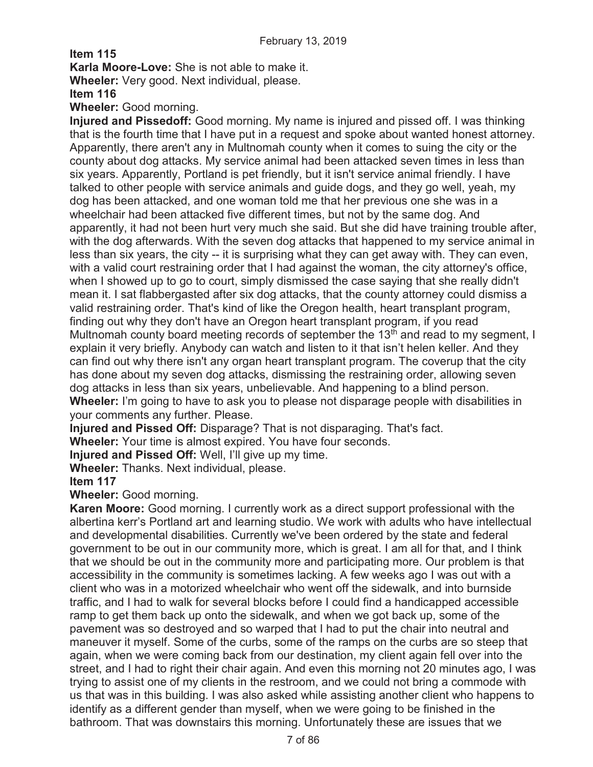**Item 115**

**Karla Moore-Love:** She is not able to make it.

**Wheeler:** Very good. Next individual, please.

**Item 116**

**Wheeler:** Good morning.

**Injured and Pissedoff:** Good morning. My name is injured and pissed off. I was thinking that is the fourth time that I have put in a request and spoke about wanted honest attorney. Apparently, there aren't any in Multnomah county when it comes to suing the city or the county about dog attacks. My service animal had been attacked seven times in less than six years. Apparently, Portland is pet friendly, but it isn't service animal friendly. I have talked to other people with service animals and guide dogs, and they go well, yeah, my dog has been attacked, and one woman told me that her previous one she was in a wheelchair had been attacked five different times, but not by the same dog. And apparently, it had not been hurt very much she said. But she did have training trouble after, with the dog afterwards. With the seven dog attacks that happened to my service animal in less than six years, the city -- it is surprising what they can get away with. They can even, with a valid court restraining order that I had against the woman, the city attorney's office, when I showed up to go to court, simply dismissed the case saying that she really didn't mean it. I sat flabbergasted after six dog attacks, that the county attorney could dismiss a valid restraining order. That's kind of like the Oregon health, heart transplant program, finding out why they don't have an Oregon heart transplant program, if you read Multnomah county board meeting records of september the 13th and read to my segment, I explain it very briefly. Anybody can watch and listen to it that isn't helen keller. And they can find out why there isn't any organ heart transplant program. The coverup that the city has done about my seven dog attacks, dismissing the restraining order, allowing seven dog attacks in less than six years, unbelievable. And happening to a blind person.

**Wheeler:** I'm going to have to ask you to please not disparage people with disabilities in your comments any further. Please.

**Injured and Pissed Off:** Disparage? That is not disparaging. That's fact.

**Wheeler:** Your time is almost expired. You have four seconds.

**Injured and Pissed Off:** Well, I'll give up my time.

**Wheeler:** Thanks. Next individual, please.

**Item 117**

**Wheeler:** Good morning.

**Karen Moore:** Good morning. I currently work as a direct support professional with the albertina kerr's Portland art and learning studio. We work with adults who have intellectual and developmental disabilities. Currently we've been ordered by the state and federal government to be out in our community more, which is great. I am all for that, and I think that we should be out in the community more and participating more. Our problem is that accessibility in the community is sometimes lacking. A few weeks ago I was out with a client who was in a motorized wheelchair who went off the sidewalk, and into burnside traffic, and I had to walk for several blocks before I could find a handicapped accessible ramp to get them back up onto the sidewalk, and when we got back up, some of the pavement was so destroyed and so warped that I had to put the chair into neutral and maneuver it myself. Some of the curbs, some of the ramps on the curbs are so steep that again, when we were coming back from our destination, my client again fell over into the street, and I had to right their chair again. And even this morning not 20 minutes ago, I was trying to assist one of my clients in the restroom, and we could not bring a commode with us that was in this building. I was also asked while assisting another client who happens to identify as a different gender than myself, when we were going to be finished in the bathroom. That was downstairs this morning. Unfortunately these are issues that we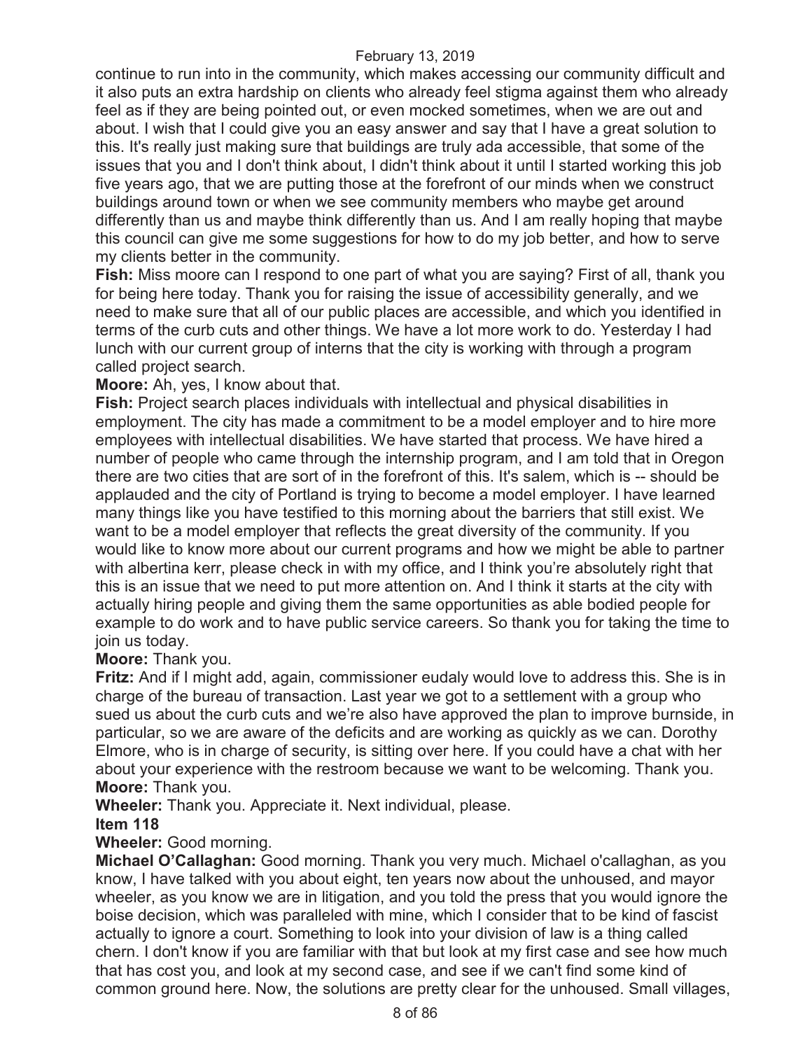continue to run into in the community, which makes accessing our community difficult and it also puts an extra hardship on clients who already feel stigma against them who already feel as if they are being pointed out, or even mocked sometimes, when we are out and about. I wish that I could give you an easy answer and say that I have a great solution to this. It's really just making sure that buildings are truly ada accessible, that some of the issues that you and I don't think about, I didn't think about it until I started working this job five years ago, that we are putting those at the forefront of our minds when we construct buildings around town or when we see community members who maybe get around differently than us and maybe think differently than us. And I am really hoping that maybe this council can give me some suggestions for how to do my job better, and how to serve my clients better in the community.

**Fish:** Miss moore can I respond to one part of what you are saying? First of all, thank you for being here today. Thank you for raising the issue of accessibility generally, and we need to make sure that all of our public places are accessible, and which you identified in terms of the curb cuts and other things. We have a lot more work to do. Yesterday I had lunch with our current group of interns that the city is working with through a program called project search.

**Moore:** Ah, yes, I know about that.

**Fish:** Project search places individuals with intellectual and physical disabilities in employment. The city has made a commitment to be a model employer and to hire more employees with intellectual disabilities. We have started that process. We have hired a number of people who came through the internship program, and I am told that in Oregon there are two cities that are sort of in the forefront of this. It's salem, which is -- should be applauded and the city of Portland is trying to become a model employer. I have learned many things like you have testified to this morning about the barriers that still exist. We want to be a model employer that reflects the great diversity of the community. If you would like to know more about our current programs and how we might be able to partner with albertina kerr, please check in with my office, and I think you're absolutely right that this is an issue that we need to put more attention on. And I think it starts at the city with actually hiring people and giving them the same opportunities as able bodied people for example to do work and to have public service careers. So thank you for taking the time to join us today.

**Moore:** Thank you.

**Fritz:** And if I might add, again, commissioner eudaly would love to address this. She is in charge of the bureau of transaction. Last year we got to a settlement with a group who sued us about the curb cuts and we're also have approved the plan to improve burnside, in particular, so we are aware of the deficits and are working as quickly as we can. Dorothy Elmore, who is in charge of security, is sitting over here. If you could have a chat with her about your experience with the restroom because we want to be welcoming. Thank you.

**Moore:** Thank you.

**Wheeler:** Thank you. Appreciate it. Next individual, please.

**Item 118**

**Wheeler:** Good morning.

**Michael O'Callaghan:** Good morning. Thank you very much. Michael o'callaghan, as you know, I have talked with you about eight, ten years now about the unhoused, and mayor wheeler, as you know we are in litigation, and you told the press that you would ignore the boise decision, which was paralleled with mine, which I consider that to be kind of fascist actually to ignore a court. Something to look into your division of law is a thing called chern. I don't know if you are familiar with that but look at my first case and see how much that has cost you, and look at my second case, and see if we can't find some kind of common ground here. Now, the solutions are pretty clear for the unhoused. Small villages,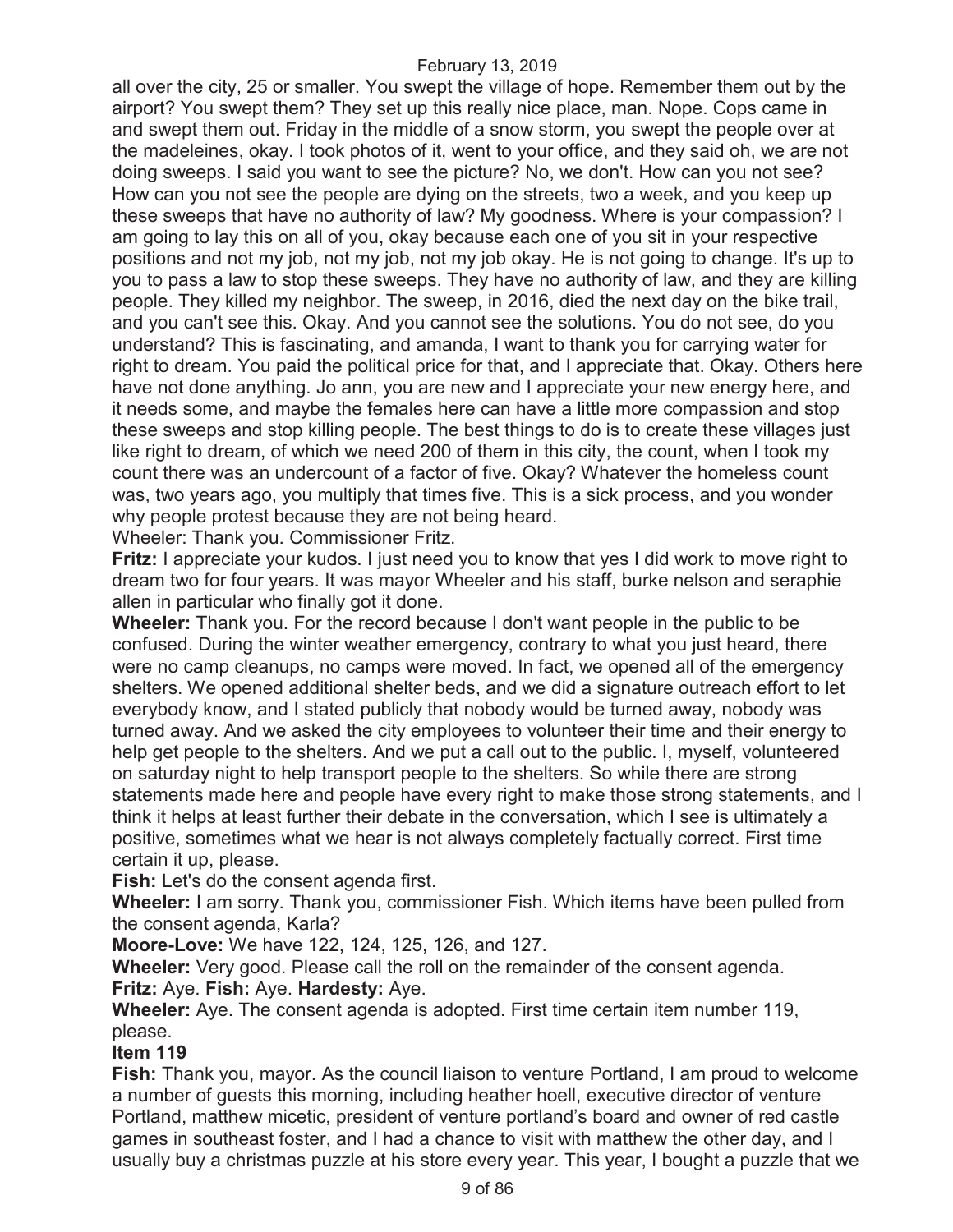all over the city, 25 or smaller. You swept the village of hope. Remember them out by the airport? You swept them? They set up this really nice place, man. Nope. Cops came in and swept them out. Friday in the middle of a snow storm, you swept the people over at the madeleines, okay. I took photos of it, went to your office, and they said oh, we are not doing sweeps. I said you want to see the picture? No, we don't. How can you not see? How can you not see the people are dying on the streets, two a week, and you keep up these sweeps that have no authority of law? My goodness. Where is your compassion? I am going to lay this on all of you, okay because each one of you sit in your respective positions and not my job, not my job, not my job okay. He is not going to change. It's up to you to pass a law to stop these sweeps. They have no authority of law, and they are killing people. They killed my neighbor. The sweep, in 2016, died the next day on the bike trail, and you can't see this. Okay. And you cannot see the solutions. You do not see, do you understand? This is fascinating, and amanda, I want to thank you for carrying water for right to dream. You paid the political price for that, and I appreciate that. Okay. Others here have not done anything. Jo ann, you are new and I appreciate your new energy here, and it needs some, and maybe the females here can have a little more compassion and stop these sweeps and stop killing people. The best things to do is to create these villages just like right to dream, of which we need 200 of them in this city, the count, when I took my count there was an undercount of a factor of five. Okay? Whatever the homeless count was, two years ago, you multiply that times five. This is a sick process, and you wonder why people protest because they are not being heard.

Wheeler: Thank you. Commissioner Fritz.

**Fritz:** I appreciate your kudos. I just need you to know that yes I did work to move right to dream two for four years. It was mayor Wheeler and his staff, burke nelson and seraphie allen in particular who finally got it done.

**Wheeler:** Thank you. For the record because I don't want people in the public to be confused. During the winter weather emergency, contrary to what you just heard, there were no camp cleanups, no camps were moved. In fact, we opened all of the emergency shelters. We opened additional shelter beds, and we did a signature outreach effort to let everybody know, and I stated publicly that nobody would be turned away, nobody was turned away. And we asked the city employees to volunteer their time and their energy to help get people to the shelters. And we put a call out to the public. I, myself, volunteered on saturday night to help transport people to the shelters. So while there are strong statements made here and people have every right to make those strong statements, and I think it helps at least further their debate in the conversation, which I see is ultimately a positive, sometimes what we hear is not always completely factually correct. First time certain it up, please.

**Fish:** Let's do the consent agenda first.

**Wheeler:** I am sorry. Thank you, commissioner Fish. Which items have been pulled from the consent agenda, Karla?

**Moore-Love:** We have 122, 124, 125, 126, and 127.

**Wheeler:** Very good. Please call the roll on the remainder of the consent agenda.

**Fritz:** Aye. **Fish:** Aye. **Hardesty:** Aye.

**Wheeler:** Aye. The consent agenda is adopted. First time certain item number 119, please.

**Item 119**

**Fish:** Thank you, mayor. As the council liaison to venture Portland, I am proud to welcome a number of guests this morning, including heather hoell, executive director of venture Portland, matthew micetic, president of venture portland's board and owner of red castle games in southeast foster, and I had a chance to visit with matthew the other day, and I usually buy a christmas puzzle at his store every year. This year, I bought a puzzle that we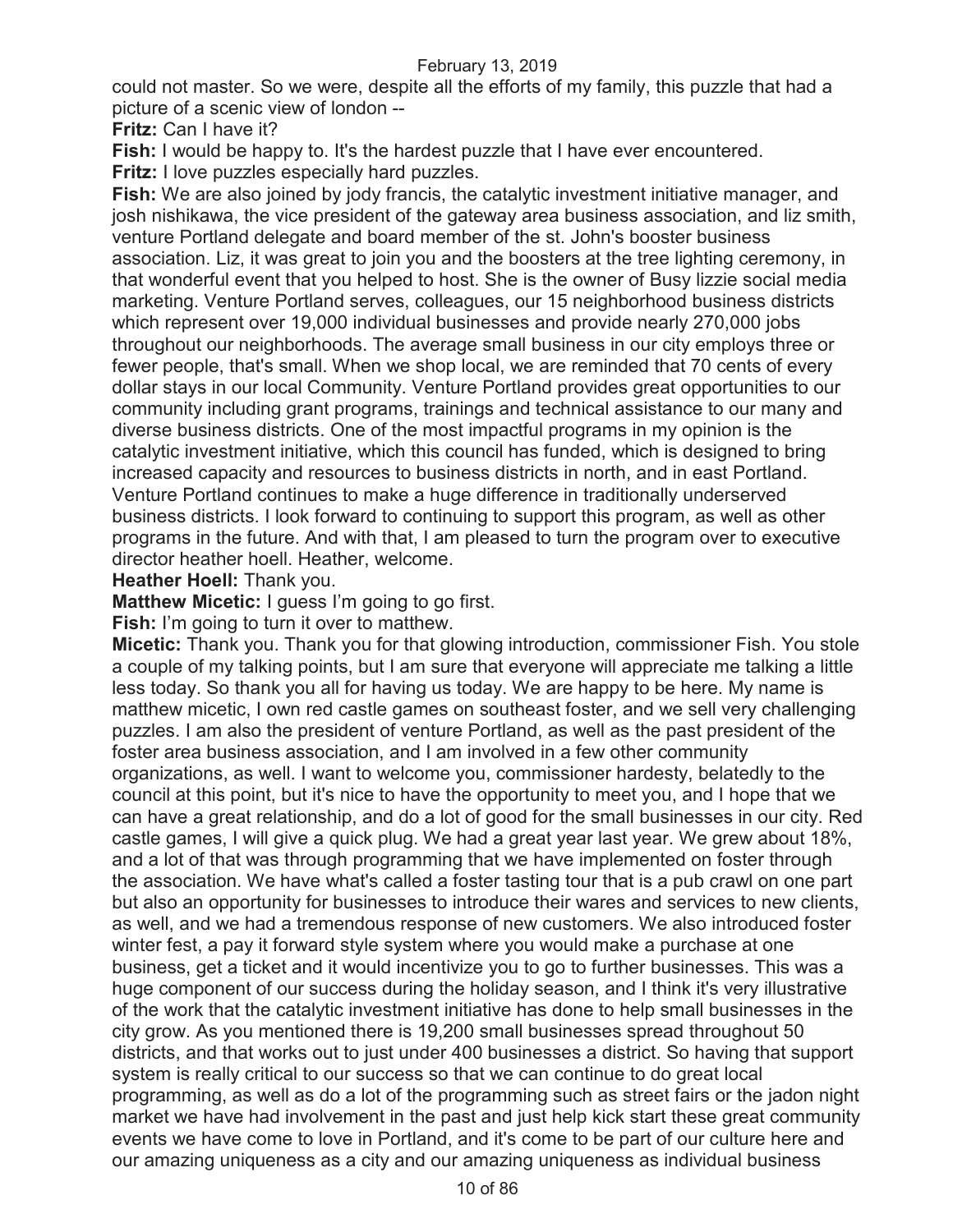could not master. So we were, despite all the efforts of my family, this puzzle that had a picture of a scenic view of london --

**Fritz:** Can I have it?

**Fish:** I would be happy to. It's the hardest puzzle that I have ever encountered.

**Fritz:** I love puzzles especially hard puzzles.

**Fish:** We are also joined by jody francis, the catalytic investment initiative manager, and josh nishikawa, the vice president of the gateway area business association, and liz smith, venture Portland delegate and board member of the st. John's booster business association. Liz, it was great to join you and the boosters at the tree lighting ceremony, in that wonderful event that you helped to host. She is the owner of Busy lizzie social media marketing. Venture Portland serves, colleagues, our 15 neighborhood business districts which represent over 19,000 individual businesses and provide nearly 270,000 jobs throughout our neighborhoods. The average small business in our city employs three or fewer people, that's small. When we shop local, we are reminded that 70 cents of every dollar stays in our local Community. Venture Portland provides great opportunities to our community including grant programs, trainings and technical assistance to our many and diverse business districts. One of the most impactful programs in my opinion is the catalytic investment initiative, which this council has funded, which is designed to bring increased capacity and resources to business districts in north, and in east Portland. Venture Portland continues to make a huge difference in traditionally underserved business districts. I look forward to continuing to support this program, as well as other programs in the future. And with that, I am pleased to turn the program over to executive director heather hoell. Heather, welcome.

**Heather Hoell:** Thank you.

**Matthew Micetic:** I guess I'm going to go first.

**Fish:** I'm going to turn it over to matthew.

**Micetic:** Thank you. Thank you for that glowing introduction, commissioner Fish. You stole a couple of my talking points, but I am sure that everyone will appreciate me talking a little less today. So thank you all for having us today. We are happy to be here. My name is matthew micetic, I own red castle games on southeast foster, and we sell very challenging puzzles. I am also the president of venture Portland, as well as the past president of the foster area business association, and I am involved in a few other community organizations, as well. I want to welcome you, commissioner hardesty, belatedly to the council at this point, but it's nice to have the opportunity to meet you, and I hope that we can have a great relationship, and do a lot of good for the small businesses in our city. Red castle games, I will give a quick plug. We had a great year last year. We grew about 18%, and a lot of that was through programming that we have implemented on foster through the association. We have what's called a foster tasting tour that is a pub crawl on one part but also an opportunity for businesses to introduce their wares and services to new clients, as well, and we had a tremendous response of new customers. We also introduced foster winter fest, a pay it forward style system where you would make a purchase at one business, get a ticket and it would incentivize you to go to further businesses. This was a huge component of our success during the holiday season, and I think it's very illustrative of the work that the catalytic investment initiative has done to help small businesses in the city grow. As you mentioned there is 19,200 small businesses spread throughout 50 districts, and that works out to just under 400 businesses a district. So having that support system is really critical to our success so that we can continue to do great local programming, as well as do a lot of the programming such as street fairs or the jadon night market we have had involvement in the past and just help kick start these great community events we have come to love in Portland, and it's come to be part of our culture here and our amazing uniqueness as a city and our amazing uniqueness as individual business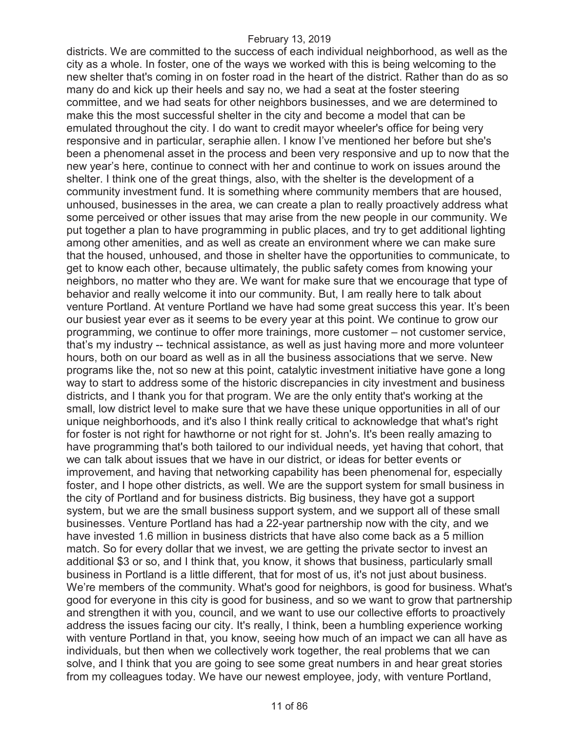districts. We are committed to the success of each individual neighborhood, as well as the city as a whole. In foster, one of the ways we worked with this is being welcoming to the new shelter that's coming in on foster road in the heart of the district. Rather than do as so many do and kick up their heels and say no, we had a seat at the foster steering committee, and we had seats for other neighbors businesses, and we are determined to make this the most successful shelter in the city and become a model that can be emulated throughout the city. I do want to credit mayor wheeler's office for being very responsive and in particular, seraphie allen. I know I've mentioned her before but she's been a phenomenal asset in the process and been very responsive and up to now that the new year's here, continue to connect with her and continue to work on issues around the shelter. I think one of the great things, also, with the shelter is the development of a community investment fund. It is something where community members that are housed, unhoused, businesses in the area, we can create a plan to really proactively address what some perceived or other issues that may arise from the new people in our community. We put together a plan to have programming in public places, and try to get additional lighting among other amenities, and as well as create an environment where we can make sure that the housed, unhoused, and those in shelter have the opportunities to communicate, to get to know each other, because ultimately, the public safety comes from knowing your neighbors, no matter who they are. We want for make sure that we encourage that type of behavior and really welcome it into our community. But, I am really here to talk about venture Portland. At venture Portland we have had some great success this year. It's been our busiest year ever as it seems to be every year at this point. We continue to grow our programming, we continue to offer more trainings, more customer – not customer service, that's my industry -- technical assistance, as well as just having more and more volunteer hours, both on our board as well as in all the business associations that we serve. New programs like the, not so new at this point, catalytic investment initiative have gone a long way to start to address some of the historic discrepancies in city investment and business districts, and I thank you for that program. We are the only entity that's working at the small, low district level to make sure that we have these unique opportunities in all of our unique neighborhoods, and it's also I think really critical to acknowledge that what's right for foster is not right for hawthorne or not right for st. John's. It's been really amazing to have programming that's both tailored to our individual needs, yet having that cohort, that we can talk about issues that we have in our district, or ideas for better events or improvement, and having that networking capability has been phenomenal for, especially foster, and I hope other districts, as well. We are the support system for small business in the city of Portland and for business districts. Big business, they have got a support system, but we are the small business support system, and we support all of these small businesses. Venture Portland has had a 22-year partnership now with the city, and we have invested 1.6 million in business districts that have also come back as a 5 million match. So for every dollar that we invest, we are getting the private sector to invest an additional $3 or so, and I think that, you know, it shows that business, particularly small business in Portland is a little different, that for most of us, it's not just about business. We're members of the community. What's good for neighbors, is good for business. What's good for everyone in this city is good for business, and so we want to grow that partnership and strengthen it with you, council, and we want to use our collective efforts to proactively address the issues facing our city. It's really, I think, been a humbling experience working with venture Portland in that, you know, seeing how much of an impact we can all have as individuals, but then when we collectively work together, the real problems that we can solve, and I think that you are going to see some great numbers in and hear great stories from my colleagues today. We have our newest employee, jody, with venture Portland,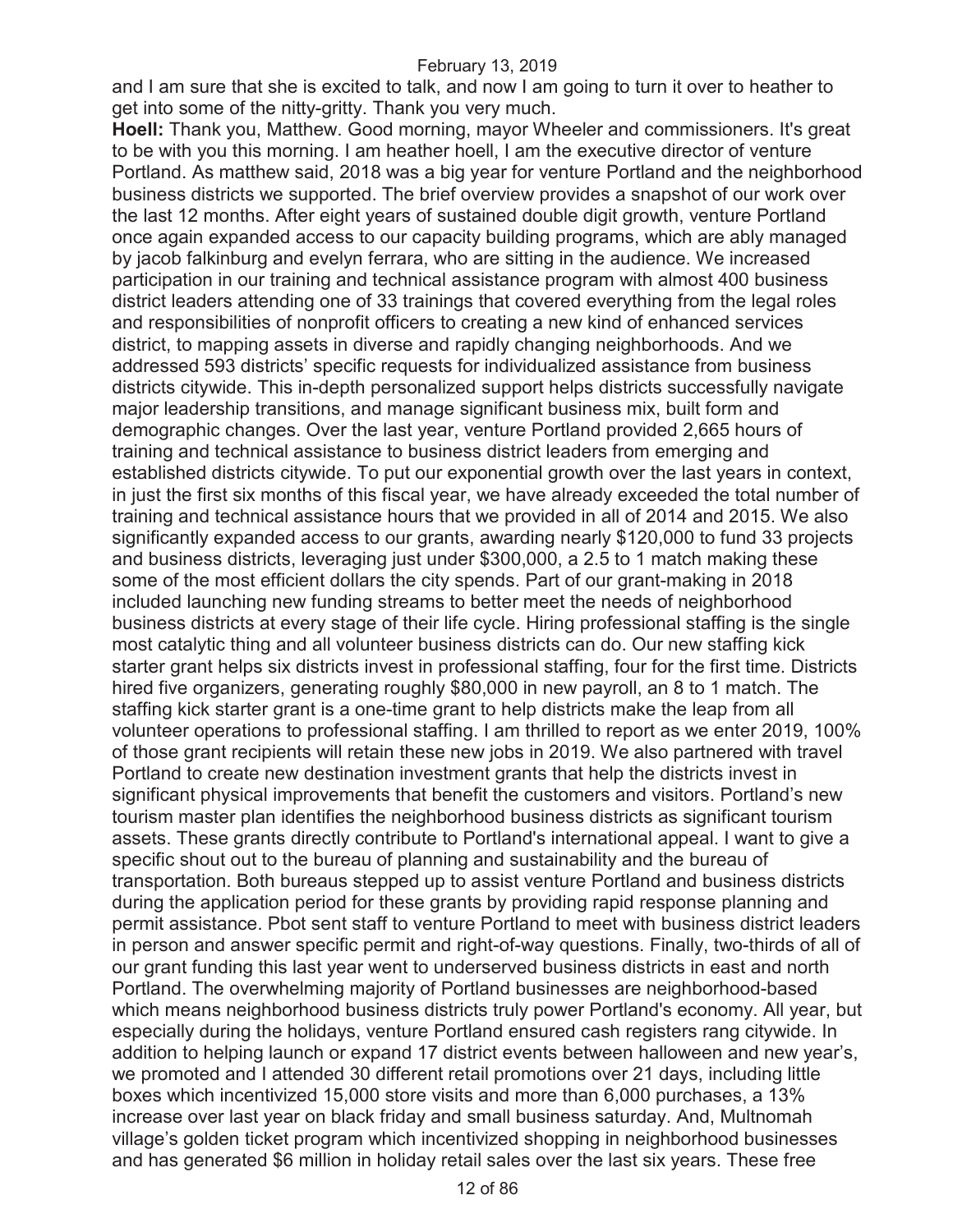and I am sure that she is excited to talk, and now I am going to turn it over to heather to get into some of the nitty-gritty. Thank you very much.

**Hoell:** Thank you, Matthew. Good morning, mayor Wheeler and commissioners. It's great to be with you this morning. I am heather hoell, I am the executive director of venture Portland. As matthew said, 2018 was a big year for venture Portland and the neighborhood business districts we supported. The brief overview provides a snapshot of our work over the last 12 months. After eight years of sustained double digit growth, venture Portland once again expanded access to our capacity building programs, which are ably managed by jacob falkinburg and evelyn ferrara, who are sitting in the audience. We increased participation in our training and technical assistance program with almost 400 business district leaders attending one of 33 trainings that covered everything from the legal roles and responsibilities of nonprofit officers to creating a new kind of enhanced services district, to mapping assets in diverse and rapidly changing neighborhoods. And we addressed 593 districts' specific requests for individualized assistance from business districts citywide. This in-depth personalized support helps districts successfully navigate major leadership transitions, and manage significant business mix, built form and demographic changes. Over the last year, venture Portland provided 2,665 hours of training and technical assistance to business district leaders from emerging and established districts citywide. To put our exponential growth over the last years in context, in just the first six months of this fiscal year, we have already exceeded the total number of training and technical assistance hours that we provided in all of 2014 and 2015. We also significantly expanded access to our grants, awarding nearly $120,000 to fund 33 projects and business districts, leveraging just under $300,000, a 2.5 to 1 match making these some of the most efficient dollars the city spends. Part of our grant-making in 2018 included launching new funding streams to better meet the needs of neighborhood business districts at every stage of their life cycle. Hiring professional staffing is the single most catalytic thing and all volunteer business districts can do. Our new staffing kick starter grant helps six districts invest in professional staffing, four for the first time. Districts hired five organizers, generating roughly $80,000 in new payroll, an 8 to 1 match. The staffing kick starter grant is a one-time grant to help districts make the leap from all volunteer operations to professional staffing. I am thrilled to report as we enter 2019, 100% of those grant recipients will retain these new jobs in 2019. We also partnered with travel Portland to create new destination investment grants that help the districts invest in significant physical improvements that benefit the customers and visitors. Portland's new tourism master plan identifies the neighborhood business districts as significant tourism assets. These grants directly contribute to Portland's international appeal. I want to give a specific shout out to the bureau of planning and sustainability and the bureau of transportation. Both bureaus stepped up to assist venture Portland and business districts during the application period for these grants by providing rapid response planning and permit assistance. Pbot sent staff to venture Portland to meet with business district leaders in person and answer specific permit and right-of-way questions. Finally, two-thirds of all of our grant funding this last year went to underserved business districts in east and north Portland. The overwhelming majority of Portland businesses are neighborhood-based which means neighborhood business districts truly power Portland's economy. All year, but especially during the holidays, venture Portland ensured cash registers rang citywide. In addition to helping launch or expand 17 district events between halloween and new year's, we promoted and I attended 30 different retail promotions over 21 days, including little boxes which incentivized 15,000 store visits and more than 6,000 purchases, a 13% increase over last year on black friday and small business saturday. And, Multnomah village's golden ticket program which incentivized shopping in neighborhood businesses and has generated $6 million in holiday retail sales over the last six years. These free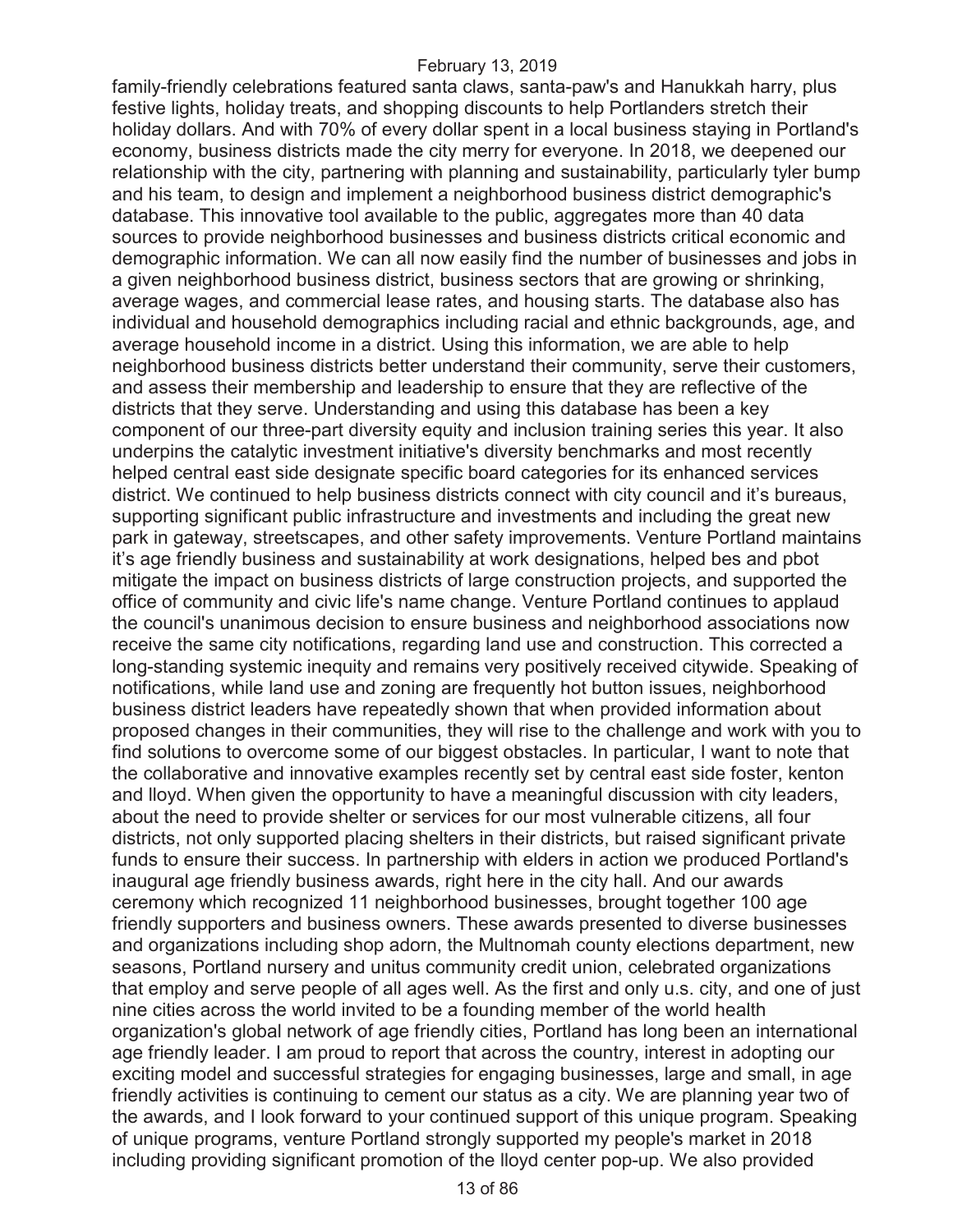family-friendly celebrations featured santa claws, santa-paw's and Hanukkah harry, plus festive lights, holiday treats, and shopping discounts to help Portlanders stretch their holiday dollars. And with 70% of every dollar spent in a local business staying in Portland's economy, business districts made the city merry for everyone. In 2018, we deepened our relationship with the city, partnering with planning and sustainability, particularly tyler bump and his team, to design and implement a neighborhood business district demographic's database. This innovative tool available to the public, aggregates more than 40 data sources to provide neighborhood businesses and business districts critical economic and demographic information. We can all now easily find the number of businesses and jobs in a given neighborhood business district, business sectors that are growing or shrinking, average wages, and commercial lease rates, and housing starts. The database also has individual and household demographics including racial and ethnic backgrounds, age, and average household income in a district. Using this information, we are able to help neighborhood business districts better understand their community, serve their customers, and assess their membership and leadership to ensure that they are reflective of the districts that they serve. Understanding and using this database has been a key component of our three-part diversity equity and inclusion training series this year. It also underpins the catalytic investment initiative's diversity benchmarks and most recently helped central east side designate specific board categories for its enhanced services district. We continued to help business districts connect with city council and it's bureaus, supporting significant public infrastructure and investments and including the great new park in gateway, streetscapes, and other safety improvements. Venture Portland maintains it's age friendly business and sustainability at work designations, helped bes and pbot mitigate the impact on business districts of large construction projects, and supported the office of community and civic life's name change. Venture Portland continues to applaud the council's unanimous decision to ensure business and neighborhood associations now receive the same city notifications, regarding land use and construction. This corrected a long-standing systemic inequity and remains very positively received citywide. Speaking of notifications, while land use and zoning are frequently hot button issues, neighborhood business district leaders have repeatedly shown that when provided information about proposed changes in their communities, they will rise to the challenge and work with you to find solutions to overcome some of our biggest obstacles. In particular, I want to note that the collaborative and innovative examples recently set by central east side foster, kenton and lloyd. When given the opportunity to have a meaningful discussion with city leaders, about the need to provide shelter or services for our most vulnerable citizens, all four districts, not only supported placing shelters in their districts, but raised significant private funds to ensure their success. In partnership with elders in action we produced Portland's inaugural age friendly business awards, right here in the city hall. And our awards ceremony which recognized 11 neighborhood businesses, brought together 100 age friendly supporters and business owners. These awards presented to diverse businesses and organizations including shop adorn, the Multnomah county elections department, new seasons, Portland nursery and unitus community credit union, celebrated organizations that employ and serve people of all ages well. As the first and only u.s. city, and one of just nine cities across the world invited to be a founding member of the world health organization's global network of age friendly cities, Portland has long been an international age friendly leader. I am proud to report that across the country, interest in adopting our exciting model and successful strategies for engaging businesses, large and small, in age friendly activities is continuing to cement our status as a city. We are planning year two of the awards, and I look forward to your continued support of this unique program. Speaking of unique programs, venture Portland strongly supported my people's market in 2018 including providing significant promotion of the lloyd center pop-up. We also provided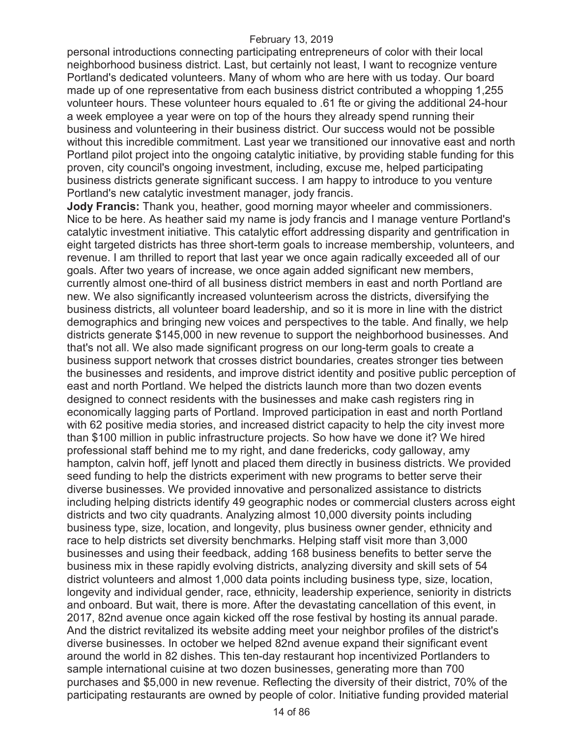personal introductions connecting participating entrepreneurs of color with their local neighborhood business district. Last, but certainly not least, I want to recognize venture Portland's dedicated volunteers. Many of whom who are here with us today. Our board made up of one representative from each business district contributed a whopping 1,255 volunteer hours. These volunteer hours equaled to .61 fte or giving the additional 24-hour a week employee a year were on top of the hours they already spend running their business and volunteering in their business district. Our success would not be possible without this incredible commitment. Last year we transitioned our innovative east and north Portland pilot project into the ongoing catalytic initiative, by providing stable funding for this proven, city council's ongoing investment, including, excuse me, helped participating business districts generate significant success. I am happy to introduce to you venture Portland's new catalytic investment manager, jody francis.

**Jody Francis:** Thank you, heather, good morning mayor wheeler and commissioners. Nice to be here. As heather said my name is jody francis and I manage venture Portland's catalytic investment initiative. This catalytic effort addressing disparity and gentrification in eight targeted districts has three short-term goals to increase membership, volunteers, and revenue. I am thrilled to report that last year we once again radically exceeded all of our goals. After two years of increase, we once again added significant new members, currently almost one-third of all business district members in east and north Portland are new. We also significantly increased volunteerism across the districts, diversifying the business districts, all volunteer board leadership, and so it is more in line with the district demographics and bringing new voices and perspectives to the table. And finally, we help districts generate $145,000 in new revenue to support the neighborhood businesses. And that's not all. We also made significant progress on our long-term goals to create a business support network that crosses district boundaries, creates stronger ties between the businesses and residents, and improve district identity and positive public perception of east and north Portland. We helped the districts launch more than two dozen events designed to connect residents with the businesses and make cash registers ring in economically lagging parts of Portland. Improved participation in east and north Portland with 62 positive media stories, and increased district capacity to help the city invest more than $100 million in public infrastructure projects. So how have we done it? We hired professional staff behind me to my right, and dane fredericks, cody galloway, amy hampton, calvin hoff, jeff lynott and placed them directly in business districts. We provided seed funding to help the districts experiment with new programs to better serve their diverse businesses. We provided innovative and personalized assistance to districts including helping districts identify 49 geographic nodes or commercial clusters across eight districts and two city quadrants. Analyzing almost 10,000 diversity points including business type, size, location, and longevity, plus business owner gender, ethnicity and race to help districts set diversity benchmarks. Helping staff visit more than 3,000 businesses and using their feedback, adding 168 business benefits to better serve the business mix in these rapidly evolving districts, analyzing diversity and skill sets of 54 district volunteers and almost 1,000 data points including business type, size, location, longevity and individual gender, race, ethnicity, leadership experience, seniority in districts and onboard. But wait, there is more. After the devastating cancellation of this event, in 2017, 82nd avenue once again kicked off the rose festival by hosting its annual parade. And the district revitalized its website adding meet your neighbor profiles of the district's diverse businesses. In october we helped 82nd avenue expand their significant event around the world in 82 dishes. This ten-day restaurant hop incentivized Portlanders to sample international cuisine at two dozen businesses, generating more than 700 purchases and $5,000 in new revenue. Reflecting the diversity of their district, 70% of the participating restaurants are owned by people of color. Initiative funding provided material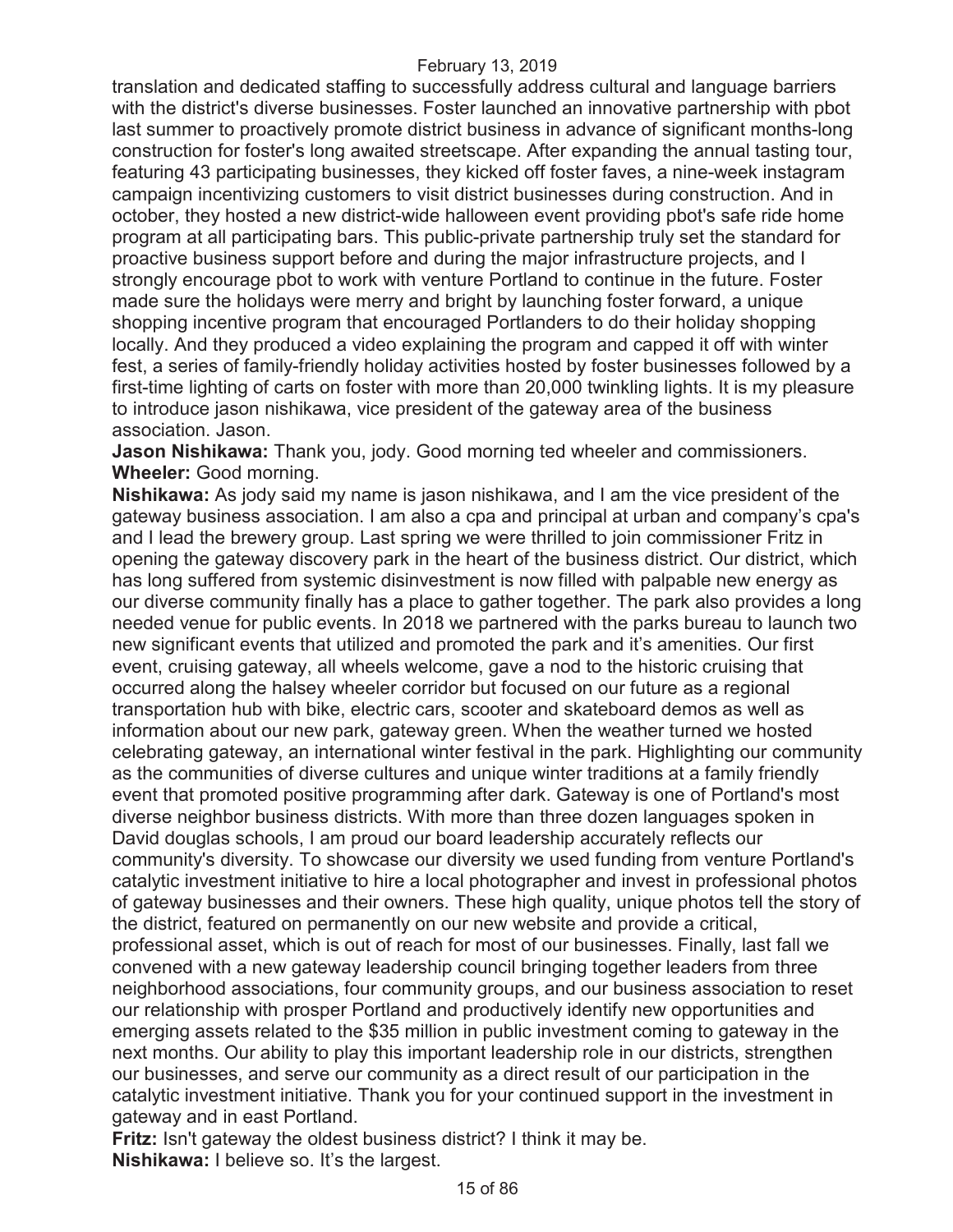translation and dedicated staffing to successfully address cultural and language barriers with the district's diverse businesses. Foster launched an innovative partnership with pbot last summer to proactively promote district business in advance of significant months-long construction for foster's long awaited streetscape. After expanding the annual tasting tour, featuring 43 participating businesses, they kicked off foster faves, a nine-week instagram campaign incentivizing customers to visit district businesses during construction. And in october, they hosted a new district-wide halloween event providing pbot's safe ride home program at all participating bars. This public-private partnership truly set the standard for proactive business support before and during the major infrastructure projects, and I strongly encourage pbot to work with venture Portland to continue in the future. Foster made sure the holidays were merry and bright by launching foster forward, a unique shopping incentive program that encouraged Portlanders to do their holiday shopping locally. And they produced a video explaining the program and capped it off with winter fest, a series of family-friendly holiday activities hosted by foster businesses followed by a first-time lighting of carts on foster with more than 20,000 twinkling lights. It is my pleasure to introduce jason nishikawa, vice president of the gateway area of the business association. Jason.

**Jason Nishikawa:** Thank you, jody. Good morning ted wheeler and commissioners.

**Wheeler:** Good morning.

**Nishikawa:** As jody said my name is jason nishikawa, and I am the vice president of the gateway business association. I am also a cpa and principal at urban and company's cpa's and I lead the brewery group. Last spring we were thrilled to join commissioner Fritz in opening the gateway discovery park in the heart of the business district. Our district, which has long suffered from systemic disinvestment is now filled with palpable new energy as our diverse community finally has a place to gather together. The park also provides a long needed venue for public events. In 2018 we partnered with the parks bureau to launch two new significant events that utilized and promoted the park and it's amenities. Our first event, cruising gateway, all wheels welcome, gave a nod to the historic cruising that occurred along the halsey wheeler corridor but focused on our future as a regional transportation hub with bike, electric cars, scooter and skateboard demos as well as information about our new park, gateway green. When the weather turned we hosted celebrating gateway, an international winter festival in the park. Highlighting our community as the communities of diverse cultures and unique winter traditions at a family friendly event that promoted positive programming after dark. Gateway is one of Portland's most diverse neighbor business districts. With more than three dozen languages spoken in David douglas schools, I am proud our board leadership accurately reflects our community's diversity. To showcase our diversity we used funding from venture Portland's catalytic investment initiative to hire a local photographer and invest in professional photos of gateway businesses and their owners. These high quality, unique photos tell the story of the district, featured on permanently on our new website and provide a critical, professional asset, which is out of reach for most of our businesses. Finally, last fall we convened with a new gateway leadership council bringing together leaders from three neighborhood associations, four community groups, and our business association to reset our relationship with prosper Portland and productively identify new opportunities and emerging assets related to the $35 million in public investment coming to gateway in the next months. Our ability to play this important leadership role in our districts, strengthen our businesses, and serve our community as a direct result of our participation in the catalytic investment initiative. Thank you for your continued support in the investment in gateway and in east Portland.

**Fritz:** Isn't gateway the oldest business district? I think it may be.

**Nishikawa:** I believe so. It's the largest.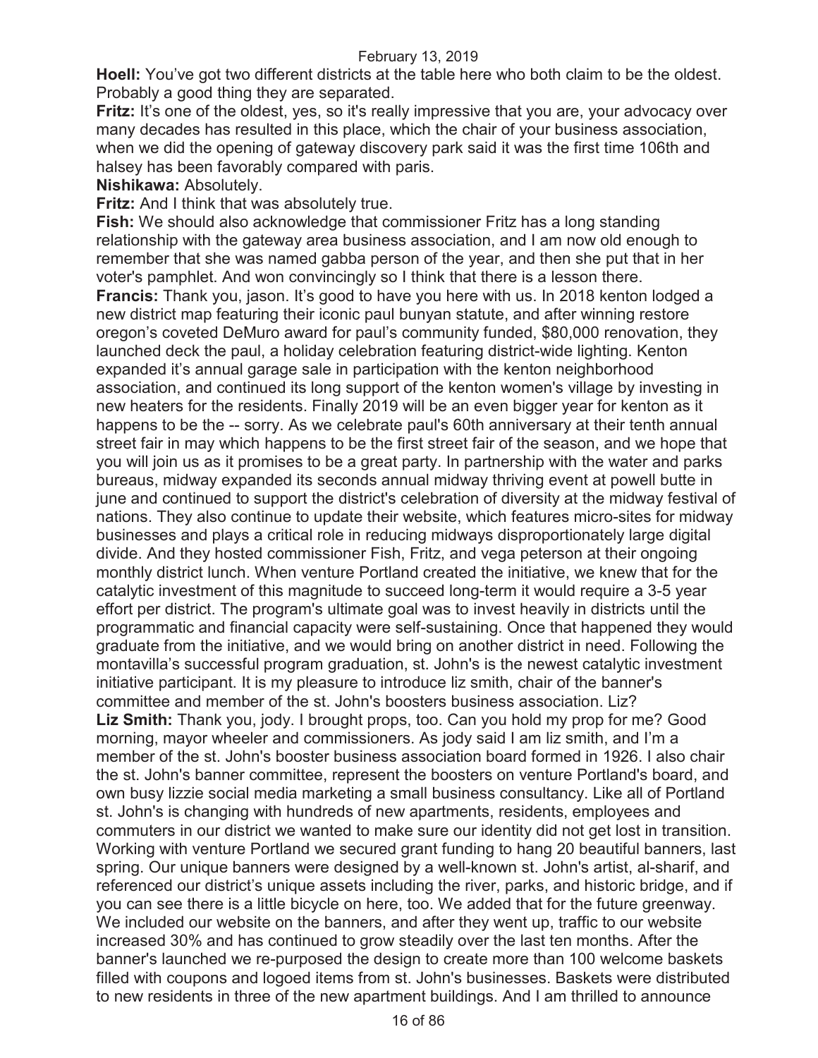**Hoell:** You've got two different districts at the table here who both claim to be the oldest. Probably a good thing they are separated.

**Fritz:** It's one of the oldest, yes, so it's really impressive that you are, your advocacy over many decades has resulted in this place, which the chair of your business association, when we did the opening of gateway discovery park said it was the first time 106th and halsey has been favorably compared with paris.

**Nishikawa:** Absolutely.

**Fritz:** And I think that was absolutely true.

**Fish:** We should also acknowledge that commissioner Fritz has a long standing relationship with the gateway area business association, and I am now old enough to remember that she was named gabba person of the year, and then she put that in her voter's pamphlet. And won convincingly so I think that there is a lesson there.

**Francis:** Thank you, jason. It's good to have you here with us. In 2018 kenton lodged a new district map featuring their iconic paul bunyan statute, and after winning restore oregon's coveted DeMuro award for paul's community funded, $80,000 renovation, they launched deck the paul, a holiday celebration featuring district-wide lighting. Kenton expanded it's annual garage sale in participation with the kenton neighborhood association, and continued its long support of the kenton women's village by investing in new heaters for the residents. Finally 2019 will be an even bigger year for kenton as it happens to be the -- sorry. As we celebrate paul's 60th anniversary at their tenth annual street fair in may which happens to be the first street fair of the season, and we hope that you will join us as it promises to be a great party. In partnership with the water and parks bureaus, midway expanded its seconds annual midway thriving event at powell butte in june and continued to support the district's celebration of diversity at the midway festival of nations. They also continue to update their website, which features micro-sites for midway businesses and plays a critical role in reducing midways disproportionately large digital divide. And they hosted commissioner Fish, Fritz, and vega peterson at their ongoing monthly district lunch. When venture Portland created the initiative, we knew that for the catalytic investment of this magnitude to succeed long-term it would require a 3-5 year effort per district. The program's ultimate goal was to invest heavily in districts until the programmatic and financial capacity were self-sustaining. Once that happened they would graduate from the initiative, and we would bring on another district in need. Following the montavilla's successful program graduation, st. John's is the newest catalytic investment initiative participant. It is my pleasure to introduce liz smith, chair of the banner's committee and member of the st. John's boosters business association. Liz?

**Liz Smith:** Thank you, jody. I brought props, too. Can you hold my prop for me? Good morning, mayor wheeler and commissioners. As jody said I am liz smith, and I'm a member of the st. John's booster business association board formed in 1926. I also chair the st. John's banner committee, represent the boosters on venture Portland's board, and own busy lizzie social media marketing a small business consultancy. Like all of Portland st. John's is changing with hundreds of new apartments, residents, employees and commuters in our district we wanted to make sure our identity did not get lost in transition. Working with venture Portland we secured grant funding to hang 20 beautiful banners, last spring. Our unique banners were designed by a well-known st. John's artist, al-sharif, and referenced our district's unique assets including the river, parks, and historic bridge, and if you can see there is a little bicycle on here, too. We added that for the future greenway. We included our website on the banners, and after they went up, traffic to our website increased 30% and has continued to grow steadily over the last ten months. After the banner's launched we re-purposed the design to create more than 100 welcome baskets filled with coupons and logoed items from st. John's businesses. Baskets were distributed to new residents in three of the new apartment buildings. And I am thrilled to announce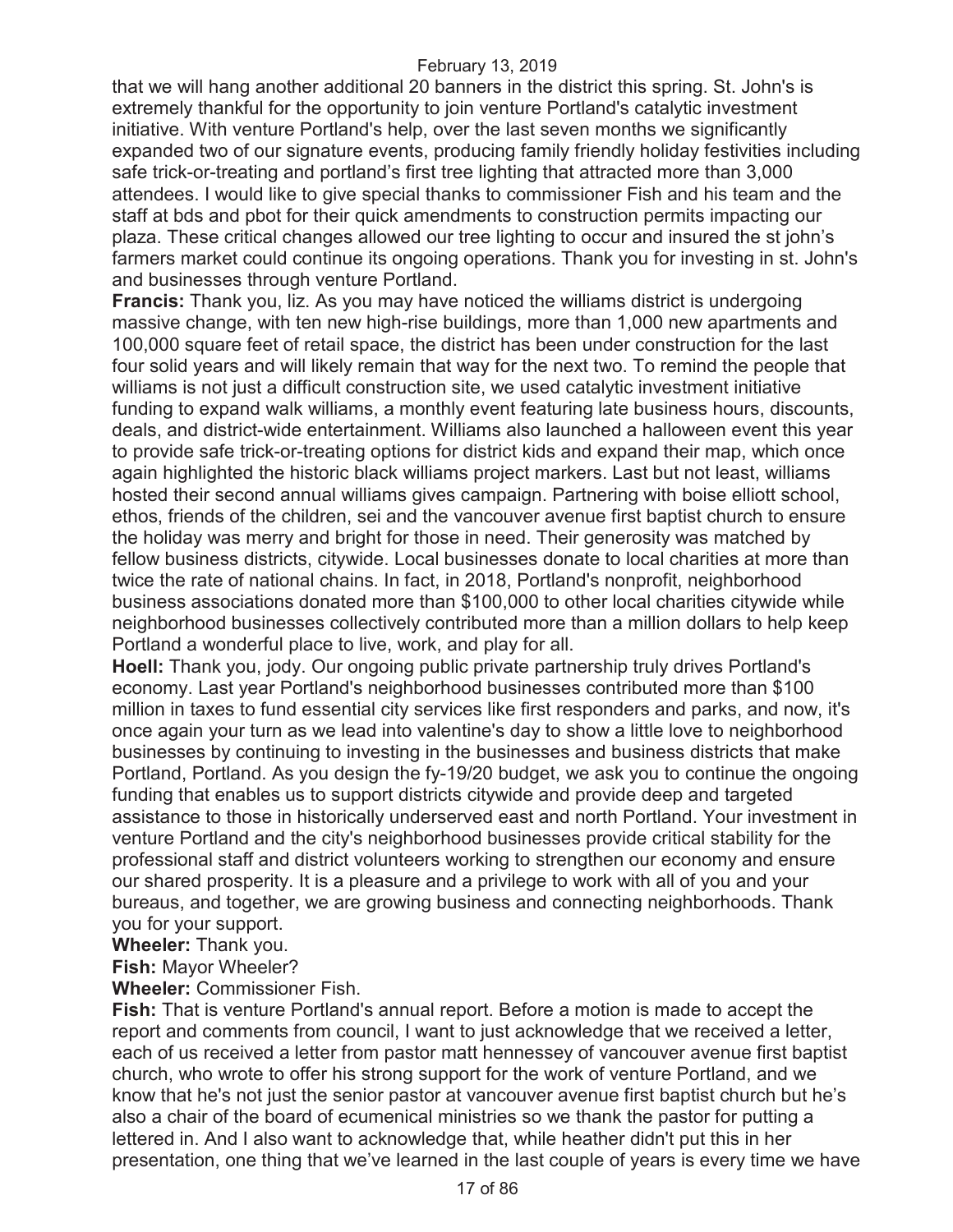that we will hang another additional 20 banners in the district this spring. St. John's is extremely thankful for the opportunity to join venture Portland's catalytic investment initiative. With venture Portland's help, over the last seven months we significantly expanded two of our signature events, producing family friendly holiday festivities including safe trick-or-treating and portland's first tree lighting that attracted more than 3,000 attendees. I would like to give special thanks to commissioner Fish and his team and the staff at bds and pbot for their quick amendments to construction permits impacting our plaza. These critical changes allowed our tree lighting to occur and insured the st john's farmers market could continue its ongoing operations. Thank you for investing in st. John's and businesses through venture Portland.

**Francis:** Thank you, liz. As you may have noticed the williams district is undergoing massive change, with ten new high-rise buildings, more than 1,000 new apartments and 100,000 square feet of retail space, the district has been under construction for the last four solid years and will likely remain that way for the next two. To remind the people that williams is not just a difficult construction site, we used catalytic investment initiative funding to expand walk williams, a monthly event featuring late business hours, discounts, deals, and district-wide entertainment. Williams also launched a halloween event this year to provide safe trick-or-treating options for district kids and expand their map, which once again highlighted the historic black williams project markers. Last but not least, williams hosted their second annual williams gives campaign. Partnering with boise elliott school, ethos, friends of the children, sei and the vancouver avenue first baptist church to ensure the holiday was merry and bright for those in need. Their generosity was matched by fellow business districts, citywide. Local businesses donate to local charities at more than twice the rate of national chains. In fact, in 2018, Portland's nonprofit, neighborhood business associations donated more than $100,000 to other local charities citywide while neighborhood businesses collectively contributed more than a million dollars to help keep Portland a wonderful place to live, work, and play for all.

**Hoell:** Thank you, jody. Our ongoing public private partnership truly drives Portland's economy. Last year Portland's neighborhood businesses contributed more than $100 million in taxes to fund essential city services like first responders and parks, and now, it's once again your turn as we lead into valentine's day to show a little love to neighborhood businesses by continuing to investing in the businesses and business districts that make Portland, Portland. As you design the fy-19/20 budget, we ask you to continue the ongoing funding that enables us to support districts citywide and provide deep and targeted assistance to those in historically underserved east and north Portland. Your investment in venture Portland and the city's neighborhood businesses provide critical stability for the professional staff and district volunteers working to strengthen our economy and ensure our shared prosperity. It is a pleasure and a privilege to work with all of you and your bureaus, and together, we are growing business and connecting neighborhoods. Thank you for your support.

**Wheeler:** Thank you.

**Fish:** Mayor Wheeler?

**Wheeler:** Commissioner Fish.

**Fish:** That is venture Portland's annual report. Before a motion is made to accept the report and comments from council, I want to just acknowledge that we received a letter, each of us received a letter from pastor matt hennessey of vancouver avenue first baptist church, who wrote to offer his strong support for the work of venture Portland, and we know that he's not just the senior pastor at vancouver avenue first baptist church but he's also a chair of the board of ecumenical ministries so we thank the pastor for putting a lettered in. And I also want to acknowledge that, while heather didn't put this in her presentation, one thing that we've learned in the last couple of years is every time we have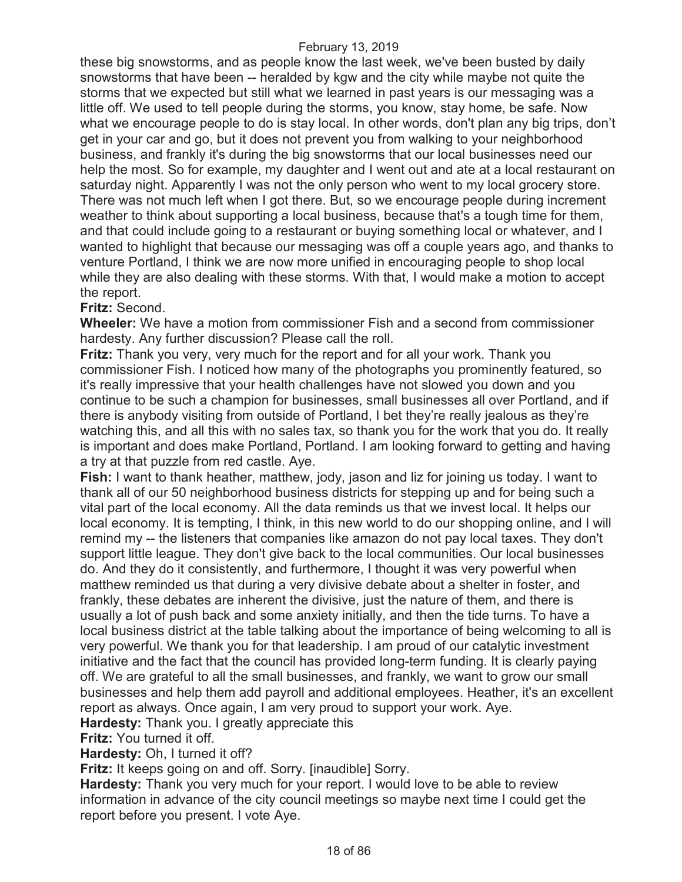these big snowstorms, and as people know the last week, we've been busted by daily snowstorms that have been -- heralded by kgw and the city while maybe not quite the storms that we expected but still what we learned in past years is our messaging was a little off. We used to tell people during the storms, you know, stay home, be safe. Now what we encourage people to do is stay local. In other words, don't plan any big trips, don't get in your car and go, but it does not prevent you from walking to your neighborhood business, and frankly it's during the big snowstorms that our local businesses need our help the most. So for example, my daughter and I went out and ate at a local restaurant on saturday night. Apparently I was not the only person who went to my local grocery store. There was not much left when I got there. But, so we encourage people during increment weather to think about supporting a local business, because that's a tough time for them, and that could include going to a restaurant or buying something local or whatever, and I wanted to highlight that because our messaging was off a couple years ago, and thanks to venture Portland, I think we are now more unified in encouraging people to shop local while they are also dealing with these storms. With that, I would make a motion to accept the report.

**Fritz:** Second.

**Wheeler:** We have a motion from commissioner Fish and a second from commissioner hardesty. Any further discussion? Please call the roll.

**Fritz:** Thank you very, very much for the report and for all your work. Thank you commissioner Fish. I noticed how many of the photographs you prominently featured, so it's really impressive that your health challenges have not slowed you down and you continue to be such a champion for businesses, small businesses all over Portland, and if there is anybody visiting from outside of Portland, I bet they're really jealous as they're watching this, and all this with no sales tax, so thank you for the work that you do. It really is important and does make Portland, Portland. I am looking forward to getting and having a try at that puzzle from red castle. Aye.

**Fish:** I want to thank heather, matthew, jody, jason and liz for joining us today. I want to thank all of our 50 neighborhood business districts for stepping up and for being such a vital part of the local economy. All the data reminds us that we invest local. It helps our local economy. It is tempting, I think, in this new world to do our shopping online, and I will remind my -- the listeners that companies like amazon do not pay local taxes. They don't support little league. They don't give back to the local communities. Our local businesses do. And they do it consistently, and furthermore, I thought it was very powerful when matthew reminded us that during a very divisive debate about a shelter in foster, and frankly, these debates are inherent the divisive, just the nature of them, and there is usually a lot of push back and some anxiety initially, and then the tide turns. To have a local business district at the table talking about the importance of being welcoming to all is very powerful. We thank you for that leadership. I am proud of our catalytic investment initiative and the fact that the council has provided long-term funding. It is clearly paying off. We are grateful to all the small businesses, and frankly, we want to grow our small businesses and help them add payroll and additional employees. Heather, it's an excellent report as always. Once again, I am very proud to support your work. Aye.

**Hardesty:** Thank you. I greatly appreciate this

**Fritz:** You turned it off.

**Hardesty:** Oh, I turned it off?

**Fritz:** It keeps going on and off. Sorry. [inaudible] Sorry.

**Hardesty:** Thank you very much for your report. I would love to be able to review information in advance of the city council meetings so maybe next time I could get the report before you present. I vote Aye.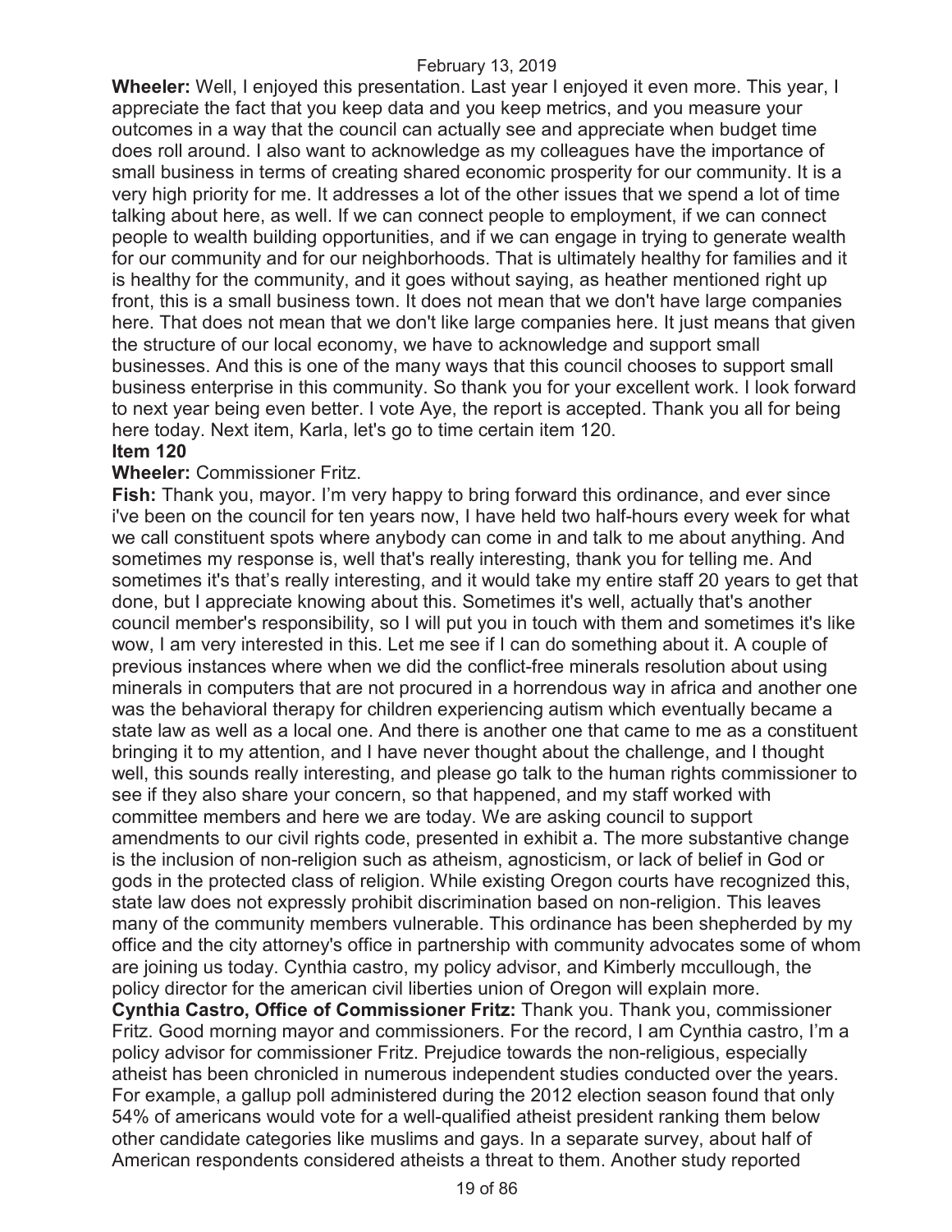**Wheeler:** Well, I enjoyed this presentation. Last year I enjoyed it even more. This year, I appreciate the fact that you keep data and you keep metrics, and you measure your outcomes in a way that the council can actually see and appreciate when budget time does roll around. I also want to acknowledge as my colleagues have the importance of small business in terms of creating shared economic prosperity for our community. It is a very high priority for me. It addresses a lot of the other issues that we spend a lot of time talking about here, as well. If we can connect people to employment, if we can connect people to wealth building opportunities, and if we can engage in trying to generate wealth for our community and for our neighborhoods. That is ultimately healthy for families and it is healthy for the community, and it goes without saying, as heather mentioned right up front, this is a small business town. It does not mean that we don't have large companies here. That does not mean that we don't like large companies here. It just means that given the structure of our local economy, we have to acknowledge and support small businesses. And this is one of the many ways that this council chooses to support small business enterprise in this community. So thank you for your excellent work. I look forward to next year being even better. I vote Aye, the report is accepted. Thank you all for being here today. Next item, Karla, let's go to time certain item 120.

**Item 120**

**Wheeler:** Commissioner Fritz.

**Fish:** Thank you, mayor. I'm very happy to bring forward this ordinance, and ever since i've been on the council for ten years now, I have held two half-hours every week for what we call constituent spots where anybody can come in and talk to me about anything. And sometimes my response is, well that's really interesting, thank you for telling me. And sometimes it's that's really interesting, and it would take my entire staff 20 years to get that done, but I appreciate knowing about this. Sometimes it's well, actually that's another council member's responsibility, so I will put you in touch with them and sometimes it's like wow, I am very interested in this. Let me see if I can do something about it. A couple of previous instances where when we did the conflict-free minerals resolution about using minerals in computers that are not procured in a horrendous way in africa and another one was the behavioral therapy for children experiencing autism which eventually became a state law as well as a local one. And there is another one that came to me as a constituent bringing it to my attention, and I have never thought about the challenge, and I thought well, this sounds really interesting, and please go talk to the human rights commissioner to see if they also share your concern, so that happened, and my staff worked with committee members and here we are today. We are asking council to support amendments to our civil rights code, presented in exhibit a. The more substantive change is the inclusion of non-religion such as atheism, agnosticism, or lack of belief in God or gods in the protected class of religion. While existing Oregon courts have recognized this, state law does not expressly prohibit discrimination based on non-religion. This leaves many of the community members vulnerable. This ordinance has been shepherded by my office and the city attorney's office in partnership with community advocates some of whom are joining us today. Cynthia castro, my policy advisor, and Kimberly mccullough, the policy director for the american civil liberties union of Oregon will explain more.

**Cynthia Castro, Office of Commissioner Fritz:** Thank you. Thank you, commissioner Fritz. Good morning mayor and commissioners. For the record, I am Cynthia castro, I'm a policy advisor for commissioner Fritz. Prejudice towards the non-religious, especially atheist has been chronicled in numerous independent studies conducted over the years. For example, a gallup poll administered during the 2012 election season found that only 54% of americans would vote for a well-qualified atheist president ranking them below other candidate categories like muslims and gays. In a separate survey, about half of American respondents considered atheists a threat to them. Another study reported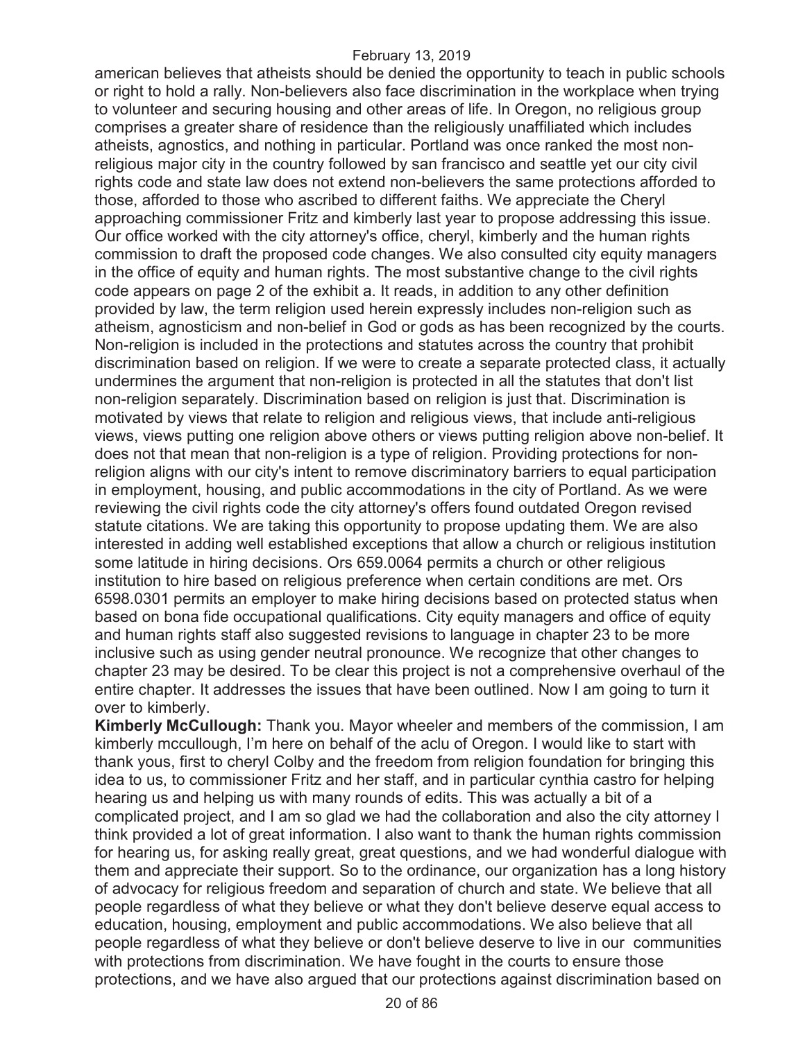american believes that atheists should be denied the opportunity to teach in public schools or right to hold a rally. Non-believers also face discrimination in the workplace when trying to volunteer and securing housing and other areas of life. In Oregon, no religious group comprises a greater share of residence than the religiously unaffiliated which includes atheists, agnostics, and nothing in particular. Portland was once ranked the most non-religious major city in the country followed by san francisco and seattle yet our city civil rights code and state law does not extend non-believers the same protections afforded to those, afforded to those who ascribed to different faiths. We appreciate the Cheryl approaching commissioner Fritz and kimberly last year to propose addressing this issue. Our office worked with the city attorney's office, cheryl, kimberly and the human rights commission to draft the proposed code changes. We also consulted city equity managers in the office of equity and human rights. The most substantive change to the civil rights code appears on page 2 of the exhibit a. It reads, in addition to any other definition provided by law, the term religion used herein expressly includes non-religion such as atheism, agnosticism and non-belief in God or gods as has been recognized by the courts. Non-religion is included in the protections and statutes across the country that prohibit discrimination based on religion. If we were to create a separate protected class, it actually undermines the argument that non-religion is protected in all the statutes that don't list non-religion separately. Discrimination based on religion is just that. Discrimination is motivated by views that relate to religion and religious views, that include anti-religious views, views putting one religion above others or views putting religion above non-belief. It does not that mean that non-religion is a type of religion. Providing protections for non-religion aligns with our city's intent to remove discriminatory barriers to equal participation in employment, housing, and public accommodations in the city of Portland. As we were reviewing the civil rights code the city attorney's offers found outdated Oregon revised statute citations. We are taking this opportunity to propose updating them. We are also interested in adding well established exceptions that allow a church or religious institution some latitude in hiring decisions. Ors 659.0064 permits a church or other religious institution to hire based on religious preference when certain conditions are met. Ors 6598.0301 permits an employer to make hiring decisions based on protected status when based on bona fide occupational qualifications. City equity managers and office of equity and human rights staff also suggested revisions to language in chapter 23 to be more inclusive such as using gender neutral pronounce. We recognize that other changes to chapter 23 may be desired. To be clear this project is not a comprehensive overhaul of the entire chapter. It addresses the issues that have been outlined. Now I am going to turn it over to kimberly.

**Kimberly McCullough:** Thank you. Mayor wheeler and members of the commission, I am kimberly mccullough, I'm here on behalf of the aclu of Oregon. I would like to start with thank yous, first to cheryl Colby and the freedom from religion foundation for bringing this idea to us, to commissioner Fritz and her staff, and in particular cynthia castro for helping hearing us and helping us with many rounds of edits. This was actually a bit of a complicated project, and I am so glad we had the collaboration and also the city attorney I think provided a lot of great information. I also want to thank the human rights commission for hearing us, for asking really great, great questions, and we had wonderful dialogue with them and appreciate their support. So to the ordinance, our organization has a long history of advocacy for religious freedom and separation of church and state. We believe that all people regardless of what they believe or what they don't believe deserve equal access to education, housing, employment and public accommodations. We also believe that all people regardless of what they believe or don't believe deserve to live in our communities with protections from discrimination. We have fought in the courts to ensure those protections, and we have also argued that our protections against discrimination based on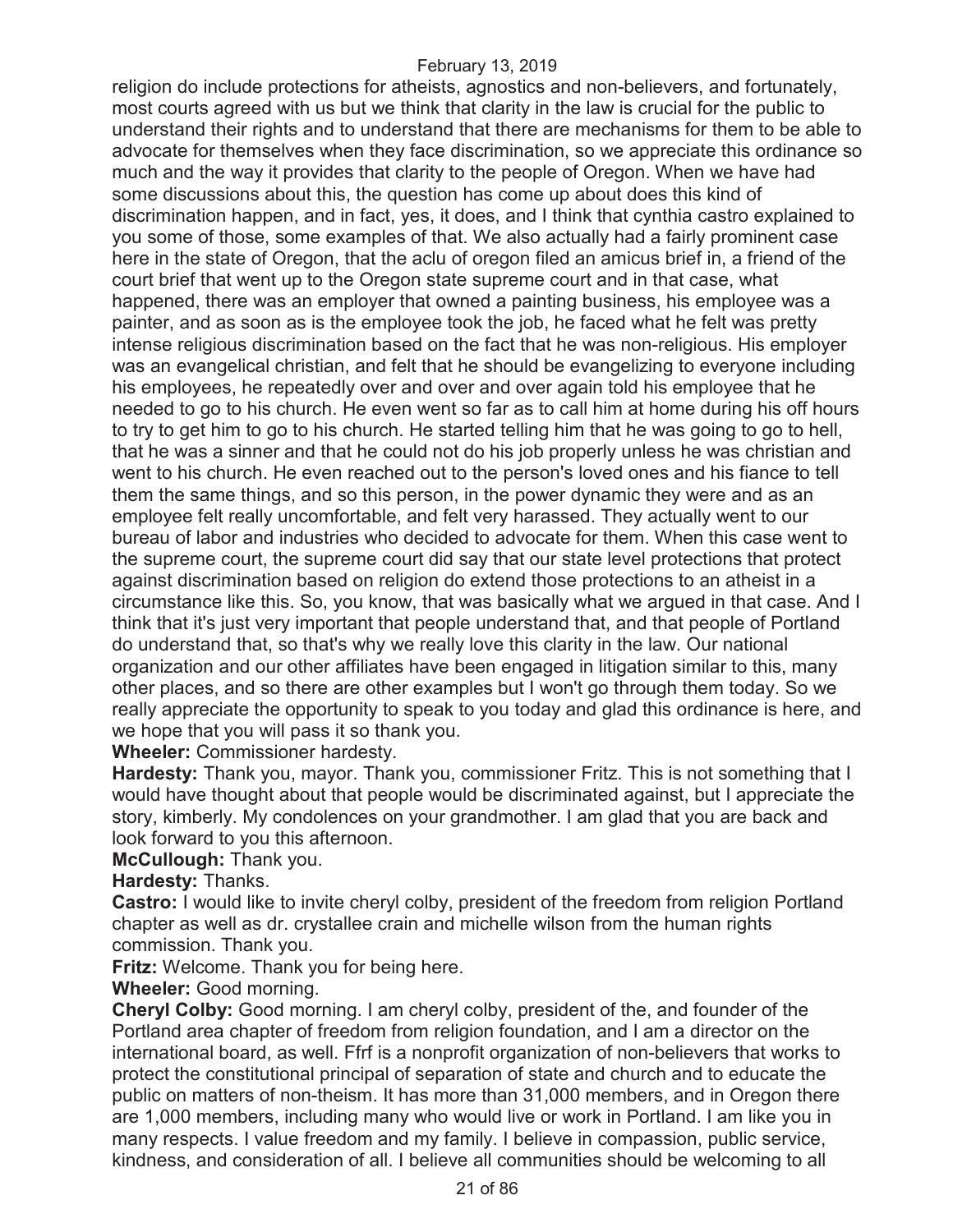religion do include protections for atheists, agnostics and non-believers, and fortunately, most courts agreed with us but we think that clarity in the law is crucial for the public to understand their rights and to understand that there are mechanisms for them to be able to advocate for themselves when they face discrimination, so we appreciate this ordinance so much and the way it provides that clarity to the people of Oregon. When we have had some discussions about this, the question has come up about does this kind of discrimination happen, and in fact, yes, it does, and I think that cynthia castro explained to you some of those, some examples of that. We also actually had a fairly prominent case here in the state of Oregon, that the aclu of oregon filed an amicus brief in, a friend of the court brief that went up to the Oregon state supreme court and in that case, what happened, there was an employer that owned a painting business, his employee was a painter, and as soon as is the employee took the job, he faced what he felt was pretty intense religious discrimination based on the fact that he was non-religious. His employer was an evangelical christian, and felt that he should be evangelizing to everyone including his employees, he repeatedly over and over and over again told his employee that he needed to go to his church. He even went so far as to call him at home during his off hours to try to get him to go to his church. He started telling him that he was going to go to hell, that he was a sinner and that he could not do his job properly unless he was christian and went to his church. He even reached out to the person's loved ones and his fiance to tell them the same things, and so this person, in the power dynamic they were and as an employee felt really uncomfortable, and felt very harassed. They actually went to our bureau of labor and industries who decided to advocate for them. When this case went to the supreme court, the supreme court did say that our state level protections that protect against discrimination based on religion do extend those protections to an atheist in a circumstance like this. So, you know, that was basically what we argued in that case. And I think that it's just very important that people understand that, and that people of Portland do understand that, so that's why we really love this clarity in the law. Our national organization and our other affiliates have been engaged in litigation similar to this, many other places, and so there are other examples but I won't go through them today. So we really appreciate the opportunity to speak to you today and glad this ordinance is here, and we hope that you will pass it so thank you.

**Wheeler:** Commissioner hardesty.

**Hardesty:** Thank you, mayor. Thank you, commissioner Fritz. This is not something that I would have thought about that people would be discriminated against, but I appreciate the story, kimberly. My condolences on your grandmother. I am glad that you are back and look forward to you this afternoon.

**McCullough:** Thank you.

**Hardesty:** Thanks.

**Castro:** I would like to invite cheryl colby, president of the freedom from religion Portland chapter as well as dr. crystallee crain and michelle wilson from the human rights commission. Thank you.

**Fritz:** Welcome. Thank you for being here.

**Wheeler:** Good morning.

**Cheryl Colby:** Good morning. I am cheryl colby, president of the, and founder of the Portland area chapter of freedom from religion foundation, and I am a director on the international board, as well. Ffrf is a nonprofit organization of non-believers that works to protect the constitutional principal of separation of state and church and to educate the public on matters of non-theism. It has more than 31,000 members, and in Oregon there are 1,000 members, including many who would live or work in Portland. I am like you in many respects. I value freedom and my family. I believe in compassion, public service, kindness, and consideration of all. I believe all communities should be welcoming to all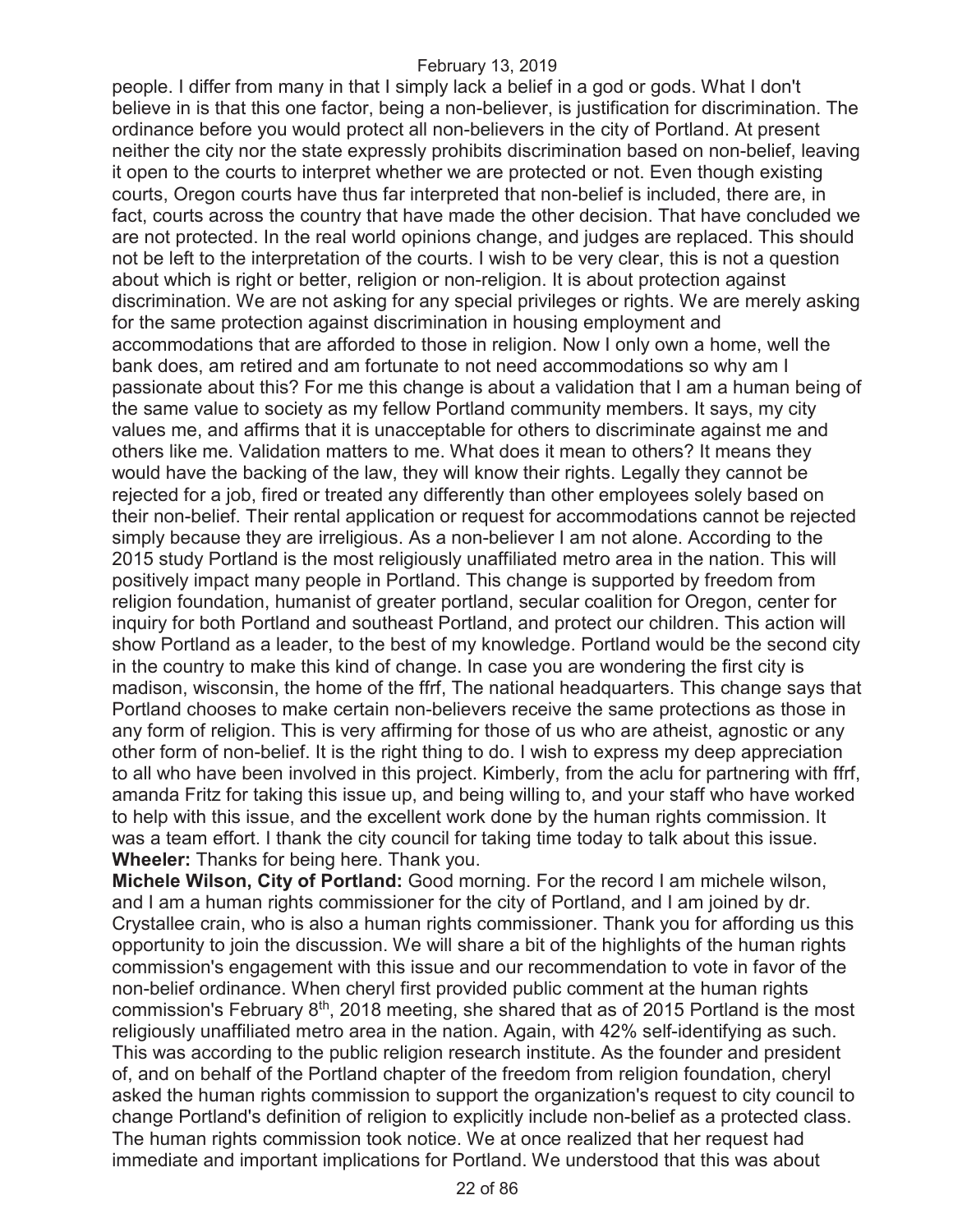people. I differ from many in that I simply lack a belief in a god or gods. What I don't believe in is that this one factor, being a non-believer, is justification for discrimination. The ordinance before you would protect all non-believers in the city of Portland. At present neither the city nor the state expressly prohibits discrimination based on non-belief, leaving it open to the courts to interpret whether we are protected or not. Even though existing courts, Oregon courts have thus far interpreted that non-belief is included, there are, in fact, courts across the country that have made the other decision. That have concluded we are not protected. In the real world opinions change, and judges are replaced. This should not be left to the interpretation of the courts. I wish to be very clear, this is not a question about which is right or better, religion or non-religion. It is about protection against discrimination. We are not asking for any special privileges or rights. We are merely asking for the same protection against discrimination in housing employment and accommodations that are afforded to those in religion. Now I only own a home, well the bank does, am retired and am fortunate to not need accommodations so why am I passionate about this? For me this change is about a validation that I am a human being of the same value to society as my fellow Portland community members. It says, my city values me, and affirms that it is unacceptable for others to discriminate against me and others like me. Validation matters to me. What does it mean to others? It means they would have the backing of the law, they will know their rights. Legally they cannot be rejected for a job, fired or treated any differently than other employees solely based on their non-belief. Their rental application or request for accommodations cannot be rejected simply because they are irreligious. As a non-believer I am not alone. According to the 2015 study Portland is the most religiously unaffiliated metro area in the nation. This will positively impact many people in Portland. This change is supported by freedom from religion foundation, humanist of greater portland, secular coalition for Oregon, center for inquiry for both Portland and southeast Portland, and protect our children. This action will show Portland as a leader, to the best of my knowledge. Portland would be the second city in the country to make this kind of change. In case you are wondering the first city is madison, wisconsin, the home of the ffrf, The national headquarters. This change says that Portland chooses to make certain non-believers receive the same protections as those in any form of religion. This is very affirming for those of us who are atheist, agnostic or any other form of non-belief. It is the right thing to do. I wish to express my deep appreciation to all who have been involved in this project. Kimberly, from the aclu for partnering with ffrf, amanda Fritz for taking this issue up, and being willing to, and your staff who have worked to help with this issue, and the excellent work done by the human rights commission. It was a team effort. I thank the city council for taking time today to talk about this issue.

**Wheeler:** Thanks for being here. Thank you.

**Michele Wilson, City of Portland:** Good morning. For the record I am michele wilson, and I am a human rights commissioner for the city of Portland, and I am joined by dr. Crystallee crain, who is also a human rights commissioner. Thank you for affording us this opportunity to join the discussion. We will share a bit of the highlights of the human rights commission's engagement with this issue and our recommendation to vote in favor of the non-belief ordinance. When cheryl first provided public comment at the human rights commission's February 8th, 2018 meeting, she shared that as of 2015 Portland is the most religiously unaffiliated metro area in the nation. Again, with 42% self-identifying as such. This was according to the public religion research institute. As the founder and president of, and on behalf of the Portland chapter of the freedom from religion foundation, cheryl asked the human rights commission to support the organization's request to city council to change Portland's definition of religion to explicitly include non-belief as a protected class. The human rights commission took notice. We at once realized that her request had immediate and important implications for Portland. We understood that this was about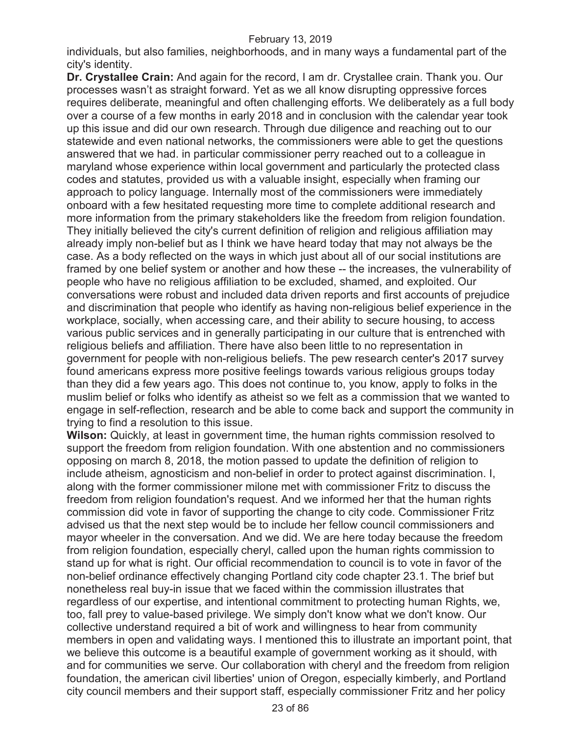individuals, but also families, neighborhoods, and in many ways a fundamental part of the city's identity.

**Dr. Crystallee Crain:** And again for the record, I am dr. Crystallee crain. Thank you. Our processes wasn't as straight forward. Yet as we all know disrupting oppressive forces requires deliberate, meaningful and often challenging efforts. We deliberately as a full body over a course of a few months in early 2018 and in conclusion with the calendar year took up this issue and did our own research. Through due diligence and reaching out to our statewide and even national networks, the commissioners were able to get the questions answered that we had. in particular commissioner perry reached out to a colleague in maryland whose experience within local government and particularly the protected class codes and statutes, provided us with a valuable insight, especially when framing our approach to policy language. Internally most of the commissioners were immediately onboard with a few hesitated requesting more time to complete additional research and more information from the primary stakeholders like the freedom from religion foundation. They initially believed the city's current definition of religion and religious affiliation may already imply non-belief but as I think we have heard today that may not always be the case. As a body reflected on the ways in which just about all of our social institutions are framed by one belief system or another and how these -- the increases, the vulnerability of people who have no religious affiliation to be excluded, shamed, and exploited. Our conversations were robust and included data driven reports and first accounts of prejudice and discrimination that people who identify as having non-religious belief experience in the workplace, socially, when accessing care, and their ability to secure housing, to access various public services and in generally participating in our culture that is entrenched with religious beliefs and affiliation. There have also been little to no representation in government for people with non-religious beliefs. The pew research center's 2017 survey found americans express more positive feelings towards various religious groups today than they did a few years ago. This does not continue to, you know, apply to folks in the muslim belief or folks who identify as atheist so we felt as a commission that we wanted to engage in self-reflection, research and be able to come back and support the community in trying to find a resolution to this issue.

**Wilson:** Quickly, at least in government time, the human rights commission resolved to support the freedom from religion foundation. With one abstention and no commissioners opposing on march 8, 2018, the motion passed to update the definition of religion to include atheism, agnosticism and non-belief in order to protect against discrimination. I, along with the former commissioner milone met with commissioner Fritz to discuss the freedom from religion foundation's request. And we informed her that the human rights commission did vote in favor of supporting the change to city code. Commissioner Fritz advised us that the next step would be to include her fellow council commissioners and mayor wheeler in the conversation. And we did. We are here today because the freedom from religion foundation, especially cheryl, called upon the human rights commission to stand up for what is right. Our official recommendation to council is to vote in favor of the non-belief ordinance effectively changing Portland city code chapter 23.1. The brief but nonetheless real buy-in issue that we faced within the commission illustrates that regardless of our expertise, and intentional commitment to protecting human Rights, we, too, fall prey to value-based privilege. We simply don't know what we don't know. Our collective understand required a bit of work and willingness to hear from community members in open and validating ways. I mentioned this to illustrate an important point, that we believe this outcome is a beautiful example of government working as it should, with and for communities we serve. Our collaboration with cheryl and the freedom from religion foundation, the american civil liberties' union of Oregon, especially kimberly, and Portland city council members and their support staff, especially commissioner Fritz and her policy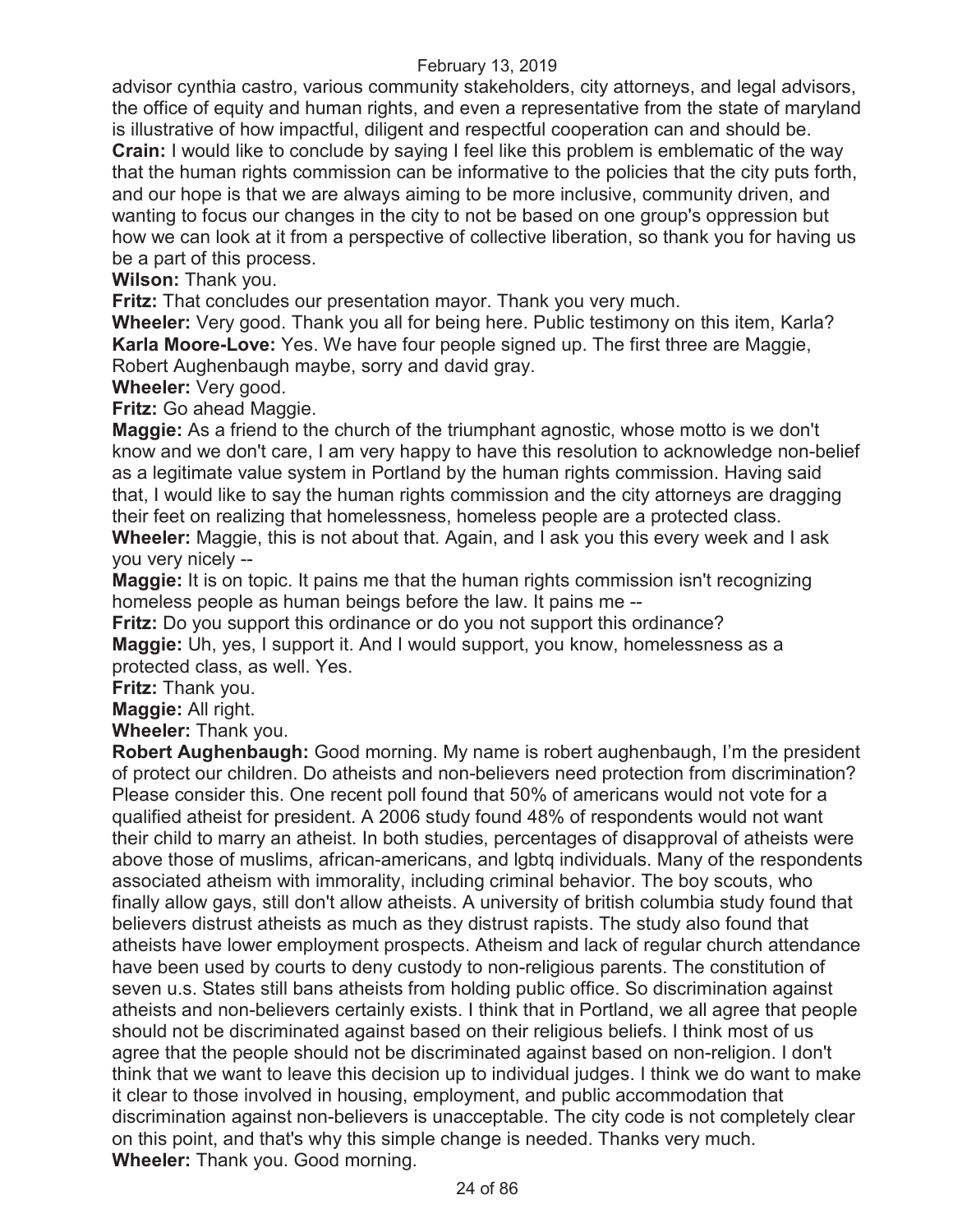advisor cynthia castro, various community stakeholders, city attorneys, and legal advisors, the office of equity and human rights, and even a representative from the state of maryland is illustrative of how impactful, diligent and respectful cooperation can and should be.
**Crain:** I would like to conclude by saying I feel like this problem is emblematic of the way that the human rights commission can be informative to the policies that the city puts forth, and our hope is that we are always aiming to be more inclusive, community driven, and wanting to focus our changes in the city to not be based on one group's oppression but how we can look at it from a perspective of collective liberation, so thank you for having us be a part of this process.
**Wilson:** Thank you.
**Fritz:** That concludes our presentation mayor. Thank you very much.
**Wheeler:** Very good. Thank you all for being here. Public testimony on this item, Karla?
**Karla Moore-Love:** Yes. We have four people signed up. The first three are Maggie, Robert Aughenbaugh maybe, sorry and david gray.
**Wheeler:** Very good.
**Fritz:** Go ahead Maggie.
**Maggie:** As a friend to the church of the triumphant agnostic, whose motto is we don't know and we don't care, I am very happy to have this resolution to acknowledge non-belief as a legitimate value system in Portland by the human rights commission. Having said that, I would like to say the human rights commission and the city attorneys are dragging their feet on realizing that homelessness, homeless people are a protected class.
**Wheeler:** Maggie, this is not about that. Again, and I ask you this every week and I ask you very nicely --
**Maggie:** It is on topic. It pains me that the human rights commission isn't recognizing homeless people as human beings before the law. It pains me --
**Fritz:** Do you support this ordinance or do you not support this ordinance?
**Maggie:** Uh, yes, I support it. And I would support, you know, homelessness as a protected class, as well. Yes.
**Fritz:** Thank you.
**Maggie:** All right.
**Wheeler:** Thank you.
**Robert Aughenbaugh:** Good morning. My name is robert aughenbaugh, I'm the president of protect our children. Do atheists and non-believers need protection from discrimination? Please consider this. One recent poll found that 50% of americans would not vote for a qualified atheist for president. A 2006 study found 48% of respondents would not want their child to marry an atheist. In both studies, percentages of disapproval of atheists were above those of muslims, african-americans, and lgbtq individuals. Many of the respondents associated atheism with immorality, including criminal behavior. The boy scouts, who finally allow gays, still don't allow atheists. A university of british columbia study found that believers distrust atheists as much as they distrust rapists. The study also found that atheists have lower employment prospects. Atheism and lack of regular church attendance have been used by courts to deny custody to non-religious parents. The constitution of seven u.s. States still bans atheists from holding public office. So discrimination against atheists and non-believers certainly exists. I think that in Portland, we all agree that people should not be discriminated against based on their religious beliefs. I think most of us agree that the people should not be discriminated against based on non-religion. I don't think that we want to leave this decision up to individual judges. I think we do want to make it clear to those involved in housing, employment, and public accommodation that discrimination against non-believers is unacceptable. The city code is not completely clear on this point, and that's why this simple change is needed. Thanks very much.
**Wheeler:** Thank you. Good morning.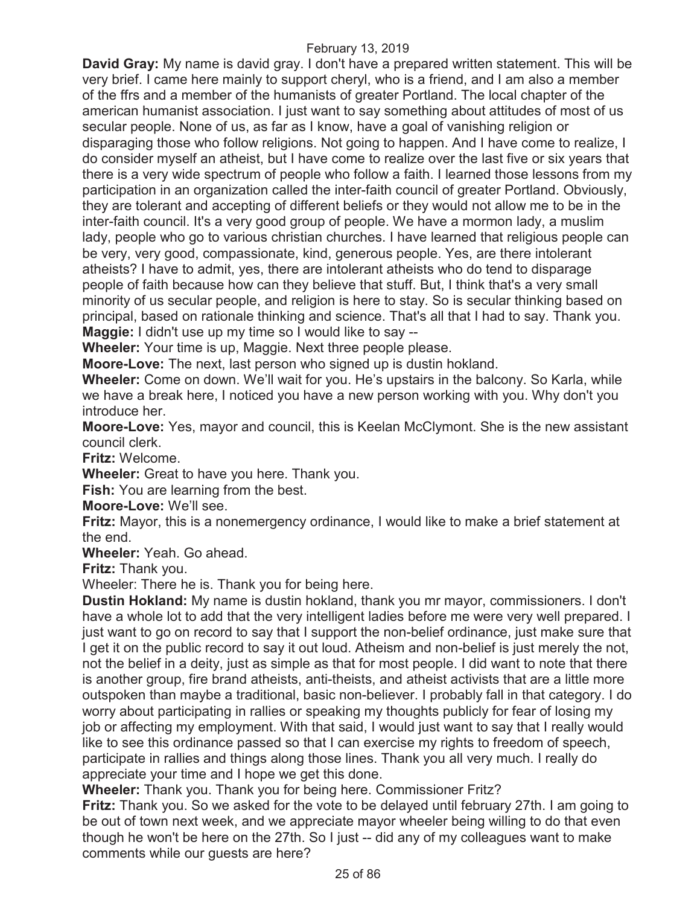**David Gray:** My name is david gray. I don't have a prepared written statement. This will be very brief. I came here mainly to support cheryl, who is a friend, and I am also a member of the ffrs and a member of the humanists of greater Portland. The local chapter of the american humanist association. I just want to say something about attitudes of most of us secular people. None of us, as far as I know, have a goal of vanishing religion or disparaging those who follow religions. Not going to happen. And I have come to realize, I do consider myself an atheist, but I have come to realize over the last five or six years that there is a very wide spectrum of people who follow a faith. I learned those lessons from my participation in an organization called the inter-faith council of greater Portland. Obviously, they are tolerant and accepting of different beliefs or they would not allow me to be in the inter-faith council. It's a very good group of people. We have a mormon lady, a muslim lady, people who go to various christian churches. I have learned that religious people can be very, very good, compassionate, kind, generous people. Yes, are there intolerant atheists? I have to admit, yes, there are intolerant atheists who do tend to disparage people of faith because how can they believe that stuff. But, I think that's a very small minority of us secular people, and religion is here to stay. So is secular thinking based on principal, based on rationale thinking and science. That's all that I had to say. Thank you.

**Maggie:** I didn't use up my time so I would like to say --

**Wheeler:** Your time is up, Maggie. Next three people please.

**Moore-Love:** The next, last person who signed up is dustin hokland.

**Wheeler:** Come on down. We'll wait for you. He's upstairs in the balcony. So Karla, while we have a break here, I noticed you have a new person working with you. Why don't you introduce her.

**Moore-Love:** Yes, mayor and council, this is Keelan McClymont. She is the new assistant council clerk.

**Fritz:** Welcome.

**Wheeler:** Great to have you here. Thank you.

**Fish:** You are learning from the best.

**Moore-Love:** We'll see.

**Fritz:** Mayor, this is a nonemergency ordinance, I would like to make a brief statement at the end.

**Wheeler:** Yeah. Go ahead.

**Fritz:** Thank you.

Wheeler: There he is. Thank you for being here.

**Dustin Hokland:** My name is dustin hokland, thank you mr mayor, commissioners. I don't have a whole lot to add that the very intelligent ladies before me were very well prepared. I just want to go on record to say that I support the non-belief ordinance, just make sure that I get it on the public record to say it out loud. Atheism and non-belief is just merely the not, not the belief in a deity, just as simple as that for most people. I did want to note that there is another group, fire brand atheists, anti-theists, and atheist activists that are a little more outspoken than maybe a traditional, basic non-believer. I probably fall in that category. I do worry about participating in rallies or speaking my thoughts publicly for fear of losing my job or affecting my employment. With that said, I would just want to say that I really would like to see this ordinance passed so that I can exercise my rights to freedom of speech, participate in rallies and things along those lines. Thank you all very much. I really do appreciate your time and I hope we get this done.

**Wheeler:** Thank you. Thank you for being here. Commissioner Fritz?

**Fritz:** Thank you. So we asked for the vote to be delayed until february 27th. I am going to be out of town next week, and we appreciate mayor wheeler being willing to do that even though he won't be here on the 27th. So I just -- did any of my colleagues want to make comments while our guests are here?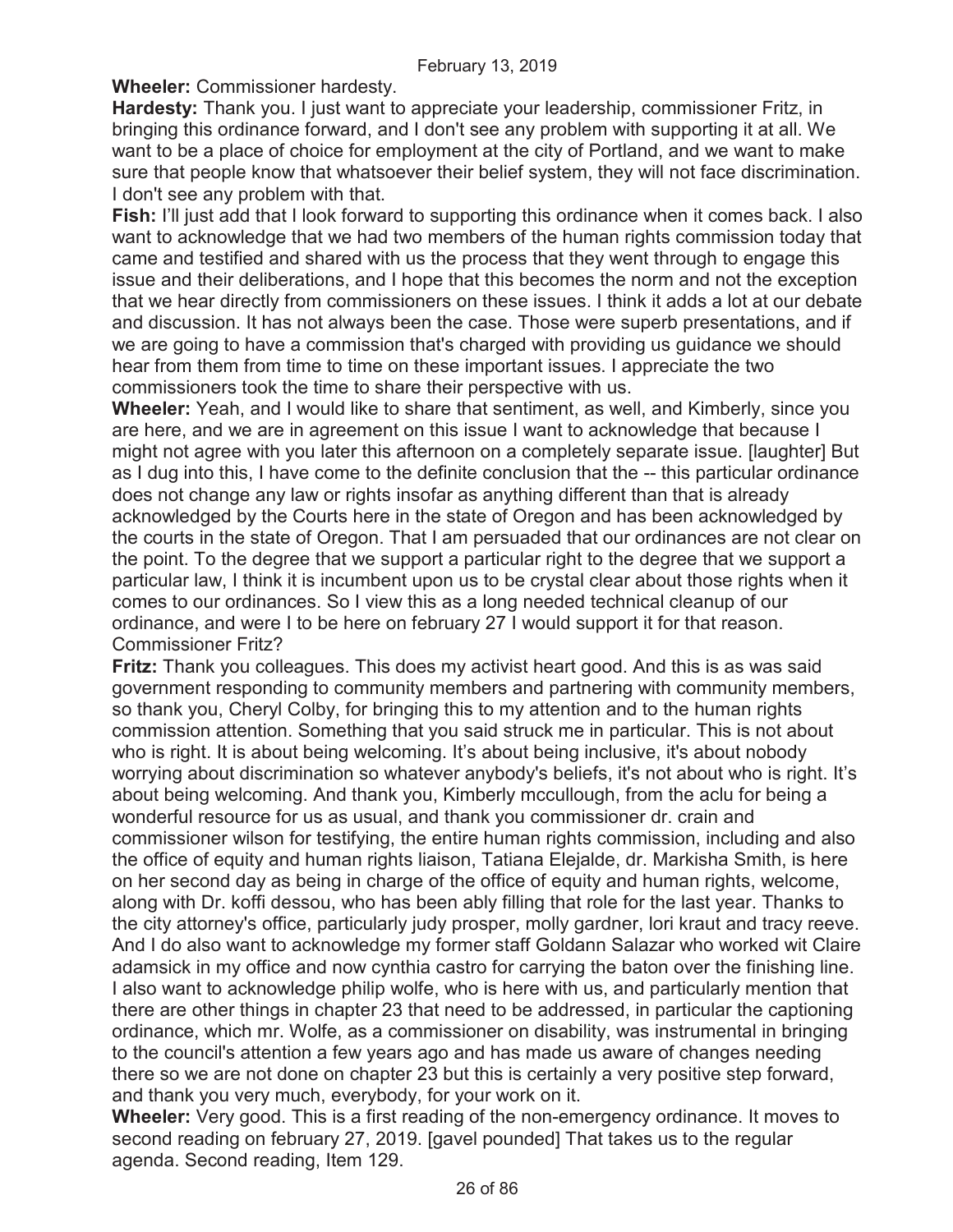**Wheeler:** Commissioner hardesty.

**Hardesty:** Thank you. I just want to appreciate your leadership, commissioner Fritz, in bringing this ordinance forward, and I don't see any problem with supporting it at all. We want to be a place of choice for employment at the city of Portland, and we want to make sure that people know that whatsoever their belief system, they will not face discrimination. I don't see any problem with that.

**Fish:** I'll just add that I look forward to supporting this ordinance when it comes back. I also want to acknowledge that we had two members of the human rights commission today that came and testified and shared with us the process that they went through to engage this issue and their deliberations, and I hope that this becomes the norm and not the exception that we hear directly from commissioners on these issues. I think it adds a lot at our debate and discussion. It has not always been the case. Those were superb presentations, and if we are going to have a commission that's charged with providing us guidance we should hear from them from time to time on these important issues. I appreciate the two commissioners took the time to share their perspective with us.

**Wheeler:** Yeah, and I would like to share that sentiment, as well, and Kimberly, since you are here, and we are in agreement on this issue I want to acknowledge that because I might not agree with you later this afternoon on a completely separate issue. [laughter] But as I dug into this, I have come to the definite conclusion that the -- this particular ordinance does not change any law or rights insofar as anything different than that is already acknowledged by the Courts here in the state of Oregon and has been acknowledged by the courts in the state of Oregon. That I am persuaded that our ordinances are not clear on the point. To the degree that we support a particular right to the degree that we support a particular law, I think it is incumbent upon us to be crystal clear about those rights when it comes to our ordinances. So I view this as a long needed technical cleanup of our ordinance, and were I to be here on february 27 I would support it for that reason. Commissioner Fritz?

**Fritz:** Thank you colleagues. This does my activist heart good. And this is as was said government responding to community members and partnering with community members, so thank you, Cheryl Colby, for bringing this to my attention and to the human rights commission attention. Something that you said struck me in particular. This is not about who is right. It is about being welcoming. It's about being inclusive, it's about nobody worrying about discrimination so whatever anybody's beliefs, it's not about who is right. It's about being welcoming. And thank you, Kimberly mccullough, from the aclu for being a wonderful resource for us as usual, and thank you commissioner dr. crain and commissioner wilson for testifying, the entire human rights commission, including and also the office of equity and human rights liaison, Tatiana Elejalde, dr. Markisha Smith, is here on her second day as being in charge of the office of equity and human rights, welcome, along with Dr. koffi dessou, who has been ably filling that role for the last year. Thanks to the city attorney's office, particularly judy prosper, molly gardner, lori kraut and tracy reeve. And I do also want to acknowledge my former staff Goldann Salazar who worked wit Claire adamsick in my office and now cynthia castro for carrying the baton over the finishing line. I also want to acknowledge philip wolfe, who is here with us, and particularly mention that there are other things in chapter 23 that need to be addressed, in particular the captioning ordinance, which mr. Wolfe, as a commissioner on disability, was instrumental in bringing to the council's attention a few years ago and has made us aware of changes needing there so we are not done on chapter 23 but this is certainly a very positive step forward, and thank you very much, everybody, for your work on it.

**Wheeler:** Very good. This is a first reading of the non-emergency ordinance. It moves to second reading on february 27, 2019. [gavel pounded] That takes us to the regular agenda. Second reading, Item 129.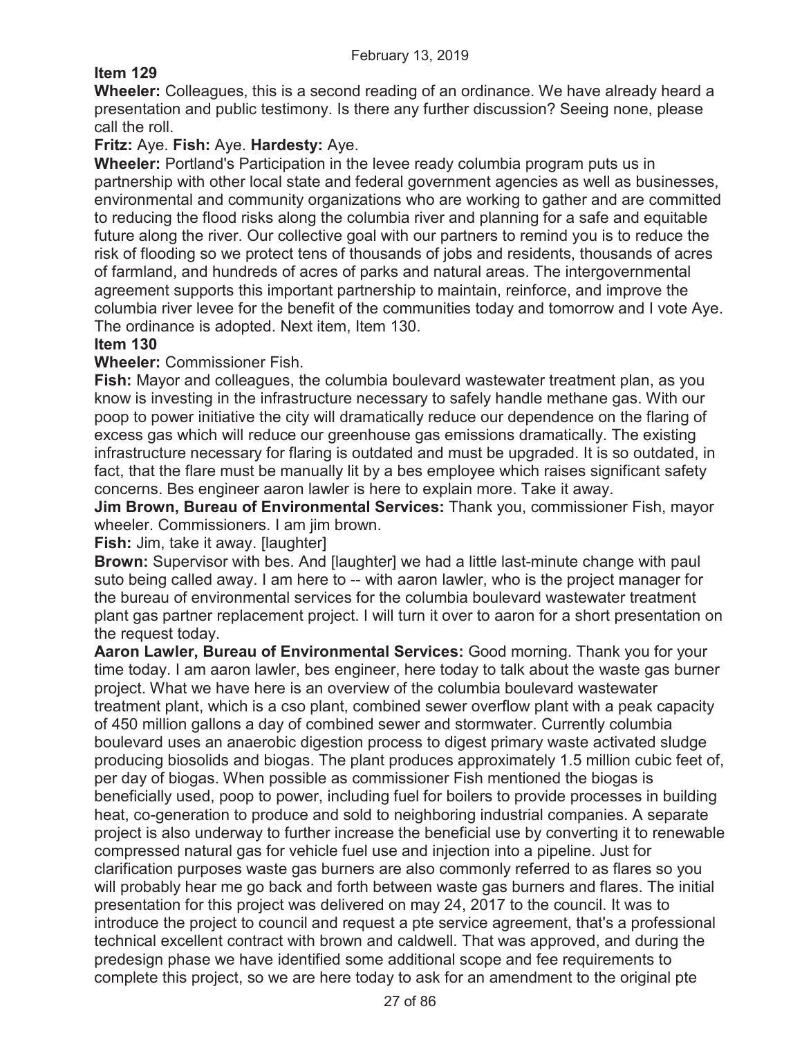**Item 129**

**Wheeler:** Colleagues, this is a second reading of an ordinance. We have already heard a presentation and public testimony. Is there any further discussion? Seeing none, please call the roll.

**Fritz:** Aye. **Fish:** Aye. **Hardesty:** Aye.

**Wheeler:** Portland's Participation in the levee ready columbia program puts us in partnership with other local state and federal government agencies as well as businesses, environmental and community organizations who are working to gather and are committed to reducing the flood risks along the columbia river and planning for a safe and equitable future along the river. Our collective goal with our partners to remind you is to reduce the risk of flooding so we protect tens of thousands of jobs and residents, thousands of acres of farmland, and hundreds of acres of parks and natural areas. The intergovernmental agreement supports this important partnership to maintain, reinforce, and improve the columbia river levee for the benefit of the communities today and tomorrow and I vote Aye. The ordinance is adopted. Next item, Item 130.

**Item 130**

**Wheeler:** Commissioner Fish.

**Fish:** Mayor and colleagues, the columbia boulevard wastewater treatment plan, as you know is investing in the infrastructure necessary to safely handle methane gas. With our poop to power initiative the city will dramatically reduce our dependence on the flaring of excess gas which will reduce our greenhouse gas emissions dramatically. The existing infrastructure necessary for flaring is outdated and must be upgraded. It is so outdated, in fact, that the flare must be manually lit by a bes employee which raises significant safety concerns. Bes engineer aaron lawler is here to explain more. Take it away.

**Jim Brown, Bureau of Environmental Services:** Thank you, commissioner Fish, mayor wheeler. Commissioners. I am jim brown.

**Fish:** Jim, take it away. [laughter]

**Brown:** Supervisor with bes. And [laughter] we had a little last-minute change with paul suto being called away. I am here to -- with aaron lawler, who is the project manager for the bureau of environmental services for the columbia boulevard wastewater treatment plant gas partner replacement project. I will turn it over to aaron for a short presentation on the request today.

**Aaron Lawler, Bureau of Environmental Services:** Good morning. Thank you for your time today. I am aaron lawler, bes engineer, here today to talk about the waste gas burner project. What we have here is an overview of the columbia boulevard wastewater treatment plant, which is a cso plant, combined sewer overflow plant with a peak capacity of 450 million gallons a day of combined sewer and stormwater. Currently columbia boulevard uses an anaerobic digestion process to digest primary waste activated sludge producing biosolids and biogas. The plant produces approximately 1.5 million cubic feet of, per day of biogas. When possible as commissioner Fish mentioned the biogas is beneficially used, poop to power, including fuel for boilers to provide processes in building heat, co-generation to produce and sold to neighboring industrial companies. A separate project is also underway to further increase the beneficial use by converting it to renewable compressed natural gas for vehicle fuel use and injection into a pipeline. Just for clarification purposes waste gas burners are also commonly referred to as flares so you will probably hear me go back and forth between waste gas burners and flares. The initial presentation for this project was delivered on may 24, 2017 to the council. It was to introduce the project to council and request a pte service agreement, that's a professional technical excellent contract with brown and caldwell. That was approved, and during the predesign phase we have identified some additional scope and fee requirements to complete this project, so we are here today to ask for an amendment to the original pte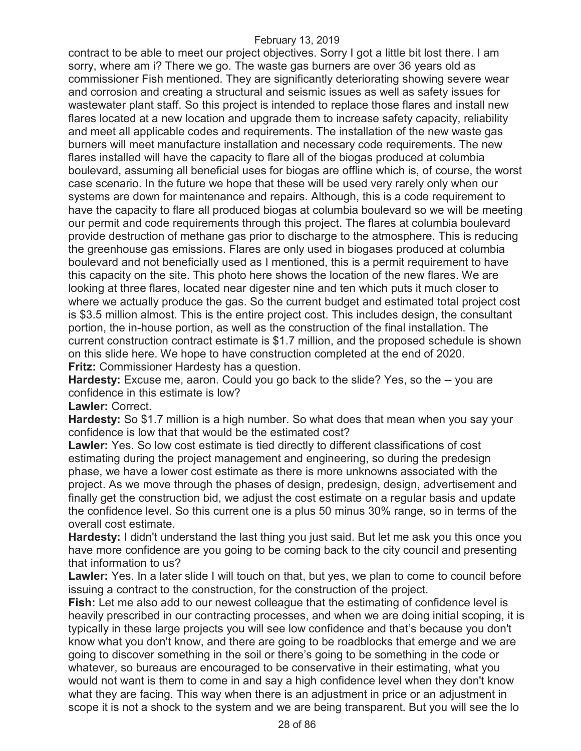contract to be able to meet our project objectives. Sorry I got a little bit lost there. I am sorry, where am i? There we go. The waste gas burners are over 36 years old as commissioner Fish mentioned. They are significantly deteriorating showing severe wear and corrosion and creating a structural and seismic issues as well as safety issues for wastewater plant staff. So this project is intended to replace those flares and install new flares located at a new location and upgrade them to increase safety capacity, reliability and meet all applicable codes and requirements. The installation of the new waste gas burners will meet manufacture installation and necessary code requirements. The new flares installed will have the capacity to flare all of the biogas produced at columbia boulevard, assuming all beneficial uses for biogas are offline which is, of course, the worst case scenario. In the future we hope that these will be used very rarely only when our systems are down for maintenance and repairs. Although, this is a code requirement to have the capacity to flare all produced biogas at columbia boulevard so we will be meeting our permit and code requirements through this project. The flares at columbia boulevard provide destruction of methane gas prior to discharge to the atmosphere. This is reducing the greenhouse gas emissions. Flares are only used in biogases produced at columbia boulevard and not beneficially used as I mentioned, this is a permit requirement to have this capacity on the site. This photo here shows the location of the new flares. We are looking at three flares, located near digester nine and ten which puts it much closer to where we actually produce the gas. So the current budget and estimated total project cost is $3.5 million almost. This is the entire project cost. This includes design, the consultant portion, the in-house portion, as well as the construction of the final installation. The current construction contract estimate is $1.7 million, and the proposed schedule is shown on this slide here. We hope to have construction completed at the end of 2020.

**Fritz:** Commissioner Hardesty has a question.

**Hardesty:** Excuse me, aaron. Could you go back to the slide? Yes, so the -- you are confidence in this estimate is low?

**Lawler:** Correct.

**Hardesty:** So $1.7 million is a high number. So what does that mean when you say your confidence is low that that would be the estimated cost?

**Lawler:** Yes. So low cost estimate is tied directly to different classifications of cost estimating during the project management and engineering, so during the predesign phase, we have a lower cost estimate as there is more unknowns associated with the project. As we move through the phases of design, predesign, design, advertisement and finally get the construction bid, we adjust the cost estimate on a regular basis and update the confidence level. So this current one is a plus 50 minus 30% range, so in terms of the overall cost estimate.

**Hardesty:** I didn't understand the last thing you just said. But let me ask you this once you have more confidence are you going to be coming back to the city council and presenting that information to us?

**Lawler:** Yes. In a later slide I will touch on that, but yes, we plan to come to council before issuing a contract to the construction, for the construction of the project.

**Fish:** Let me also add to our newest colleague that the estimating of confidence level is heavily prescribed in our contracting processes, and when we are doing initial scoping, it is typically in these large projects you will see low confidence and that's because you don't know what you don't know, and there are going to be roadblocks that emerge and we are going to discover something in the soil or there's going to be something in the code or whatever, so bureaus are encouraged to be conservative in their estimating, what you would not want is them to come in and say a high confidence level when they don't know what they are facing. This way when there is an adjustment in price or an adjustment in scope it is not a shock to the system and we are being transparent. But you will see the lo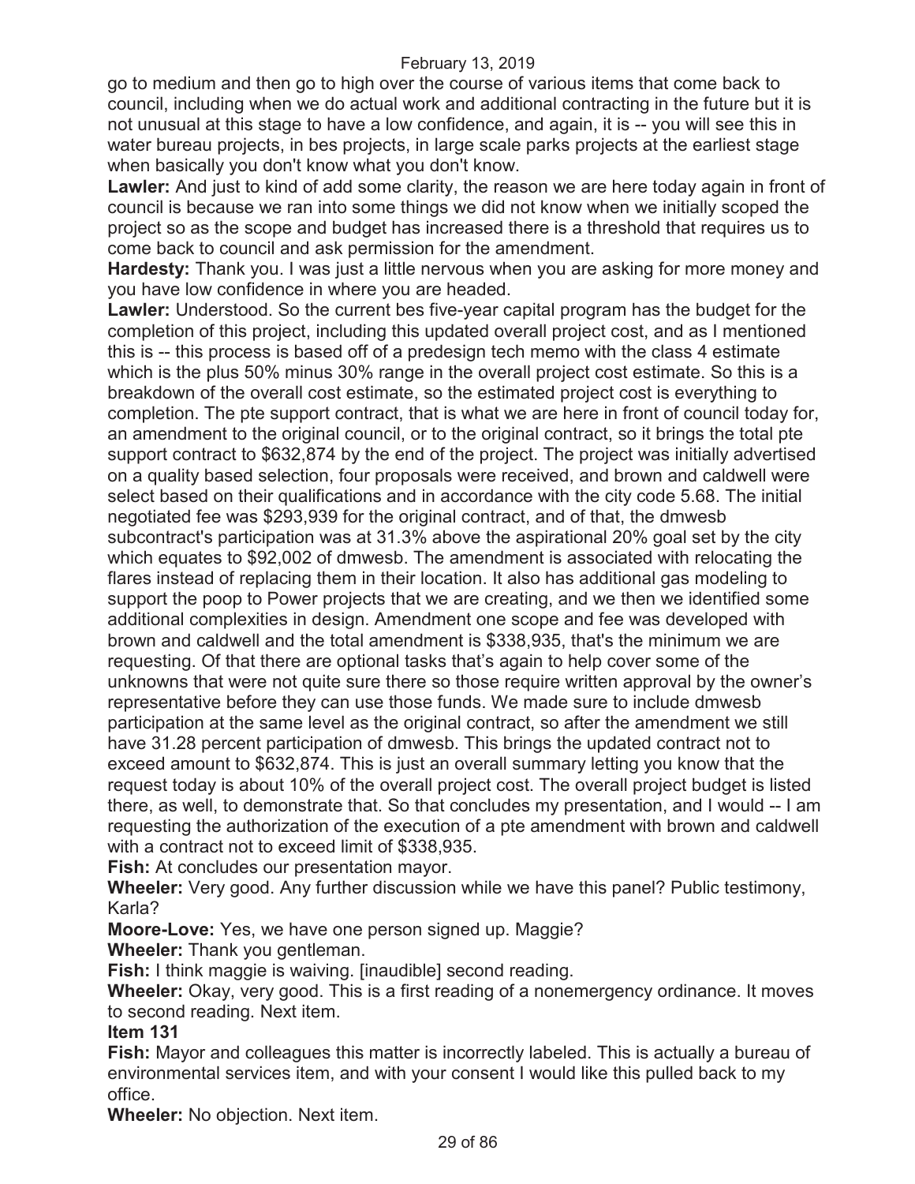go to medium and then go to high over the course of various items that come back to council, including when we do actual work and additional contracting in the future but it is not unusual at this stage to have a low confidence, and again, it is -- you will see this in water bureau projects, in bes projects, in large scale parks projects at the earliest stage when basically you don't know what you don't know.

**Lawler:** And just to kind of add some clarity, the reason we are here today again in front of council is because we ran into some things we did not know when we initially scoped the project so as the scope and budget has increased there is a threshold that requires us to come back to council and ask permission for the amendment.

**Hardesty:** Thank you. I was just a little nervous when you are asking for more money and you have low confidence in where you are headed.

**Lawler:** Understood. So the current bes five-year capital program has the budget for the completion of this project, including this updated overall project cost, and as I mentioned this is -- this process is based off of a predesign tech memo with the class 4 estimate which is the plus 50% minus 30% range in the overall project cost estimate. So this is a breakdown of the overall cost estimate, so the estimated project cost is everything to completion. The pte support contract, that is what we are here in front of council today for, an amendment to the original council, or to the original contract, so it brings the total pte support contract to $632,874 by the end of the project. The project was initially advertised on a quality based selection, four proposals were received, and brown and caldwell were select based on their qualifications and in accordance with the city code 5.68. The initial negotiated fee was $293,939 for the original contract, and of that, the dmwesb subcontract's participation was at 31.3% above the aspirational 20% goal set by the city which equates to $92,002 of dmwesb. The amendment is associated with relocating the flares instead of replacing them in their location. It also has additional gas modeling to support the poop to Power projects that we are creating, and we then we identified some additional complexities in design. Amendment one scope and fee was developed with brown and caldwell and the total amendment is $338,935, that's the minimum we are requesting. Of that there are optional tasks that’s again to help cover some of the unknowns that were not quite sure there so those require written approval by the owner’s representative before they can use those funds. We made sure to include dmwesb participation at the same level as the original contract, so after the amendment we still have 31.28 percent participation of dmwesb. This brings the updated contract not to exceed amount to $632,874. This is just an overall summary letting you know that the request today is about 10% of the overall project cost. The overall project budget is listed there, as well, to demonstrate that. So that concludes my presentation, and I would -- I am requesting the authorization of the execution of a pte amendment with brown and caldwell with a contract not to exceed limit of $338,935.

**Fish:** At concludes our presentation mayor.

**Wheeler:** Very good. Any further discussion while we have this panel? Public testimony, Karla?

**Moore-Love:** Yes, we have one person signed up. Maggie?

**Wheeler:** Thank you gentleman.

**Fish:** I think maggie is waiving. [inaudible] second reading.

**Wheeler:** Okay, very good. This is a first reading of a nonemergency ordinance. It moves to second reading. Next item.

**Item 131**

**Fish:** Mayor and colleagues this matter is incorrectly labeled. This is actually a bureau of environmental services item, and with your consent I would like this pulled back to my office.

**Wheeler:** No objection. Next item.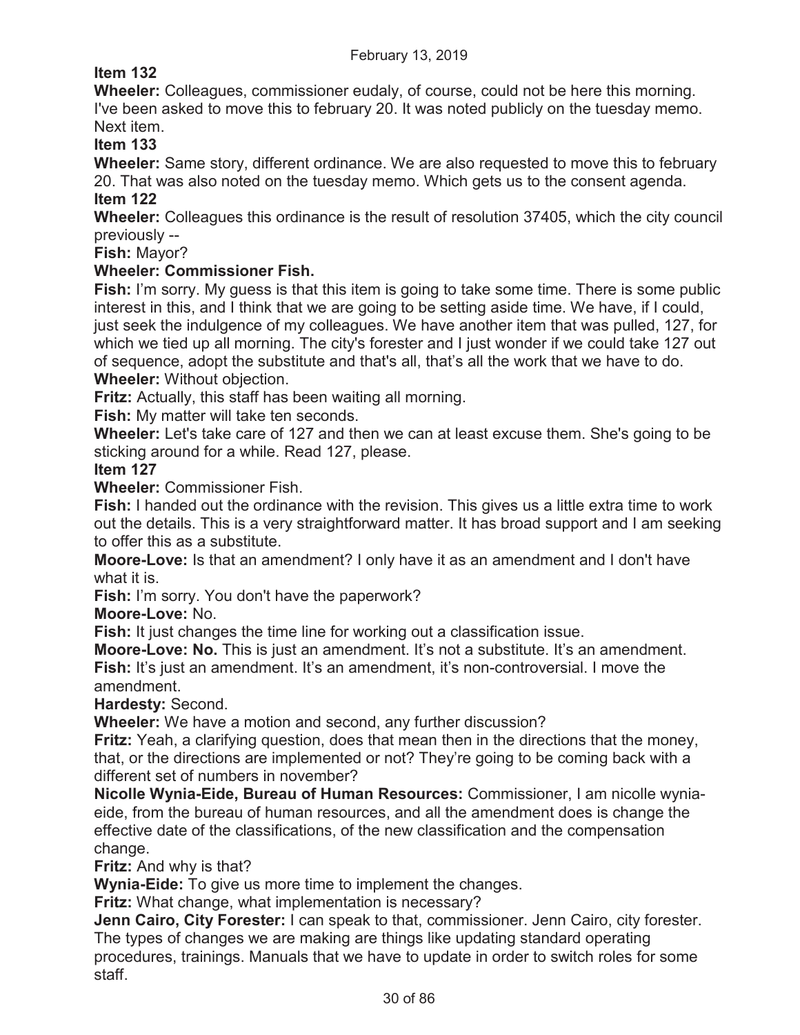**Item 132**

**Wheeler:** Colleagues, commissioner eudaly, of course, could not be here this morning. I've been asked to move this to february 20. It was noted publicly on the tuesday memo. Next item.

**Item 133**

**Wheeler:** Same story, different ordinance. We are also requested to move this to february 20. That was also noted on the tuesday memo. Which gets us to the consent agenda.

**Item 122**

**Wheeler:** Colleagues this ordinance is the result of resolution 37405, which the city council previously --

**Fish:** Mayor?

**Wheeler: Commissioner Fish.**

**Fish:** I'm sorry. My guess is that this item is going to take some time. There is some public interest in this, and I think that we are going to be setting aside time. We have, if I could, just seek the indulgence of my colleagues. We have another item that was pulled, 127, for which we tied up all morning. The city's forester and I just wonder if we could take 127 out of sequence, adopt the substitute and that's all, that's all the work that we have to do.

**Wheeler:** Without objection.

**Fritz:** Actually, this staff has been waiting all morning.

**Fish:** My matter will take ten seconds.

**Wheeler:** Let's take care of 127 and then we can at least excuse them. She's going to be sticking around for a while. Read 127, please.

**Item 127**

**Wheeler:** Commissioner Fish.

**Fish:** I handed out the ordinance with the revision. This gives us a little extra time to work out the details. This is a very straightforward matter. It has broad support and I am seeking to offer this as a substitute.

**Moore-Love:** Is that an amendment? I only have it as an amendment and I don't have what it is.

**Fish:** I'm sorry. You don't have the paperwork?

**Moore-Love:** No.

**Fish:** It just changes the time line for working out a classification issue.

**Moore-Love: No.** This is just an amendment. It's not a substitute. It's an amendment.

**Fish:** It's just an amendment. It's an amendment, it's non-controversial. I move the amendment.

**Hardesty:** Second.

**Wheeler:** We have a motion and second, any further discussion?

**Fritz:** Yeah, a clarifying question, does that mean then in the directions that the money, that, or the directions are implemented or not? They're going to be coming back with a different set of numbers in november?

**Nicolle Wynia-Eide, Bureau of Human Resources:** Commissioner, I am nicolle wynia-eide, from the bureau of human resources, and all the amendment does is change the effective date of the classifications, of the new classification and the compensation change.

**Fritz:** And why is that?

**Wynia-Eide:** To give us more time to implement the changes.

**Fritz:** What change, what implementation is necessary?

**Jenn Cairo, City Forester:** I can speak to that, commissioner. Jenn Cairo, city forester. The types of changes we are making are things like updating standard operating procedures, trainings. Manuals that we have to update in order to switch roles for some staff.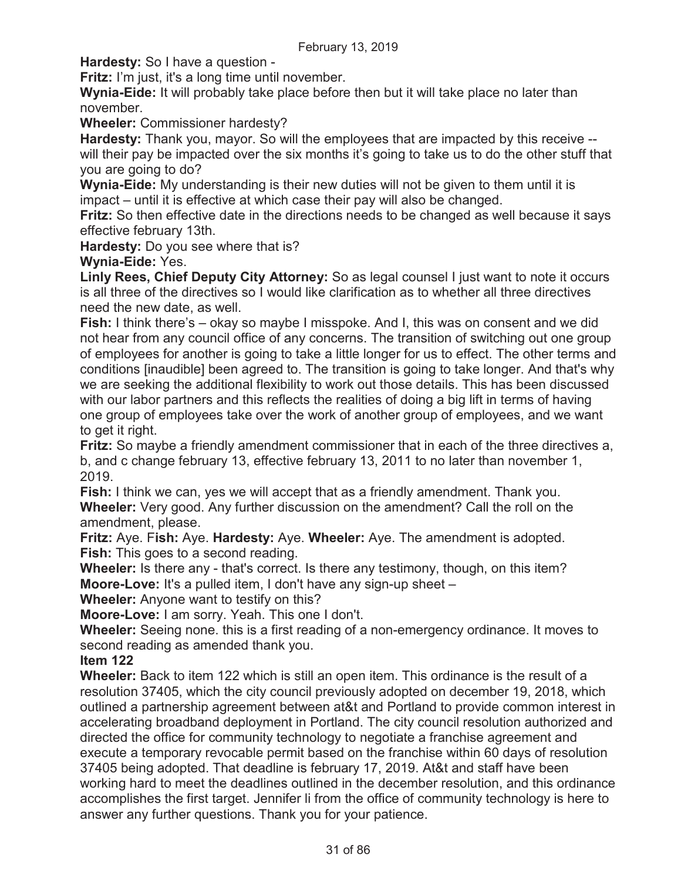**Hardesty:** So I have a question -

**Fritz:** I'm just, it's a long time until november.

**Wynia-Eide:** It will probably take place before then but it will take place no later than november.

**Wheeler:** Commissioner hardesty?

**Hardesty:** Thank you, mayor. So will the employees that are impacted by this receive -- will their pay be impacted over the six months it's going to take us to do the other stuff that you are going to do?

**Wynia-Eide:** My understanding is their new duties will not be given to them until it is impact – until it is effective at which case their pay will also be changed.

**Fritz:** So then effective date in the directions needs to be changed as well because it says effective february 13th.

**Hardesty:** Do you see where that is?

**Wynia-Eide:** Yes.

**Linly Rees, Chief Deputy City Attorney:** So as legal counsel I just want to note it occurs is all three of the directives so I would like clarification as to whether all three directives need the new date, as well.

**Fish:** I think there's – okay so maybe I misspoke. And I, this was on consent and we did not hear from any council office of any concerns. The transition of switching out one group of employees for another is going to take a little longer for us to effect. The other terms and conditions [inaudible] been agreed to. The transition is going to take longer. And that's why we are seeking the additional flexibility to work out those details. This has been discussed with our labor partners and this reflects the realities of doing a big lift in terms of having one group of employees take over the work of another group of employees, and we want to get it right.

**Fritz:** So maybe a friendly amendment commissioner that in each of the three directives a, b, and c change february 13, effective february 13, 2011 to no later than november 1, 2019.

**Fish:** I think we can, yes we will accept that as a friendly amendment. Thank you.

**Wheeler:** Very good. Any further discussion on the amendment? Call the roll on the amendment, please.

**Fritz:** Aye. **Fish:** Aye. **Hardesty:** Aye. **Wheeler:** Aye. The amendment is adopted.

**Fish:** This goes to a second reading.

**Wheeler:** Is there any - that's correct. Is there any testimony, though, on this item?

**Moore-Love:** It's a pulled item, I don't have any sign-up sheet –

**Wheeler:** Anyone want to testify on this?

**Moore-Love:** I am sorry. Yeah. This one I don't.

**Wheeler:** Seeing none. this is a first reading of a non-emergency ordinance. It moves to second reading as amended thank you.

**Item 122**

**Wheeler:** Back to item 122 which is still an open item. This ordinance is the result of a resolution 37405, which the city council previously adopted on december 19, 2018, which outlined a partnership agreement between at&t and Portland to provide common interest in accelerating broadband deployment in Portland. The city council resolution authorized and directed the office for community technology to negotiate a franchise agreement and execute a temporary revocable permit based on the franchise within 60 days of resolution 37405 being adopted. That deadline is february 17, 2019. At&t and staff have been working hard to meet the deadlines outlined in the december resolution, and this ordinance accomplishes the first target. Jennifer li from the office of community technology is here to answer any further questions. Thank you for your patience.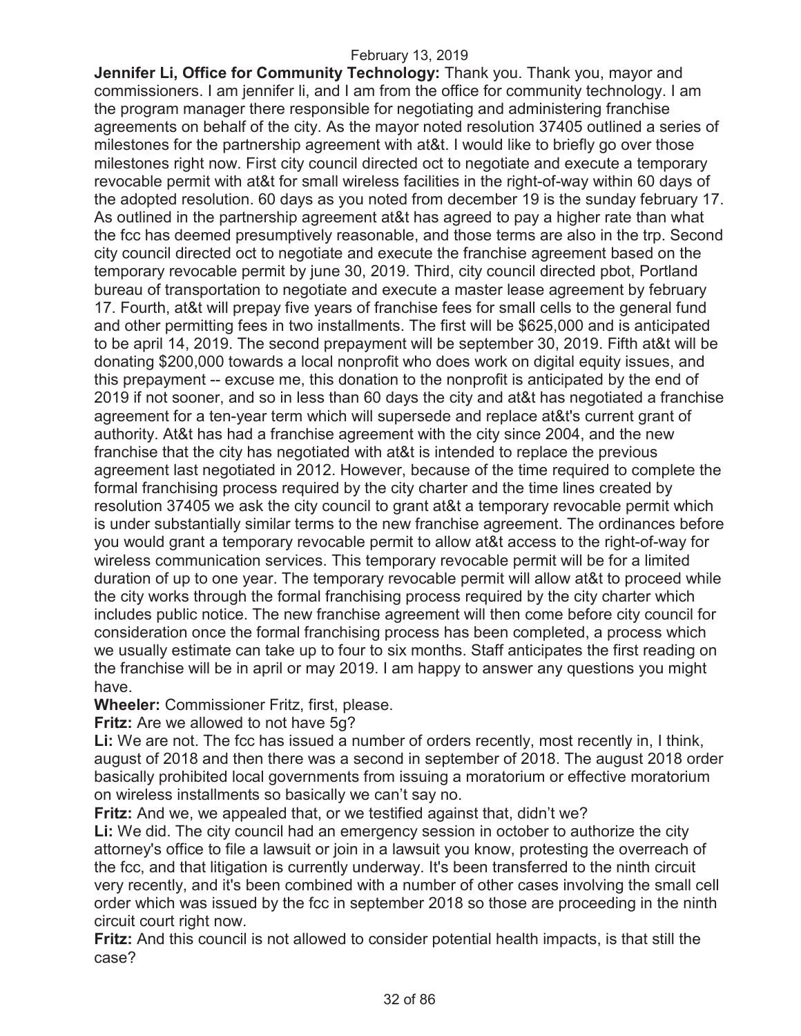**Jennifer Li, Office for Community Technology:** Thank you. Thank you, mayor and commissioners. I am jennifer li, and I am from the office for community technology. I am the program manager there responsible for negotiating and administering franchise agreements on behalf of the city. As the mayor noted resolution 37405 outlined a series of milestones for the partnership agreement with at&t. I would like to briefly go over those milestones right now. First city council directed oct to negotiate and execute a temporary revocable permit with at&t for small wireless facilities in the right-of-way within 60 days of the adopted resolution. 60 days as you noted from december 19 is the sunday february 17. As outlined in the partnership agreement at&t has agreed to pay a higher rate than what the fcc has deemed presumptively reasonable, and those terms are also in the trp. Second city council directed oct to negotiate and execute the franchise agreement based on the temporary revocable permit by june 30, 2019. Third, city council directed pbot, Portland bureau of transportation to negotiate and execute a master lease agreement by february 17. Fourth, at&t will prepay five years of franchise fees for small cells to the general fund and other permitting fees in two installments. The first will be $625,000 and is anticipated to be april 14, 2019. The second prepayment will be september 30, 2019. Fifth at&t will be donating $200,000 towards a local nonprofit who does work on digital equity issues, and this prepayment -- excuse me, this donation to the nonprofit is anticipated by the end of 2019 if not sooner, and so in less than 60 days the city and at&t has negotiated a franchise agreement for a ten-year term which will supersede and replace at&t's current grant of authority. At&t has had a franchise agreement with the city since 2004, and the new franchise that the city has negotiated with at&t is intended to replace the previous agreement last negotiated in 2012. However, because of the time required to complete the formal franchising process required by the city charter and the time lines created by resolution 37405 we ask the city council to grant at&t a temporary revocable permit which is under substantially similar terms to the new franchise agreement. The ordinances before you would grant a temporary revocable permit to allow at&t access to the right-of-way for wireless communication services. This temporary revocable permit will be for a limited duration of up to one year. The temporary revocable permit will allow at&t to proceed while the city works through the formal franchising process required by the city charter which includes public notice. The new franchise agreement will then come before city council for consideration once the formal franchising process has been completed, a process which we usually estimate can take up to four to six months. Staff anticipates the first reading on the franchise will be in april or may 2019. I am happy to answer any questions you might have.

**Wheeler:** Commissioner Fritz, first, please.

**Fritz:** Are we allowed to not have 5g?

**Li:** We are not. The fcc has issued a number of orders recently, most recently in, I think, august of 2018 and then there was a second in september of 2018. The august 2018 order basically prohibited local governments from issuing a moratorium or effective moratorium on wireless installments so basically we can't say no.

**Fritz:** And we, we appealed that, or we testified against that, didn't we?

**Li:** We did. The city council had an emergency session in october to authorize the city attorney's office to file a lawsuit or join in a lawsuit you know, protesting the overreach of the fcc, and that litigation is currently underway. It's been transferred to the ninth circuit very recently, and it's been combined with a number of other cases involving the small cell order which was issued by the fcc in september 2018 so those are proceeding in the ninth circuit court right now.

**Fritz:** And this council is not allowed to consider potential health impacts, is that still the case?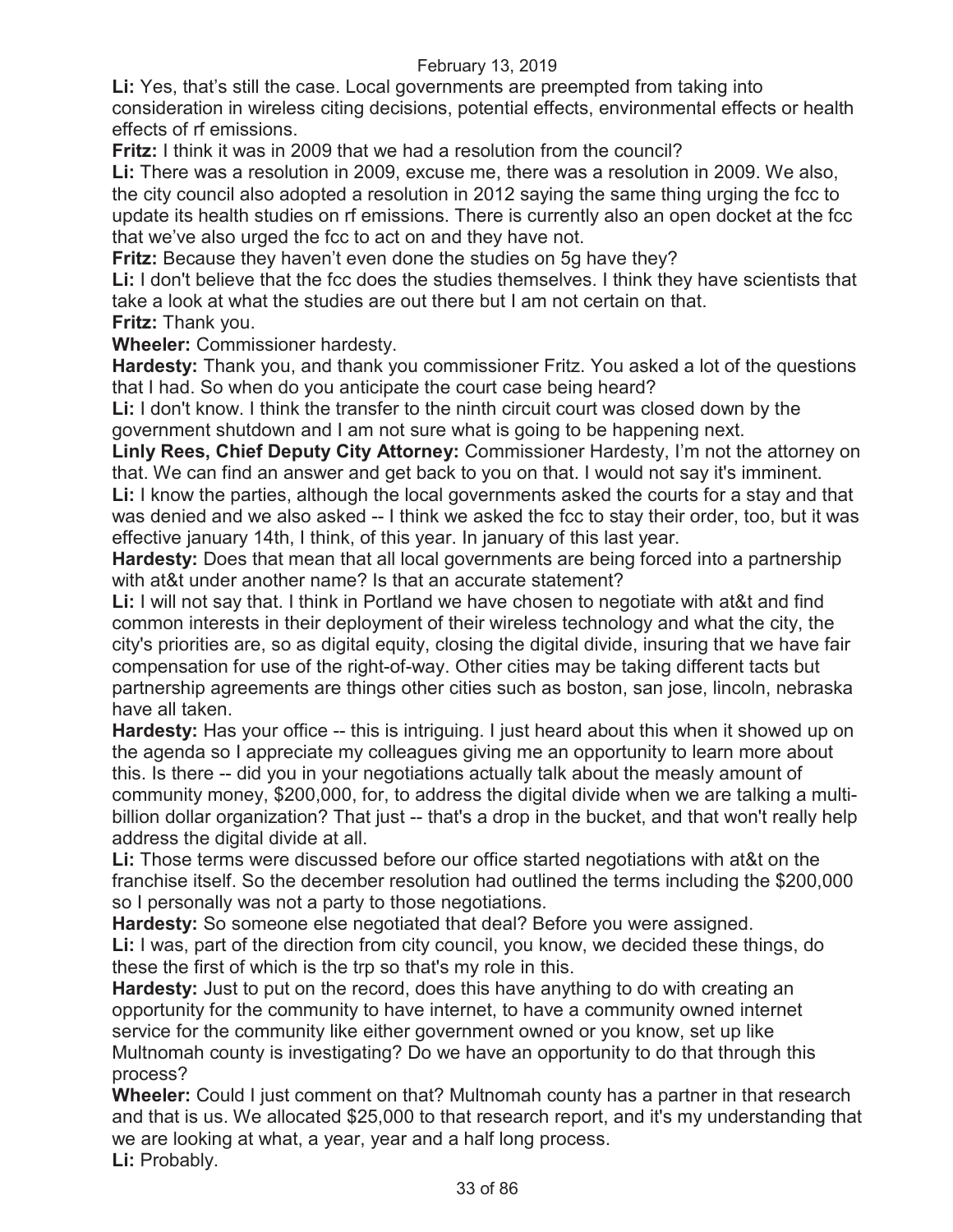**Li:** Yes, that's still the case. Local governments are preempted from taking into consideration in wireless citing decisions, potential effects, environmental effects or health effects of rf emissions.

**Fritz:** I think it was in 2009 that we had a resolution from the council?

**Li:** There was a resolution in 2009, excuse me, there was a resolution in 2009. We also, the city council also adopted a resolution in 2012 saying the same thing urging the fcc to update its health studies on rf emissions. There is currently also an open docket at the fcc that we've also urged the fcc to act on and they have not.

**Fritz:** Because they haven't even done the studies on 5g have they?

**Li:** I don't believe that the fcc does the studies themselves. I think they have scientists that take a look at what the studies are out there but I am not certain on that.

**Fritz:** Thank you.

**Wheeler:** Commissioner hardesty.

**Hardesty:** Thank you, and thank you commissioner Fritz. You asked a lot of the questions that I had. So when do you anticipate the court case being heard?

**Li:** I don't know. I think the transfer to the ninth circuit court was closed down by the government shutdown and I am not sure what is going to be happening next.

**Linly Rees, Chief Deputy City Attorney:** Commissioner Hardesty, I'm not the attorney on that. We can find an answer and get back to you on that. I would not say it's imminent.

**Li:** I know the parties, although the local governments asked the courts for a stay and that was denied and we also asked -- I think we asked the fcc to stay their order, too, but it was effective january 14th, I think, of this year. In january of this last year.

**Hardesty:** Does that mean that all local governments are being forced into a partnership with at&t under another name? Is that an accurate statement?

**Li:** I will not say that. I think in Portland we have chosen to negotiate with at&t and find common interests in their deployment of their wireless technology and what the city, the city's priorities are, so as digital equity, closing the digital divide, insuring that we have fair compensation for use of the right-of-way. Other cities may be taking different tacts but partnership agreements are things other cities such as boston, san jose, lincoln, nebraska have all taken.

**Hardesty:** Has your office -- this is intriguing. I just heard about this when it showed up on the agenda so I appreciate my colleagues giving me an opportunity to learn more about this. Is there -- did you in your negotiations actually talk about the measly amount of community money, $200,000, for, to address the digital divide when we are talking a multi-billion dollar organization? That just -- that's a drop in the bucket, and that won't really help address the digital divide at all.

**Li:** Those terms were discussed before our office started negotiations with at&t on the franchise itself. So the december resolution had outlined the terms including the $200,000 so I personally was not a party to those negotiations.

**Hardesty:** So someone else negotiated that deal? Before you were assigned.

**Li:** I was, part of the direction from city council, you know, we decided these things, do these the first of which is the trp so that's my role in this.

**Hardesty:** Just to put on the record, does this have anything to do with creating an opportunity for the community to have internet, to have a community owned internet service for the community like either government owned or you know, set up like Multnomah county is investigating? Do we have an opportunity to do that through this process?

**Wheeler:** Could I just comment on that? Multnomah county has a partner in that research and that is us. We allocated $25,000 to that research report, and it's my understanding that we are looking at what, a year, year and a half long process.

**Li:** Probably.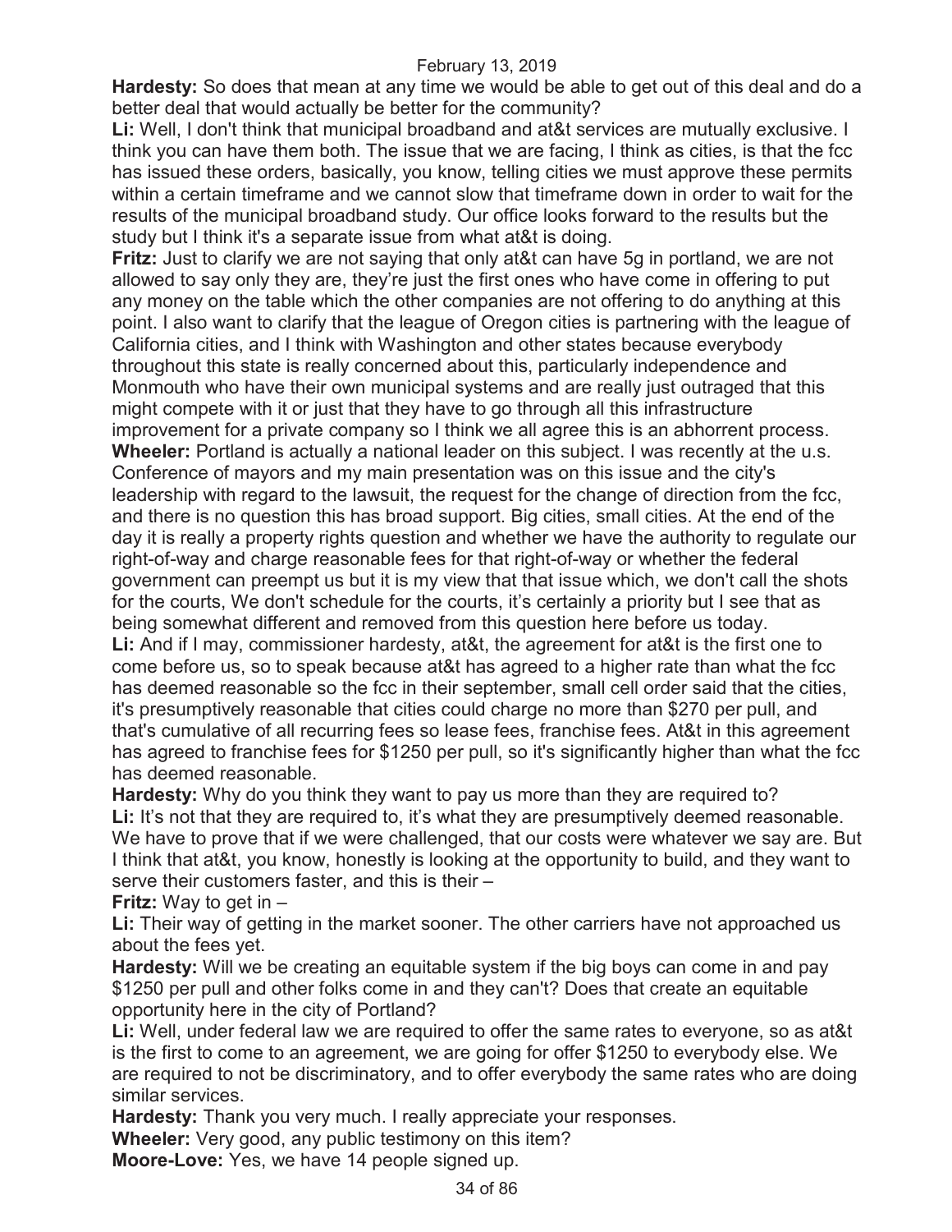**Hardesty:** So does that mean at any time we would be able to get out of this deal and do a better deal that would actually be better for the community?

**Li:** Well, I don't think that municipal broadband and at&t services are mutually exclusive. I think you can have them both. The issue that we are facing, I think as cities, is that the fcc has issued these orders, basically, you know, telling cities we must approve these permits within a certain timeframe and we cannot slow that timeframe down in order to wait for the results of the municipal broadband study. Our office looks forward to the results but the study but I think it's a separate issue from what at&t is doing.

**Fritz:** Just to clarify we are not saying that only at&t can have 5g in portland, we are not allowed to say only they are, they're just the first ones who have come in offering to put any money on the table which the other companies are not offering to do anything at this point. I also want to clarify that the league of Oregon cities is partnering with the league of California cities, and I think with Washington and other states because everybody throughout this state is really concerned about this, particularly independence and Monmouth who have their own municipal systems and are really just outraged that this might compete with it or just that they have to go through all this infrastructure improvement for a private company so I think we all agree this is an abhorrent process.

**Wheeler:** Portland is actually a national leader on this subject. I was recently at the u.s. Conference of mayors and my main presentation was on this issue and the city's leadership with regard to the lawsuit, the request for the change of direction from the fcc, and there is no question this has broad support. Big cities, small cities. At the end of the day it is really a property rights question and whether we have the authority to regulate our right-of-way and charge reasonable fees for that right-of-way or whether the federal government can preempt us but it is my view that that issue which, we don't call the shots for the courts, We don't schedule for the courts, it's certainly a priority but I see that as being somewhat different and removed from this question here before us today.

**Li:** And if I may, commissioner hardesty, at&t, the agreement for at&t is the first one to come before us, so to speak because at&t has agreed to a higher rate than what the fcc has deemed reasonable so the fcc in their september, small cell order said that the cities, it's presumptively reasonable that cities could charge no more than $270 per pull, and that's cumulative of all recurring fees so lease fees, franchise fees. At&t in this agreement has agreed to franchise fees for $1250 per pull, so it's significantly higher than what the fcc has deemed reasonable.

**Hardesty:** Why do you think they want to pay us more than they are required to?

**Li:** It's not that they are required to, it's what they are presumptively deemed reasonable. We have to prove that if we were challenged, that our costs were whatever we say are. But I think that at&t, you know, honestly is looking at the opportunity to build, and they want to serve their customers faster, and this is their –

**Fritz:** Way to get in –

**Li:** Their way of getting in the market sooner. The other carriers have not approached us about the fees yet.

**Hardesty:** Will we be creating an equitable system if the big boys can come in and pay $1250 per pull and other folks come in and they can't? Does that create an equitable opportunity here in the city of Portland?

**Li:** Well, under federal law we are required to offer the same rates to everyone, so as at&t is the first to come to an agreement, we are going for offer $1250 to everybody else. We are required to not be discriminatory, and to offer everybody the same rates who are doing similar services.

**Hardesty:** Thank you very much. I really appreciate your responses.

**Wheeler:** Very good, any public testimony on this item?

**Moore-Love:** Yes, we have 14 people signed up.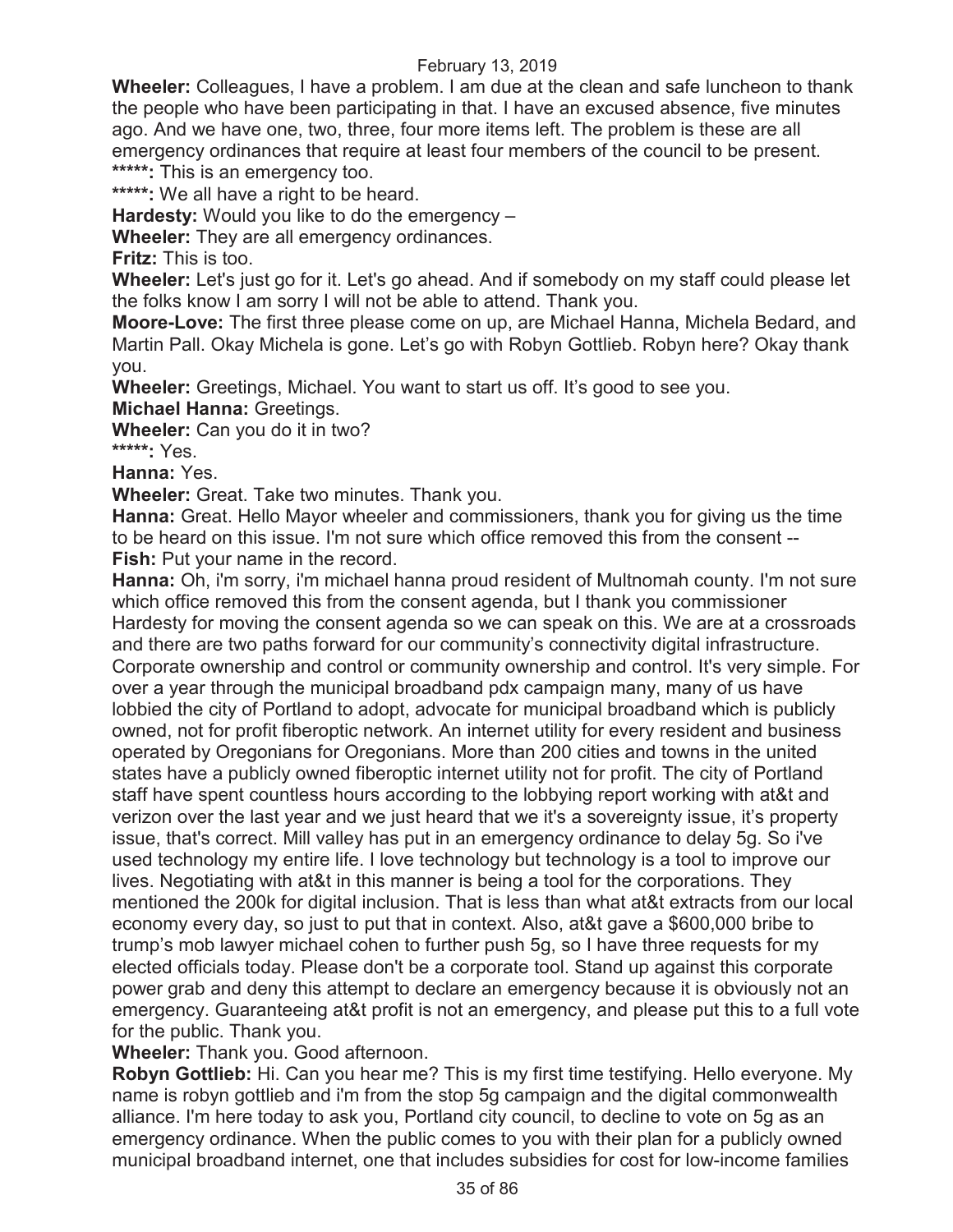**Wheeler:** Colleagues, I have a problem. I am due at the clean and safe luncheon to thank the people who have been participating in that. I have an excused absence, five minutes ago. And we have one, two, three, four more items left. The problem is these are all emergency ordinances that require at least four members of the council to be present.

*****: This is an emergency too.

*****: We all have a right to be heard.

**Hardesty:** Would you like to do the emergency –

**Wheeler:** They are all emergency ordinances.

**Fritz:** This is too.

**Wheeler:** Let's just go for it. Let's go ahead. And if somebody on my staff could please let the folks know I am sorry I will not be able to attend. Thank you.

**Moore-Love:** The first three please come on up, are Michael Hanna, Michela Bedard, and Martin Pall. Okay Michela is gone. Let's go with Robyn Gottlieb. Robyn here? Okay thank you.

**Wheeler:** Greetings, Michael. You want to start us off. It's good to see you.

**Michael Hanna:** Greetings.

**Wheeler:** Can you do it in two?

*****: Yes.

**Hanna:** Yes.

**Wheeler:** Great. Take two minutes. Thank you.

**Hanna:** Great. Hello Mayor wheeler and commissioners, thank you for giving us the time to be heard on this issue. I'm not sure which office removed this from the consent --

**Fish:** Put your name in the record.

**Hanna:** Oh, i'm sorry, i'm michael hanna proud resident of Multnomah county. I'm not sure which office removed this from the consent agenda, but I thank you commissioner Hardesty for moving the consent agenda so we can speak on this. We are at a crossroads and there are two paths forward for our community's connectivity digital infrastructure. Corporate ownership and control or community ownership and control. It's very simple. For over a year through the municipal broadband pdx campaign many, many of us have lobbied the city of Portland to adopt, advocate for municipal broadband which is publicly owned, not for profit fiberoptic network. An internet utility for every resident and business operated by Oregonians for Oregonians. More than 200 cities and towns in the united states have a publicly owned fiberoptic internet utility not for profit. The city of Portland staff have spent countless hours according to the lobbying report working with at&t and verizon over the last year and we just heard that we it's a sovereignty issue, it's property issue, that's correct. Mill valley has put in an emergency ordinance to delay 5g. So i've used technology my entire life. I love technology but technology is a tool to improve our lives. Negotiating with at&t in this manner is being a tool for the corporations. They mentioned the 200k for digital inclusion. That is less than what at&t extracts from our local economy every day, so just to put that in context. Also, at&t gave a $600,000 bribe to trump's mob lawyer michael cohen to further push 5g, so I have three requests for my elected officials today. Please don't be a corporate tool. Stand up against this corporate power grab and deny this attempt to declare an emergency because it is obviously not an emergency. Guaranteeing at&t profit is not an emergency, and please put this to a full vote for the public. Thank you.

**Wheeler:** Thank you. Good afternoon.

**Robyn Gottlieb:** Hi. Can you hear me? This is my first time testifying. Hello everyone. My name is robyn gottlieb and i'm from the stop 5g campaign and the digital commonwealth alliance. I'm here today to ask you, Portland city council, to decline to vote on 5g as an emergency ordinance. When the public comes to you with their plan for a publicly owned municipal broadband internet, one that includes subsidies for cost for low-income families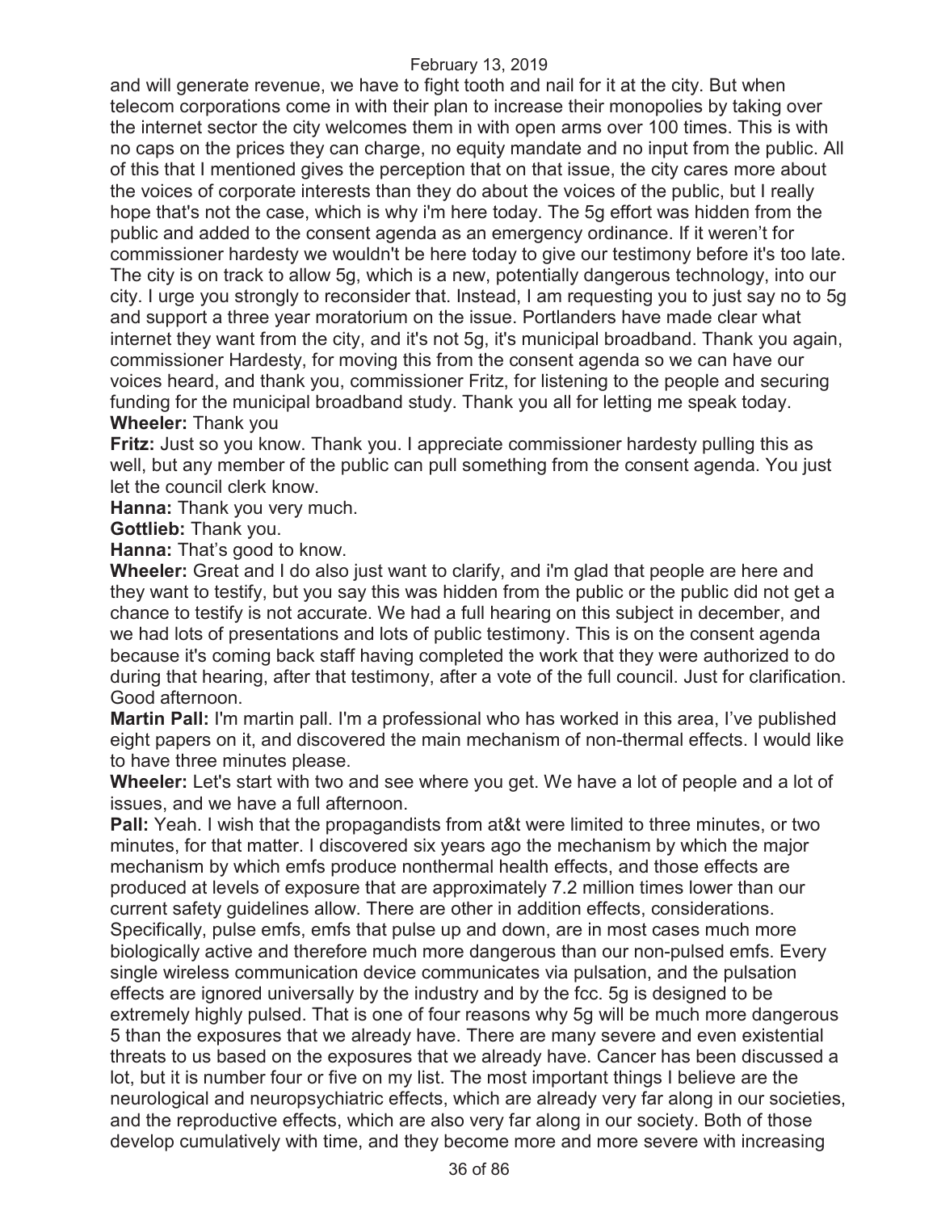and will generate revenue, we have to fight tooth and nail for it at the city. But when telecom corporations come in with their plan to increase their monopolies by taking over the internet sector the city welcomes them in with open arms over 100 times. This is with no caps on the prices they can charge, no equity mandate and no input from the public. All of this that I mentioned gives the perception that on that issue, the city cares more about the voices of corporate interests than they do about the voices of the public, but I really hope that's not the case, which is why i'm here today. The 5g effort was hidden from the public and added to the consent agenda as an emergency ordinance. If it weren't for commissioner hardesty we wouldn't be here today to give our testimony before it's too late. The city is on track to allow 5g, which is a new, potentially dangerous technology, into our city. I urge you strongly to reconsider that. Instead, I am requesting you to just say no to 5g and support a three year moratorium on the issue. Portlanders have made clear what internet they want from the city, and it's not 5g, it's municipal broadband. Thank you again, commissioner Hardesty, for moving this from the consent agenda so we can have our voices heard, and thank you, commissioner Fritz, for listening to the people and securing funding for the municipal broadband study. Thank you all for letting me speak today.

**Wheeler:** Thank you

**Fritz:** Just so you know. Thank you. I appreciate commissioner hardesty pulling this as well, but any member of the public can pull something from the consent agenda. You just let the council clerk know.

**Hanna:** Thank you very much.

**Gottlieb:** Thank you.

**Hanna:** That's good to know.

**Wheeler:** Great and I do also just want to clarify, and i'm glad that people are here and they want to testify, but you say this was hidden from the public or the public did not get a chance to testify is not accurate. We had a full hearing on this subject in december, and we had lots of presentations and lots of public testimony. This is on the consent agenda because it's coming back staff having completed the work that they were authorized to do during that hearing, after that testimony, after a vote of the full council. Just for clarification. Good afternoon.

**Martin Pall:** I'm martin pall. I'm a professional who has worked in this area, I've published eight papers on it, and discovered the main mechanism of non-thermal effects. I would like to have three minutes please.

**Wheeler:** Let's start with two and see where you get. We have a lot of people and a lot of issues, and we have a full afternoon.

**Pall:** Yeah. I wish that the propagandists from at&t were limited to three minutes, or two minutes, for that matter. I discovered six years ago the mechanism by which the major mechanism by which emfs produce nonthermal health effects, and those effects are produced at levels of exposure that are approximately 7.2 million times lower than our current safety guidelines allow. There are other in addition effects, considerations. Specifically, pulse emfs, emfs that pulse up and down, are in most cases much more biologically active and therefore much more dangerous than our non-pulsed emfs. Every single wireless communication device communicates via pulsation, and the pulsation effects are ignored universally by the industry and by the fcc. 5g is designed to be extremely highly pulsed. That is one of four reasons why 5g will be much more dangerous 5 than the exposures that we already have. There are many severe and even existential threats to us based on the exposures that we already have. Cancer has been discussed a lot, but it is number four or five on my list. The most important things I believe are the neurological and neuropsychiatric effects, which are already very far along in our societies, and the reproductive effects, which are also very far along in our society. Both of those develop cumulatively with time, and they become more and more severe with increasing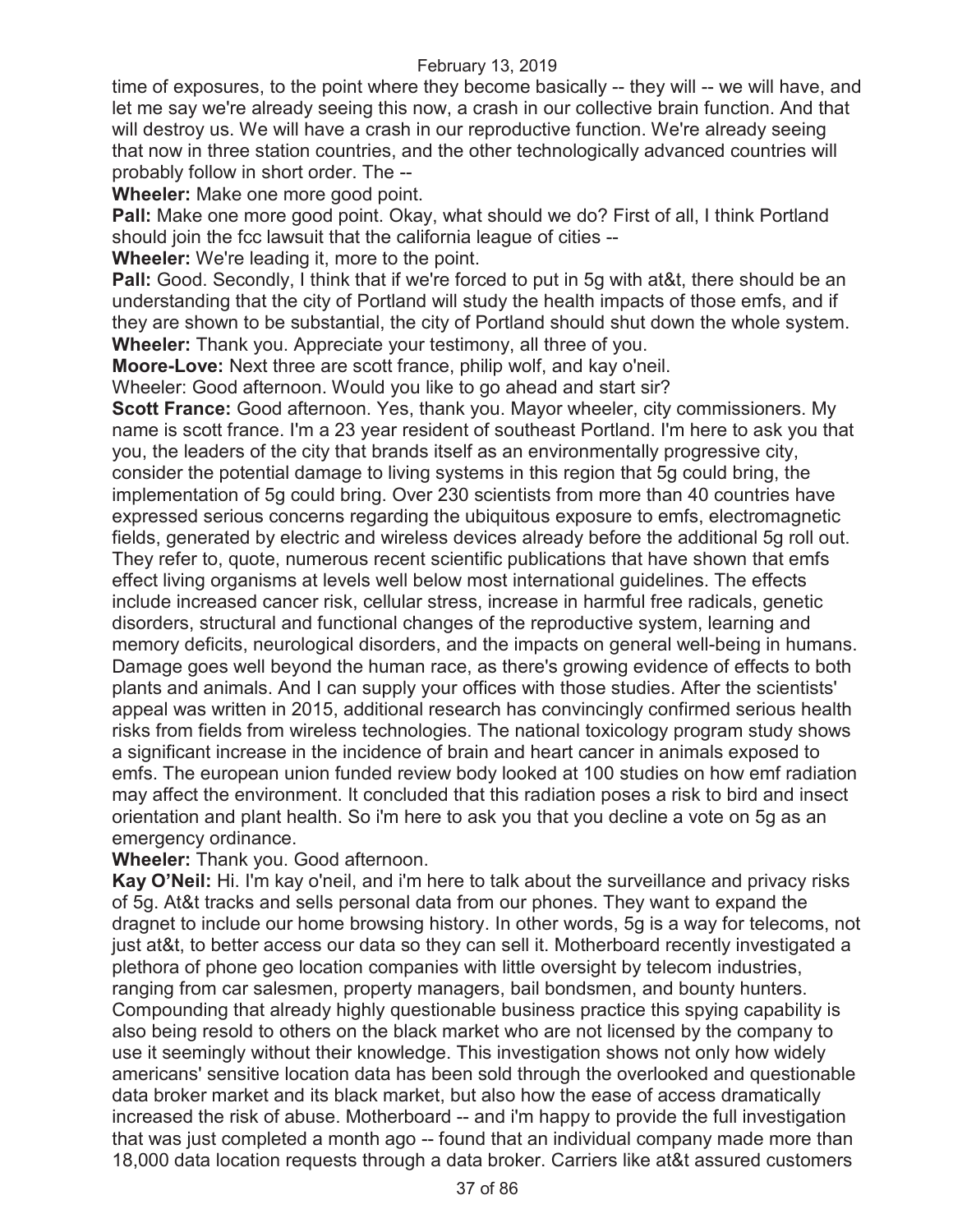time of exposures, to the point where they become basically -- they will -- we will have, and let me say we're already seeing this now, a crash in our collective brain function. And that will destroy us. We will have a crash in our reproductive function. We're already seeing that now in three station countries, and the other technologically advanced countries will probably follow in short order. The --

**Wheeler:** Make one more good point.

**Pall:** Make one more good point. Okay, what should we do? First of all, I think Portland should join the fcc lawsuit that the california league of cities --

**Wheeler:** We're leading it, more to the point.

**Pall:** Good. Secondly, I think that if we're forced to put in 5g with at&t, there should be an understanding that the city of Portland will study the health impacts of those emfs, and if they are shown to be substantial, the city of Portland should shut down the whole system.

**Wheeler:** Thank you. Appreciate your testimony, all three of you.

**Moore-Love:** Next three are scott france, philip wolf, and kay o'neil.

Wheeler: Good afternoon. Would you like to go ahead and start sir?

**Scott France:** Good afternoon. Yes, thank you. Mayor wheeler, city commissioners. My name is scott france. I'm a 23 year resident of southeast Portland. I'm here to ask you that you, the leaders of the city that brands itself as an environmentally progressive city, consider the potential damage to living systems in this region that 5g could bring, the implementation of 5g could bring. Over 230 scientists from more than 40 countries have expressed serious concerns regarding the ubiquitous exposure to emfs, electromagnetic fields, generated by electric and wireless devices already before the additional 5g roll out. They refer to, quote, numerous recent scientific publications that have shown that emfs effect living organisms at levels well below most international guidelines. The effects include increased cancer risk, cellular stress, increase in harmful free radicals, genetic disorders, structural and functional changes of the reproductive system, learning and memory deficits, neurological disorders, and the impacts on general well-being in humans. Damage goes well beyond the human race, as there's growing evidence of effects to both plants and animals. And I can supply your offices with those studies. After the scientists' appeal was written in 2015, additional research has convincingly confirmed serious health risks from fields from wireless technologies. The national toxicology program study shows a significant increase in the incidence of brain and heart cancer in animals exposed to emfs. The european union funded review body looked at 100 studies on how emf radiation may affect the environment. It concluded that this radiation poses a risk to bird and insect orientation and plant health. So i'm here to ask you that you decline a vote on 5g as an emergency ordinance.

**Wheeler:** Thank you. Good afternoon.

**Kay O'Neil:** Hi. I'm kay o'neil, and i'm here to talk about the surveillance and privacy risks of 5g. At&t tracks and sells personal data from our phones. They want to expand the dragnet to include our home browsing history. In other words, 5g is a way for telecoms, not just at&t, to better access our data so they can sell it. Motherboard recently investigated a plethora of phone geo location companies with little oversight by telecom industries, ranging from car salesmen, property managers, bail bondsmen, and bounty hunters. Compounding that already highly questionable business practice this spying capability is also being resold to others on the black market who are not licensed by the company to use it seemingly without their knowledge. This investigation shows not only how widely americans' sensitive location data has been sold through the overlooked and questionable data broker market and its black market, but also how the ease of access dramatically increased the risk of abuse. Motherboard -- and i'm happy to provide the full investigation that was just completed a month ago -- found that an individual company made more than 18,000 data location requests through a data broker. Carriers like at&t assured customers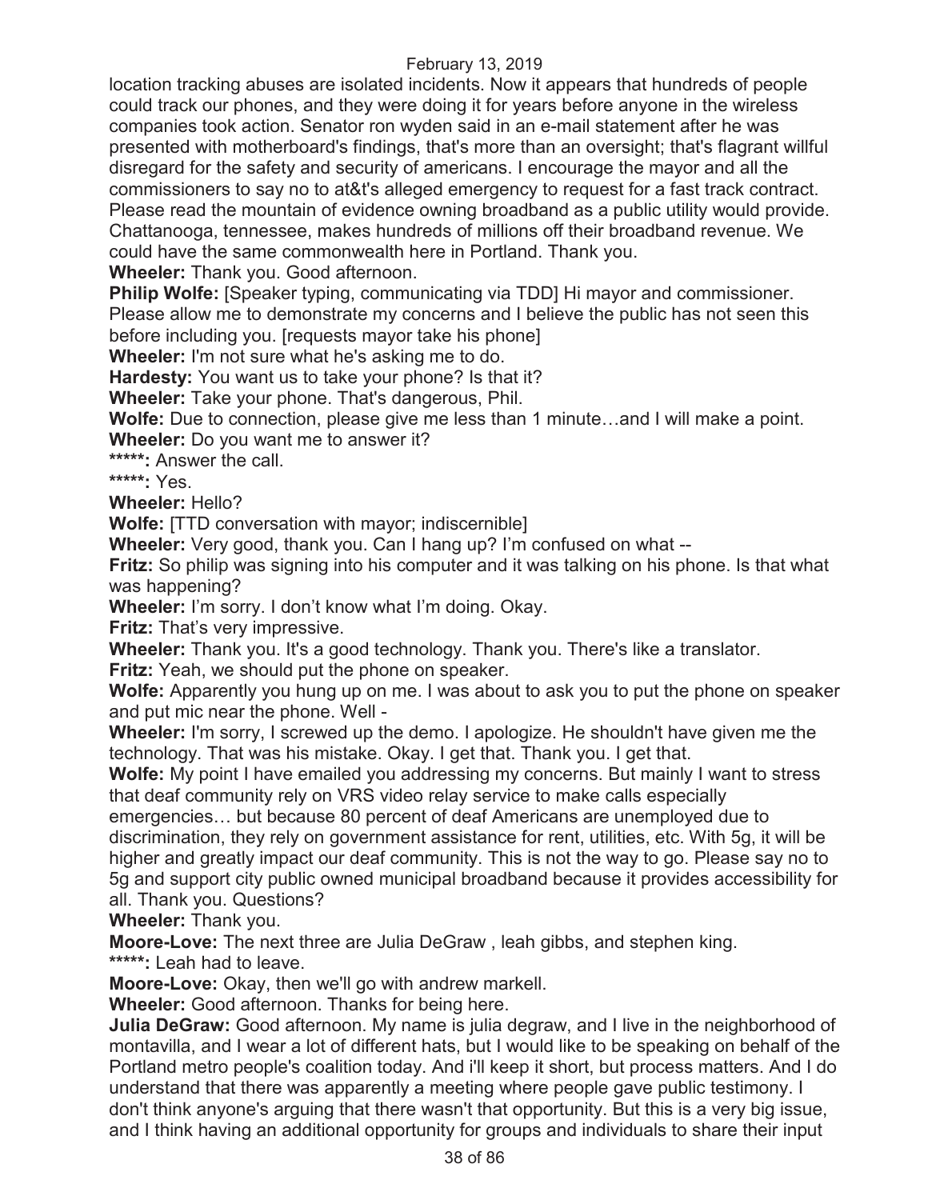location tracking abuses are isolated incidents. Now it appears that hundreds of people could track our phones, and they were doing it for years before anyone in the wireless companies took action. Senator ron wyden said in an e-mail statement after he was presented with motherboard's findings, that's more than an oversight; that's flagrant willful disregard for the safety and security of americans. I encourage the mayor and all the commissioners to say no to at&t's alleged emergency to request for a fast track contract. Please read the mountain of evidence owning broadband as a public utility would provide. Chattanooga, tennessee, makes hundreds of millions off their broadband revenue. We could have the same commonwealth here in Portland. Thank you.

**Wheeler:** Thank you. Good afternoon.

**Philip Wolfe:** [Speaker typing, communicating via TDD] Hi mayor and commissioner. Please allow me to demonstrate my concerns and I believe the public has not seen this before including you. [requests mayor take his phone]

**Wheeler:** I'm not sure what he's asking me to do.

**Hardesty:** You want us to take your phone? Is that it?

**Wheeler:** Take your phone. That's dangerous, Phil.

**Wolfe:** Due to connection, please give me less than 1 minute…and I will make a point.

**Wheeler:** Do you want me to answer it?

*****: Answer the call.

*****: Yes.

**Wheeler:** Hello?

**Wolfe:** [TTD conversation with mayor; indiscernible]

**Wheeler:** Very good, thank you. Can I hang up? I'm confused on what --

**Fritz:** So philip was signing into his computer and it was talking on his phone. Is that what was happening?

**Wheeler:** I'm sorry. I don't know what I'm doing. Okay.

**Fritz:** That's very impressive.

**Wheeler:** Thank you. It's a good technology. Thank you. There's like a translator.

**Fritz:** Yeah, we should put the phone on speaker.

**Wolfe:** Apparently you hung up on me. I was about to ask you to put the phone on speaker and put mic near the phone. Well -

**Wheeler:** I'm sorry, I screwed up the demo. I apologize. He shouldn't have given me the technology. That was his mistake. Okay. I get that. Thank you. I get that.

**Wolfe:** My point I have emailed you addressing my concerns. But mainly I want to stress that deaf community rely on VRS video relay service to make calls especially emergencies… but because 80 percent of deaf Americans are unemployed due to discrimination, they rely on government assistance for rent, utilities, etc. With 5g, it will be higher and greatly impact our deaf community. This is not the way to go. Please say no to 5g and support city public owned municipal broadband because it provides accessibility for all. Thank you. Questions?

**Wheeler:** Thank you.

**Moore-Love:** The next three are Julia DeGraw , leah gibbs, and stephen king.

*****: Leah had to leave.

**Moore-Love:** Okay, then we'll go with andrew markell.

**Wheeler:** Good afternoon. Thanks for being here.

**Julia DeGraw:** Good afternoon. My name is julia degraw, and I live in the neighborhood of montavilla, and I wear a lot of different hats, but I would like to be speaking on behalf of the Portland metro people's coalition today. And i'll keep it short, but process matters. And I do understand that there was apparently a meeting where people gave public testimony. I don't think anyone's arguing that there wasn't that opportunity. But this is a very big issue, and I think having an additional opportunity for groups and individuals to share their input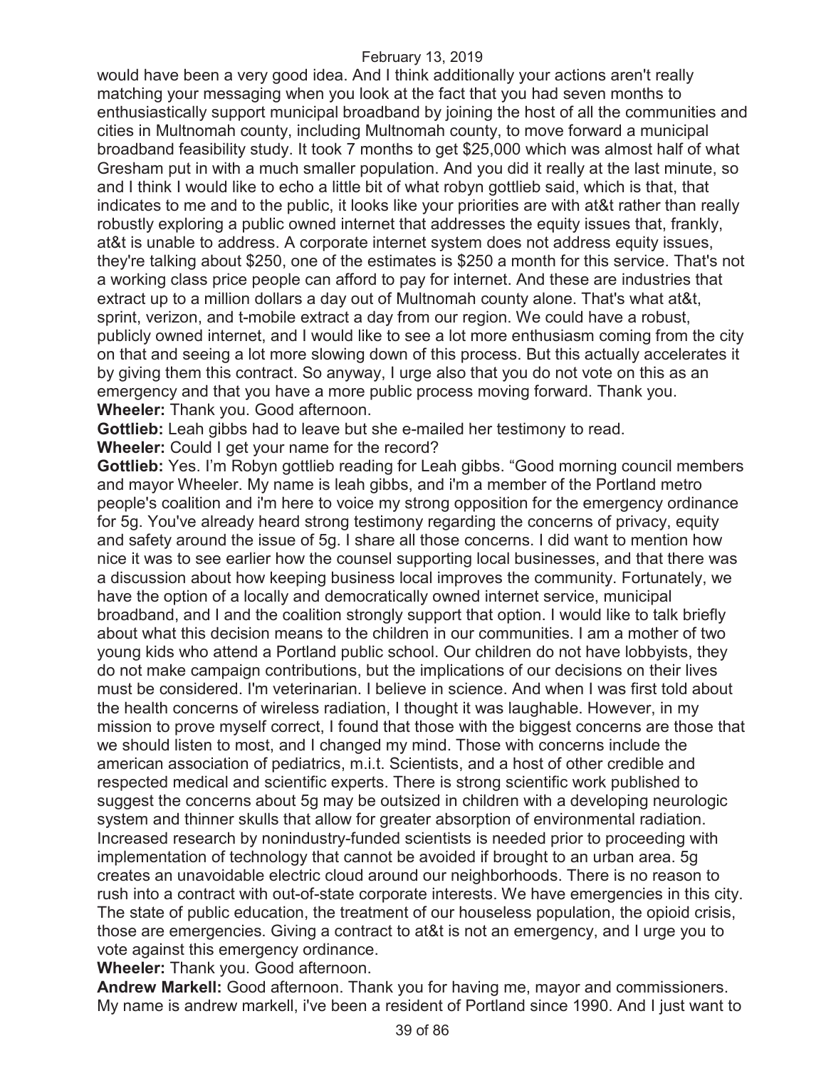would have been a very good idea. And I think additionally your actions aren't really matching your messaging when you look at the fact that you had seven months to enthusiastically support municipal broadband by joining the host of all the communities and cities in Multnomah county, including Multnomah county, to move forward a municipal broadband feasibility study. It took 7 months to get $25,000 which was almost half of what Gresham put in with a much smaller population. And you did it really at the last minute, so and I think I would like to echo a little bit of what robyn gottlieb said, which is that, that indicates to me and to the public, it looks like your priorities are with at&t rather than really robustly exploring a public owned internet that addresses the equity issues that, frankly, at&t is unable to address. A corporate internet system does not address equity issues, they're talking about $250, one of the estimates is $250 a month for this service. That's not a working class price people can afford to pay for internet. And these are industries that extract up to a million dollars a day out of Multnomah county alone. That's what at&t, sprint, verizon, and t-mobile extract a day from our region. We could have a robust, publicly owned internet, and I would like to see a lot more enthusiasm coming from the city on that and seeing a lot more slowing down of this process. But this actually accelerates it by giving them this contract. So anyway, I urge also that you do not vote on this as an emergency and that you have a more public process moving forward. Thank you.

**Wheeler:** Thank you. Good afternoon.

**Gottlieb:** Leah gibbs had to leave but she e-mailed her testimony to read.

**Wheeler:** Could I get your name for the record?

**Gottlieb:** Yes. I'm Robyn gottlieb reading for Leah gibbs. "Good morning council members and mayor Wheeler. My name is leah gibbs, and i'm a member of the Portland metro people's coalition and i'm here to voice my strong opposition for the emergency ordinance for 5g. You've already heard strong testimony regarding the concerns of privacy, equity and safety around the issue of 5g. I share all those concerns. I did want to mention how nice it was to see earlier how the counsel supporting local businesses, and that there was a discussion about how keeping business local improves the community. Fortunately, we have the option of a locally and democratically owned internet service, municipal broadband, and I and the coalition strongly support that option. I would like to talk briefly about what this decision means to the children in our communities. I am a mother of two young kids who attend a Portland public school. Our children do not have lobbyists, they do not make campaign contributions, but the implications of our decisions on their lives must be considered. I'm veterinarian. I believe in science. And when I was first told about the health concerns of wireless radiation, I thought it was laughable. However, in my mission to prove myself correct, I found that those with the biggest concerns are those that we should listen to most, and I changed my mind. Those with concerns include the american association of pediatrics, m.i.t. Scientists, and a host of other credible and respected medical and scientific experts. There is strong scientific work published to suggest the concerns about 5g may be outsized in children with a developing neurologic system and thinner skulls that allow for greater absorption of environmental radiation. Increased research by nonindustry-funded scientists is needed prior to proceeding with implementation of technology that cannot be avoided if brought to an urban area. 5g creates an unavoidable electric cloud around our neighborhoods. There is no reason to rush into a contract with out-of-state corporate interests. We have emergencies in this city. The state of public education, the treatment of our houseless population, the opioid crisis, those are emergencies. Giving a contract to at&t is not an emergency, and I urge you to vote against this emergency ordinance.

**Wheeler:** Thank you. Good afternoon.

**Andrew Markell:** Good afternoon. Thank you for having me, mayor and commissioners. My name is andrew markell, i've been a resident of Portland since 1990. And I just want to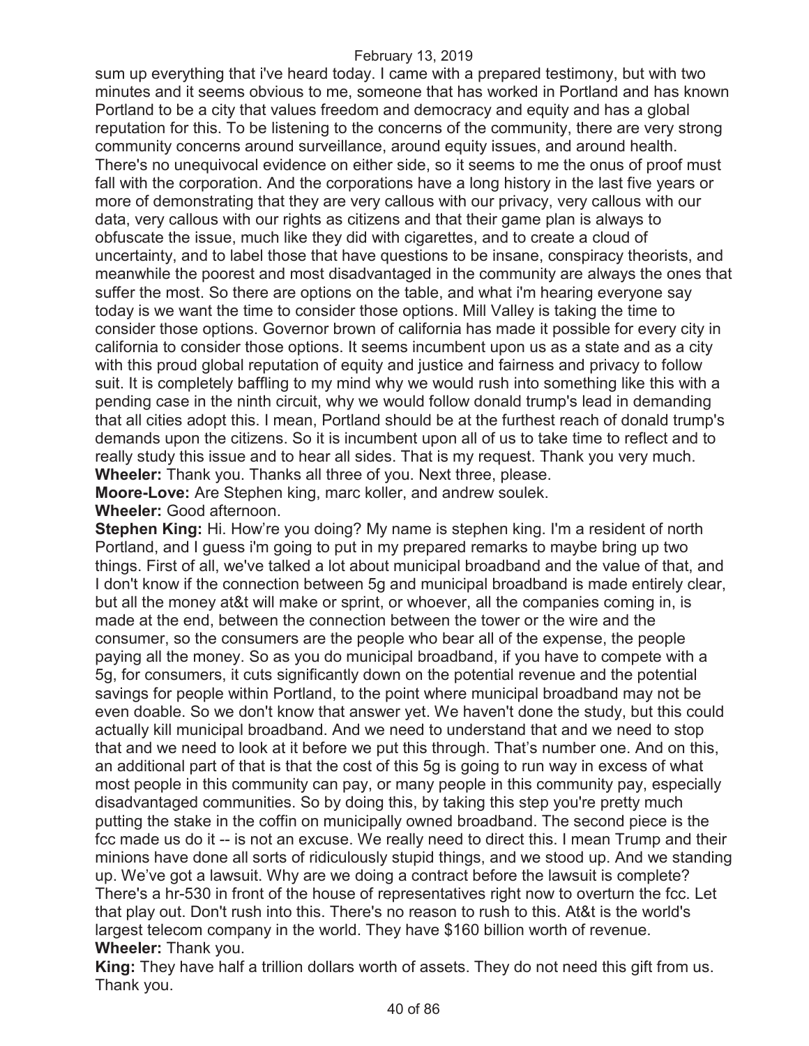sum up everything that i've heard today. I came with a prepared testimony, but with two minutes and it seems obvious to me, someone that has worked in Portland and has known Portland to be a city that values freedom and democracy and equity and has a global reputation for this. To be listening to the concerns of the community, there are very strong community concerns around surveillance, around equity issues, and around health. There's no unequivocal evidence on either side, so it seems to me the onus of proof must fall with the corporation. And the corporations have a long history in the last five years or more of demonstrating that they are very callous with our privacy, very callous with our data, very callous with our rights as citizens and that their game plan is always to obfuscate the issue, much like they did with cigarettes, and to create a cloud of uncertainty, and to label those that have questions to be insane, conspiracy theorists, and meanwhile the poorest and most disadvantaged in the community are always the ones that suffer the most. So there are options on the table, and what i'm hearing everyone say today is we want the time to consider those options. Mill Valley is taking the time to consider those options. Governor brown of california has made it possible for every city in california to consider those options. It seems incumbent upon us as a state and as a city with this proud global reputation of equity and justice and fairness and privacy to follow suit. It is completely baffling to my mind why we would rush into something like this with a pending case in the ninth circuit, why we would follow donald trump's lead in demanding that all cities adopt this. I mean, Portland should be at the furthest reach of donald trump's demands upon the citizens. So it is incumbent upon all of us to take time to reflect and to really study this issue and to hear all sides. That is my request. Thank you very much.

**Wheeler:** Thank you. Thanks all three of you. Next three, please.

**Moore-Love:** Are Stephen king, marc koller, and andrew soulek.

**Wheeler:** Good afternoon.

**Stephen King:** Hi. How're you doing? My name is stephen king. I'm a resident of north Portland, and I guess i'm going to put in my prepared remarks to maybe bring up two things. First of all, we've talked a lot about municipal broadband and the value of that, and I don't know if the connection between 5g and municipal broadband is made entirely clear, but all the money at&t will make or sprint, or whoever, all the companies coming in, is made at the end, between the connection between the tower or the wire and the consumer, so the consumers are the people who bear all of the expense, the people paying all the money. So as you do municipal broadband, if you have to compete with a 5g, for consumers, it cuts significantly down on the potential revenue and the potential savings for people within Portland, to the point where municipal broadband may not be even doable. So we don't know that answer yet. We haven't done the study, but this could actually kill municipal broadband. And we need to understand that and we need to stop that and we need to look at it before we put this through. That's number one. And on this, an additional part of that is that the cost of this 5g is going to run way in excess of what most people in this community can pay, or many people in this community pay, especially disadvantaged communities. So by doing this, by taking this step you're pretty much putting the stake in the coffin on municipally owned broadband. The second piece is the fcc made us do it -- is not an excuse. We really need to direct this. I mean Trump and their minions have done all sorts of ridiculously stupid things, and we stood up. And we standing up. We've got a lawsuit. Why are we doing a contract before the lawsuit is complete? There's a hr-530 in front of the house of representatives right now to overturn the fcc. Let that play out. Don't rush into this. There's no reason to rush to this. At&t is the world's largest telecom company in the world. They have $160 billion worth of revenue.

**Wheeler:** Thank you.

**King:** They have half a trillion dollars worth of assets. They do not need this gift from us. Thank you.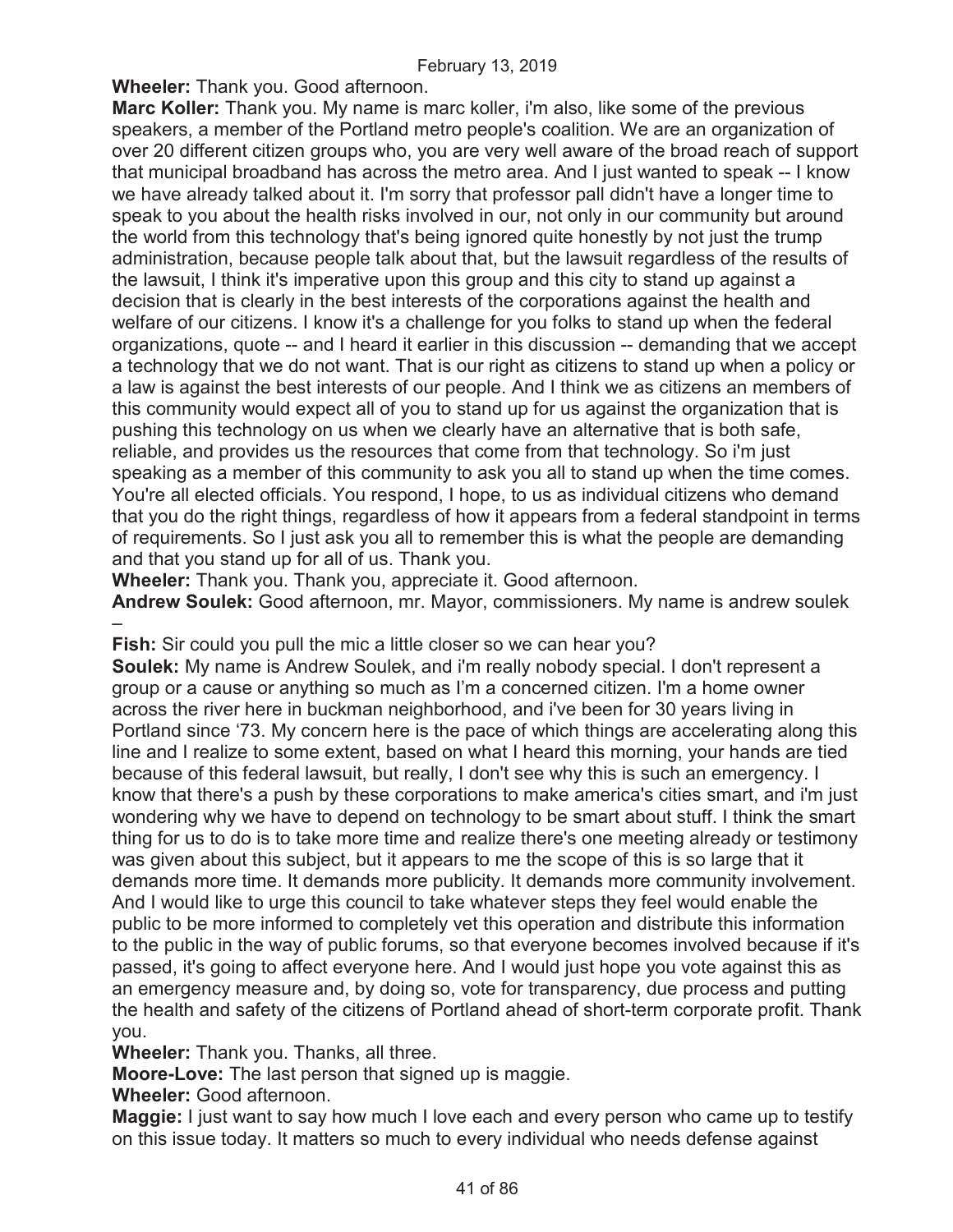**Wheeler:** Thank you. Good afternoon.

**Marc Koller:** Thank you. My name is marc koller, i'm also, like some of the previous speakers, a member of the Portland metro people's coalition. We are an organization of over 20 different citizen groups who, you are very well aware of the broad reach of support that municipal broadband has across the metro area. And I just wanted to speak -- I know we have already talked about it. I'm sorry that professor pall didn't have a longer time to speak to you about the health risks involved in our, not only in our community but around the world from this technology that's being ignored quite honestly by not just the trump administration, because people talk about that, but the lawsuit regardless of the results of the lawsuit, I think it's imperative upon this group and this city to stand up against a decision that is clearly in the best interests of the corporations against the health and welfare of our citizens. I know it's a challenge for you folks to stand up when the federal organizations, quote -- and I heard it earlier in this discussion -- demanding that we accept a technology that we do not want. That is our right as citizens to stand up when a policy or a law is against the best interests of our people. And I think we as citizens an members of this community would expect all of you to stand up for us against the organization that is pushing this technology on us when we clearly have an alternative that is both safe, reliable, and provides us the resources that come from that technology. So i'm just speaking as a member of this community to ask you all to stand up when the time comes. You're all elected officials. You respond, I hope, to us as individual citizens who demand that you do the right things, regardless of how it appears from a federal standpoint in terms of requirements. So I just ask you all to remember this is what the people are demanding and that you stand up for all of us. Thank you.

**Wheeler:** Thank you. Thank you, appreciate it. Good afternoon.

**Andrew Soulek:** Good afternoon, mr. Mayor, commissioners. My name is andrew soulek –

**Fish:** Sir could you pull the mic a little closer so we can hear you?

**Soulek:** My name is Andrew Soulek, and i'm really nobody special. I don't represent a group or a cause or anything so much as I'm a concerned citizen. I'm a home owner across the river here in buckman neighborhood, and i've been for 30 years living in Portland since '73. My concern here is the pace of which things are accelerating along this line and I realize to some extent, based on what I heard this morning, your hands are tied because of this federal lawsuit, but really, I don't see why this is such an emergency. I know that there's a push by these corporations to make america's cities smart, and i'm just wondering why we have to depend on technology to be smart about stuff. I think the smart thing for us to do is to take more time and realize there's one meeting already or testimony was given about this subject, but it appears to me the scope of this is so large that it demands more time. It demands more publicity. It demands more community involvement. And I would like to urge this council to take whatever steps they feel would enable the public to be more informed to completely vet this operation and distribute this information to the public in the way of public forums, so that everyone becomes involved because if it's passed, it's going to affect everyone here. And I would just hope you vote against this as an emergency measure and, by doing so, vote for transparency, due process and putting the health and safety of the citizens of Portland ahead of short-term corporate profit. Thank you.

**Wheeler:** Thank you. Thanks, all three.

**Moore-Love:** The last person that signed up is maggie.

**Wheeler:** Good afternoon.

**Maggie:** I just want to say how much I love each and every person who came up to testify on this issue today. It matters so much to every individual who needs defense against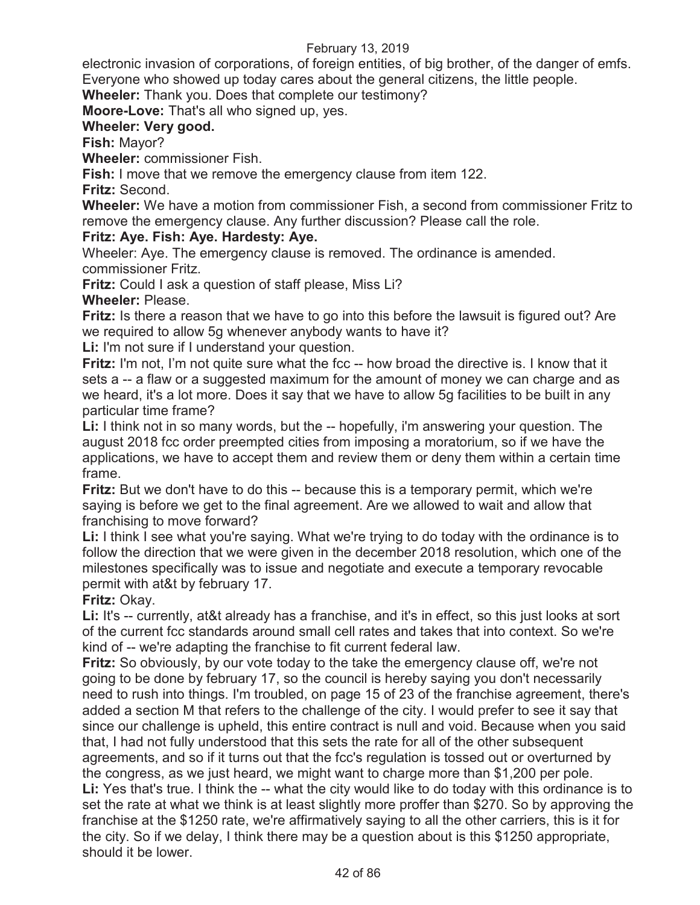electronic invasion of corporations, of foreign entities, of big brother, of the danger of emfs. Everyone who showed up today cares about the general citizens, the little people.

**Wheeler:** Thank you. Does that complete our testimony?

**Moore-Love:** That's all who signed up, yes.

**Wheeler: Very good.**

**Fish:** Mayor?

**Wheeler:** commissioner Fish.

**Fish:** I move that we remove the emergency clause from item 122.

**Fritz:** Second.

**Wheeler:** We have a motion from commissioner Fish, a second from commissioner Fritz to remove the emergency clause. Any further discussion? Please call the role.

**Fritz: Aye. Fish: Aye. Hardesty: Aye.**

Wheeler: Aye. The emergency clause is removed. The ordinance is amended. commissioner Fritz.

**Fritz:** Could I ask a question of staff please, Miss Li?

**Wheeler:** Please.

**Fritz:** Is there a reason that we have to go into this before the lawsuit is figured out? Are we required to allow 5g whenever anybody wants to have it?

**Li:** I'm not sure if I understand your question.

**Fritz:** I'm not, I'm not quite sure what the fcc -- how broad the directive is. I know that it sets a -- a flaw or a suggested maximum for the amount of money we can charge and as we heard, it's a lot more. Does it say that we have to allow 5g facilities to be built in any particular time frame?

**Li:** I think not in so many words, but the -- hopefully, i'm answering your question. The august 2018 fcc order preempted cities from imposing a moratorium, so if we have the applications, we have to accept them and review them or deny them within a certain time frame.

**Fritz:** But we don't have to do this -- because this is a temporary permit, which we're saying is before we get to the final agreement. Are we allowed to wait and allow that franchising to move forward?

**Li:** I think I see what you're saying. What we're trying to do today with the ordinance is to follow the direction that we were given in the december 2018 resolution, which one of the milestones specifically was to issue and negotiate and execute a temporary revocable permit with at&t by february 17.

**Fritz:** Okay.

**Li:** It's -- currently, at&t already has a franchise, and it's in effect, so this just looks at sort of the current fcc standards around small cell rates and takes that into context. So we're kind of -- we're adapting the franchise to fit current federal law.

**Fritz:** So obviously, by our vote today to the take the emergency clause off, we're not going to be done by february 17, so the council is hereby saying you don't necessarily need to rush into things. I'm troubled, on page 15 of 23 of the franchise agreement, there's added a section M that refers to the challenge of the city. I would prefer to see it say that since our challenge is upheld, this entire contract is null and void. Because when you said that, I had not fully understood that this sets the rate for all of the other subsequent agreements, and so if it turns out that the fcc's regulation is tossed out or overturned by the congress, as we just heard, we might want to charge more than $1,200 per pole.

**Li:** Yes that's true. I think the -- what the city would like to do today with this ordinance is to set the rate at what we think is at least slightly more proffer than $270. So by approving the franchise at the $1250 rate, we're affirmatively saying to all the other carriers, this is it for the city. So if we delay, I think there may be a question about is this $1250 appropriate, should it be lower.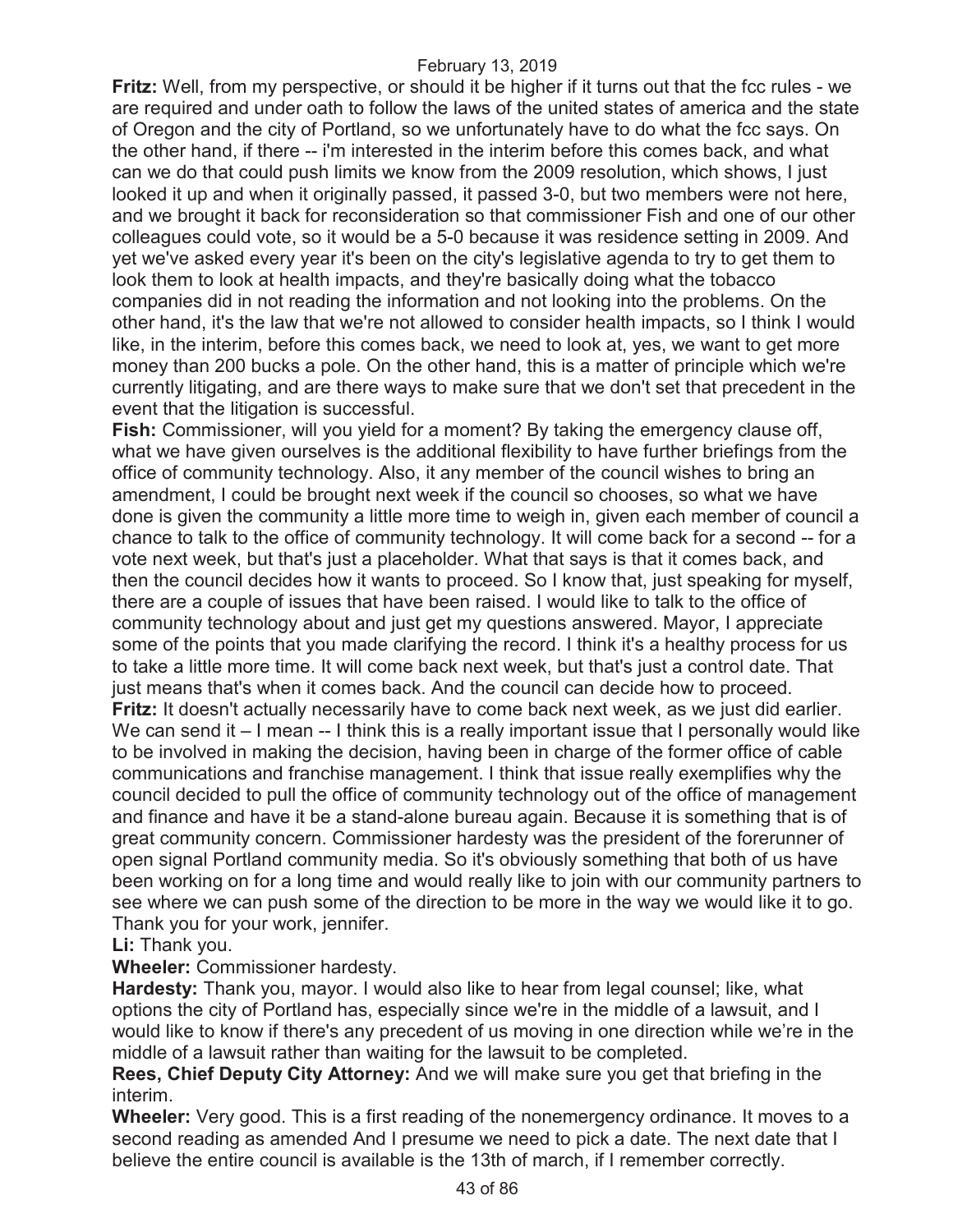**Fritz:** Well, from my perspective, or should it be higher if it turns out that the fcc rules - we are required and under oath to follow the laws of the united states of america and the state of Oregon and the city of Portland, so we unfortunately have to do what the fcc says. On the other hand, if there -- i'm interested in the interim before this comes back, and what can we do that could push limits we know from the 2009 resolution, which shows, I just looked it up and when it originally passed, it passed 3-0, but two members were not here, and we brought it back for reconsideration so that commissioner Fish and one of our other colleagues could vote, so it would be a 5-0 because it was residence setting in 2009. And yet we've asked every year it's been on the city's legislative agenda to try to get them to look them to look at health impacts, and they're basically doing what the tobacco companies did in not reading the information and not looking into the problems. On the other hand, it's the law that we're not allowed to consider health impacts, so I think I would like, in the interim, before this comes back, we need to look at, yes, we want to get more money than 200 bucks a pole. On the other hand, this is a matter of principle which we're currently litigating, and are there ways to make sure that we don't set that precedent in the event that the litigation is successful.

**Fish:** Commissioner, will you yield for a moment? By taking the emergency clause off, what we have given ourselves is the additional flexibility to have further briefings from the office of community technology. Also, it any member of the council wishes to bring an amendment, I could be brought next week if the council so chooses, so what we have done is given the community a little more time to weigh in, given each member of council a chance to talk to the office of community technology. It will come back for a second -- for a vote next week, but that's just a placeholder. What that says is that it comes back, and then the council decides how it wants to proceed. So I know that, just speaking for myself, there are a couple of issues that have been raised. I would like to talk to the office of community technology about and just get my questions answered. Mayor, I appreciate some of the points that you made clarifying the record. I think it's a healthy process for us to take a little more time. It will come back next week, but that's just a control date. That just means that's when it comes back. And the council can decide how to proceed.

**Fritz:** It doesn't actually necessarily have to come back next week, as we just did earlier. We can send it – I mean -- I think this is a really important issue that I personally would like to be involved in making the decision, having been in charge of the former office of cable communications and franchise management. I think that issue really exemplifies why the council decided to pull the office of community technology out of the office of management and finance and have it be a stand-alone bureau again. Because it is something that is of great community concern. Commissioner hardesty was the president of the forerunner of open signal Portland community media. So it's obviously something that both of us have been working on for a long time and would really like to join with our community partners to see where we can push some of the direction to be more in the way we would like it to go. Thank you for your work, jennifer.

**Li:** Thank you.

**Wheeler:** Commissioner hardesty.

**Hardesty:** Thank you, mayor. I would also like to hear from legal counsel; like, what options the city of Portland has, especially since we're in the middle of a lawsuit, and I would like to know if there's any precedent of us moving in one direction while we're in the middle of a lawsuit rather than waiting for the lawsuit to be completed.

**Rees, Chief Deputy City Attorney:** And we will make sure you get that briefing in the interim.

**Wheeler:** Very good. This is a first reading of the nonemergency ordinance. It moves to a second reading as amended And I presume we need to pick a date. The next date that I believe the entire council is available is the 13th of march, if I remember correctly.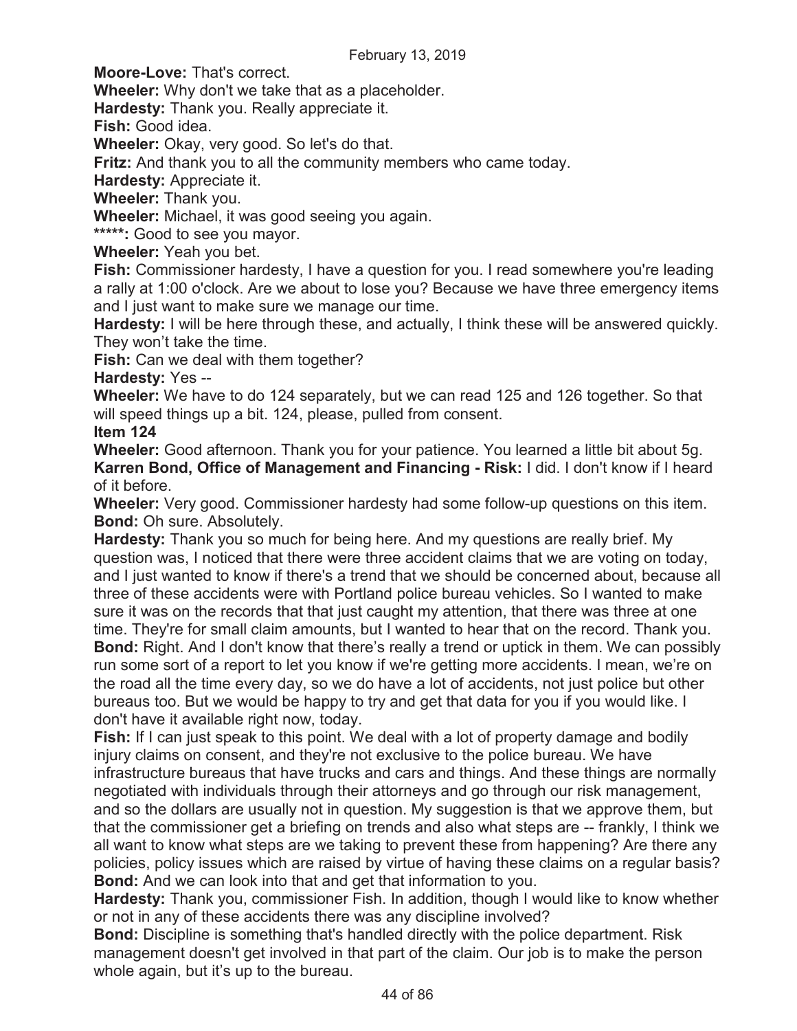**Moore-Love:** That's correct.

**Wheeler:** Why don't we take that as a placeholder.

**Hardesty:** Thank you. Really appreciate it.

**Fish:** Good idea.

**Wheeler:** Okay, very good. So let's do that.

**Fritz:** And thank you to all the community members who came today.

**Hardesty:** Appreciate it.

**Wheeler:** Thank you.

**Wheeler:** Michael, it was good seeing you again.

*****: Good to see you mayor.

**Wheeler:** Yeah you bet.

**Fish:** Commissioner hardesty, I have a question for you. I read somewhere you're leading a rally at 1:00 o'clock. Are we about to lose you? Because we have three emergency items and I just want to make sure we manage our time.

**Hardesty:** I will be here through these, and actually, I think these will be answered quickly. They won't take the time.

**Fish:** Can we deal with them together?

**Hardesty:** Yes --

**Wheeler:** We have to do 124 separately, but we can read 125 and 126 together. So that will speed things up a bit. 124, please, pulled from consent.

**Item 124**

**Wheeler:** Good afternoon. Thank you for your patience. You learned a little bit about 5g.

**Karren Bond, Office of Management and Financing - Risk:** I did. I don't know if I heard of it before.

**Wheeler:** Very good. Commissioner hardesty had some follow-up questions on this item.

**Bond:** Oh sure. Absolutely.

**Hardesty:** Thank you so much for being here. And my questions are really brief. My question was, I noticed that there were three accident claims that we are voting on today, and I just wanted to know if there's a trend that we should be concerned about, because all three of these accidents were with Portland police bureau vehicles. So I wanted to make sure it was on the records that that just caught my attention, that there was three at one time. They're for small claim amounts, but I wanted to hear that on the record. Thank you.

**Bond:** Right. And I don't know that there's really a trend or uptick in them. We can possibly run some sort of a report to let you know if we're getting more accidents. I mean, we're on the road all the time every day, so we do have a lot of accidents, not just police but other bureaus too. But we would be happy to try and get that data for you if you would like. I don't have it available right now, today.

**Fish:** If I can just speak to this point. We deal with a lot of property damage and bodily injury claims on consent, and they're not exclusive to the police bureau. We have infrastructure bureaus that have trucks and cars and things. And these things are normally negotiated with individuals through their attorneys and go through our risk management, and so the dollars are usually not in question. My suggestion is that we approve them, but that the commissioner get a briefing on trends and also what steps are -- frankly, I think we all want to know what steps are we taking to prevent these from happening? Are there any policies, policy issues which are raised by virtue of having these claims on a regular basis?

**Bond:** And we can look into that and get that information to you.

**Hardesty:** Thank you, commissioner Fish. In addition, though I would like to know whether or not in any of these accidents there was any discipline involved?

**Bond:** Discipline is something that's handled directly with the police department. Risk management doesn't get involved in that part of the claim. Our job is to make the person whole again, but it's up to the bureau.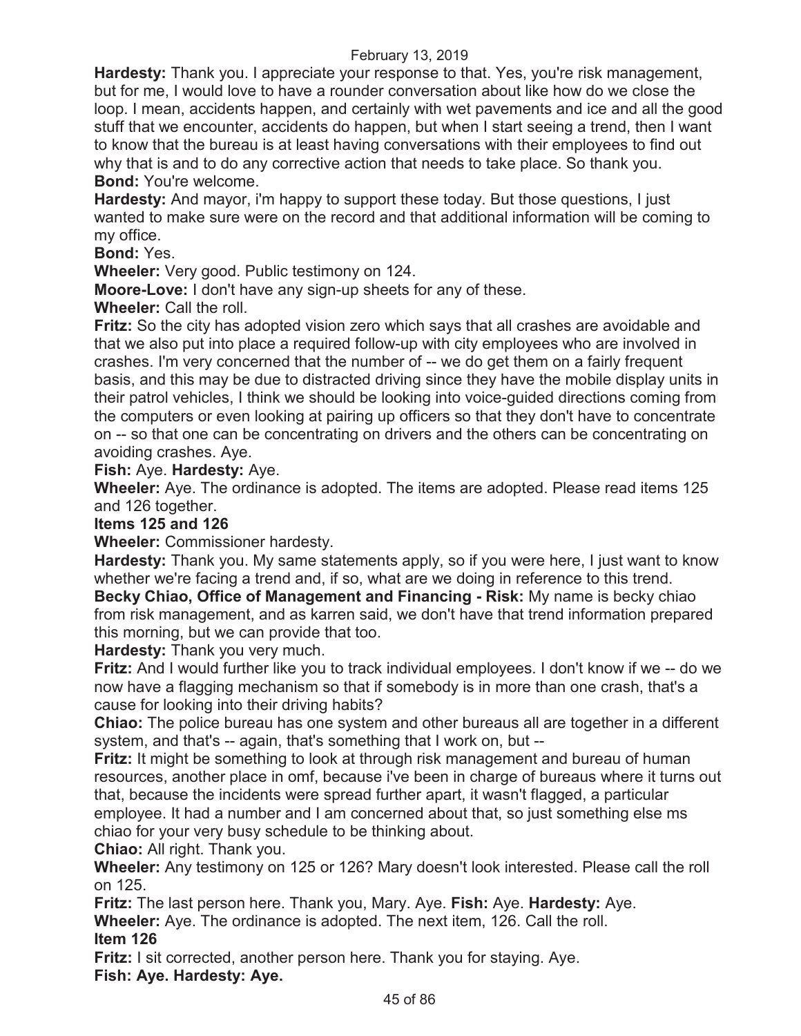**Hardesty:** Thank you. I appreciate your response to that. Yes, you're risk management, but for me, I would love to have a rounder conversation about like how do we close the loop. I mean, accidents happen, and certainly with wet pavements and ice and all the good stuff that we encounter, accidents do happen, but when I start seeing a trend, then I want to know that the bureau is at least having conversations with their employees to find out why that is and to do any corrective action that needs to take place. So thank you.
**Bond:** You're welcome.
**Hardesty:** And mayor, i'm happy to support these today. But those questions, I just wanted to make sure were on the record and that additional information will be coming to my office.
**Bond:** Yes.
**Wheeler:** Very good. Public testimony on 124.
**Moore-Love:** I don't have any sign-up sheets for any of these.
**Wheeler:** Call the roll.
**Fritz:** So the city has adopted vision zero which says that all crashes are avoidable and that we also put into place a required follow-up with city employees who are involved in crashes. I'm very concerned that the number of -- we do get them on a fairly frequent basis, and this may be due to distracted driving since they have the mobile display units in their patrol vehicles, I think we should be looking into voice-guided directions coming from the computers or even looking at pairing up officers so that they don't have to concentrate on -- so that one can be concentrating on drivers and the others can be concentrating on avoiding crashes. Aye.
**Fish:** Aye. **Hardesty:** Aye.
**Wheeler:** Aye. The ordinance is adopted. The items are adopted. Please read items 125 and 126 together.
**Items 125 and 126**
**Wheeler:** Commissioner hardesty.
**Hardesty:** Thank you. My same statements apply, so if you were here, I just want to know whether we're facing a trend and, if so, what are we doing in reference to this trend.
**Becky Chiao, Office of Management and Financing - Risk:** My name is becky chiao from risk management, and as karren said, we don't have that trend information prepared this morning, but we can provide that too.
**Hardesty:** Thank you very much.
**Fritz:** And I would further like you to track individual employees. I don't know if we -- do we now have a flagging mechanism so that if somebody is in more than one crash, that's a cause for looking into their driving habits?
**Chiao:** The police bureau has one system and other bureaus all are together in a different system, and that's -- again, that's something that I work on, but --
**Fritz:** It might be something to look at through risk management and bureau of human resources, another place in omf, because i've been in charge of bureaus where it turns out that, because the incidents were spread further apart, it wasn't flagged, a particular employee. It had a number and I am concerned about that, so just something else ms chiao for your very busy schedule to be thinking about.
**Chiao:** All right. Thank you.
**Wheeler:** Any testimony on 125 or 126? Mary doesn't look interested. Please call the roll on 125.
**Fritz:** The last person here. Thank you, Mary. Aye. **Fish:** Aye. **Hardesty:** Aye.
**Wheeler:** Aye. The ordinance is adopted. The next item, 126. Call the roll.
**Item 126**
**Fritz:** I sit corrected, another person here. Thank you for staying. Aye.
**Fish: Aye. Hardesty: Aye.**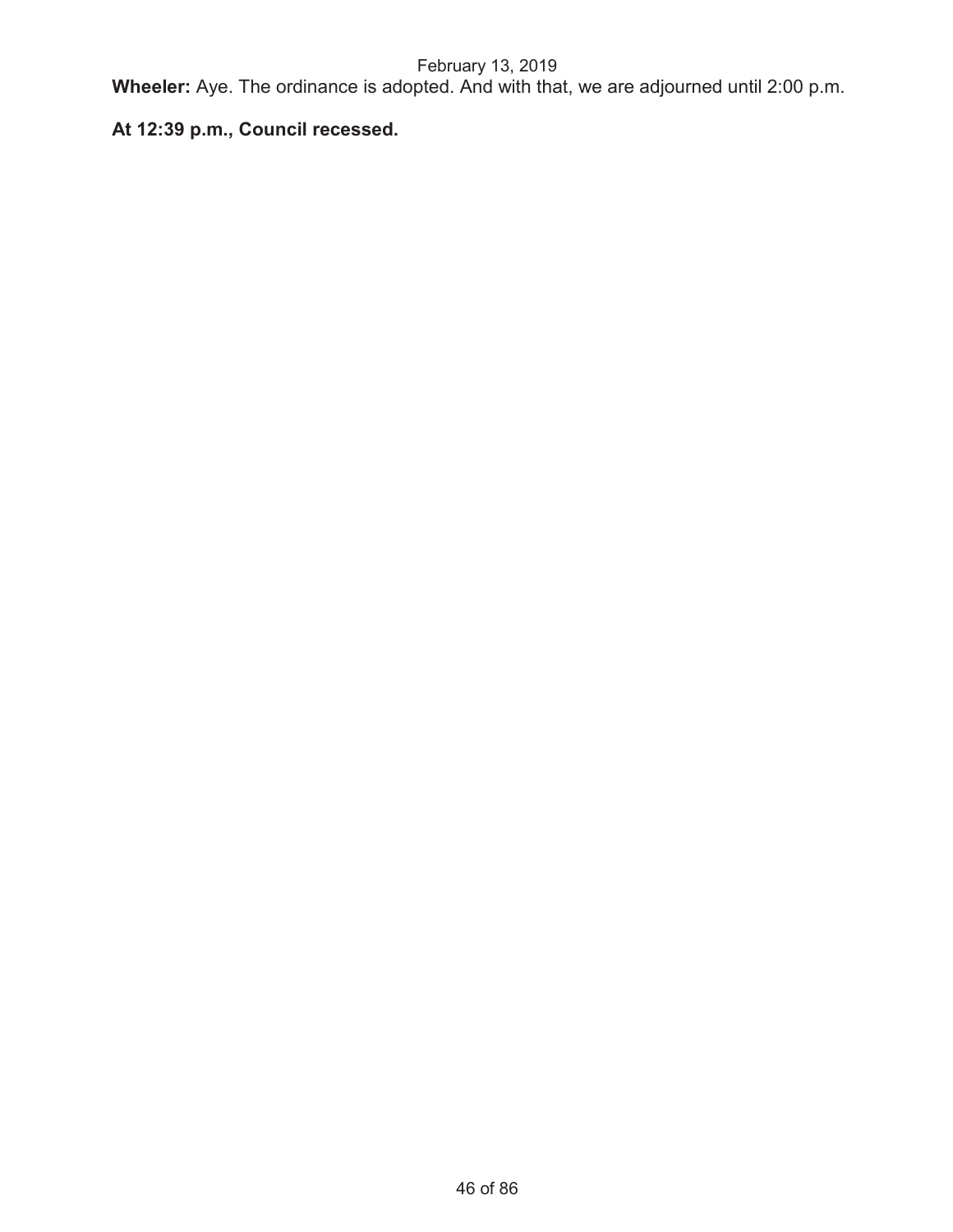**Wheeler:** Aye. The ordinance is adopted. And with that, we are adjourned until 2:00 p.m.

**At 12:39 p.m., Council recessed.**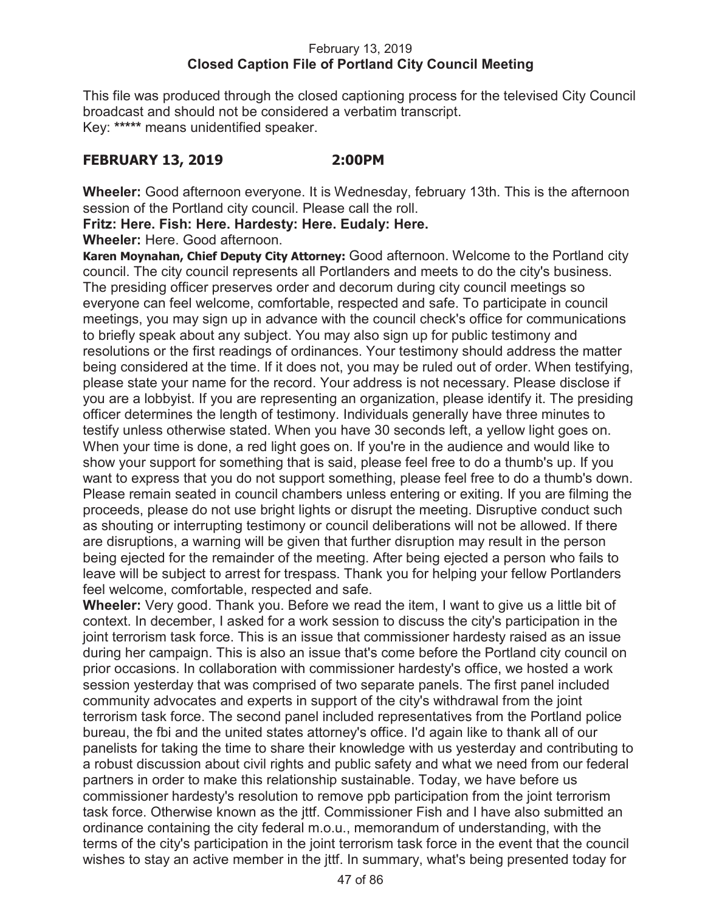February 13, 2019
**Closed Caption File of Portland City Council Meeting**

This file was produced through the closed captioning process for the televised City Council broadcast and should not be considered a verbatim transcript.
Key: ***** means unidentified speaker.

**FEBRUARY 13, 2019 2:00PM**

**Wheeler:** Good afternoon everyone. It is Wednesday, february 13th. This is the afternoon session of the Portland city council. Please call the roll.
**Fritz: Here. Fish: Here. Hardesty: Here. Eudaly: Here.**
**Wheeler:** Here. Good afternoon.
**Karen Moynahan, Chief Deputy City Attorney:** Good afternoon. Welcome to the Portland city council. The city council represents all Portlanders and meets to do the city's business. The presiding officer preserves order and decorum during city council meetings so everyone can feel welcome, comfortable, respected and safe. To participate in council meetings, you may sign up in advance with the council check's office for communications to briefly speak about any subject. You may also sign up for public testimony and resolutions or the first readings of ordinances. Your testimony should address the matter being considered at the time. If it does not, you may be ruled out of order. When testifying, please state your name for the record. Your address is not necessary. Please disclose if you are a lobbyist. If you are representing an organization, please identify it. The presiding officer determines the length of testimony. Individuals generally have three minutes to testify unless otherwise stated. When you have 30 seconds left, a yellow light goes on. When your time is done, a red light goes on. If you're in the audience and would like to show your support for something that is said, please feel free to do a thumb's up. If you want to express that you do not support something, please feel free to do a thumb's down. Please remain seated in council chambers unless entering or exiting. If you are filming the proceeds, please do not use bright lights or disrupt the meeting. Disruptive conduct such as shouting or interrupting testimony or council deliberations will not be allowed. If there are disruptions, a warning will be given that further disruption may result in the person being ejected for the remainder of the meeting. After being ejected a person who fails to leave will be subject to arrest for trespass. Thank you for helping your fellow Portlanders feel welcome, comfortable, respected and safe.
**Wheeler:** Very good. Thank you. Before we read the item, I want to give us a little bit of context. In december, I asked for a work session to discuss the city's participation in the joint terrorism task force. This is an issue that commissioner hardesty raised as an issue during her campaign. This is also an issue that's come before the Portland city council on prior occasions. In collaboration with commissioner hardesty's office, we hosted a work session yesterday that was comprised of two separate panels. The first panel included community advocates and experts in support of the city's withdrawal from the joint terrorism task force. The second panel included representatives from the Portland police bureau, the fbi and the united states attorney's office. I'd again like to thank all of our panelists for taking the time to share their knowledge with us yesterday and contributing to a robust discussion about civil rights and public safety and what we need from our federal partners in order to make this relationship sustainable. Today, we have before us commissioner hardesty's resolution to remove ppb participation from the joint terrorism task force. Otherwise known as the jttf. Commissioner Fish and I have also submitted an ordinance containing the city federal m.o.u., memorandum of understanding, with the terms of the city's participation in the joint terrorism task force in the event that the council wishes to stay an active member in the jttf. In summary, what's being presented today for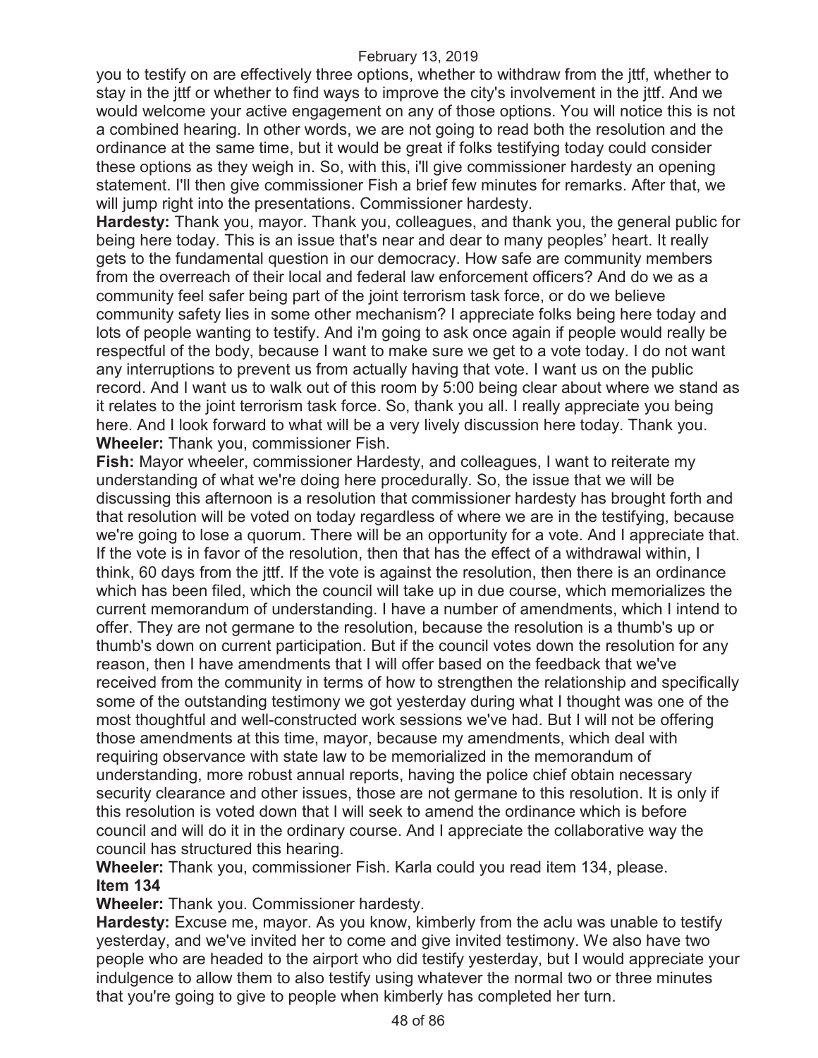you to testify on are effectively three options, whether to withdraw from the jttf, whether to stay in the jttf or whether to find ways to improve the city's involvement in the jttf. And we would welcome your active engagement on any of those options. You will notice this is not a combined hearing. In other words, we are not going to read both the resolution and the ordinance at the same time, but it would be great if folks testifying today could consider these options as they weigh in. So, with this, i'll give commissioner hardesty an opening statement. I'll then give commissioner Fish a brief few minutes for remarks. After that, we will jump right into the presentations. Commissioner hardesty.

**Hardesty:** Thank you, mayor. Thank you, colleagues, and thank you, the general public for being here today. This is an issue that's near and dear to many peoples' heart. It really gets to the fundamental question in our democracy. How safe are community members from the overreach of their local and federal law enforcement officers? And do we as a community feel safer being part of the joint terrorism task force, or do we believe community safety lies in some other mechanism? I appreciate folks being here today and lots of people wanting to testify. And i'm going to ask once again if people would really be respectful of the body, because I want to make sure we get to a vote today. I do not want any interruptions to prevent us from actually having that vote. I want us on the public record. And I want us to walk out of this room by 5:00 being clear about where we stand as it relates to the joint terrorism task force. So, thank you all. I really appreciate you being here. And I look forward to what will be a very lively discussion here today. Thank you.

**Wheeler:** Thank you, commissioner Fish.

**Fish:** Mayor wheeler, commissioner Hardesty, and colleagues, I want to reiterate my understanding of what we're doing here procedurally. So, the issue that we will be discussing this afternoon is a resolution that commissioner hardesty has brought forth and that resolution will be voted on today regardless of where we are in the testifying, because we're going to lose a quorum. There will be an opportunity for a vote. And I appreciate that. If the vote is in favor of the resolution, then that has the effect of a withdrawal within, I think, 60 days from the jttf. If the vote is against the resolution, then there is an ordinance which has been filed, which the council will take up in due course, which memorializes the current memorandum of understanding. I have a number of amendments, which I intend to offer. They are not germane to the resolution, because the resolution is a thumb's up or thumb's down on current participation. But if the council votes down the resolution for any reason, then I have amendments that I will offer based on the feedback that we've received from the community in terms of how to strengthen the relationship and specifically some of the outstanding testimony we got yesterday during what I thought was one of the most thoughtful and well-constructed work sessions we've had. But I will not be offering those amendments at this time, mayor, because my amendments, which deal with requiring observance with state law to be memorialized in the memorandum of understanding, more robust annual reports, having the police chief obtain necessary security clearance and other issues, those are not germane to this resolution. It is only if this resolution is voted down that I will seek to amend the ordinance which is before council and will do it in the ordinary course. And I appreciate the collaborative way the council has structured this hearing.

**Wheeler:** Thank you, commissioner Fish. Karla could you read item 134, please.

**Item 134**

**Wheeler:** Thank you. Commissioner hardesty.

**Hardesty:** Excuse me, mayor. As you know, kimberly from the aclu was unable to testify yesterday, and we've invited her to come and give invited testimony. We also have two people who are headed to the airport who did testify yesterday, but I would appreciate your indulgence to allow them to also testify using whatever the normal two or three minutes that you're going to give to people when kimberly has completed her turn.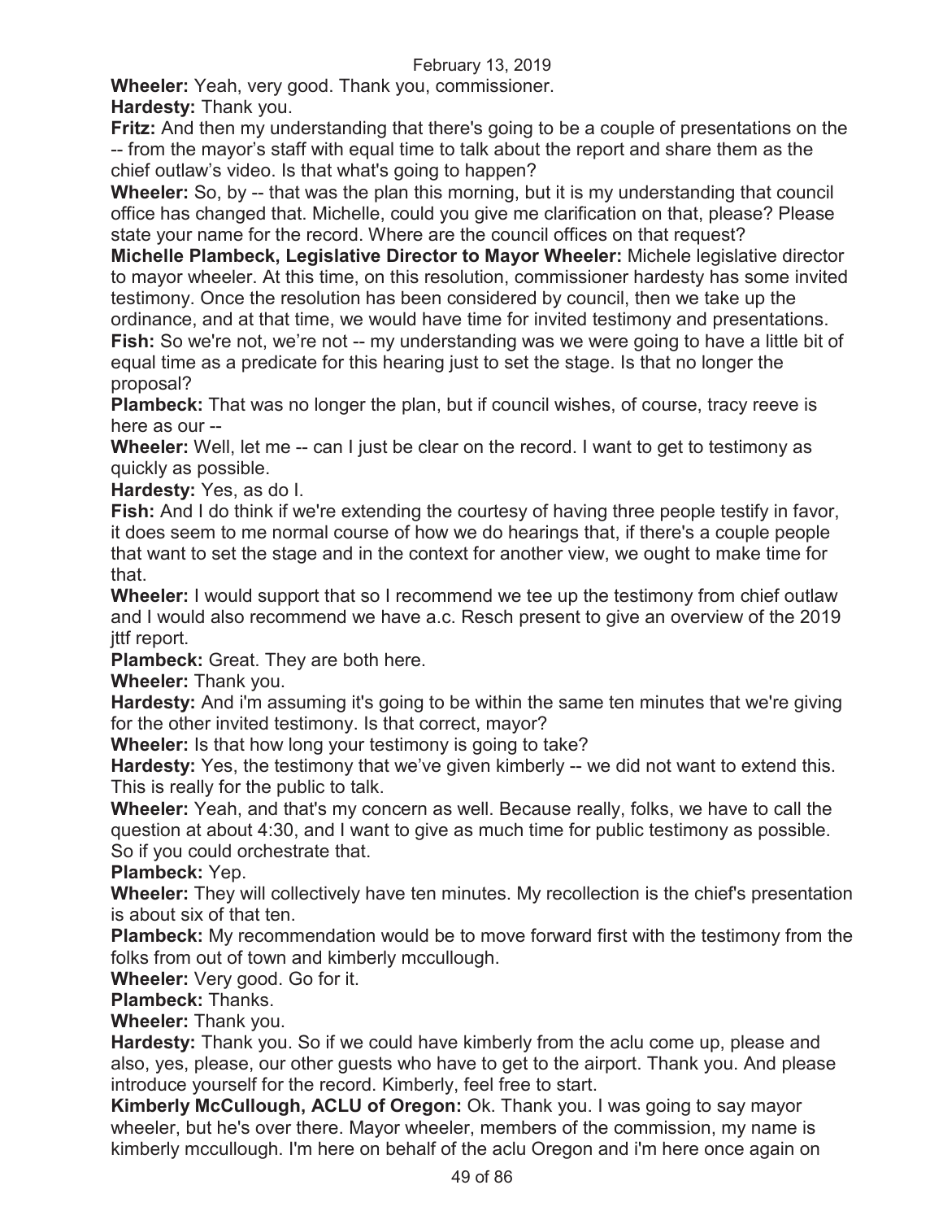**Wheeler:** Yeah, very good. Thank you, commissioner.

**Hardesty:** Thank you.

**Fritz:** And then my understanding that there's going to be a couple of presentations on the -- from the mayor's staff with equal time to talk about the report and share them as the chief outlaw's video. Is that what's going to happen?

**Wheeler:** So, by -- that was the plan this morning, but it is my understanding that council office has changed that. Michelle, could you give me clarification on that, please? Please state your name for the record. Where are the council offices on that request?

**Michelle Plambeck, Legislative Director to Mayor Wheeler:** Michele legislative director to mayor wheeler. At this time, on this resolution, commissioner hardesty has some invited testimony. Once the resolution has been considered by council, then we take up the ordinance, and at that time, we would have time for invited testimony and presentations.

**Fish:** So we're not, we're not -- my understanding was we were going to have a little bit of equal time as a predicate for this hearing just to set the stage. Is that no longer the proposal?

**Plambeck:** That was no longer the plan, but if council wishes, of course, tracy reeve is here as our --

**Wheeler:** Well, let me -- can I just be clear on the record. I want to get to testimony as quickly as possible.

**Hardesty:** Yes, as do I.

**Fish:** And I do think if we're extending the courtesy of having three people testify in favor, it does seem to me normal course of how we do hearings that, if there's a couple people that want to set the stage and in the context for another view, we ought to make time for that.

**Wheeler:** I would support that so I recommend we tee up the testimony from chief outlaw and I would also recommend we have a.c. Resch present to give an overview of the 2019 jttf report.

**Plambeck:** Great. They are both here.

**Wheeler:** Thank you.

**Hardesty:** And i'm assuming it's going to be within the same ten minutes that we're giving for the other invited testimony. Is that correct, mayor?

**Wheeler:** Is that how long your testimony is going to take?

**Hardesty:** Yes, the testimony that we've given kimberly -- we did not want to extend this. This is really for the public to talk.

**Wheeler:** Yeah, and that's my concern as well. Because really, folks, we have to call the question at about 4:30, and I want to give as much time for public testimony as possible. So if you could orchestrate that.

**Plambeck:** Yep.

**Wheeler:** They will collectively have ten minutes. My recollection is the chief's presentation is about six of that ten.

**Plambeck:** My recommendation would be to move forward first with the testimony from the folks from out of town and kimberly mccullough.

**Wheeler:** Very good. Go for it.

**Plambeck:** Thanks.

**Wheeler:** Thank you.

**Hardesty:** Thank you. So if we could have kimberly from the aclu come up, please and also, yes, please, our other guests who have to get to the airport. Thank you. And please introduce yourself for the record. Kimberly, feel free to start.

**Kimberly McCullough, ACLU of Oregon:** Ok. Thank you. I was going to say mayor wheeler, but he's over there. Mayor wheeler, members of the commission, my name is kimberly mccullough. I'm here on behalf of the aclu Oregon and i'm here once again on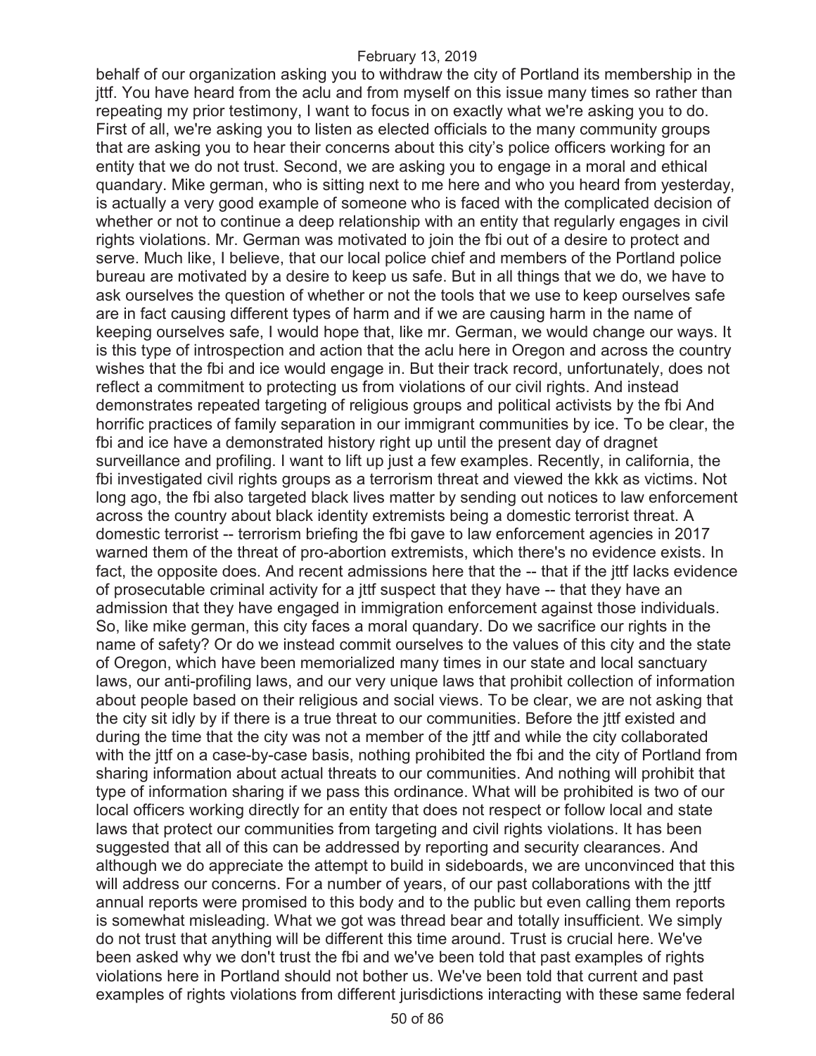behalf of our organization asking you to withdraw the city of Portland its membership in the jttf. You have heard from the aclu and from myself on this issue many times so rather than repeating my prior testimony, I want to focus in on exactly what we're asking you to do. First of all, we're asking you to listen as elected officials to the many community groups that are asking you to hear their concerns about this city's police officers working for an entity that we do not trust. Second, we are asking you to engage in a moral and ethical quandary. Mike german, who is sitting next to me here and who you heard from yesterday, is actually a very good example of someone who is faced with the complicated decision of whether or not to continue a deep relationship with an entity that regularly engages in civil rights violations. Mr. German was motivated to join the fbi out of a desire to protect and serve. Much like, I believe, that our local police chief and members of the Portland police bureau are motivated by a desire to keep us safe. But in all things that we do, we have to ask ourselves the question of whether or not the tools that we use to keep ourselves safe are in fact causing different types of harm and if we are causing harm in the name of keeping ourselves safe, I would hope that, like mr. German, we would change our ways. It is this type of introspection and action that the aclu here in Oregon and across the country wishes that the fbi and ice would engage in. But their track record, unfortunately, does not reflect a commitment to protecting us from violations of our civil rights. And instead demonstrates repeated targeting of religious groups and political activists by the fbi And horrific practices of family separation in our immigrant communities by ice. To be clear, the fbi and ice have a demonstrated history right up until the present day of dragnet surveillance and profiling. I want to lift up just a few examples. Recently, in california, the fbi investigated civil rights groups as a terrorism threat and viewed the kkk as victims. Not long ago, the fbi also targeted black lives matter by sending out notices to law enforcement across the country about black identity extremists being a domestic terrorist threat. A domestic terrorist -- terrorism briefing the fbi gave to law enforcement agencies in 2017 warned them of the threat of pro-abortion extremists, which there's no evidence exists. In fact, the opposite does. And recent admissions here that the -- that if the jttf lacks evidence of prosecutable criminal activity for a jttf suspect that they have -- that they have an admission that they have engaged in immigration enforcement against those individuals. So, like mike german, this city faces a moral quandary. Do we sacrifice our rights in the name of safety? Or do we instead commit ourselves to the values of this city and the state of Oregon, which have been memorialized many times in our state and local sanctuary laws, our anti-profiling laws, and our very unique laws that prohibit collection of information about people based on their religious and social views. To be clear, we are not asking that the city sit idly by if there is a true threat to our communities. Before the jttf existed and during the time that the city was not a member of the jttf and while the city collaborated with the jttf on a case-by-case basis, nothing prohibited the fbi and the city of Portland from sharing information about actual threats to our communities. And nothing will prohibit that type of information sharing if we pass this ordinance. What will be prohibited is two of our local officers working directly for an entity that does not respect or follow local and state laws that protect our communities from targeting and civil rights violations. It has been suggested that all of this can be addressed by reporting and security clearances. And although we do appreciate the attempt to build in sideboards, we are unconvinced that this will address our concerns. For a number of years, of our past collaborations with the jttf annual reports were promised to this body and to the public but even calling them reports is somewhat misleading. What we got was thread bear and totally insufficient. We simply do not trust that anything will be different this time around. Trust is crucial here. We've been asked why we don't trust the fbi and we've been told that past examples of rights violations here in Portland should not bother us. We've been told that current and past examples of rights violations from different jurisdictions interacting with these same federal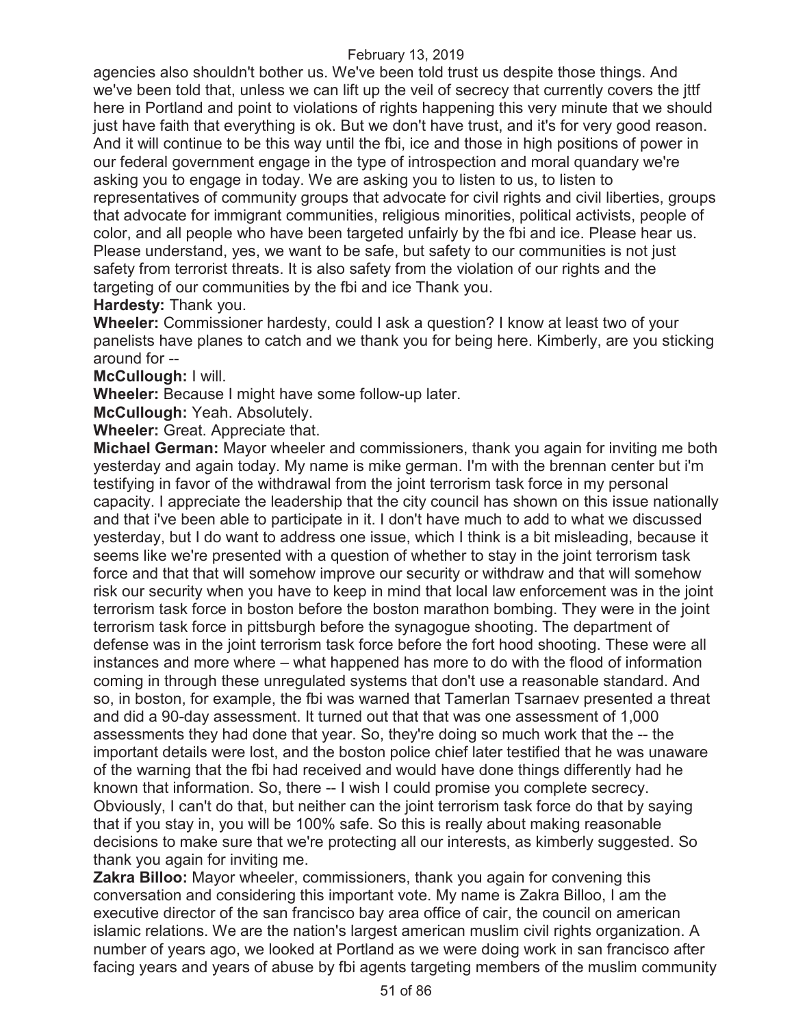agencies also shouldn't bother us. We've been told trust us despite those things. And we've been told that, unless we can lift up the veil of secrecy that currently covers the jttf here in Portland and point to violations of rights happening this very minute that we should just have faith that everything is ok. But we don't have trust, and it's for very good reason. And it will continue to be this way until the fbi, ice and those in high positions of power in our federal government engage in the type of introspection and moral quandary we're asking you to engage in today. We are asking you to listen to us, to listen to representatives of community groups that advocate for civil rights and civil liberties, groups that advocate for immigrant communities, religious minorities, political activists, people of color, and all people who have been targeted unfairly by the fbi and ice. Please hear us. Please understand, yes, we want to be safe, but safety to our communities is not just safety from terrorist threats. It is also safety from the violation of our rights and the targeting of our communities by the fbi and ice Thank you.

**Hardesty:** Thank you.

**Wheeler:** Commissioner hardesty, could I ask a question? I know at least two of your panelists have planes to catch and we thank you for being here. Kimberly, are you sticking around for --

**McCullough:** I will.

**Wheeler:** Because I might have some follow-up later.

**McCullough:** Yeah. Absolutely.

**Wheeler:** Great. Appreciate that.

**Michael German:** Mayor wheeler and commissioners, thank you again for inviting me both yesterday and again today. My name is mike german. I'm with the brennan center but i'm testifying in favor of the withdrawal from the joint terrorism task force in my personal capacity. I appreciate the leadership that the city council has shown on this issue nationally and that i've been able to participate in it. I don't have much to add to what we discussed yesterday, but I do want to address one issue, which I think is a bit misleading, because it seems like we're presented with a question of whether to stay in the joint terrorism task force and that that will somehow improve our security or withdraw and that will somehow risk our security when you have to keep in mind that local law enforcement was in the joint terrorism task force in boston before the boston marathon bombing. They were in the joint terrorism task force in pittsburgh before the synagogue shooting. The department of defense was in the joint terrorism task force before the fort hood shooting. These were all instances and more where – what happened has more to do with the flood of information coming in through these unregulated systems that don't use a reasonable standard. And so, in boston, for example, the fbi was warned that Tamerlan Tsarnaev presented a threat and did a 90-day assessment. It turned out that that was one assessment of 1,000 assessments they had done that year. So, they're doing so much work that the -- the important details were lost, and the boston police chief later testified that he was unaware of the warning that the fbi had received and would have done things differently had he known that information. So, there -- I wish I could promise you complete secrecy. Obviously, I can't do that, but neither can the joint terrorism task force do that by saying that if you stay in, you will be 100% safe. So this is really about making reasonable decisions to make sure that we're protecting all our interests, as kimberly suggested. So thank you again for inviting me.

**Zakra Billoo:** Mayor wheeler, commissioners, thank you again for convening this conversation and considering this important vote. My name is Zakra Billoo, I am the executive director of the san francisco bay area office of cair, the council on american islamic relations. We are the nation's largest american muslim civil rights organization. A number of years ago, we looked at Portland as we were doing work in san francisco after facing years and years of abuse by fbi agents targeting members of the muslim community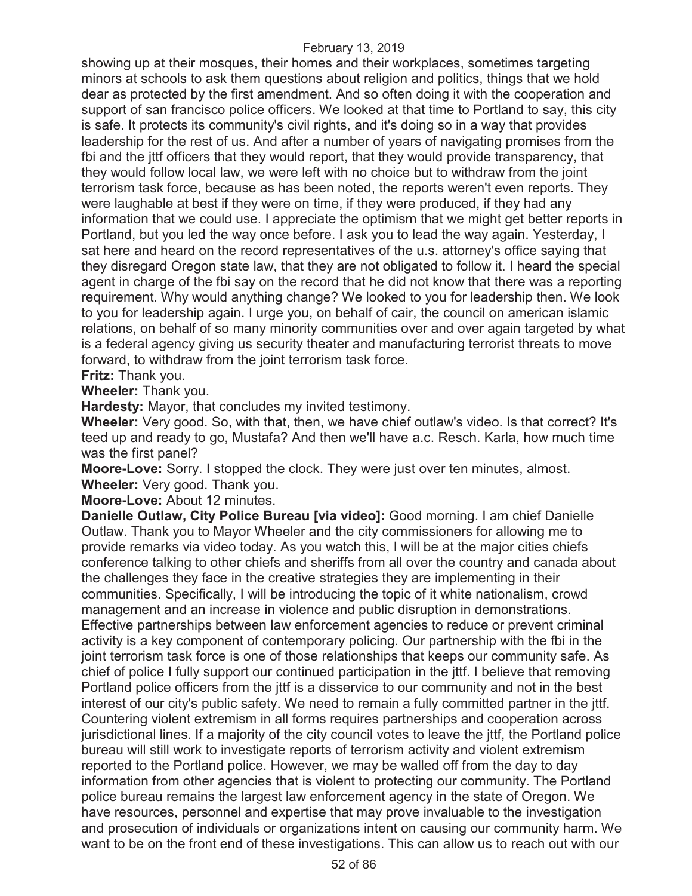showing up at their mosques, their homes and their workplaces, sometimes targeting minors at schools to ask them questions about religion and politics, things that we hold dear as protected by the first amendment. And so often doing it with the cooperation and support of san francisco police officers. We looked at that time to Portland to say, this city is safe. It protects its community's civil rights, and it's doing so in a way that provides leadership for the rest of us. And after a number of years of navigating promises from the fbi and the jttf officers that they would report, that they would provide transparency, that they would follow local law, we were left with no choice but to withdraw from the joint terrorism task force, because as has been noted, the reports weren't even reports. They were laughable at best if they were on time, if they were produced, if they had any information that we could use. I appreciate the optimism that we might get better reports in Portland, but you led the way once before. I ask you to lead the way again. Yesterday, I sat here and heard on the record representatives of the u.s. attorney's office saying that they disregard Oregon state law, that they are not obligated to follow it. I heard the special agent in charge of the fbi say on the record that he did not know that there was a reporting requirement. Why would anything change? We looked to you for leadership then. We look to you for leadership again. I urge you, on behalf of cair, the council on american islamic relations, on behalf of so many minority communities over and over again targeted by what is a federal agency giving us security theater and manufacturing terrorist threats to move forward, to withdraw from the joint terrorism task force.

**Fritz:** Thank you.

**Wheeler:** Thank you.

**Hardesty:** Mayor, that concludes my invited testimony.

**Wheeler:** Very good. So, with that, then, we have chief outlaw's video. Is that correct? It's teed up and ready to go, Mustafa? And then we'll have a.c. Resch. Karla, how much time was the first panel?

**Moore-Love:** Sorry. I stopped the clock. They were just over ten minutes, almost.

**Wheeler:** Very good. Thank you.

**Moore-Love:** About 12 minutes.

**Danielle Outlaw, City Police Bureau [via video]:** Good morning. I am chief Danielle Outlaw. Thank you to Mayor Wheeler and the city commissioners for allowing me to provide remarks via video today. As you watch this, I will be at the major cities chiefs conference talking to other chiefs and sheriffs from all over the country and canada about the challenges they face in the creative strategies they are implementing in their communities. Specifically, I will be introducing the topic of it white nationalism, crowd management and an increase in violence and public disruption in demonstrations. Effective partnerships between law enforcement agencies to reduce or prevent criminal activity is a key component of contemporary policing. Our partnership with the fbi in the joint terrorism task force is one of those relationships that keeps our community safe. As chief of police I fully support our continued participation in the jttf. I believe that removing Portland police officers from the jttf is a disservice to our community and not in the best interest of our city's public safety. We need to remain a fully committed partner in the jttf. Countering violent extremism in all forms requires partnerships and cooperation across jurisdictional lines. If a majority of the city council votes to leave the jttf, the Portland police bureau will still work to investigate reports of terrorism activity and violent extremism reported to the Portland police. However, we may be walled off from the day to day information from other agencies that is violent to protecting our community. The Portland police bureau remains the largest law enforcement agency in the state of Oregon. We have resources, personnel and expertise that may prove invaluable to the investigation and prosecution of individuals or organizations intent on causing our community harm. We want to be on the front end of these investigations. This can allow us to reach out with our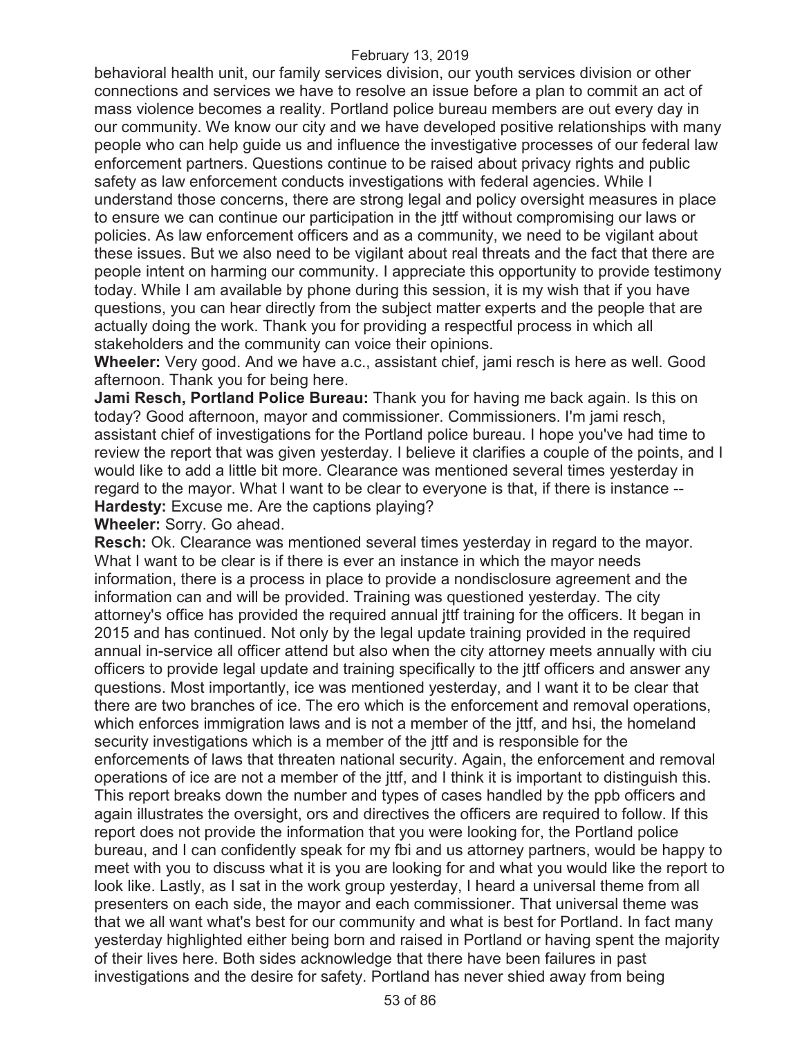behavioral health unit, our family services division, our youth services division or other connections and services we have to resolve an issue before a plan to commit an act of mass violence becomes a reality. Portland police bureau members are out every day in our community. We know our city and we have developed positive relationships with many people who can help guide us and influence the investigative processes of our federal law enforcement partners. Questions continue to be raised about privacy rights and public safety as law enforcement conducts investigations with federal agencies. While I understand those concerns, there are strong legal and policy oversight measures in place to ensure we can continue our participation in the jttf without compromising our laws or policies. As law enforcement officers and as a community, we need to be vigilant about these issues. But we also need to be vigilant about real threats and the fact that there are people intent on harming our community. I appreciate this opportunity to provide testimony today. While I am available by phone during this session, it is my wish that if you have questions, you can hear directly from the subject matter experts and the people that are actually doing the work. Thank you for providing a respectful process in which all stakeholders and the community can voice their opinions.

**Wheeler:** Very good. And we have a.c., assistant chief, jami resch is here as well. Good afternoon. Thank you for being here.

**Jami Resch, Portland Police Bureau:** Thank you for having me back again. Is this on today? Good afternoon, mayor and commissioner. Commissioners. I'm jami resch, assistant chief of investigations for the Portland police bureau. I hope you've had time to review the report that was given yesterday. I believe it clarifies a couple of the points, and I would like to add a little bit more. Clearance was mentioned several times yesterday in regard to the mayor. What I want to be clear to everyone is that, if there is instance --

**Hardesty:** Excuse me. Are the captions playing?

**Wheeler:** Sorry. Go ahead.

**Resch:** Ok. Clearance was mentioned several times yesterday in regard to the mayor. What I want to be clear is if there is ever an instance in which the mayor needs information, there is a process in place to provide a nondisclosure agreement and the information can and will be provided. Training was questioned yesterday. The city attorney's office has provided the required annual jttf training for the officers. It began in 2015 and has continued. Not only by the legal update training provided in the required annual in-service all officer attend but also when the city attorney meets annually with ciu officers to provide legal update and training specifically to the jttf officers and answer any questions. Most importantly, ice was mentioned yesterday, and I want it to be clear that there are two branches of ice. The ero which is the enforcement and removal operations, which enforces immigration laws and is not a member of the jttf, and hsi, the homeland security investigations which is a member of the jttf and is responsible for the enforcements of laws that threaten national security. Again, the enforcement and removal operations of ice are not a member of the jttf, and I think it is important to distinguish this. This report breaks down the number and types of cases handled by the ppb officers and again illustrates the oversight, ors and directives the officers are required to follow. If this report does not provide the information that you were looking for, the Portland police bureau, and I can confidently speak for my fbi and us attorney partners, would be happy to meet with you to discuss what it is you are looking for and what you would like the report to look like. Lastly, as I sat in the work group yesterday, I heard a universal theme from all presenters on each side, the mayor and each commissioner. That universal theme was that we all want what's best for our community and what is best for Portland. In fact many yesterday highlighted either being born and raised in Portland or having spent the majority of their lives here. Both sides acknowledge that there have been failures in past investigations and the desire for safety. Portland has never shied away from being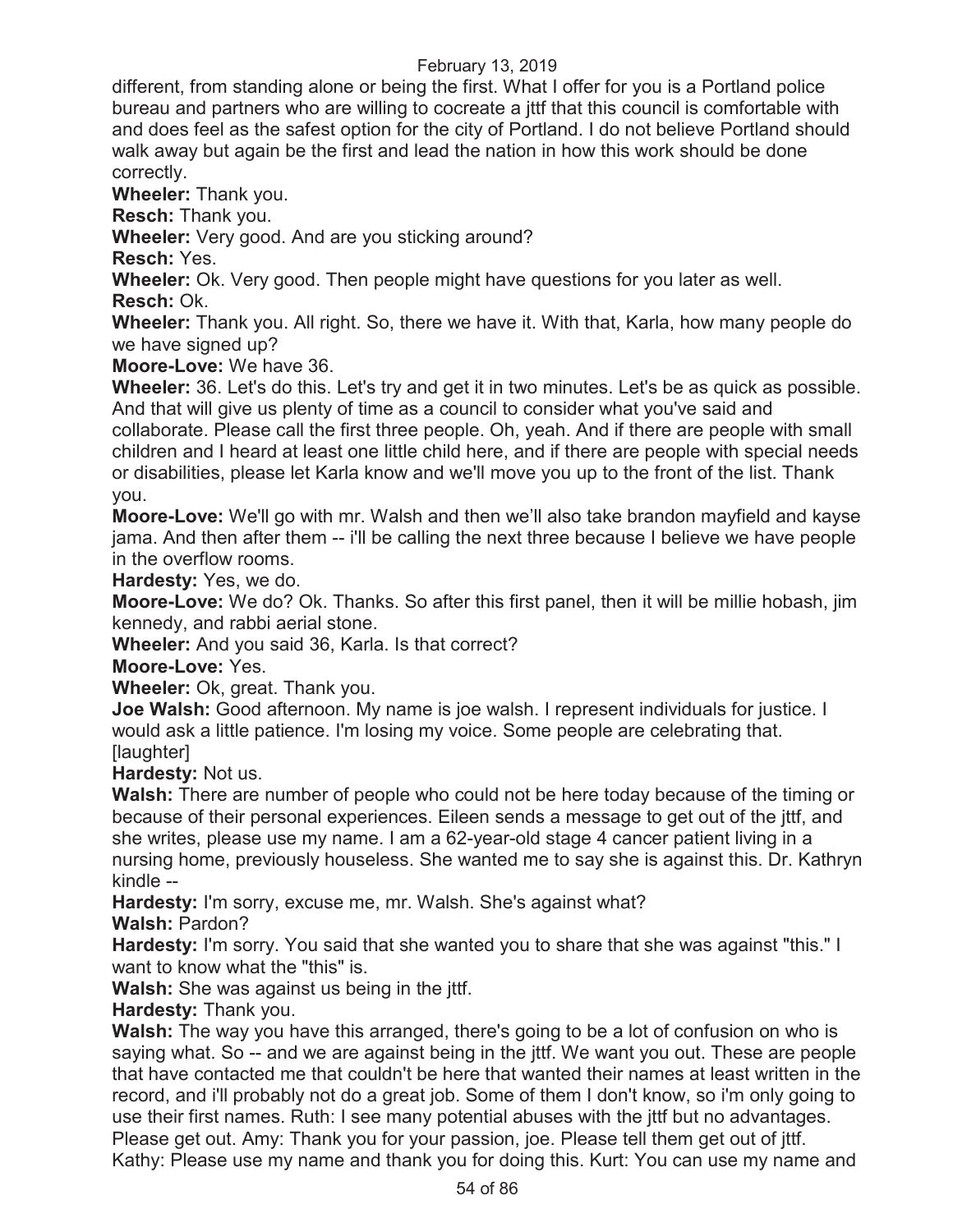different, from standing alone or being the first. What I offer for you is a Portland police bureau and partners who are willing to cocreate a jttf that this council is comfortable with and does feel as the safest option for the city of Portland. I do not believe Portland should walk away but again be the first and lead the nation in how this work should be done correctly.

**Wheeler:** Thank you.

**Resch:** Thank you.

**Wheeler:** Very good. And are you sticking around?

**Resch:** Yes.

**Wheeler:** Ok. Very good. Then people might have questions for you later as well.

**Resch:** Ok.

**Wheeler:** Thank you. All right. So, there we have it. With that, Karla, how many people do we have signed up?

**Moore-Love:** We have 36.

**Wheeler:** 36. Let's do this. Let's try and get it in two minutes. Let's be as quick as possible. And that will give us plenty of time as a council to consider what you've said and collaborate. Please call the first three people. Oh, yeah. And if there are people with small children and I heard at least one little child here, and if there are people with special needs or disabilities, please let Karla know and we'll move you up to the front of the list. Thank you.

**Moore-Love:** We'll go with mr. Walsh and then we'll also take brandon mayfield and kayse jama. And then after them -- i'll be calling the next three because I believe we have people in the overflow rooms.

**Hardesty:** Yes, we do.

**Moore-Love:** We do? Ok. Thanks. So after this first panel, then it will be millie hobash, jim kennedy, and rabbi aerial stone.

**Wheeler:** And you said 36, Karla. Is that correct?

**Moore-Love:** Yes.

**Wheeler:** Ok, great. Thank you.

**Joe Walsh:** Good afternoon. My name is joe walsh. I represent individuals for justice. I would ask a little patience. I'm losing my voice. Some people are celebrating that. [laughter]

**Hardesty:** Not us.

**Walsh:** There are number of people who could not be here today because of the timing or because of their personal experiences. Eileen sends a message to get out of the jttf, and she writes, please use my name. I am a 62-year-old stage 4 cancer patient living in a nursing home, previously houseless. She wanted me to say she is against this. Dr. Kathryn kindle --

**Hardesty:** I'm sorry, excuse me, mr. Walsh. She's against what?

**Walsh:** Pardon?

**Hardesty:** I'm sorry. You said that she wanted you to share that she was against "this." I want to know what the "this" is.

**Walsh:** She was against us being in the jttf.

**Hardesty:** Thank you.

**Walsh:** The way you have this arranged, there's going to be a lot of confusion on who is saying what. So -- and we are against being in the jttf. We want you out. These are people that have contacted me that couldn't be here that wanted their names at least written in the record, and i'll probably not do a great job. Some of them I don't know, so i'm only going to use their first names. Ruth: I see many potential abuses with the jttf but no advantages. Please get out. Amy: Thank you for your passion, joe. Please tell them get out of jttf. Kathy: Please use my name and thank you for doing this. Kurt: You can use my name and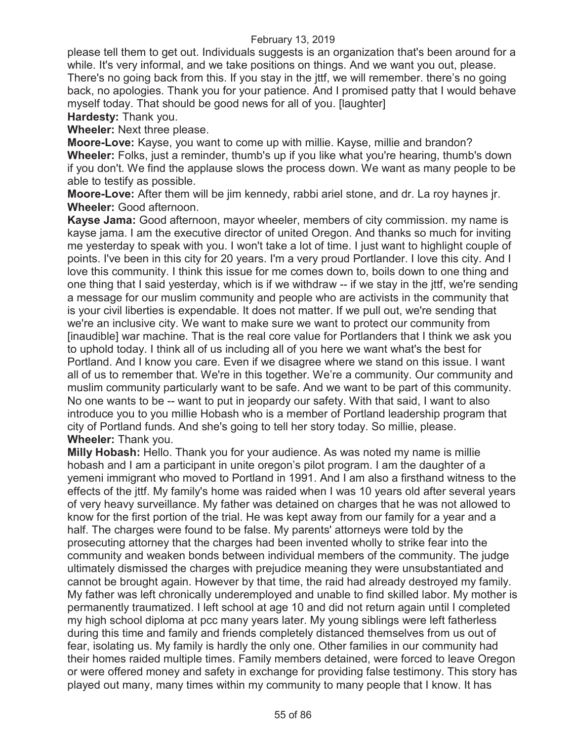please tell them to get out. Individuals suggests is an organization that's been around for a while. It's very informal, and we take positions on things. And we want you out, please. There's no going back from this. If you stay in the jttf, we will remember. there's no going back, no apologies. Thank you for your patience. And I promised patty that I would behave myself today. That should be good news for all of you. [laughter]

**Hardesty:** Thank you.

**Wheeler:** Next three please.

**Moore-Love:** Kayse, you want to come up with millie. Kayse, millie and brandon?

**Wheeler:** Folks, just a reminder, thumb's up if you like what you're hearing, thumb's down if you don't. We find the applause slows the process down. We want as many people to be able to testify as possible.

**Moore-Love:** After them will be jim kennedy, rabbi ariel stone, and dr. La roy haynes jr.

**Wheeler:** Good afternoon.

**Kayse Jama:** Good afternoon, mayor wheeler, members of city commission. my name is kayse jama. I am the executive director of united Oregon. And thanks so much for inviting me yesterday to speak with you. I won't take a lot of time. I just want to highlight couple of points. I've been in this city for 20 years. I'm a very proud Portlander. I love this city. And I love this community. I think this issue for me comes down to, boils down to one thing and one thing that I said yesterday, which is if we withdraw -- if we stay in the jttf, we're sending a message for our muslim community and people who are activists in the community that is your civil liberties is expendable. It does not matter. If we pull out, we're sending that we're an inclusive city. We want to make sure we want to protect our community from [inaudible] war machine. That is the real core value for Portlanders that I think we ask you to uphold today. I think all of us including all of you here we want what's the best for Portland. And I know you care. Even if we disagree where we stand on this issue. I want all of us to remember that. We're in this together. We're a community. Our community and muslim community particularly want to be safe. And we want to be part of this community. No one wants to be -- want to put in jeopardy our safety. With that said, I want to also introduce you to you millie Hobash who is a member of Portland leadership program that city of Portland funds. And she's going to tell her story today. So millie, please.

**Wheeler:** Thank you.

**Milly Hobash:** Hello. Thank you for your audience. As was noted my name is millie hobash and I am a participant in unite oregon's pilot program. I am the daughter of a yemeni immigrant who moved to Portland in 1991. And I am also a firsthand witness to the effects of the jttf. My family's home was raided when I was 10 years old after several years of very heavy surveillance. My father was detained on charges that he was not allowed to know for the first portion of the trial. He was kept away from our family for a year and a half. The charges were found to be false. My parents' attorneys were told by the prosecuting attorney that the charges had been invented wholly to strike fear into the community and weaken bonds between individual members of the community. The judge ultimately dismissed the charges with prejudice meaning they were unsubstantiated and cannot be brought again. However by that time, the raid had already destroyed my family. My father was left chronically underemployed and unable to find skilled labor. My mother is permanently traumatized. I left school at age 10 and did not return again until I completed my high school diploma at pcc many years later. My young siblings were left fatherless during this time and family and friends completely distanced themselves from us out of fear, isolating us. My family is hardly the only one. Other families in our community had their homes raided multiple times. Family members detained, were forced to leave Oregon or were offered money and safety in exchange for providing false testimony. This story has played out many, many times within my community to many people that I know. It has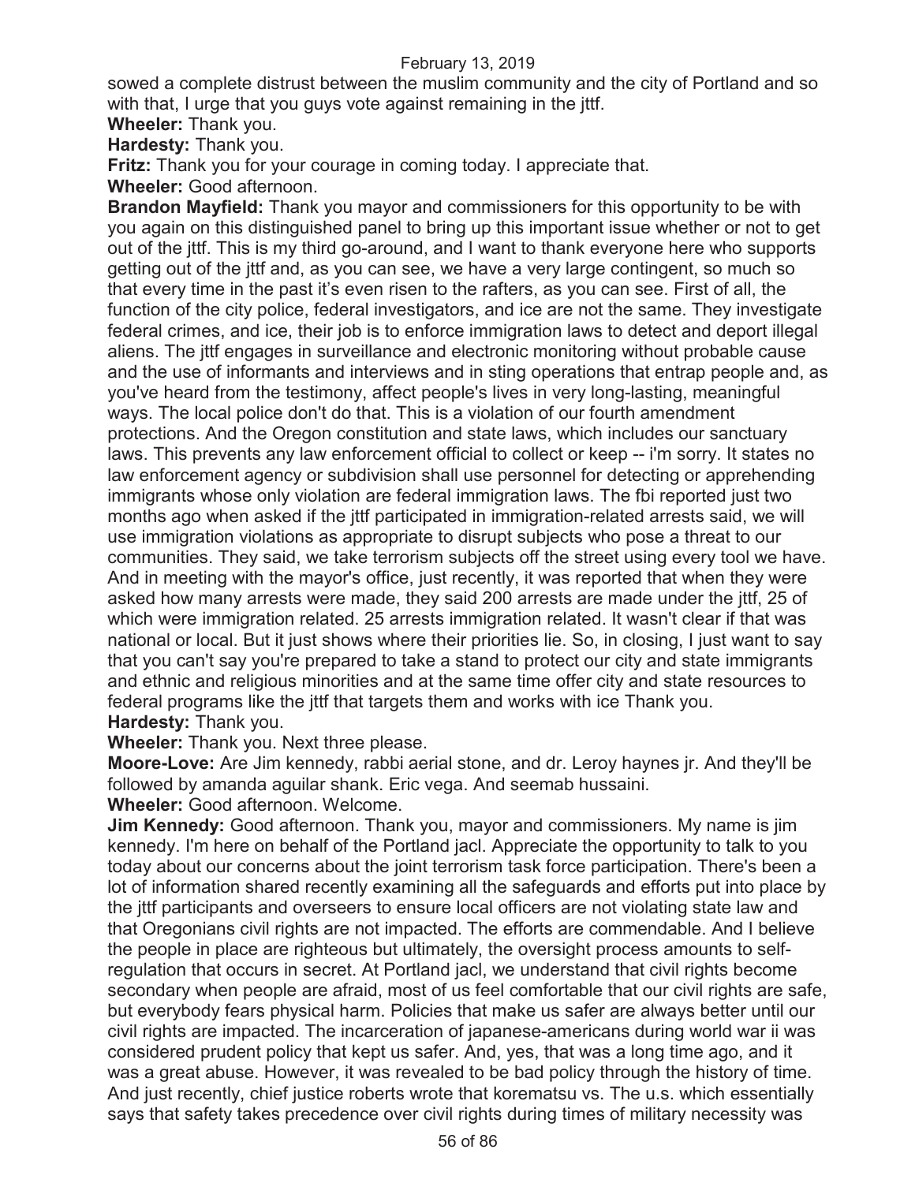sowed a complete distrust between the muslim community and the city of Portland and so with that, I urge that you guys vote against remaining in the jttf.

**Wheeler:** Thank you.

**Hardesty:** Thank you.

**Fritz:** Thank you for your courage in coming today. I appreciate that.

**Wheeler:** Good afternoon.

**Brandon Mayfield:** Thank you mayor and commissioners for this opportunity to be with you again on this distinguished panel to bring up this important issue whether or not to get out of the jttf. This is my third go-around, and I want to thank everyone here who supports getting out of the jttf and, as you can see, we have a very large contingent, so much so that every time in the past it's even risen to the rafters, as you can see. First of all, the function of the city police, federal investigators, and ice are not the same. They investigate federal crimes, and ice, their job is to enforce immigration laws to detect and deport illegal aliens. The jttf engages in surveillance and electronic monitoring without probable cause and the use of informants and interviews and in sting operations that entrap people and, as you've heard from the testimony, affect people's lives in very long-lasting, meaningful ways. The local police don't do that. This is a violation of our fourth amendment protections. And the Oregon constitution and state laws, which includes our sanctuary laws. This prevents any law enforcement official to collect or keep -- i'm sorry. It states no law enforcement agency or subdivision shall use personnel for detecting or apprehending immigrants whose only violation are federal immigration laws. The fbi reported just two months ago when asked if the jttf participated in immigration-related arrests said, we will use immigration violations as appropriate to disrupt subjects who pose a threat to our communities. They said, we take terrorism subjects off the street using every tool we have. And in meeting with the mayor's office, just recently, it was reported that when they were asked how many arrests were made, they said 200 arrests are made under the jttf, 25 of which were immigration related. 25 arrests immigration related. It wasn't clear if that was national or local. But it just shows where their priorities lie. So, in closing, I just want to say that you can't say you're prepared to take a stand to protect our city and state immigrants and ethnic and religious minorities and at the same time offer city and state resources to federal programs like the jttf that targets them and works with ice Thank you.

**Hardesty:** Thank you.

**Wheeler:** Thank you. Next three please.

**Moore-Love:** Are Jim kennedy, rabbi aerial stone, and dr. Leroy haynes jr. And they'll be followed by amanda aguilar shank. Eric vega. And seemab hussaini.

**Wheeler:** Good afternoon. Welcome.

**Jim Kennedy:** Good afternoon. Thank you, mayor and commissioners. My name is jim kennedy. I'm here on behalf of the Portland jacl. Appreciate the opportunity to talk to you today about our concerns about the joint terrorism task force participation. There's been a lot of information shared recently examining all the safeguards and efforts put into place by the jttf participants and overseers to ensure local officers are not violating state law and that Oregonians civil rights are not impacted. The efforts are commendable. And I believe the people in place are righteous but ultimately, the oversight process amounts to self-regulation that occurs in secret. At Portland jacl, we understand that civil rights become secondary when people are afraid, most of us feel comfortable that our civil rights are safe, but everybody fears physical harm. Policies that make us safer are always better until our civil rights are impacted. The incarceration of japanese-americans during world war ii was considered prudent policy that kept us safer. And, yes, that was a long time ago, and it was a great abuse. However, it was revealed to be bad policy through the history of time. And just recently, chief justice roberts wrote that korematsu vs. The u.s. which essentially says that safety takes precedence over civil rights during times of military necessity was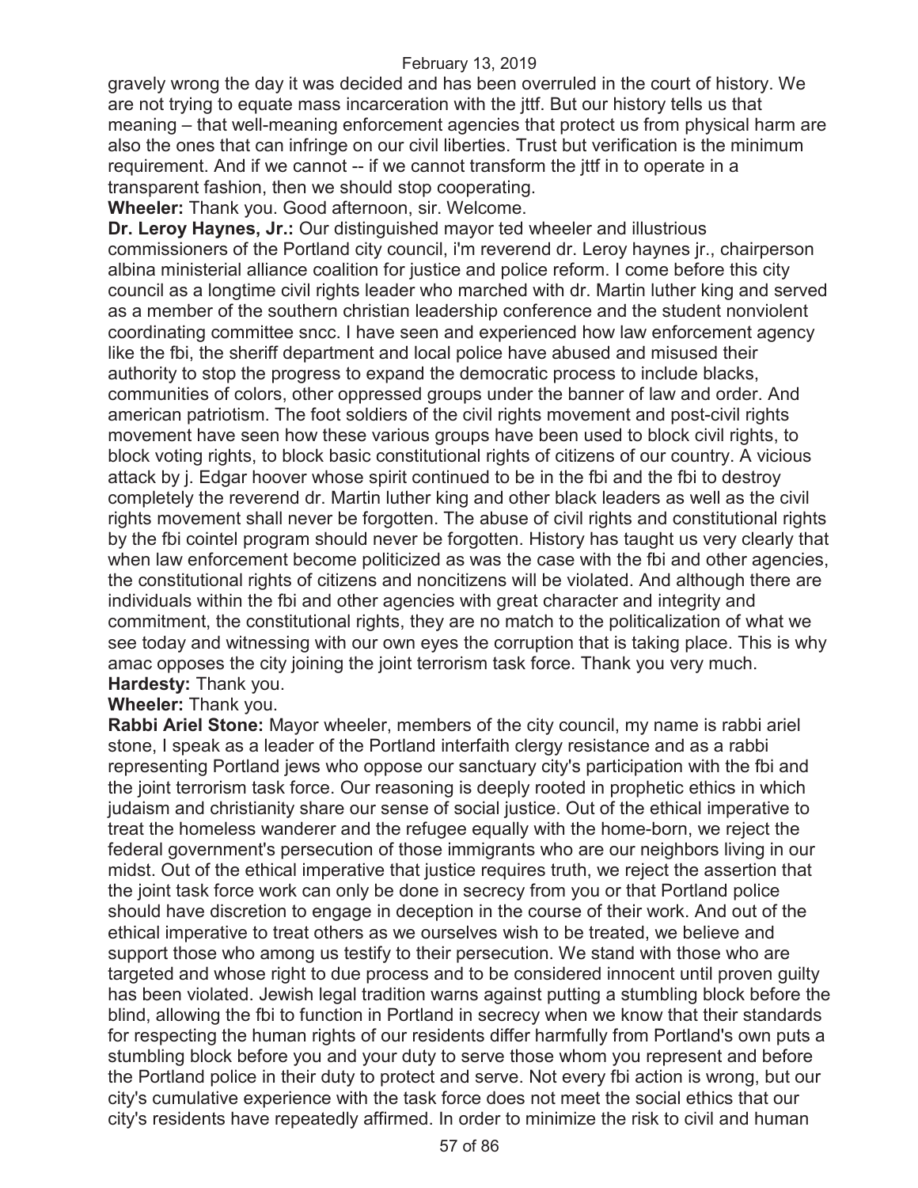gravely wrong the day it was decided and has been overruled in the court of history. We are not trying to equate mass incarceration with the jttf. But our history tells us that meaning – that well-meaning enforcement agencies that protect us from physical harm are also the ones that can infringe on our civil liberties. Trust but verification is the minimum requirement. And if we cannot -- if we cannot transform the jttf in to operate in a transparent fashion, then we should stop cooperating.

**Wheeler:** Thank you. Good afternoon, sir. Welcome.

**Dr. Leroy Haynes, Jr.:** Our distinguished mayor ted wheeler and illustrious commissioners of the Portland city council, i'm reverend dr. Leroy haynes jr., chairperson albina ministerial alliance coalition for justice and police reform. I come before this city council as a longtime civil rights leader who marched with dr. Martin luther king and served as a member of the southern christian leadership conference and the student nonviolent coordinating committee sncc. I have seen and experienced how law enforcement agency like the fbi, the sheriff department and local police have abused and misused their authority to stop the progress to expand the democratic process to include blacks, communities of colors, other oppressed groups under the banner of law and order. And american patriotism. The foot soldiers of the civil rights movement and post-civil rights movement have seen how these various groups have been used to block civil rights, to block voting rights, to block basic constitutional rights of citizens of our country. A vicious attack by j. Edgar hoover whose spirit continued to be in the fbi and the fbi to destroy completely the reverend dr. Martin luther king and other black leaders as well as the civil rights movement shall never be forgotten. The abuse of civil rights and constitutional rights by the fbi cointel program should never be forgotten. History has taught us very clearly that when law enforcement become politicized as was the case with the fbi and other agencies, the constitutional rights of citizens and noncitizens will be violated. And although there are individuals within the fbi and other agencies with great character and integrity and commitment, the constitutional rights, they are no match to the politicalization of what we see today and witnessing with our own eyes the corruption that is taking place. This is why amac opposes the city joining the joint terrorism task force. Thank you very much.

**Hardesty:** Thank you.

**Wheeler:** Thank you.

**Rabbi Ariel Stone:** Mayor wheeler, members of the city council, my name is rabbi ariel stone, I speak as a leader of the Portland interfaith clergy resistance and as a rabbi representing Portland jews who oppose our sanctuary city's participation with the fbi and the joint terrorism task force. Our reasoning is deeply rooted in prophetic ethics in which judaism and christianity share our sense of social justice. Out of the ethical imperative to treat the homeless wanderer and the refugee equally with the home-born, we reject the federal government's persecution of those immigrants who are our neighbors living in our midst. Out of the ethical imperative that justice requires truth, we reject the assertion that the joint task force work can only be done in secrecy from you or that Portland police should have discretion to engage in deception in the course of their work. And out of the ethical imperative to treat others as we ourselves wish to be treated, we believe and support those who among us testify to their persecution. We stand with those who are targeted and whose right to due process and to be considered innocent until proven guilty has been violated. Jewish legal tradition warns against putting a stumbling block before the blind, allowing the fbi to function in Portland in secrecy when we know that their standards for respecting the human rights of our residents differ harmfully from Portland's own puts a stumbling block before you and your duty to serve those whom you represent and before the Portland police in their duty to protect and serve. Not every fbi action is wrong, but our city's cumulative experience with the task force does not meet the social ethics that our city's residents have repeatedly affirmed. In order to minimize the risk to civil and human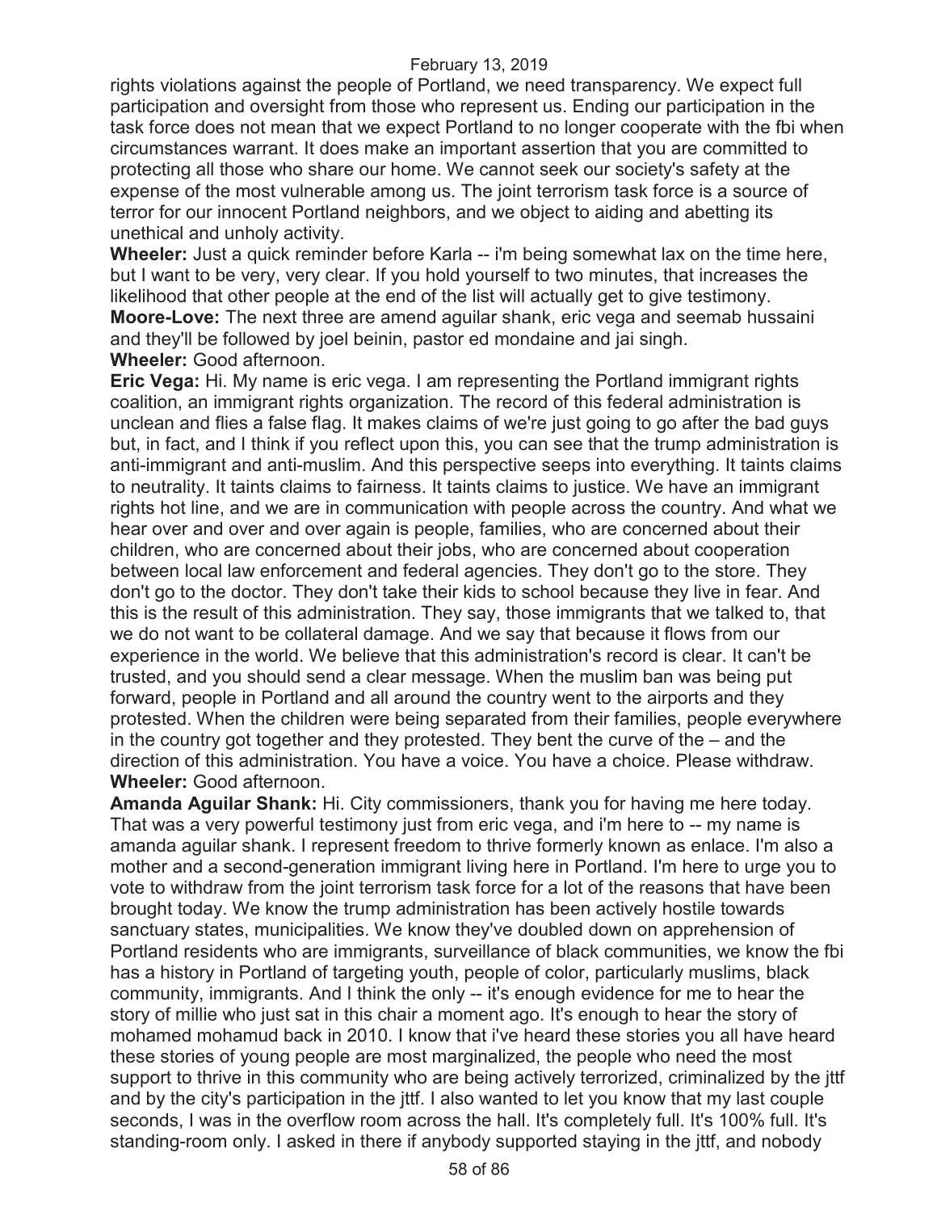rights violations against the people of Portland, we need transparency. We expect full participation and oversight from those who represent us. Ending our participation in the task force does not mean that we expect Portland to no longer cooperate with the fbi when circumstances warrant. It does make an important assertion that you are committed to protecting all those who share our home. We cannot seek our society's safety at the expense of the most vulnerable among us. The joint terrorism task force is a source of terror for our innocent Portland neighbors, and we object to aiding and abetting its unethical and unholy activity.

**Wheeler:** Just a quick reminder before Karla -- i'm being somewhat lax on the time here, but I want to be very, very clear. If you hold yourself to two minutes, that increases the likelihood that other people at the end of the list will actually get to give testimony.

**Moore-Love:** The next three are amend aguilar shank, eric vega and seemab hussaini and they'll be followed by joel beinin, pastor ed mondaine and jai singh.

**Wheeler:** Good afternoon.

**Eric Vega:** Hi. My name is eric vega. I am representing the Portland immigrant rights coalition, an immigrant rights organization. The record of this federal administration is unclean and flies a false flag. It makes claims of we're just going to go after the bad guys but, in fact, and I think if you reflect upon this, you can see that the trump administration is anti-immigrant and anti-muslim. And this perspective seeps into everything. It taints claims to neutrality. It taints claims to fairness. It taints claims to justice. We have an immigrant rights hot line, and we are in communication with people across the country. And what we hear over and over and over again is people, families, who are concerned about their children, who are concerned about their jobs, who are concerned about cooperation between local law enforcement and federal agencies. They don't go to the store. They don't go to the doctor. They don't take their kids to school because they live in fear. And this is the result of this administration. They say, those immigrants that we talked to, that we do not want to be collateral damage. And we say that because it flows from our experience in the world. We believe that this administration's record is clear. It can't be trusted, and you should send a clear message. When the muslim ban was being put forward, people in Portland and all around the country went to the airports and they protested. When the children were being separated from their families, people everywhere in the country got together and they protested. They bent the curve of the – and the direction of this administration. You have a voice. You have a choice. Please withdraw.

**Wheeler:** Good afternoon.

**Amanda Aguilar Shank:** Hi. City commissioners, thank you for having me here today. That was a very powerful testimony just from eric vega, and i'm here to -- my name is amanda aguilar shank. I represent freedom to thrive formerly known as enlace. I'm also a mother and a second-generation immigrant living here in Portland. I'm here to urge you to vote to withdraw from the joint terrorism task force for a lot of the reasons that have been brought today. We know the trump administration has been actively hostile towards sanctuary states, municipalities. We know they've doubled down on apprehension of Portland residents who are immigrants, surveillance of black communities, we know the fbi has a history in Portland of targeting youth, people of color, particularly muslims, black community, immigrants. And I think the only -- it's enough evidence for me to hear the story of millie who just sat in this chair a moment ago. It's enough to hear the story of mohamed mohamud back in 2010. I know that i've heard these stories you all have heard these stories of young people are most marginalized, the people who need the most support to thrive in this community who are being actively terrorized, criminalized by the jttf and by the city's participation in the jttf. I also wanted to let you know that my last couple seconds, I was in the overflow room across the hall. It's completely full. It's 100% full. It's standing-room only. I asked in there if anybody supported staying in the jttf, and nobody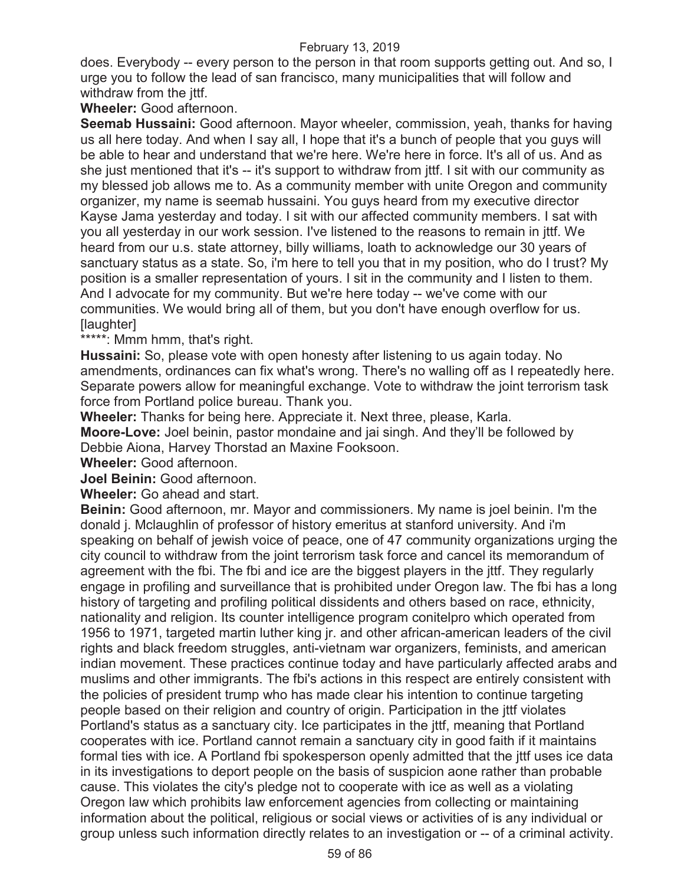does. Everybody -- every person to the person in that room supports getting out. And so, I urge you to follow the lead of san francisco, many municipalities that will follow and withdraw from the jttf.

**Wheeler:** Good afternoon.

**Seemab Hussaini:** Good afternoon. Mayor wheeler, commission, yeah, thanks for having us all here today. And when I say all, I hope that it's a bunch of people that you guys will be able to hear and understand that we're here. We're here in force. It's all of us. And as she just mentioned that it's -- it's support to withdraw from jttf. I sit with our community as my blessed job allows me to. As a community member with unite Oregon and community organizer, my name is seemab hussaini. You guys heard from my executive director Kayse Jama yesterday and today. I sit with our affected community members. I sat with you all yesterday in our work session. I've listened to the reasons to remain in jttf. We heard from our u.s. state attorney, billy williams, loath to acknowledge our 30 years of sanctuary status as a state. So, i'm here to tell you that in my position, who do I trust? My position is a smaller representation of yours. I sit in the community and I listen to them. And I advocate for my community. But we're here today -- we've come with our communities. We would bring all of them, but you don't have enough overflow for us. [laughter]

*****: Mmm hmm, that's right.

**Hussaini:** So, please vote with open honesty after listening to us again today. No amendments, ordinances can fix what's wrong. There's no walling off as I repeatedly here. Separate powers allow for meaningful exchange. Vote to withdraw the joint terrorism task force from Portland police bureau. Thank you.

**Wheeler:** Thanks for being here. Appreciate it. Next three, please, Karla.

**Moore-Love:** Joel beinin, pastor mondaine and jai singh. And they'll be followed by Debbie Aiona, Harvey Thorstad an Maxine Fooksoon.

**Wheeler:** Good afternoon.

**Joel Beinin:** Good afternoon.

**Wheeler:** Go ahead and start.

**Beinin:** Good afternoon, mr. Mayor and commissioners. My name is joel beinin. I'm the donald j. Mclaughlin of professor of history emeritus at stanford university. And i'm speaking on behalf of jewish voice of peace, one of 47 community organizations urging the city council to withdraw from the joint terrorism task force and cancel its memorandum of agreement with the fbi. The fbi and ice are the biggest players in the jttf. They regularly engage in profiling and surveillance that is prohibited under Oregon law. The fbi has a long history of targeting and profiling political dissidents and others based on race, ethnicity, nationality and religion. Its counter intelligence program conitelpro which operated from 1956 to 1971, targeted martin luther king jr. and other african-american leaders of the civil rights and black freedom struggles, anti-vietnam war organizers, feminists, and american indian movement. These practices continue today and have particularly affected arabs and muslims and other immigrants. The fbi's actions in this respect are entirely consistent with the policies of president trump who has made clear his intention to continue targeting people based on their religion and country of origin. Participation in the jttf violates Portland's status as a sanctuary city. Ice participates in the jttf, meaning that Portland cooperates with ice. Portland cannot remain a sanctuary city in good faith if it maintains formal ties with ice. A Portland fbi spokesperson openly admitted that the jttf uses ice data in its investigations to deport people on the basis of suspicion aone rather than probable cause. This violates the city's pledge not to cooperate with ice as well as a violating Oregon law which prohibits law enforcement agencies from collecting or maintaining information about the political, religious or social views or activities of is any individual or group unless such information directly relates to an investigation or -- of a criminal activity.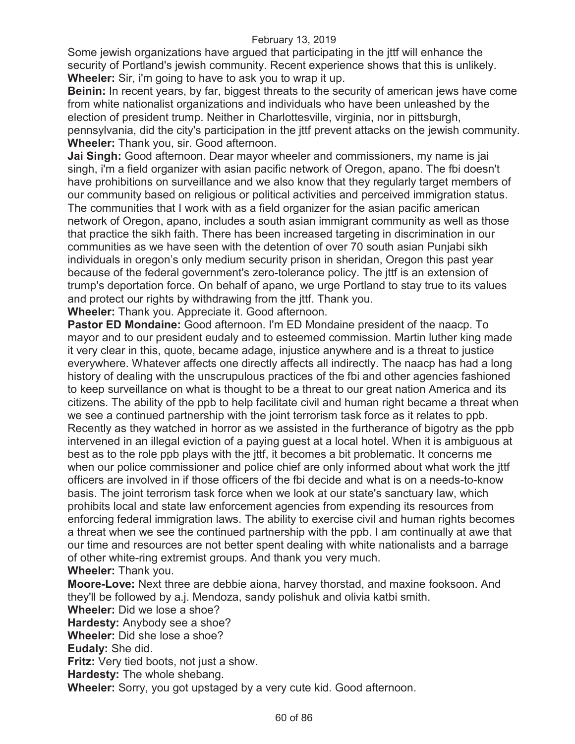Some jewish organizations have argued that participating in the jttf will enhance the security of Portland's jewish community. Recent experience shows that this is unlikely.
**Wheeler:** Sir, i'm going to have to ask you to wrap it up.
**Beinin:** In recent years, by far, biggest threats to the security of american jews have come from white nationalist organizations and individuals who have been unleashed by the election of president trump. Neither in Charlottesville, virginia, nor in pittsburgh, pennsylvania, did the city's participation in the jttf prevent attacks on the jewish community.
**Wheeler:** Thank you, sir. Good afternoon.
**Jai Singh:** Good afternoon. Dear mayor wheeler and commissioners, my name is jai singh, i'm a field organizer with asian pacific network of Oregon, apano. The fbi doesn't have prohibitions on surveillance and we also know that they regularly target members of our community based on religious or political activities and perceived immigration status. The communities that I work with as a field organizer for the asian pacific american network of Oregon, apano, includes a south asian immigrant community as well as those that practice the sikh faith. There has been increased targeting in discrimination in our communities as we have seen with the detention of over 70 south asian Punjabi sikh individuals in oregon's only medium security prison in sheridan, Oregon this past year because of the federal government's zero-tolerance policy. The jttf is an extension of trump's deportation force. On behalf of apano, we urge Portland to stay true to its values and protect our rights by withdrawing from the jttf. Thank you.
**Wheeler:** Thank you. Appreciate it. Good afternoon.
**Pastor ED Mondaine:** Good afternoon. I'm ED Mondaine president of the naacp. To mayor and to our president eudaly and to esteemed commission. Martin luther king made it very clear in this, quote, became adage, injustice anywhere and is a threat to justice everywhere. Whatever affects one directly affects all indirectly. The naacp has had a long history of dealing with the unscrupulous practices of the fbi and other agencies fashioned to keep surveillance on what is thought to be a threat to our great nation America and its citizens. The ability of the ppb to help facilitate civil and human right became a threat when we see a continued partnership with the joint terrorism task force as it relates to ppb. Recently as they watched in horror as we assisted in the furtherance of bigotry as the ppb intervened in an illegal eviction of a paying guest at a local hotel. When it is ambiguous at best as to the role ppb plays with the jttf, it becomes a bit problematic. It concerns me when our police commissioner and police chief are only informed about what work the jttf officers are involved in if those officers of the fbi decide and what is on a needs-to-know basis. The joint terrorism task force when we look at our state's sanctuary law, which prohibits local and state law enforcement agencies from expending its resources from enforcing federal immigration laws. The ability to exercise civil and human rights becomes a threat when we see the continued partnership with the ppb. I am continually at awe that our time and resources are not better spent dealing with white nationalists and a barrage of other white-ring extremist groups. And thank you very much.
**Wheeler:** Thank you.
**Moore-Love:** Next three are debbie aiona, harvey thorstad, and maxine fooksoon. And they'll be followed by a.j. Mendoza, sandy polishuk and olivia katbi smith.
**Wheeler:** Did we lose a shoe?
**Hardesty:** Anybody see a shoe?
**Wheeler:** Did she lose a shoe?
**Eudaly:** She did.
**Fritz:** Very tied boots, not just a show.
**Hardesty:** The whole shebang.
**Wheeler:** Sorry, you got upstaged by a very cute kid. Good afternoon.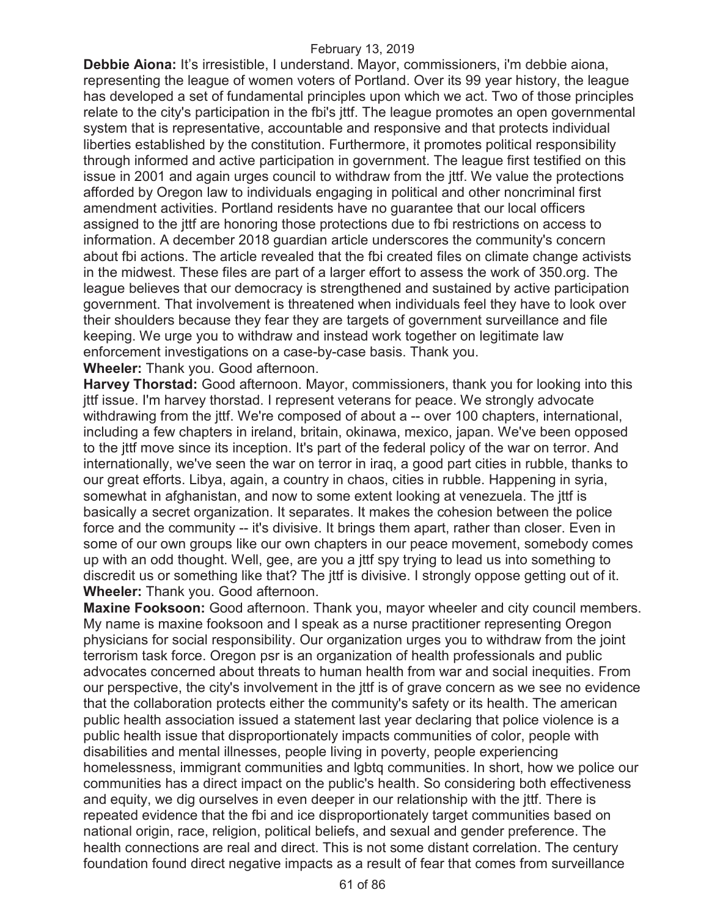**Debbie Aiona:** It's irresistible, I understand. Mayor, commissioners, i'm debbie aiona, representing the league of women voters of Portland. Over its 99 year history, the league has developed a set of fundamental principles upon which we act. Two of those principles relate to the city's participation in the fbi's jttf. The league promotes an open governmental system that is representative, accountable and responsive and that protects individual liberties established by the constitution. Furthermore, it promotes political responsibility through informed and active participation in government. The league first testified on this issue in 2001 and again urges council to withdraw from the jttf. We value the protections afforded by Oregon law to individuals engaging in political and other noncriminal first amendment activities. Portland residents have no guarantee that our local officers assigned to the jttf are honoring those protections due to fbi restrictions on access to information. A december 2018 guardian article underscores the community's concern about fbi actions. The article revealed that the fbi created files on climate change activists in the midwest. These files are part of a larger effort to assess the work of 350.org. The league believes that our democracy is strengthened and sustained by active participation government. That involvement is threatened when individuals feel they have to look over their shoulders because they fear they are targets of government surveillance and file keeping. We urge you to withdraw and instead work together on legitimate law enforcement investigations on a case-by-case basis. Thank you.

**Wheeler:** Thank you. Good afternoon.

**Harvey Thorstad:** Good afternoon. Mayor, commissioners, thank you for looking into this jttf issue. I'm harvey thorstad. I represent veterans for peace. We strongly advocate withdrawing from the jttf. We're composed of about a -- over 100 chapters, international, including a few chapters in ireland, britain, okinawa, mexico, japan. We've been opposed to the jttf move since its inception. It's part of the federal policy of the war on terror. And internationally, we've seen the war on terror in iraq, a good part cities in rubble, thanks to our great efforts. Libya, again, a country in chaos, cities in rubble. Happening in syria, somewhat in afghanistan, and now to some extent looking at venezuela. The jttf is basically a secret organization. It separates. It makes the cohesion between the police force and the community -- it's divisive. It brings them apart, rather than closer. Even in some of our own groups like our own chapters in our peace movement, somebody comes up with an odd thought. Well, gee, are you a jttf spy trying to lead us into something to discredit us or something like that? The jttf is divisive. I strongly oppose getting out of it.

**Wheeler:** Thank you. Good afternoon.

**Maxine Fooksoon:** Good afternoon. Thank you, mayor wheeler and city council members. My name is maxine fooksoon and I speak as a nurse practitioner representing Oregon physicians for social responsibility. Our organization urges you to withdraw from the joint terrorism task force. Oregon psr is an organization of health professionals and public advocates concerned about threats to human health from war and social inequities. From our perspective, the city's involvement in the jttf is of grave concern as we see no evidence that the collaboration protects either the community's safety or its health. The american public health association issued a statement last year declaring that police violence is a public health issue that disproportionately impacts communities of color, people with disabilities and mental illnesses, people living in poverty, people experiencing homelessness, immigrant communities and lgbtq communities. In short, how we police our communities has a direct impact on the public's health. So considering both effectiveness and equity, we dig ourselves in even deeper in our relationship with the jttf. There is repeated evidence that the fbi and ice disproportionately target communities based on national origin, race, religion, political beliefs, and sexual and gender preference. The health connections are real and direct. This is not some distant correlation. The century foundation found direct negative impacts as a result of fear that comes from surveillance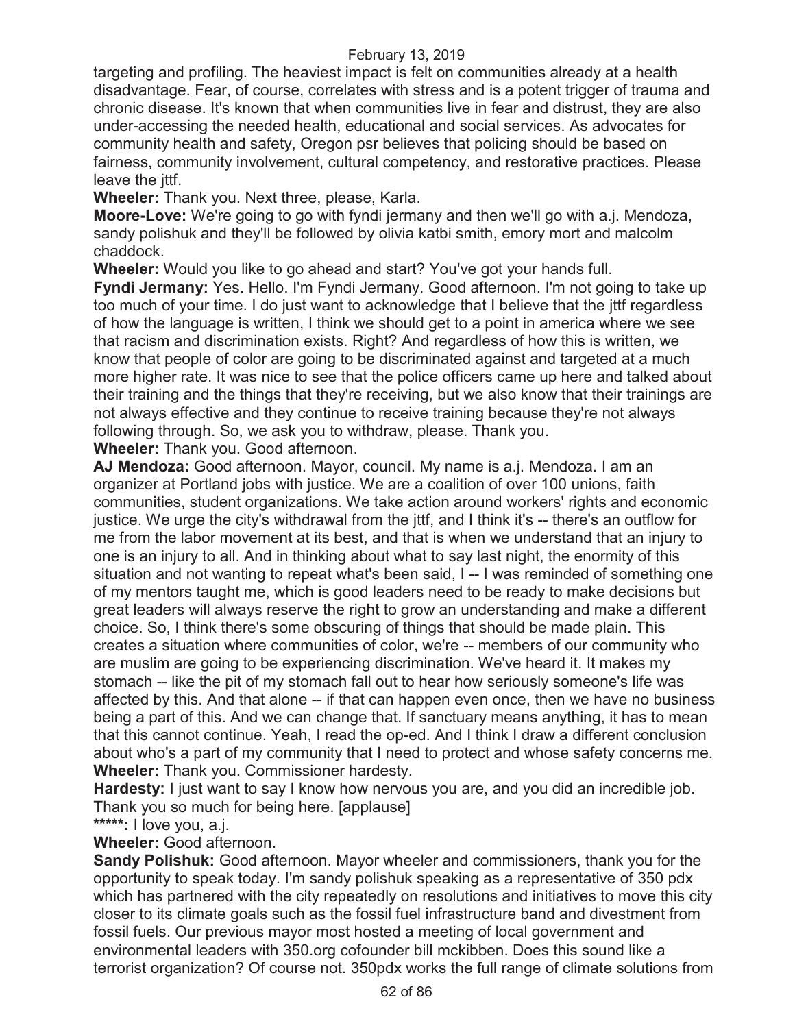targeting and profiling. The heaviest impact is felt on communities already at a health disadvantage. Fear, of course, correlates with stress and is a potent trigger of trauma and chronic disease. It's known that when communities live in fear and distrust, they are also under-accessing the needed health, educational and social services. As advocates for community health and safety, Oregon psr believes that policing should be based on fairness, community involvement, cultural competency, and restorative practices. Please leave the jttf.

**Wheeler:** Thank you. Next three, please, Karla.

**Moore-Love:** We're going to go with fyndi jermany and then we'll go with a.j. Mendoza, sandy polishuk and they'll be followed by olivia katbi smith, emory mort and malcolm chaddock.

**Wheeler:** Would you like to go ahead and start? You've got your hands full.

**Fyndi Jermany:** Yes. Hello. I'm Fyndi Jermany. Good afternoon. I'm not going to take up too much of your time. I do just want to acknowledge that I believe that the jttf regardless of how the language is written, I think we should get to a point in america where we see that racism and discrimination exists. Right? And regardless of how this is written, we know that people of color are going to be discriminated against and targeted at a much more higher rate. It was nice to see that the police officers came up here and talked about their training and the things that they're receiving, but we also know that their trainings are not always effective and they continue to receive training because they're not always following through. So, we ask you to withdraw, please. Thank you.

**Wheeler:** Thank you. Good afternoon.

**AJ Mendoza:** Good afternoon. Mayor, council. My name is a.j. Mendoza. I am an organizer at Portland jobs with justice. We are a coalition of over 100 unions, faith communities, student organizations. We take action around workers' rights and economic justice. We urge the city's withdrawal from the jttf, and I think it's -- there's an outflow for me from the labor movement at its best, and that is when we understand that an injury to one is an injury to all. And in thinking about what to say last night, the enormity of this situation and not wanting to repeat what's been said, I -- I was reminded of something one of my mentors taught me, which is good leaders need to be ready to make decisions but great leaders will always reserve the right to grow an understanding and make a different choice. So, I think there's some obscuring of things that should be made plain. This creates a situation where communities of color, we're -- members of our community who are muslim are going to be experiencing discrimination. We've heard it. It makes my stomach -- like the pit of my stomach fall out to hear how seriously someone's life was affected by this. And that alone -- if that can happen even once, then we have no business being a part of this. And we can change that. If sanctuary means anything, it has to mean that this cannot continue. Yeah, I read the op-ed. And I think I draw a different conclusion about who's a part of my community that I need to protect and whose safety concerns me.

**Wheeler:** Thank you. Commissioner hardesty.

**Hardesty:** I just want to say I know how nervous you are, and you did an incredible job. Thank you so much for being here. [applause]

*****: I love you, a.j.

**Wheeler:** Good afternoon.

**Sandy Polishuk:** Good afternoon. Mayor wheeler and commissioners, thank you for the opportunity to speak today. I'm sandy polishuk speaking as a representative of 350 pdx which has partnered with the city repeatedly on resolutions and initiatives to move this city closer to its climate goals such as the fossil fuel infrastructure band and divestment from fossil fuels. Our previous mayor most hosted a meeting of local government and environmental leaders with 350.org cofounder bill mckibben. Does this sound like a terrorist organization? Of course not. 350pdx works the full range of climate solutions from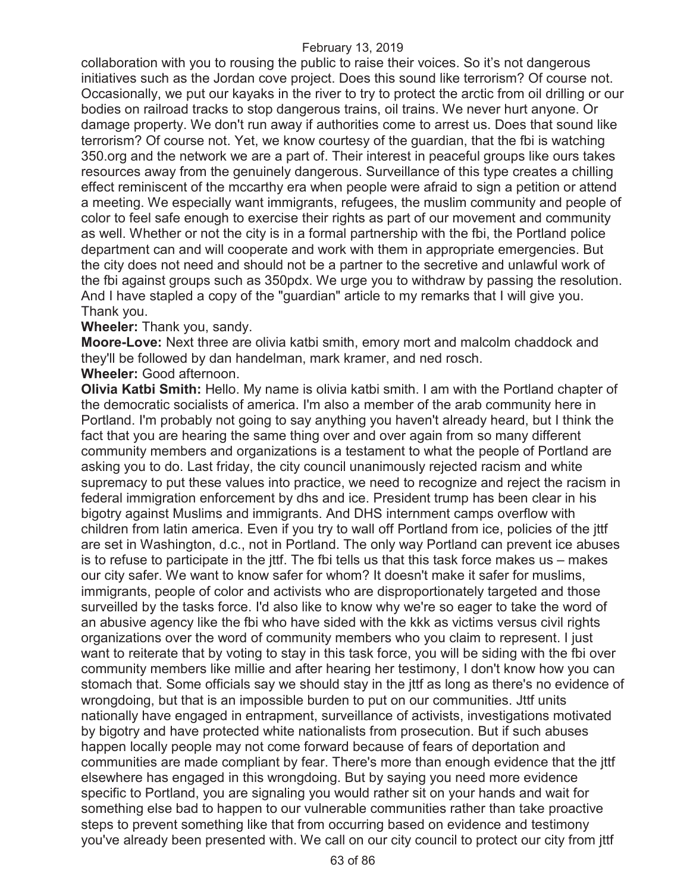collaboration with you to rousing the public to raise their voices. So it's not dangerous initiatives such as the Jordan cove project. Does this sound like terrorism? Of course not. Occasionally, we put our kayaks in the river to try to protect the arctic from oil drilling or our bodies on railroad tracks to stop dangerous trains, oil trains. We never hurt anyone. Or damage property. We don't run away if authorities come to arrest us. Does that sound like terrorism? Of course not. Yet, we know courtesy of the guardian, that the fbi is watching 350.org and the network we are a part of. Their interest in peaceful groups like ours takes resources away from the genuinely dangerous. Surveillance of this type creates a chilling effect reminiscent of the mccarthy era when people were afraid to sign a petition or attend a meeting. We especially want immigrants, refugees, the muslim community and people of color to feel safe enough to exercise their rights as part of our movement and community as well. Whether or not the city is in a formal partnership with the fbi, the Portland police department can and will cooperate and work with them in appropriate emergencies. But the city does not need and should not be a partner to the secretive and unlawful work of the fbi against groups such as 350pdx. We urge you to withdraw by passing the resolution. And I have stapled a copy of the "guardian" article to my remarks that I will give you. Thank you.

**Wheeler:** Thank you, sandy.

**Moore-Love:** Next three are olivia katbi smith, emory mort and malcolm chaddock and they'll be followed by dan handelman, mark kramer, and ned rosch.

**Wheeler:** Good afternoon.

**Olivia Katbi Smith:** Hello. My name is olivia katbi smith. I am with the Portland chapter of the democratic socialists of america. I'm also a member of the arab community here in Portland. I'm probably not going to say anything you haven't already heard, but I think the fact that you are hearing the same thing over and over again from so many different community members and organizations is a testament to what the people of Portland are asking you to do. Last friday, the city council unanimously rejected racism and white supremacy to put these values into practice, we need to recognize and reject the racism in federal immigration enforcement by dhs and ice. President trump has been clear in his bigotry against Muslims and immigrants. And DHS internment camps overflow with children from latin america. Even if you try to wall off Portland from ice, policies of the jttf are set in Washington, d.c., not in Portland. The only way Portland can prevent ice abuses is to refuse to participate in the jttf. The fbi tells us that this task force makes us – makes our city safer. We want to know safer for whom? It doesn't make it safer for muslims, immigrants, people of color and activists who are disproportionately targeted and those surveilled by the tasks force. I'd also like to know why we're so eager to take the word of an abusive agency like the fbi who have sided with the kkk as victims versus civil rights organizations over the word of community members who you claim to represent. I just want to reiterate that by voting to stay in this task force, you will be siding with the fbi over community members like millie and after hearing her testimony, I don't know how you can stomach that. Some officials say we should stay in the jttf as long as there's no evidence of wrongdoing, but that is an impossible burden to put on our communities. Jttf units nationally have engaged in entrapment, surveillance of activists, investigations motivated by bigotry and have protected white nationalists from prosecution. But if such abuses happen locally people may not come forward because of fears of deportation and communities are made compliant by fear. There's more than enough evidence that the jttf elsewhere has engaged in this wrongdoing. But by saying you need more evidence specific to Portland, you are signaling you would rather sit on your hands and wait for something else bad to happen to our vulnerable communities rather than take proactive steps to prevent something like that from occurring based on evidence and testimony you've already been presented with. We call on our city council to protect our city from jttf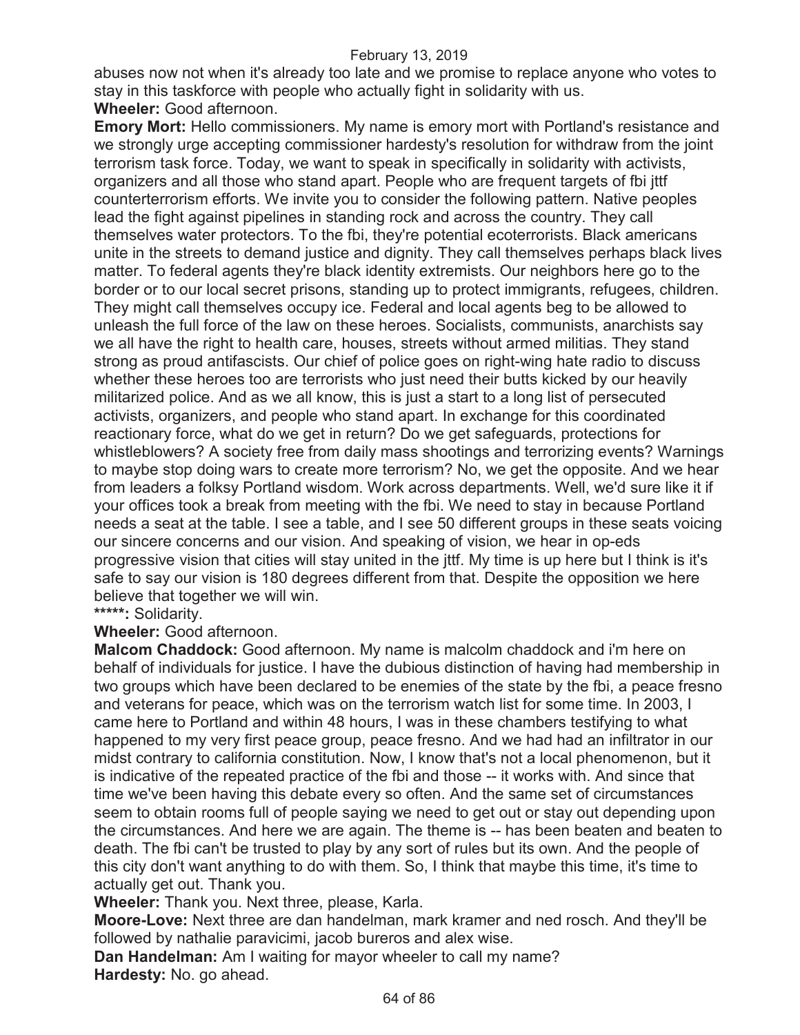abuses now not when it's already too late and we promise to replace anyone who votes to stay in this taskforce with people who actually fight in solidarity with us.

**Wheeler:** Good afternoon.

**Emory Mort:** Hello commissioners. My name is emory mort with Portland's resistance and we strongly urge accepting commissioner hardesty's resolution for withdraw from the joint terrorism task force. Today, we want to speak in specifically in solidarity with activists, organizers and all those who stand apart. People who are frequent targets of fbi jttf counterterrorism efforts. We invite you to consider the following pattern. Native peoples lead the fight against pipelines in standing rock and across the country. They call themselves water protectors. To the fbi, they're potential ecoterrorists. Black americans unite in the streets to demand justice and dignity. They call themselves perhaps black lives matter. To federal agents they're black identity extremists. Our neighbors here go to the border or to our local secret prisons, standing up to protect immigrants, refugees, children. They might call themselves occupy ice. Federal and local agents beg to be allowed to unleash the full force of the law on these heroes. Socialists, communists, anarchists say we all have the right to health care, houses, streets without armed militias. They stand strong as proud antifascists. Our chief of police goes on right-wing hate radio to discuss whether these heroes too are terrorists who just need their butts kicked by our heavily militarized police. And as we all know, this is just a start to a long list of persecuted activists, organizers, and people who stand apart. In exchange for this coordinated reactionary force, what do we get in return? Do we get safeguards, protections for whistleblowers? A society free from daily mass shootings and terrorizing events? Warnings to maybe stop doing wars to create more terrorism? No, we get the opposite. And we hear from leaders a folksy Portland wisdom. Work across departments. Well, we'd sure like it if your offices took a break from meeting with the fbi. We need to stay in because Portland needs a seat at the table. I see a table, and I see 50 different groups in these seats voicing our sincere concerns and our vision. And speaking of vision, we hear in op-eds progressive vision that cities will stay united in the jttf. My time is up here but I think is it's safe to say our vision is 180 degrees different from that. Despite the opposition we here believe that together we will win.

*****: Solidarity.

**Wheeler:** Good afternoon.

**Malcom Chaddock:** Good afternoon. My name is malcolm chaddock and i'm here on behalf of individuals for justice. I have the dubious distinction of having had membership in two groups which have been declared to be enemies of the state by the fbi, a peace fresno and veterans for peace, which was on the terrorism watch list for some time. In 2003, I came here to Portland and within 48 hours, I was in these chambers testifying to what happened to my very first peace group, peace fresno. And we had had an infiltrator in our midst contrary to california constitution. Now, I know that's not a local phenomenon, but it is indicative of the repeated practice of the fbi and those -- it works with. And since that time we've been having this debate every so often. And the same set of circumstances seem to obtain rooms full of people saying we need to get out or stay out depending upon the circumstances. And here we are again. The theme is -- has been beaten and beaten to death. The fbi can't be trusted to play by any sort of rules but its own. And the people of this city don't want anything to do with them. So, I think that maybe this time, it's time to actually get out. Thank you.

**Wheeler:** Thank you. Next three, please, Karla.

**Moore-Love:** Next three are dan handelman, mark kramer and ned rosch. And they'll be followed by nathalie paravicimi, jacob bureros and alex wise.

**Dan Handelman:** Am I waiting for mayor wheeler to call my name?

**Hardesty:** No. go ahead.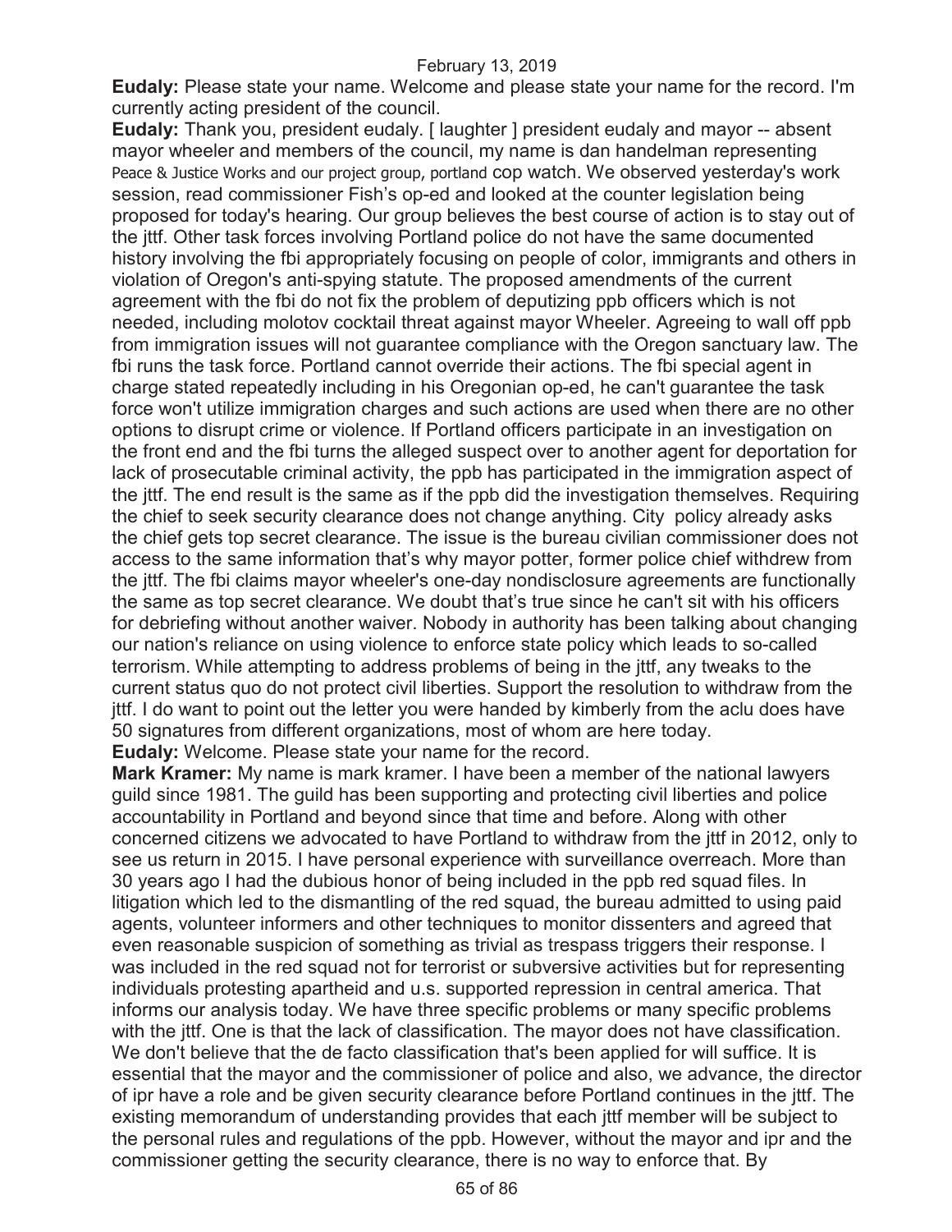**Eudaly:** Please state your name. Welcome and please state your name for the record. I'm currently acting president of the council.

**Eudaly:** Thank you, president eudaly. [ laughter ] president eudaly and mayor -- absent mayor wheeler and members of the council, my name is dan handelman representing Peace & Justice Works and our project group, portland cop watch. We observed yesterday's work session, read commissioner Fish's op-ed and looked at the counter legislation being proposed for today's hearing. Our group believes the best course of action is to stay out of the jttf. Other task forces involving Portland police do not have the same documented history involving the fbi appropriately focusing on people of color, immigrants and others in violation of Oregon's anti-spying statute. The proposed amendments of the current agreement with the fbi do not fix the problem of deputizing ppb officers which is not needed, including molotov cocktail threat against mayor Wheeler. Agreeing to wall off ppb from immigration issues will not guarantee compliance with the Oregon sanctuary law. The fbi runs the task force. Portland cannot override their actions. The fbi special agent in charge stated repeatedly including in his Oregonian op-ed, he can't guarantee the task force won't utilize immigration charges and such actions are used when there are no other options to disrupt crime or violence. If Portland officers participate in an investigation on the front end and the fbi turns the alleged suspect over to another agent for deportation for lack of prosecutable criminal activity, the ppb has participated in the immigration aspect of the jttf. The end result is the same as if the ppb did the investigation themselves. Requiring the chief to seek security clearance does not change anything. City policy already asks the chief gets top secret clearance. The issue is the bureau civilian commissioner does not access to the same information that's why mayor potter, former police chief withdrew from the jttf. The fbi claims mayor wheeler's one-day nondisclosure agreements are functionally the same as top secret clearance. We doubt that's true since he can't sit with his officers for debriefing without another waiver. Nobody in authority has been talking about changing our nation's reliance on using violence to enforce state policy which leads to so-called terrorism. While attempting to address problems of being in the jttf, any tweaks to the current status quo do not protect civil liberties. Support the resolution to withdraw from the jttf. I do want to point out the letter you were handed by kimberly from the aclu does have 50 signatures from different organizations, most of whom are here today.

**Eudaly:** Welcome. Please state your name for the record.

**Mark Kramer:** My name is mark kramer. I have been a member of the national lawyers guild since 1981. The guild has been supporting and protecting civil liberties and police accountability in Portland and beyond since that time and before. Along with other concerned citizens we advocated to have Portland to withdraw from the jttf in 2012, only to see us return in 2015. I have personal experience with surveillance overreach. More than 30 years ago I had the dubious honor of being included in the ppb red squad files. In litigation which led to the dismantling of the red squad, the bureau admitted to using paid agents, volunteer informers and other techniques to monitor dissenters and agreed that even reasonable suspicion of something as trivial as trespass triggers their response. I was included in the red squad not for terrorist or subversive activities but for representing individuals protesting apartheid and u.s. supported repression in central america. That informs our analysis today. We have three specific problems or many specific problems with the jttf. One is that the lack of classification. The mayor does not have classification. We don't believe that the de facto classification that's been applied for will suffice. It is essential that the mayor and the commissioner of police and also, we advance, the director of ipr have a role and be given security clearance before Portland continues in the jttf. The existing memorandum of understanding provides that each jttf member will be subject to the personal rules and regulations of the ppb. However, without the mayor and ipr and the commissioner getting the security clearance, there is no way to enforce that. By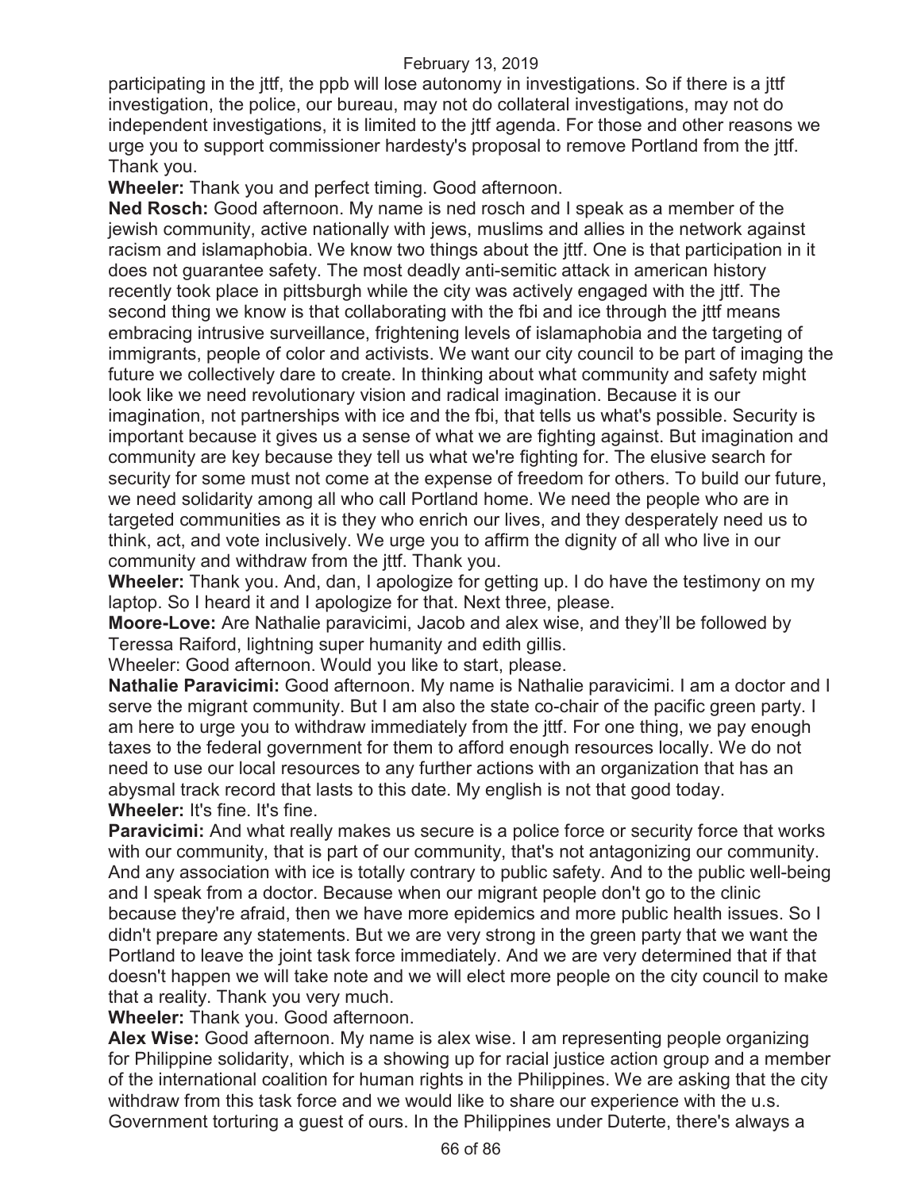participating in the jttf, the ppb will lose autonomy in investigations. So if there is a jttf investigation, the police, our bureau, may not do collateral investigations, may not do independent investigations, it is limited to the jttf agenda. For those and other reasons we urge you to support commissioner hardesty's proposal to remove Portland from the jttf. Thank you.

**Wheeler:** Thank you and perfect timing. Good afternoon.

**Ned Rosch:** Good afternoon. My name is ned rosch and I speak as a member of the jewish community, active nationally with jews, muslims and allies in the network against racism and islamaphobia. We know two things about the jttf. One is that participation in it does not guarantee safety. The most deadly anti-semitic attack in american history recently took place in pittsburgh while the city was actively engaged with the jttf. The second thing we know is that collaborating with the fbi and ice through the jttf means embracing intrusive surveillance, frightening levels of islamaphobia and the targeting of immigrants, people of color and activists. We want our city council to be part of imaging the future we collectively dare to create. In thinking about what community and safety might look like we need revolutionary vision and radical imagination. Because it is our imagination, not partnerships with ice and the fbi, that tells us what's possible. Security is important because it gives us a sense of what we are fighting against. But imagination and community are key because they tell us what we're fighting for. The elusive search for security for some must not come at the expense of freedom for others. To build our future, we need solidarity among all who call Portland home. We need the people who are in targeted communities as it is they who enrich our lives, and they desperately need us to think, act, and vote inclusively. We urge you to affirm the dignity of all who live in our community and withdraw from the jttf. Thank you.

**Wheeler:** Thank you. And, dan, I apologize for getting up. I do have the testimony on my laptop. So I heard it and I apologize for that. Next three, please.

**Moore-Love:** Are Nathalie paravicimi, Jacob and alex wise, and they'll be followed by Teressa Raiford, lightning super humanity and edith gillis.

Wheeler: Good afternoon. Would you like to start, please.

**Nathalie Paravicimi:** Good afternoon. My name is Nathalie paravicimi. I am a doctor and I serve the migrant community. But I am also the state co-chair of the pacific green party. I am here to urge you to withdraw immediately from the jttf. For one thing, we pay enough taxes to the federal government for them to afford enough resources locally. We do not need to use our local resources to any further actions with an organization that has an abysmal track record that lasts to this date. My english is not that good today.

**Wheeler:** It's fine. It's fine.

**Paravicimi:** And what really makes us secure is a police force or security force that works with our community, that is part of our community, that's not antagonizing our community. And any association with ice is totally contrary to public safety. And to the public well-being and I speak from a doctor. Because when our migrant people don't go to the clinic because they're afraid, then we have more epidemics and more public health issues. So I didn't prepare any statements. But we are very strong in the green party that we want the Portland to leave the joint task force immediately. And we are very determined that if that doesn't happen we will take note and we will elect more people on the city council to make that a reality. Thank you very much.

**Wheeler:** Thank you. Good afternoon.

**Alex Wise:** Good afternoon. My name is alex wise. I am representing people organizing for Philippine solidarity, which is a showing up for racial justice action group and a member of the international coalition for human rights in the Philippines. We are asking that the city withdraw from this task force and we would like to share our experience with the u.s. Government torturing a guest of ours. In the Philippines under Duterte, there's always a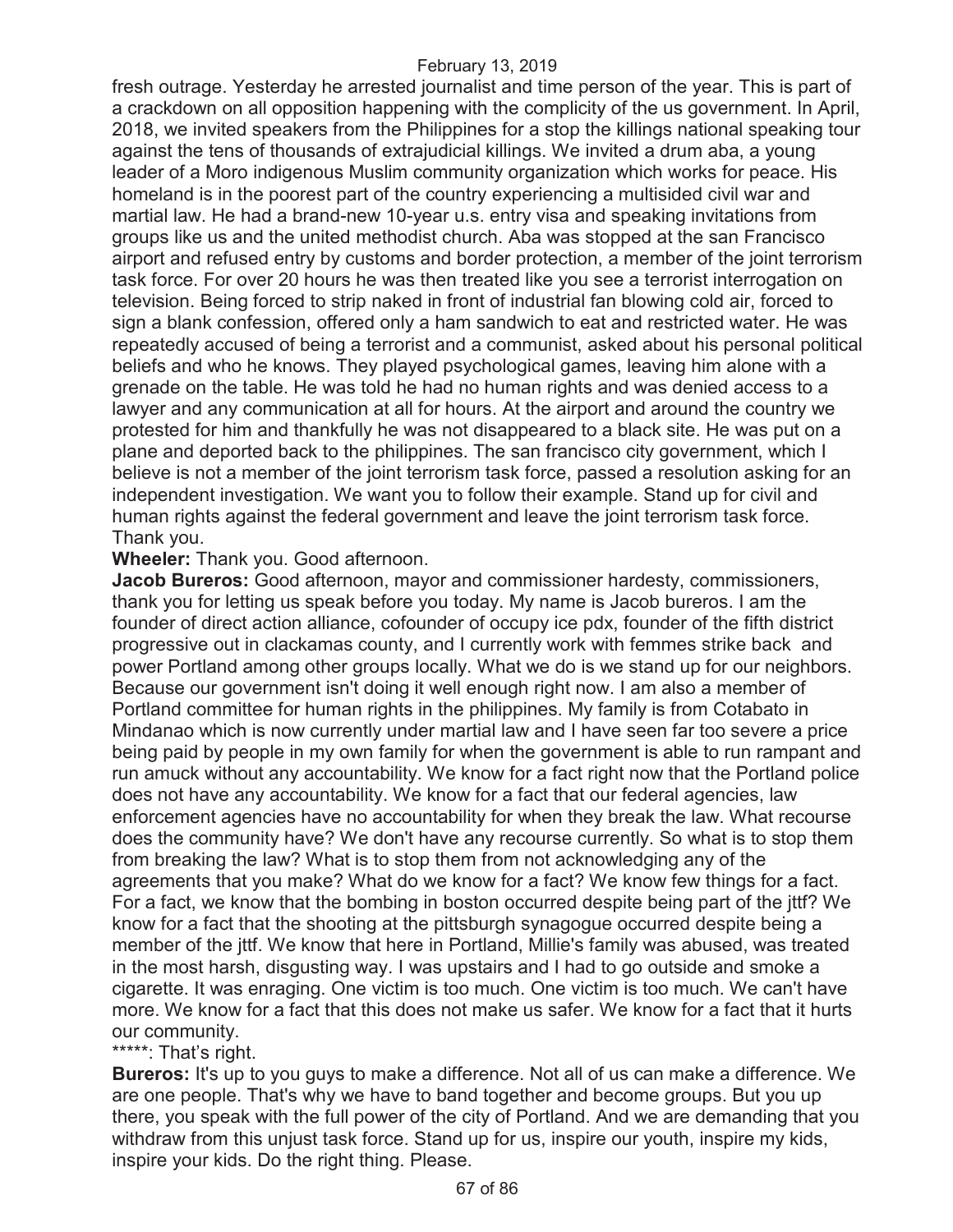fresh outrage. Yesterday he arrested journalist and time person of the year. This is part of a crackdown on all opposition happening with the complicity of the us government. In April, 2018, we invited speakers from the Philippines for a stop the killings national speaking tour against the tens of thousands of extrajudicial killings. We invited a drum aba, a young leader of a Moro indigenous Muslim community organization which works for peace. His homeland is in the poorest part of the country experiencing a multisided civil war and martial law. He had a brand-new 10-year u.s. entry visa and speaking invitations from groups like us and the united methodist church. Aba was stopped at the san Francisco airport and refused entry by customs and border protection, a member of the joint terrorism task force. For over 20 hours he was then treated like you see a terrorist interrogation on television. Being forced to strip naked in front of industrial fan blowing cold air, forced to sign a blank confession, offered only a ham sandwich to eat and restricted water. He was repeatedly accused of being a terrorist and a communist, asked about his personal political beliefs and who he knows. They played psychological games, leaving him alone with a grenade on the table. He was told he had no human rights and was denied access to a lawyer and any communication at all for hours. At the airport and around the country we protested for him and thankfully he was not disappeared to a black site. He was put on a plane and deported back to the philippines. The san francisco city government, which I believe is not a member of the joint terrorism task force, passed a resolution asking for an independent investigation. We want you to follow their example. Stand up for civil and human rights against the federal government and leave the joint terrorism task force. Thank you.

**Wheeler:** Thank you. Good afternoon.

**Jacob Bureros:** Good afternoon, mayor and commissioner hardesty, commissioners, thank you for letting us speak before you today. My name is Jacob bureros. I am the founder of direct action alliance, cofounder of occupy ice pdx, founder of the fifth district progressive out in clackamas county, and I currently work with femmes strike back and power Portland among other groups locally. What we do is we stand up for our neighbors. Because our government isn't doing it well enough right now. I am also a member of Portland committee for human rights in the philippines. My family is from Cotabato in Mindanao which is now currently under martial law and I have seen far too severe a price being paid by people in my own family for when the government is able to run rampant and run amuck without any accountability. We know for a fact right now that the Portland police does not have any accountability. We know for a fact that our federal agencies, law enforcement agencies have no accountability for when they break the law. What recourse does the community have? We don't have any recourse currently. So what is to stop them from breaking the law? What is to stop them from not acknowledging any of the agreements that you make? What do we know for a fact? We know few things for a fact. For a fact, we know that the bombing in boston occurred despite being part of the jttf? We know for a fact that the shooting at the pittsburgh synagogue occurred despite being a member of the jttf. We know that here in Portland, Millie's family was abused, was treated in the most harsh, disgusting way. I was upstairs and I had to go outside and smoke a cigarette. It was enraging. One victim is too much. One victim is too much. We can't have more. We know for a fact that this does not make us safer. We know for a fact that it hurts our community.

*****: That's right.

**Bureros:** It's up to you guys to make a difference. Not all of us can make a difference. We are one people. That's why we have to band together and become groups. But you up there, you speak with the full power of the city of Portland. And we are demanding that you withdraw from this unjust task force. Stand up for us, inspire our youth, inspire my kids, inspire your kids. Do the right thing. Please.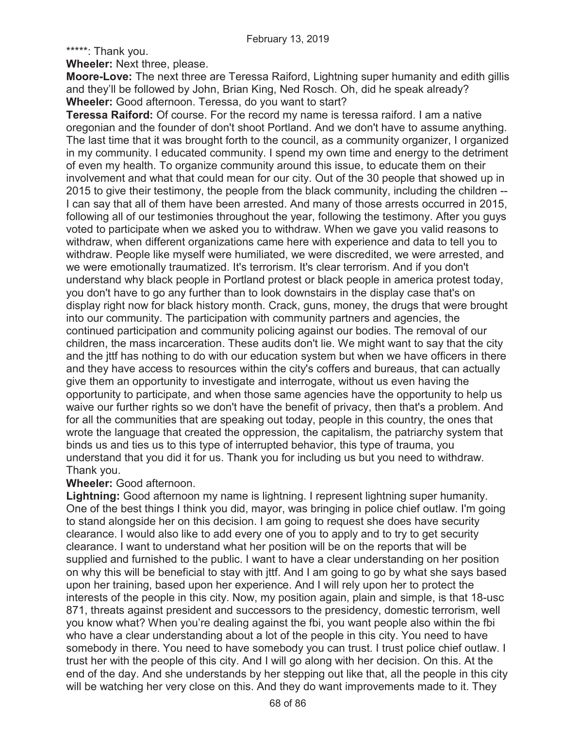*****: Thank you.

**Wheeler:** Next three, please.

**Moore-Love:** The next three are Teressa Raiford, Lightning super humanity and edith gillis and they'll be followed by John, Brian King, Ned Rosch. Oh, did he speak already?

**Wheeler:** Good afternoon. Teressa, do you want to start?

**Teressa Raiford:** Of course. For the record my name is teressa raiford. I am a native oregonian and the founder of don't shoot Portland. And we don't have to assume anything. The last time that it was brought forth to the council, as a community organizer, I organized in my community. I educated community. I spend my own time and energy to the detriment of even my health. To organize community around this issue, to educate them on their involvement and what that could mean for our city. Out of the 30 people that showed up in 2015 to give their testimony, the people from the black community, including the children -- I can say that all of them have been arrested. And many of those arrests occurred in 2015, following all of our testimonies throughout the year, following the testimony. After you guys voted to participate when we asked you to withdraw. When we gave you valid reasons to withdraw, when different organizations came here with experience and data to tell you to withdraw. People like myself were humiliated, we were discredited, we were arrested, and we were emotionally traumatized. It's terrorism. It's clear terrorism. And if you don't understand why black people in Portland protest or black people in america protest today, you don't have to go any further than to look downstairs in the display case that's on display right now for black history month. Crack, guns, money, the drugs that were brought into our community. The participation with community partners and agencies, the continued participation and community policing against our bodies. The removal of our children, the mass incarceration. These audits don't lie. We might want to say that the city and the jttf has nothing to do with our education system but when we have officers in there and they have access to resources within the city's coffers and bureaus, that can actually give them an opportunity to investigate and interrogate, without us even having the opportunity to participate, and when those same agencies have the opportunity to help us waive our further rights so we don't have the benefit of privacy, then that's a problem. And for all the communities that are speaking out today, people in this country, the ones that wrote the language that created the oppression, the capitalism, the patriarchy system that binds us and ties us to this type of interrupted behavior, this type of trauma, you understand that you did it for us. Thank you for including us but you need to withdraw. Thank you.

**Wheeler:** Good afternoon.

**Lightning:** Good afternoon my name is lightning. I represent lightning super humanity. One of the best things I think you did, mayor, was bringing in police chief outlaw. I'm going to stand alongside her on this decision. I am going to request she does have security clearance. I would also like to add every one of you to apply and to try to get security clearance. I want to understand what her position will be on the reports that will be supplied and furnished to the public. I want to have a clear understanding on her position on why this will be beneficial to stay with jttf. And I am going to go by what she says based upon her training, based upon her experience. And I will rely upon her to protect the interests of the people in this city. Now, my position again, plain and simple, is that 18-usc 871, threats against president and successors to the presidency, domestic terrorism, well you know what? When you're dealing against the fbi, you want people also within the fbi who have a clear understanding about a lot of the people in this city. You need to have somebody in there. You need to have somebody you can trust. I trust police chief outlaw. I trust her with the people of this city. And I will go along with her decision. On this. At the end of the day. And she understands by her stepping out like that, all the people in this city will be watching her very close on this. And they do want improvements made to it. They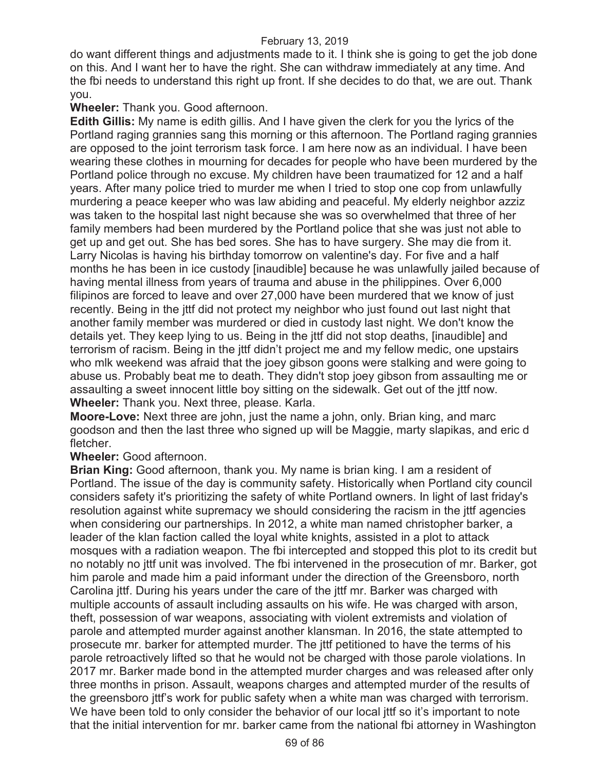do want different things and adjustments made to it. I think she is going to get the job done on this. And I want her to have the right. She can withdraw immediately at any time. And the fbi needs to understand this right up front. If she decides to do that, we are out. Thank you.

**Wheeler:** Thank you. Good afternoon.

**Edith Gillis:** My name is edith gillis. And I have given the clerk for you the lyrics of the Portland raging grannies sang this morning or this afternoon. The Portland raging grannies are opposed to the joint terrorism task force. I am here now as an individual. I have been wearing these clothes in mourning for decades for people who have been murdered by the Portland police through no excuse. My children have been traumatized for 12 and a half years. After many police tried to murder me when I tried to stop one cop from unlawfully murdering a peace keeper who was law abiding and peaceful. My elderly neighbor azziz was taken to the hospital last night because she was so overwhelmed that three of her family members had been murdered by the Portland police that she was just not able to get up and get out. She has bed sores. She has to have surgery. She may die from it. Larry Nicolas is having his birthday tomorrow on valentine's day. For five and a half months he has been in ice custody [inaudible] because he was unlawfully jailed because of having mental illness from years of trauma and abuse in the philippines. Over 6,000 filipinos are forced to leave and over 27,000 have been murdered that we know of just recently. Being in the jttf did not protect my neighbor who just found out last night that another family member was murdered or died in custody last night. We don't know the details yet. They keep lying to us. Being in the jttf did not stop deaths, [inaudible] and terrorism of racism. Being in the jttf didn't project me and my fellow medic, one upstairs who mlk weekend was afraid that the joey gibson goons were stalking and were going to abuse us. Probably beat me to death. They didn't stop joey gibson from assaulting me or assaulting a sweet innocent little boy sitting on the sidewalk. Get out of the jttf now.

**Wheeler:** Thank you. Next three, please. Karla.

**Moore-Love:** Next three are john, just the name a john, only. Brian king, and marc goodson and then the last three who signed up will be Maggie, marty slapikas, and eric d fletcher.

**Wheeler:** Good afternoon.

**Brian King:** Good afternoon, thank you. My name is brian king. I am a resident of Portland. The issue of the day is community safety. Historically when Portland city council considers safety it's prioritizing the safety of white Portland owners. In light of last friday's resolution against white supremacy we should considering the racism in the jttf agencies when considering our partnerships. In 2012, a white man named christopher barker, a leader of the klan faction called the loyal white knights, assisted in a plot to attack mosques with a radiation weapon. The fbi intercepted and stopped this plot to its credit but no notably no jttf unit was involved. The fbi intervened in the prosecution of mr. Barker, got him parole and made him a paid informant under the direction of the Greensboro, north Carolina jttf. During his years under the care of the jttf mr. Barker was charged with multiple accounts of assault including assaults on his wife. He was charged with arson, theft, possession of war weapons, associating with violent extremists and violation of parole and attempted murder against another klansman. In 2016, the state attempted to prosecute mr. barker for attempted murder. The jttf petitioned to have the terms of his parole retroactively lifted so that he would not be charged with those parole violations. In 2017 mr. Barker made bond in the attempted murder charges and was released after only three months in prison. Assault, weapons charges and attempted murder of the results of the greensboro jttf's work for public safety when a white man was charged with terrorism. We have been told to only consider the behavior of our local jttf so it's important to note that the initial intervention for mr. barker came from the national fbi attorney in Washington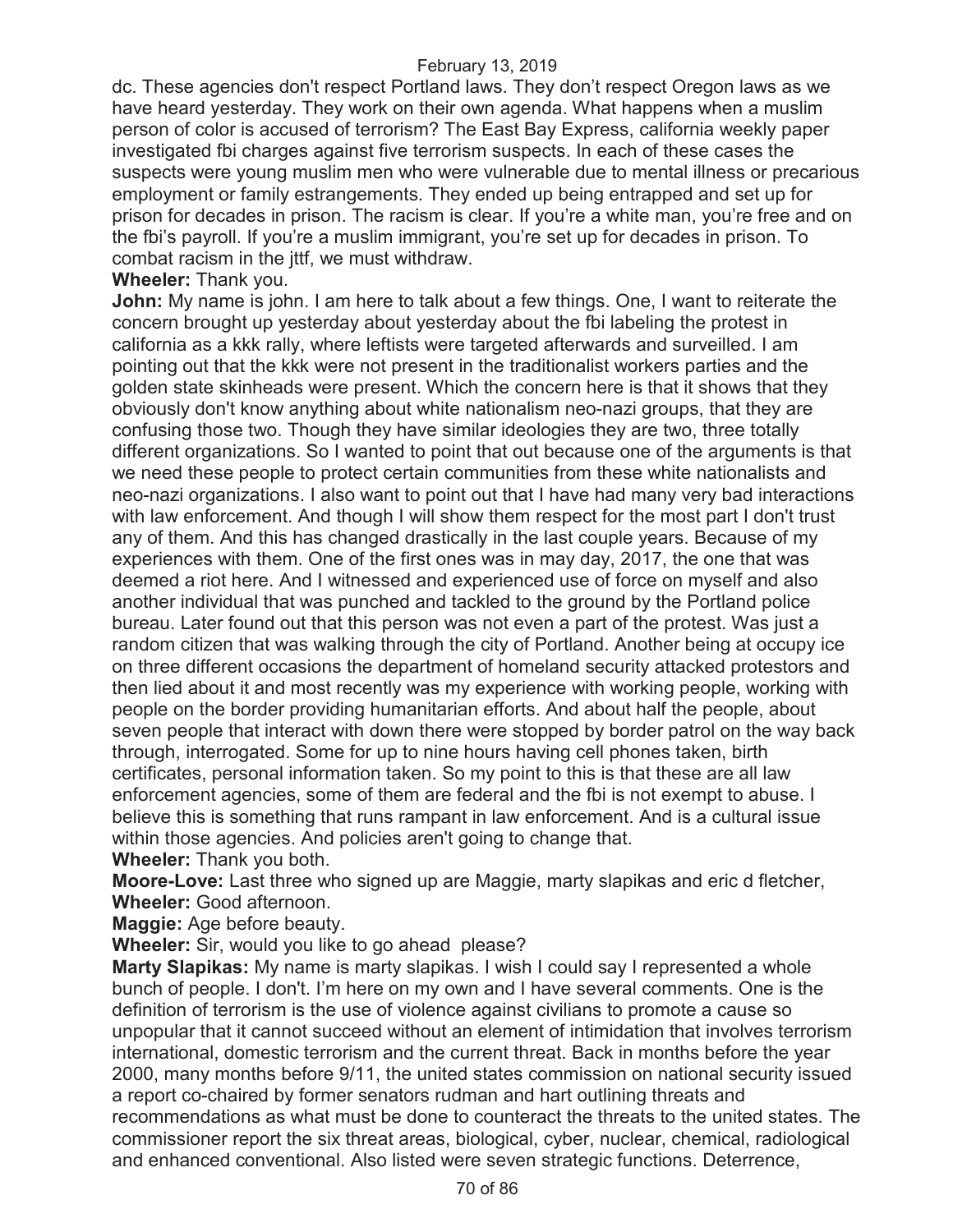dc. These agencies don't respect Portland laws. They don't respect Oregon laws as we have heard yesterday. They work on their own agenda. What happens when a muslim person of color is accused of terrorism? The East Bay Express, california weekly paper investigated fbi charges against five terrorism suspects. In each of these cases the suspects were young muslim men who were vulnerable due to mental illness or precarious employment or family estrangements. They ended up being entrapped and set up for prison for decades in prison. The racism is clear. If you're a white man, you're free and on the fbi's payroll. If you're a muslim immigrant, you're set up for decades in prison. To combat racism in the jttf, we must withdraw.

**Wheeler:** Thank you.

**John:** My name is john. I am here to talk about a few things. One, I want to reiterate the concern brought up yesterday about yesterday about the fbi labeling the protest in california as a kkk rally, where leftists were targeted afterwards and surveilled. I am pointing out that the kkk were not present in the traditionalist workers parties and the golden state skinheads were present. Which the concern here is that it shows that they obviously don't know anything about white nationalism neo-nazi groups, that they are confusing those two. Though they have similar ideologies they are two, three totally different organizations. So I wanted to point that out because one of the arguments is that we need these people to protect certain communities from these white nationalists and neo-nazi organizations. I also want to point out that I have had many very bad interactions with law enforcement. And though I will show them respect for the most part I don't trust any of them. And this has changed drastically in the last couple years. Because of my experiences with them. One of the first ones was in may day, 2017, the one that was deemed a riot here. And I witnessed and experienced use of force on myself and also another individual that was punched and tackled to the ground by the Portland police bureau. Later found out that this person was not even a part of the protest. Was just a random citizen that was walking through the city of Portland. Another being at occupy ice on three different occasions the department of homeland security attacked protestors and then lied about it and most recently was my experience with working people, working with people on the border providing humanitarian efforts. And about half the people, about seven people that interact with down there were stopped by border patrol on the way back through, interrogated. Some for up to nine hours having cell phones taken, birth certificates, personal information taken. So my point to this is that these are all law enforcement agencies, some of them are federal and the fbi is not exempt to abuse. I believe this is something that runs rampant in law enforcement. And is a cultural issue within those agencies. And policies aren't going to change that.

**Wheeler:** Thank you both.

**Moore-Love:** Last three who signed up are Maggie, marty slapikas and eric d fletcher,

**Wheeler:** Good afternoon.

**Maggie:** Age before beauty.

**Wheeler:** Sir, would you like to go ahead please?

**Marty Slapikas:** My name is marty slapikas. I wish I could say I represented a whole bunch of people. I don't. I'm here on my own and I have several comments. One is the definition of terrorism is the use of violence against civilians to promote a cause so unpopular that it cannot succeed without an element of intimidation that involves terrorism international, domestic terrorism and the current threat. Back in months before the year 2000, many months before 9/11, the united states commission on national security issued a report co-chaired by former senators rudman and hart outlining threats and recommendations as what must be done to counteract the threats to the united states. The commissioner report the six threat areas, biological, cyber, nuclear, chemical, radiological and enhanced conventional. Also listed were seven strategic functions. Deterrence,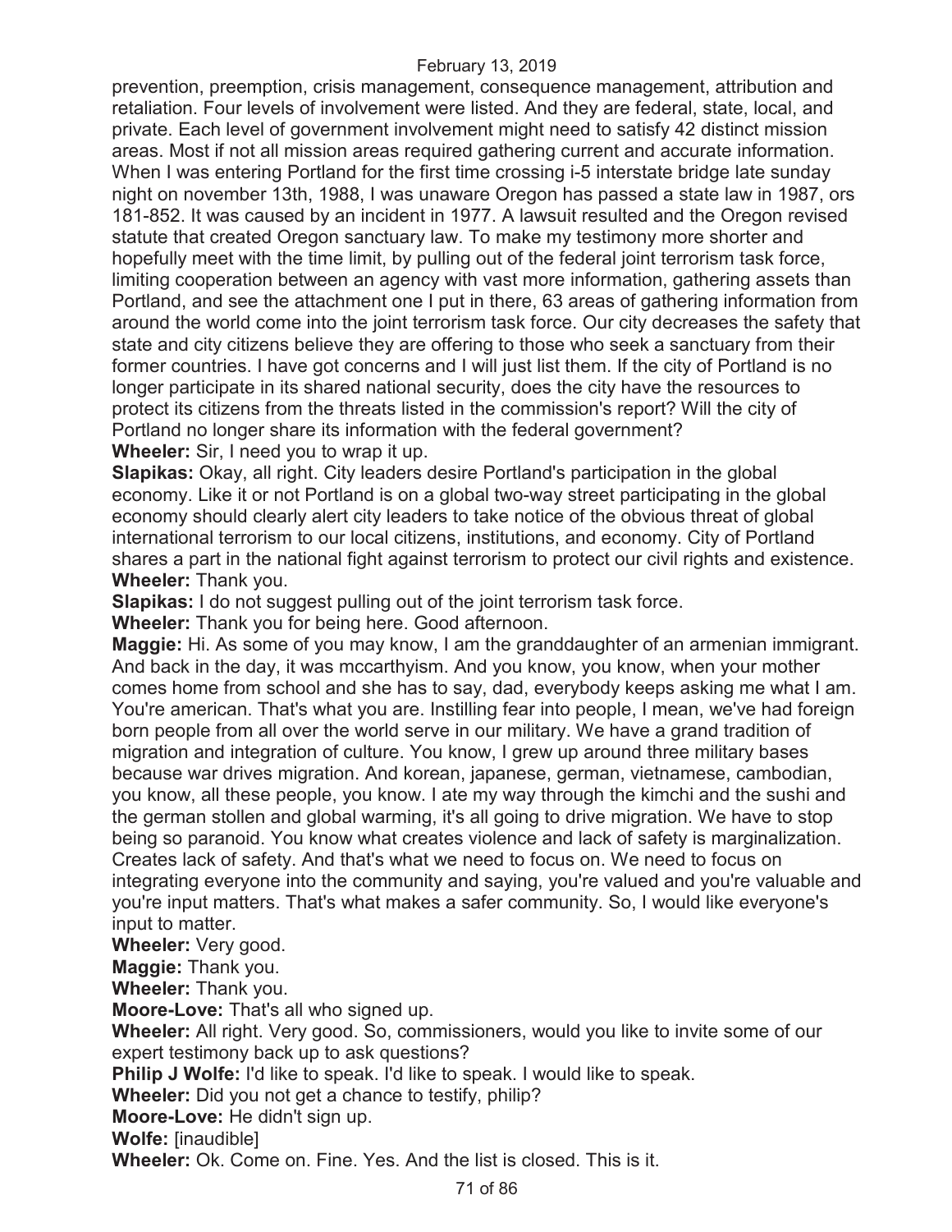prevention, preemption, crisis management, consequence management, attribution and retaliation. Four levels of involvement were listed. And they are federal, state, local, and private. Each level of government involvement might need to satisfy 42 distinct mission areas. Most if not all mission areas required gathering current and accurate information. When I was entering Portland for the first time crossing i-5 interstate bridge late sunday night on november 13th, 1988, I was unaware Oregon has passed a state law in 1987, ors 181-852. It was caused by an incident in 1977. A lawsuit resulted and the Oregon revised statute that created Oregon sanctuary law. To make my testimony more shorter and hopefully meet with the time limit, by pulling out of the federal joint terrorism task force, limiting cooperation between an agency with vast more information, gathering assets than Portland, and see the attachment one I put in there, 63 areas of gathering information from around the world come into the joint terrorism task force. Our city decreases the safety that state and city citizens believe they are offering to those who seek a sanctuary from their former countries. I have got concerns and I will just list them. If the city of Portland is no longer participate in its shared national security, does the city have the resources to protect its citizens from the threats listed in the commission's report? Will the city of Portland no longer share its information with the federal government?

**Wheeler:** Sir, I need you to wrap it up.

**Slapikas:** Okay, all right. City leaders desire Portland's participation in the global economy. Like it or not Portland is on a global two-way street participating in the global economy should clearly alert city leaders to take notice of the obvious threat of global international terrorism to our local citizens, institutions, and economy. City of Portland shares a part in the national fight against terrorism to protect our civil rights and existence.

**Wheeler:** Thank you.

**Slapikas:** I do not suggest pulling out of the joint terrorism task force.

**Wheeler:** Thank you for being here. Good afternoon.

**Maggie:** Hi. As some of you may know, I am the granddaughter of an armenian immigrant. And back in the day, it was mccarthyism. And you know, you know, when your mother comes home from school and she has to say, dad, everybody keeps asking me what I am. You're american. That's what you are. Instilling fear into people, I mean, we've had foreign born people from all over the world serve in our military. We have a grand tradition of migration and integration of culture. You know, I grew up around three military bases because war drives migration. And korean, japanese, german, vietnamese, cambodian, you know, all these people, you know. I ate my way through the kimchi and the sushi and the german stollen and global warming, it's all going to drive migration. We have to stop being so paranoid. You know what creates violence and lack of safety is marginalization. Creates lack of safety. And that's what we need to focus on. We need to focus on integrating everyone into the community and saying, you're valued and you're valuable and you're input matters. That's what makes a safer community. So, I would like everyone's input to matter.

**Wheeler:** Very good.

**Maggie:** Thank you.

**Wheeler:** Thank you.

**Moore-Love:** That's all who signed up.

**Wheeler:** All right. Very good. So, commissioners, would you like to invite some of our expert testimony back up to ask questions?

**Philip J Wolfe:** I'd like to speak. I'd like to speak. I would like to speak.

**Wheeler:** Did you not get a chance to testify, philip?

**Moore-Love:** He didn't sign up.

**Wolfe:** [inaudible]

**Wheeler:** Ok. Come on. Fine. Yes. And the list is closed. This is it.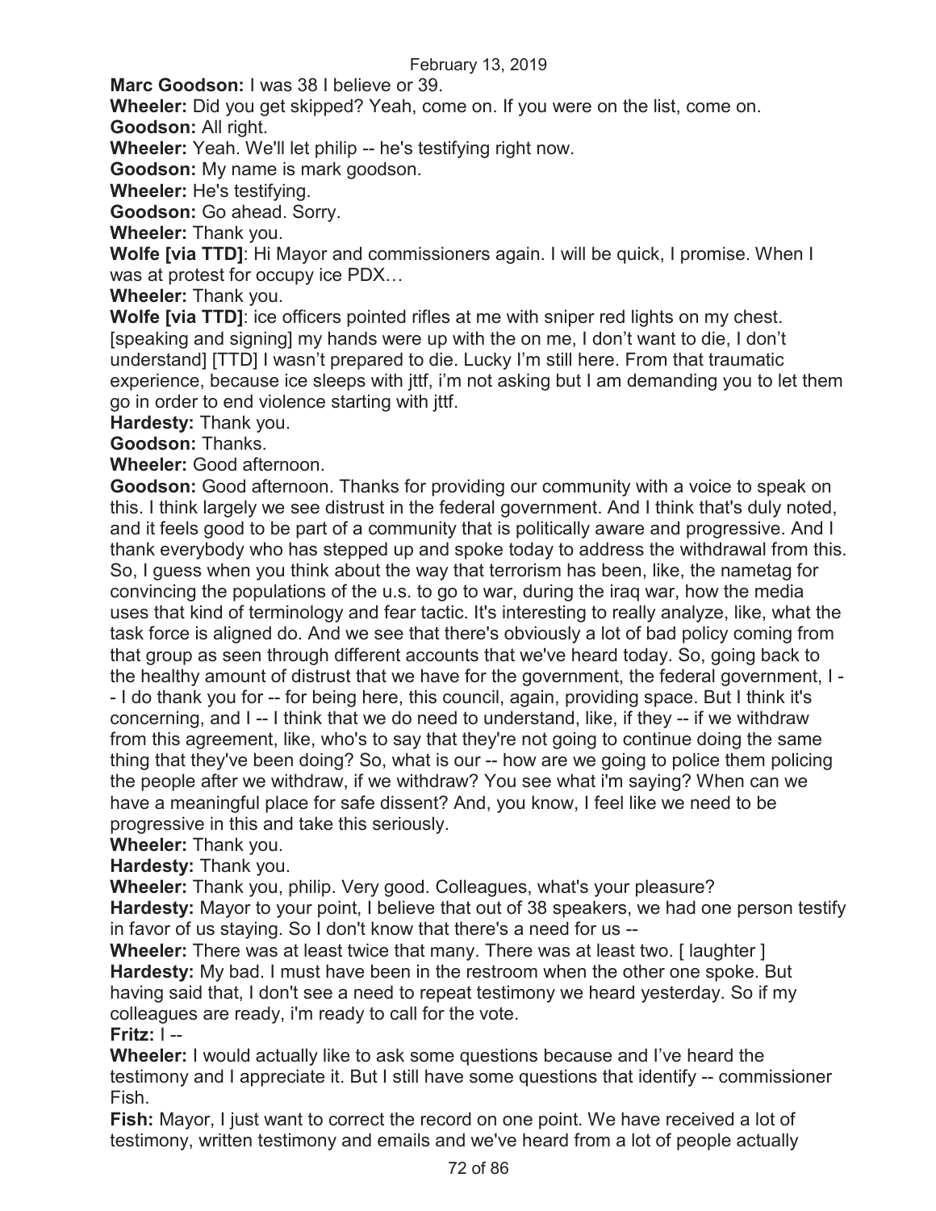**Marc Goodson:** I was 38 I believe or 39.

**Wheeler:** Did you get skipped? Yeah, come on. If you were on the list, come on.

**Goodson:** All right.

**Wheeler:** Yeah. We'll let philip -- he's testifying right now.

**Goodson:** My name is mark goodson.

**Wheeler:** He's testifying.

**Goodson:** Go ahead. Sorry.

**Wheeler:** Thank you.

**Wolfe [via TTD]**: Hi Mayor and commissioners again. I will be quick, I promise. When I was at protest for occupy ice PDX…

**Wheeler:** Thank you.

**Wolfe [via TTD]**: ice officers pointed rifles at me with sniper red lights on my chest. [speaking and signing] my hands were up with the on me, I don't want to die, I don't understand] [TTD] I wasn't prepared to die. Lucky I'm still here. From that traumatic experience, because ice sleeps with jttf, i'm not asking but I am demanding you to let them go in order to end violence starting with jttf.

**Hardesty:** Thank you.

**Goodson:** Thanks.

**Wheeler:** Good afternoon.

**Goodson:** Good afternoon. Thanks for providing our community with a voice to speak on this. I think largely we see distrust in the federal government. And I think that's duly noted, and it feels good to be part of a community that is politically aware and progressive. And I thank everybody who has stepped up and spoke today to address the withdrawal from this. So, I guess when you think about the way that terrorism has been, like, the nametag for convincing the populations of the u.s. to go to war, during the iraq war, how the media uses that kind of terminology and fear tactic. It's interesting to really analyze, like, what the task force is aligned do. And we see that there's obviously a lot of bad policy coming from that group as seen through different accounts that we've heard today. So, going back to the healthy amount of distrust that we have for the government, the federal government, I -- I do thank you for -- for being here, this council, again, providing space. But I think it's concerning, and I -- I think that we do need to understand, like, if they -- if we withdraw from this agreement, like, who's to say that they're not going to continue doing the same thing that they've been doing? So, what is our -- how are we going to police them policing the people after we withdraw, if we withdraw? You see what i'm saying? When can we have a meaningful place for safe dissent? And, you know, I feel like we need to be progressive in this and take this seriously.

**Wheeler:** Thank you.

**Hardesty:** Thank you.

**Wheeler:** Thank you, philip. Very good. Colleagues, what's your pleasure?

**Hardesty:** Mayor to your point, I believe that out of 38 speakers, we had one person testify in favor of us staying. So I don't know that there's a need for us --

**Wheeler:** There was at least twice that many. There was at least two. [ laughter ]

**Hardesty:** My bad. I must have been in the restroom when the other one spoke. But having said that, I don't see a need to repeat testimony we heard yesterday. So if my colleagues are ready, i'm ready to call for the vote.

**Fritz:** I --

**Wheeler:** I would actually like to ask some questions because and I've heard the testimony and I appreciate it. But I still have some questions that identify -- commissioner Fish.

**Fish:** Mayor, I just want to correct the record on one point. We have received a lot of testimony, written testimony and emails and we've heard from a lot of people actually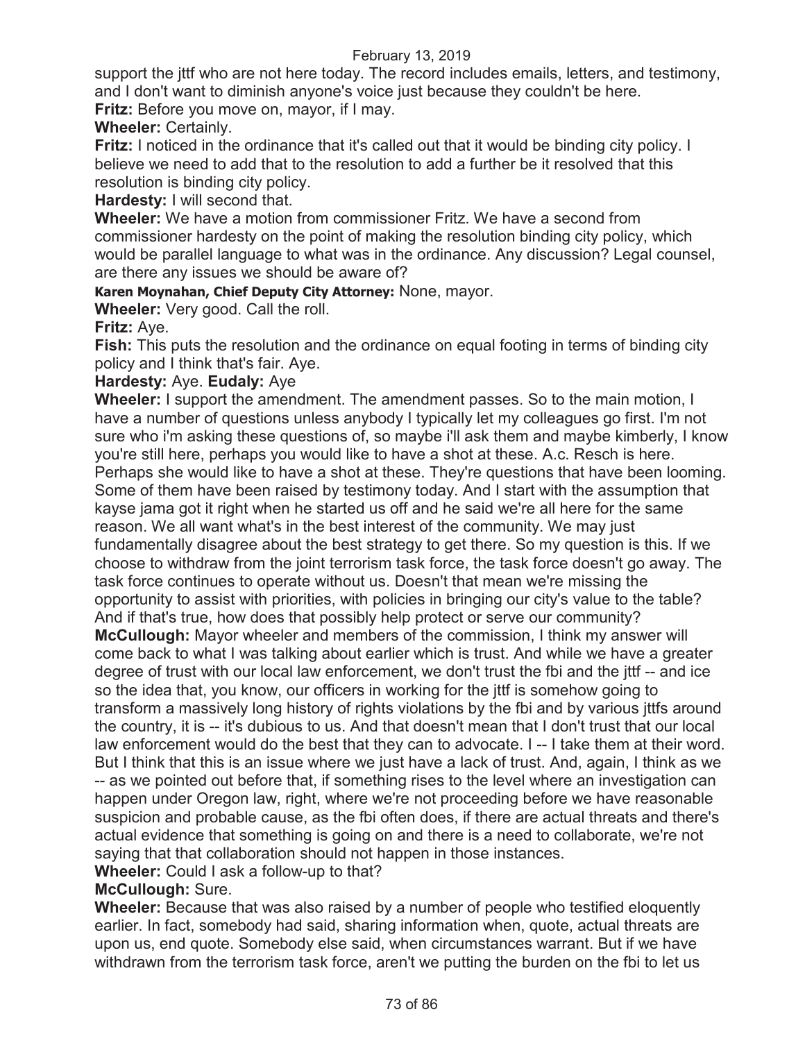support the jttf who are not here today. The record includes emails, letters, and testimony, and I don't want to diminish anyone's voice just because they couldn't be here.

**Fritz:** Before you move on, mayor, if I may.

**Wheeler:** Certainly.

**Fritz:** I noticed in the ordinance that it's called out that it would be binding city policy. I believe we need to add that to the resolution to add a further be it resolved that this resolution is binding city policy.

**Hardesty:** I will second that.

**Wheeler:** We have a motion from commissioner Fritz. We have a second from commissioner hardesty on the point of making the resolution binding city policy, which would be parallel language to what was in the ordinance. Any discussion? Legal counsel, are there any issues we should be aware of?

**Karen Moynahan, Chief Deputy City Attorney:** None, mayor.

**Wheeler:** Very good. Call the roll.

**Fritz:** Aye.

**Fish:** This puts the resolution and the ordinance on equal footing in terms of binding city policy and I think that's fair. Aye.

**Hardesty:** Aye. **Eudaly:** Aye

**Wheeler:** I support the amendment. The amendment passes. So to the main motion, I have a number of questions unless anybody I typically let my colleagues go first. I'm not sure who i'm asking these questions of, so maybe i'll ask them and maybe kimberly, I know you're still here, perhaps you would like to have a shot at these. A.c. Resch is here. Perhaps she would like to have a shot at these. They're questions that have been looming. Some of them have been raised by testimony today. And I start with the assumption that kayse jama got it right when he started us off and he said we're all here for the same reason. We all want what's in the best interest of the community. We may just fundamentally disagree about the best strategy to get there. So my question is this. If we choose to withdraw from the joint terrorism task force, the task force doesn't go away. The task force continues to operate without us. Doesn't that mean we're missing the opportunity to assist with priorities, with policies in bringing our city's value to the table? And if that's true, how does that possibly help protect or serve our community?

**McCullough:** Mayor wheeler and members of the commission, I think my answer will come back to what I was talking about earlier which is trust. And while we have a greater degree of trust with our local law enforcement, we don't trust the fbi and the jttf -- and ice so the idea that, you know, our officers in working for the jttf is somehow going to transform a massively long history of rights violations by the fbi and by various jttfs around the country, it is -- it's dubious to us. And that doesn't mean that I don't trust that our local law enforcement would do the best that they can to advocate. I -- I take them at their word. But I think that this is an issue where we just have a lack of trust. And, again, I think as we -- as we pointed out before that, if something rises to the level where an investigation can happen under Oregon law, right, where we're not proceeding before we have reasonable suspicion and probable cause, as the fbi often does, if there are actual threats and there's actual evidence that something is going on and there is a need to collaborate, we're not saying that that collaboration should not happen in those instances.

**Wheeler:** Could I ask a follow-up to that?

**McCullough:** Sure.

**Wheeler:** Because that was also raised by a number of people who testified eloquently earlier. In fact, somebody had said, sharing information when, quote, actual threats are upon us, end quote. Somebody else said, when circumstances warrant. But if we have withdrawn from the terrorism task force, aren't we putting the burden on the fbi to let us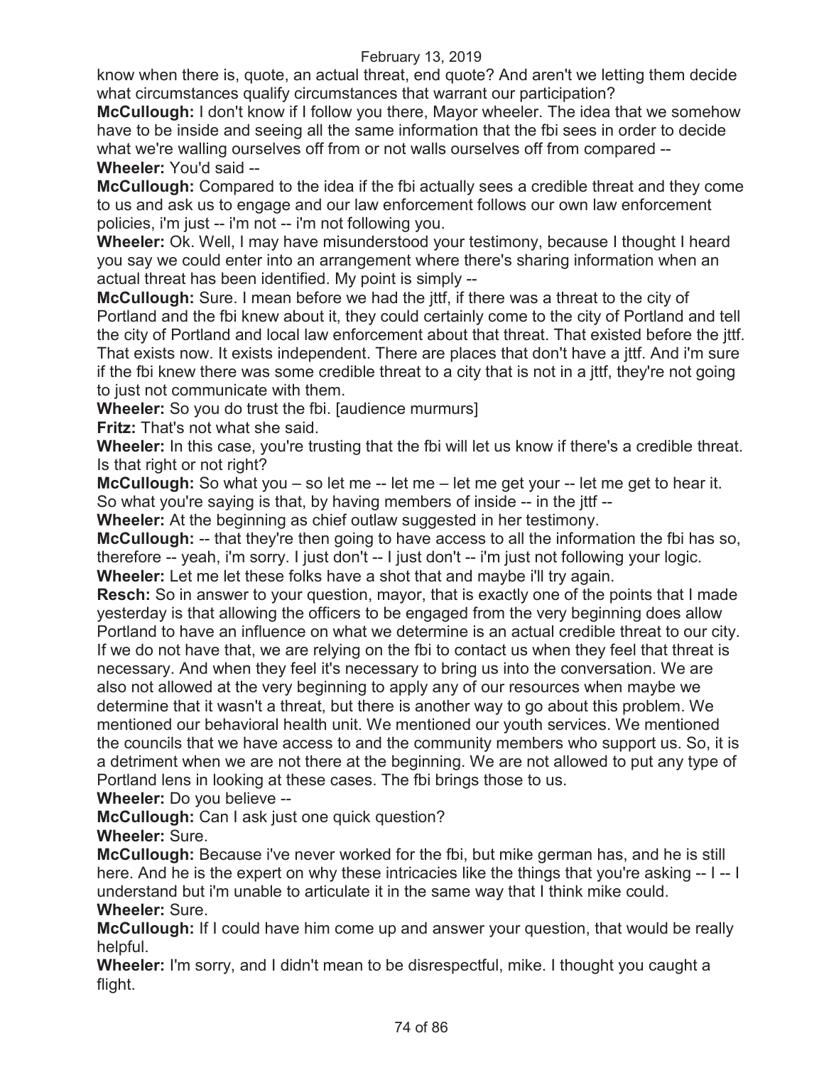know when there is, quote, an actual threat, end quote? And aren't we letting them decide what circumstances qualify circumstances that warrant our participation?

**McCullough:** I don't know if I follow you there, Mayor wheeler. The idea that we somehow have to be inside and seeing all the same information that the fbi sees in order to decide what we're walling ourselves off from or not walls ourselves off from compared --

**Wheeler:** You'd said --

**McCullough:** Compared to the idea if the fbi actually sees a credible threat and they come to us and ask us to engage and our law enforcement follows our own law enforcement policies, i'm just -- i'm not -- i'm not following you.

**Wheeler:** Ok. Well, I may have misunderstood your testimony, because I thought I heard you say we could enter into an arrangement where there's sharing information when an actual threat has been identified. My point is simply --

**McCullough:** Sure. I mean before we had the jttf, if there was a threat to the city of Portland and the fbi knew about it, they could certainly come to the city of Portland and tell the city of Portland and local law enforcement about that threat. That existed before the jttf. That exists now. It exists independent. There are places that don't have a jttf. And i'm sure if the fbi knew there was some credible threat to a city that is not in a jttf, they're not going to just not communicate with them.

**Wheeler:** So you do trust the fbi. [audience murmurs]

**Fritz:** That's not what she said.

**Wheeler:** In this case, you're trusting that the fbi will let us know if there's a credible threat. Is that right or not right?

**McCullough:** So what you – so let me -- let me – let me get your -- let me get to hear it. So what you're saying is that, by having members of inside -- in the jttf --

**Wheeler:** At the beginning as chief outlaw suggested in her testimony.

**McCullough:** -- that they're then going to have access to all the information the fbi has so, therefore -- yeah, i'm sorry. I just don't -- I just don't -- i'm just not following your logic.

**Wheeler:** Let me let these folks have a shot that and maybe i'll try again.

**Resch:** So in answer to your question, mayor, that is exactly one of the points that I made yesterday is that allowing the officers to be engaged from the very beginning does allow Portland to have an influence on what we determine is an actual credible threat to our city. If we do not have that, we are relying on the fbi to contact us when they feel that threat is necessary. And when they feel it's necessary to bring us into the conversation. We are also not allowed at the very beginning to apply any of our resources when maybe we determine that it wasn't a threat, but there is another way to go about this problem. We mentioned our behavioral health unit. We mentioned our youth services. We mentioned the councils that we have access to and the community members who support us. So, it is a detriment when we are not there at the beginning. We are not allowed to put any type of Portland lens in looking at these cases. The fbi brings those to us.

**Wheeler:** Do you believe --

**McCullough:** Can I ask just one quick question?

**Wheeler:** Sure.

**McCullough:** Because i've never worked for the fbi, but mike german has, and he is still here. And he is the expert on why these intricacies like the things that you're asking -- I -- I understand but i'm unable to articulate it in the same way that I think mike could.

**Wheeler:** Sure.

**McCullough:** If I could have him come up and answer your question, that would be really helpful.

**Wheeler:** I'm sorry, and I didn't mean to be disrespectful, mike. I thought you caught a flight.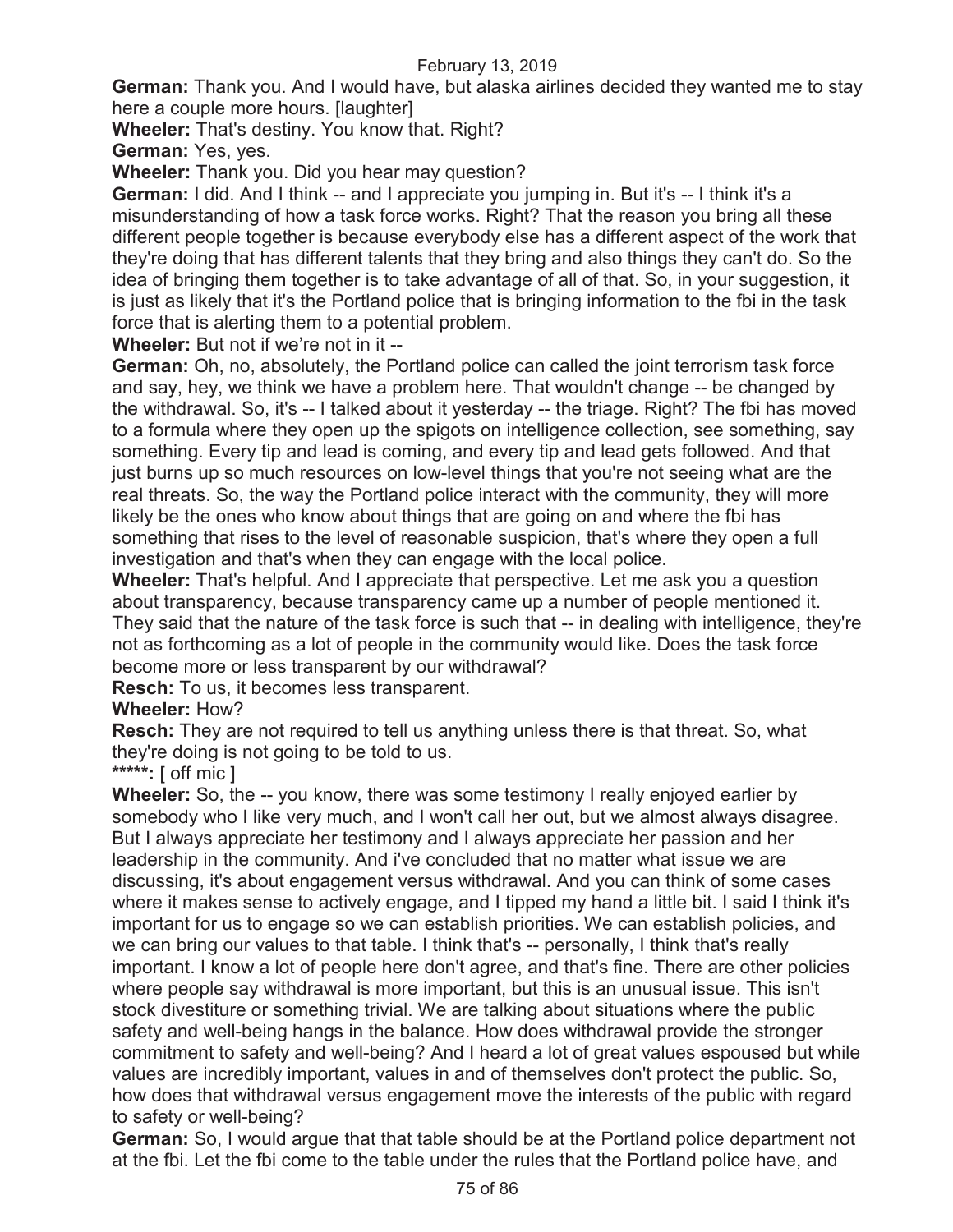**German:** Thank you. And I would have, but alaska airlines decided they wanted me to stay here a couple more hours. [laughter]

**Wheeler:** That's destiny. You know that. Right?

**German:** Yes, yes.

**Wheeler:** Thank you. Did you hear may question?

**German:** I did. And I think -- and I appreciate you jumping in. But it's -- I think it's a misunderstanding of how a task force works. Right? That the reason you bring all these different people together is because everybody else has a different aspect of the work that they're doing that has different talents that they bring and also things they can't do. So the idea of bringing them together is to take advantage of all of that. So, in your suggestion, it is just as likely that it's the Portland police that is bringing information to the fbi in the task force that is alerting them to a potential problem.

**Wheeler:** But not if we're not in it --

**German:** Oh, no, absolutely, the Portland police can called the joint terrorism task force and say, hey, we think we have a problem here. That wouldn't change -- be changed by the withdrawal. So, it's -- I talked about it yesterday -- the triage. Right? The fbi has moved to a formula where they open up the spigots on intelligence collection, see something, say something. Every tip and lead is coming, and every tip and lead gets followed. And that just burns up so much resources on low-level things that you're not seeing what are the real threats. So, the way the Portland police interact with the community, they will more likely be the ones who know about things that are going on and where the fbi has something that rises to the level of reasonable suspicion, that's where they open a full investigation and that's when they can engage with the local police.

**Wheeler:** That's helpful. And I appreciate that perspective. Let me ask you a question about transparency, because transparency came up a number of people mentioned it. They said that the nature of the task force is such that -- in dealing with intelligence, they're not as forthcoming as a lot of people in the community would like. Does the task force become more or less transparent by our withdrawal?

**Resch:** To us, it becomes less transparent.

**Wheeler:** How?

**Resch:** They are not required to tell us anything unless there is that threat. So, what they're doing is not going to be told to us.

**\*\*\*\*\*:** [ off mic ]

**Wheeler:** So, the -- you know, there was some testimony I really enjoyed earlier by somebody who I like very much, and I won't call her out, but we almost always disagree. But I always appreciate her testimony and I always appreciate her passion and her leadership in the community. And i've concluded that no matter what issue we are discussing, it's about engagement versus withdrawal. And you can think of some cases where it makes sense to actively engage, and I tipped my hand a little bit. I said I think it's important for us to engage so we can establish priorities. We can establish policies, and we can bring our values to that table. I think that's -- personally, I think that's really important. I know a lot of people here don't agree, and that's fine. There are other policies where people say withdrawal is more important, but this is an unusual issue. This isn't stock divestiture or something trivial. We are talking about situations where the public safety and well-being hangs in the balance. How does withdrawal provide the stronger commitment to safety and well-being? And I heard a lot of great values espoused but while values are incredibly important, values in and of themselves don't protect the public. So, how does that withdrawal versus engagement move the interests of the public with regard to safety or well-being?

**German:** So, I would argue that that table should be at the Portland police department not at the fbi. Let the fbi come to the table under the rules that the Portland police have, and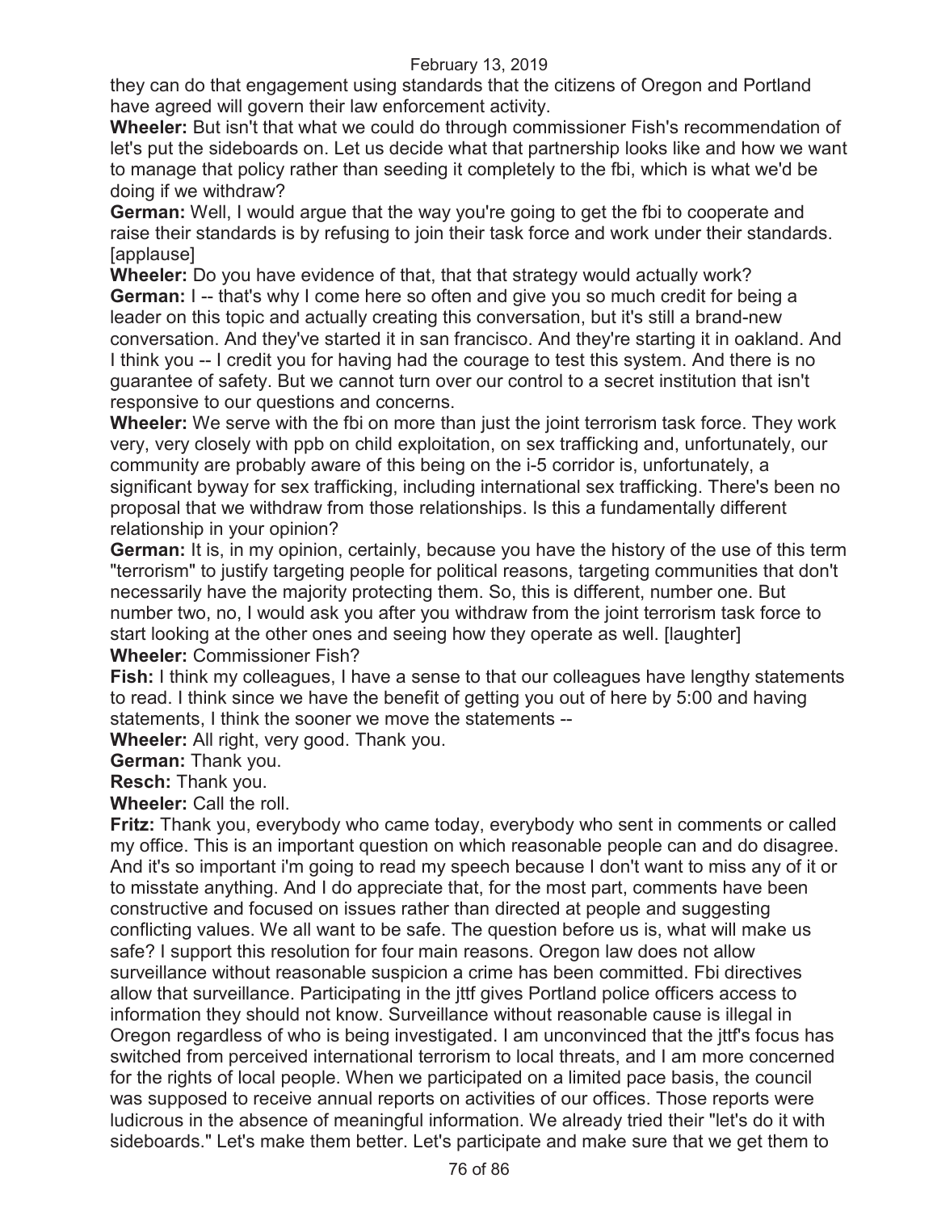they can do that engagement using standards that the citizens of Oregon and Portland have agreed will govern their law enforcement activity.

**Wheeler:** But isn't that what we could do through commissioner Fish's recommendation of let's put the sideboards on. Let us decide what that partnership looks like and how we want to manage that policy rather than seeding it completely to the fbi, which is what we'd be doing if we withdraw?

**German:** Well, I would argue that the way you're going to get the fbi to cooperate and raise their standards is by refusing to join their task force and work under their standards. [applause]

**Wheeler:** Do you have evidence of that, that that strategy would actually work?

**German:** I -- that's why I come here so often and give you so much credit for being a leader on this topic and actually creating this conversation, but it's still a brand-new conversation. And they've started it in san francisco. And they're starting it in oakland. And I think you -- I credit you for having had the courage to test this system. And there is no guarantee of safety. But we cannot turn over our control to a secret institution that isn't responsive to our questions and concerns.

**Wheeler:** We serve with the fbi on more than just the joint terrorism task force. They work very, very closely with ppb on child exploitation, on sex trafficking and, unfortunately, our community are probably aware of this being on the i-5 corridor is, unfortunately, a significant byway for sex trafficking, including international sex trafficking. There's been no proposal that we withdraw from those relationships. Is this a fundamentally different relationship in your opinion?

**German:** It is, in my opinion, certainly, because you have the history of the use of this term "terrorism" to justify targeting people for political reasons, targeting communities that don't necessarily have the majority protecting them. So, this is different, number one. But number two, no, I would ask you after you withdraw from the joint terrorism task force to start looking at the other ones and seeing how they operate as well. [laughter]

**Wheeler:** Commissioner Fish?

**Fish:** I think my colleagues, I have a sense to that our colleagues have lengthy statements to read. I think since we have the benefit of getting you out of here by 5:00 and having statements, I think the sooner we move the statements --

**Wheeler:** All right, very good. Thank you.

**German:** Thank you.

**Resch:** Thank you.

**Wheeler:** Call the roll.

**Fritz:** Thank you, everybody who came today, everybody who sent in comments or called my office. This is an important question on which reasonable people can and do disagree. And it's so important i'm going to read my speech because I don't want to miss any of it or to misstate anything. And I do appreciate that, for the most part, comments have been constructive and focused on issues rather than directed at people and suggesting conflicting values. We all want to be safe. The question before us is, what will make us safe? I support this resolution for four main reasons. Oregon law does not allow surveillance without reasonable suspicion a crime has been committed. Fbi directives allow that surveillance. Participating in the jttf gives Portland police officers access to information they should not know. Surveillance without reasonable cause is illegal in Oregon regardless of who is being investigated. I am unconvinced that the jttf's focus has switched from perceived international terrorism to local threats, and I am more concerned for the rights of local people. When we participated on a limited pace basis, the council was supposed to receive annual reports on activities of our offices. Those reports were ludicrous in the absence of meaningful information. We already tried their "let's do it with sideboards." Let's make them better. Let's participate and make sure that we get them to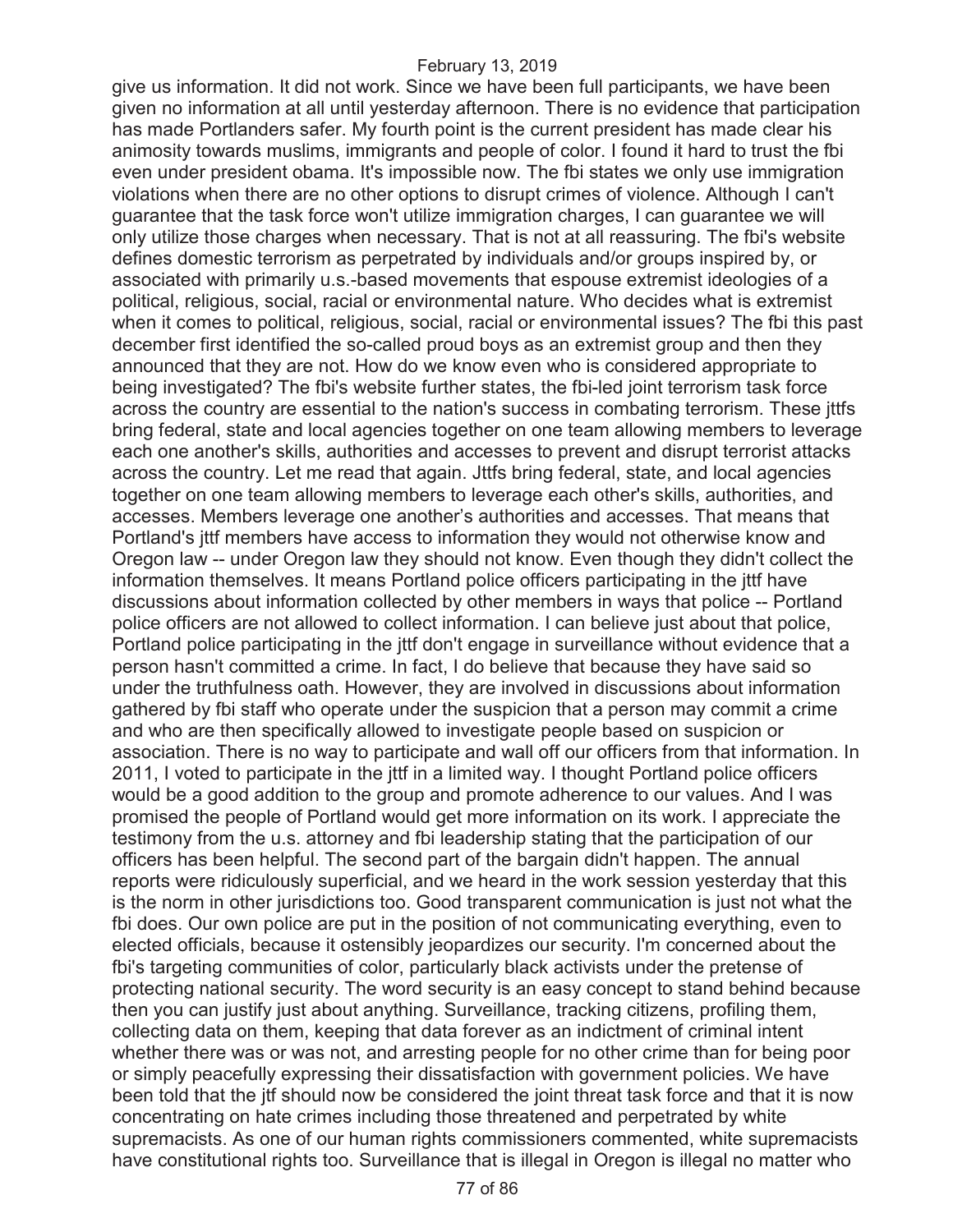give us information. It did not work. Since we have been full participants, we have been given no information at all until yesterday afternoon. There is no evidence that participation has made Portlanders safer. My fourth point is the current president has made clear his animosity towards muslims, immigrants and people of color. I found it hard to trust the fbi even under president obama. It's impossible now. The fbi states we only use immigration violations when there are no other options to disrupt crimes of violence. Although I can't guarantee that the task force won't utilize immigration charges, I can guarantee we will only utilize those charges when necessary. That is not at all reassuring. The fbi's website defines domestic terrorism as perpetrated by individuals and/or groups inspired by, or associated with primarily u.s.-based movements that espouse extremist ideologies of a political, religious, social, racial or environmental nature. Who decides what is extremist when it comes to political, religious, social, racial or environmental issues? The fbi this past december first identified the so-called proud boys as an extremist group and then they announced that they are not. How do we know even who is considered appropriate to being investigated? The fbi's website further states, the fbi-led joint terrorism task force across the country are essential to the nation's success in combating terrorism. These jttfs bring federal, state and local agencies together on one team allowing members to leverage each one another's skills, authorities and accesses to prevent and disrupt terrorist attacks across the country. Let me read that again. Jttfs bring federal, state, and local agencies together on one team allowing members to leverage each other's skills, authorities, and accesses. Members leverage one another's authorities and accesses. That means that Portland's jttf members have access to information they would not otherwise know and Oregon law -- under Oregon law they should not know. Even though they didn't collect the information themselves. It means Portland police officers participating in the jttf have discussions about information collected by other members in ways that police -- Portland police officers are not allowed to collect information. I can believe just about that police, Portland police participating in the jttf don't engage in surveillance without evidence that a person hasn't committed a crime. In fact, I do believe that because they have said so under the truthfulness oath. However, they are involved in discussions about information gathered by fbi staff who operate under the suspicion that a person may commit a crime and who are then specifically allowed to investigate people based on suspicion or association. There is no way to participate and wall off our officers from that information. In 2011, I voted to participate in the jttf in a limited way. I thought Portland police officers would be a good addition to the group and promote adherence to our values. And I was promised the people of Portland would get more information on its work. I appreciate the testimony from the u.s. attorney and fbi leadership stating that the participation of our officers has been helpful. The second part of the bargain didn't happen. The annual reports were ridiculously superficial, and we heard in the work session yesterday that this is the norm in other jurisdictions too. Good transparent communication is just not what the fbi does. Our own police are put in the position of not communicating everything, even to elected officials, because it ostensibly jeopardizes our security. I'm concerned about the fbi's targeting communities of color, particularly black activists under the pretense of protecting national security. The word security is an easy concept to stand behind because then you can justify just about anything. Surveillance, tracking citizens, profiling them, collecting data on them, keeping that data forever as an indictment of criminal intent whether there was or was not, and arresting people for no other crime than for being poor or simply peacefully expressing their dissatisfaction with government policies. We have been told that the jtf should now be considered the joint threat task force and that it is now concentrating on hate crimes including those threatened and perpetrated by white supremacists. As one of our human rights commissioners commented, white supremacists have constitutional rights too. Surveillance that is illegal in Oregon is illegal no matter who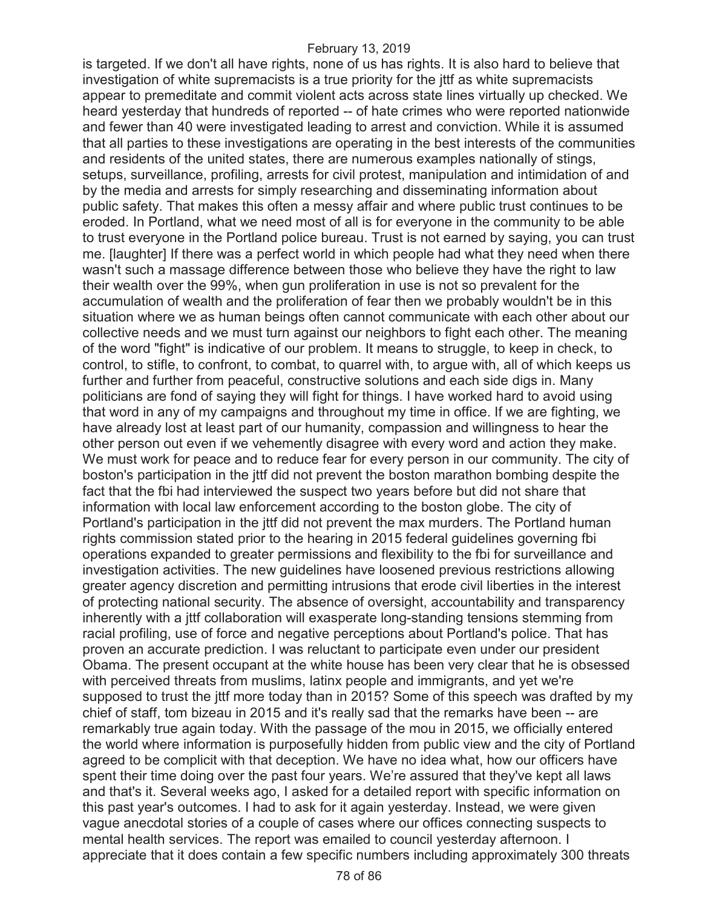is targeted. If we don't all have rights, none of us has rights. It is also hard to believe that investigation of white supremacists is a true priority for the jttf as white supremacists appear to premeditate and commit violent acts across state lines virtually up checked. We heard yesterday that hundreds of reported -- of hate crimes who were reported nationwide and fewer than 40 were investigated leading to arrest and conviction. While it is assumed that all parties to these investigations are operating in the best interests of the communities and residents of the united states, there are numerous examples nationally of stings, setups, surveillance, profiling, arrests for civil protest, manipulation and intimidation of and by the media and arrests for simply researching and disseminating information about public safety. That makes this often a messy affair and where public trust continues to be eroded. In Portland, what we need most of all is for everyone in the community to be able to trust everyone in the Portland police bureau. Trust is not earned by saying, you can trust me. [laughter] If there was a perfect world in which people had what they need when there wasn't such a massage difference between those who believe they have the right to law their wealth over the 99%, when gun proliferation in use is not so prevalent for the accumulation of wealth and the proliferation of fear then we probably wouldn't be in this situation where we as human beings often cannot communicate with each other about our collective needs and we must turn against our neighbors to fight each other. The meaning of the word "fight" is indicative of our problem. It means to struggle, to keep in check, to control, to stifle, to confront, to combat, to quarrel with, to argue with, all of which keeps us further and further from peaceful, constructive solutions and each side digs in. Many politicians are fond of saying they will fight for things. I have worked hard to avoid using that word in any of my campaigns and throughout my time in office. If we are fighting, we have already lost at least part of our humanity, compassion and willingness to hear the other person out even if we vehemently disagree with every word and action they make. We must work for peace and to reduce fear for every person in our community. The city of boston's participation in the jttf did not prevent the boston marathon bombing despite the fact that the fbi had interviewed the suspect two years before but did not share that information with local law enforcement according to the boston globe. The city of Portland's participation in the jttf did not prevent the max murders. The Portland human rights commission stated prior to the hearing in 2015 federal guidelines governing fbi operations expanded to greater permissions and flexibility to the fbi for surveillance and investigation activities. The new guidelines have loosened previous restrictions allowing greater agency discretion and permitting intrusions that erode civil liberties in the interest of protecting national security. The absence of oversight, accountability and transparency inherently with a jttf collaboration will exasperate long-standing tensions stemming from racial profiling, use of force and negative perceptions about Portland's police. That has proven an accurate prediction. I was reluctant to participate even under our president Obama. The present occupant at the white house has been very clear that he is obsessed with perceived threats from muslims, latinx people and immigrants, and yet we're supposed to trust the jttf more today than in 2015? Some of this speech was drafted by my chief of staff, tom bizeau in 2015 and it's really sad that the remarks have been -- are remarkably true again today. With the passage of the mou in 2015, we officially entered the world where information is purposefully hidden from public view and the city of Portland agreed to be complicit with that deception. We have no idea what, how our officers have spent their time doing over the past four years. We're assured that they've kept all laws and that's it. Several weeks ago, I asked for a detailed report with specific information on this past year's outcomes. I had to ask for it again yesterday. Instead, we were given vague anecdotal stories of a couple of cases where our offices connecting suspects to mental health services. The report was emailed to council yesterday afternoon. I appreciate that it does contain a few specific numbers including approximately 300 threats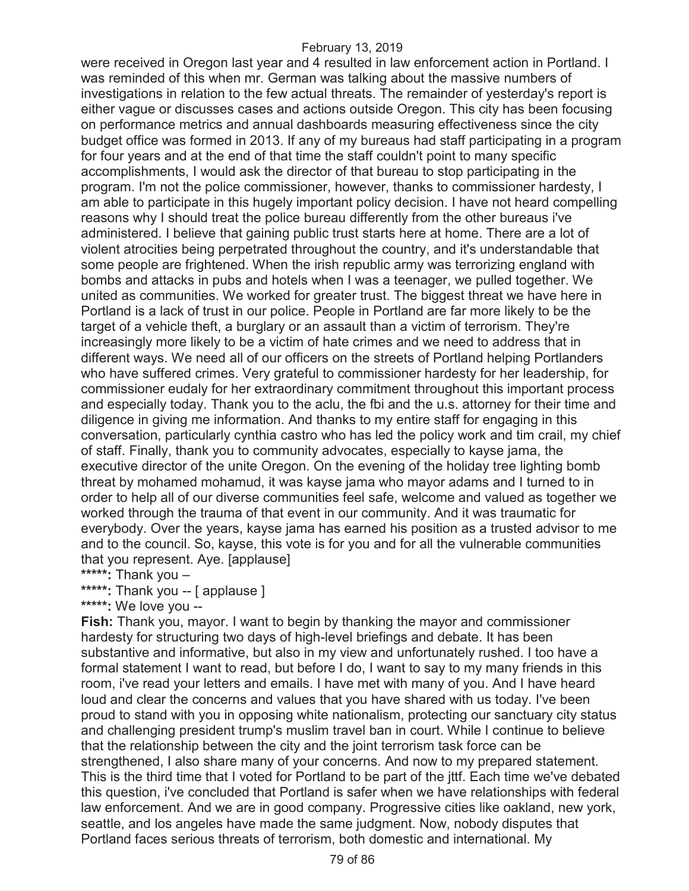were received in Oregon last year and 4 resulted in law enforcement action in Portland. I was reminded of this when mr. German was talking about the massive numbers of investigations in relation to the few actual threats. The remainder of yesterday's report is either vague or discusses cases and actions outside Oregon. This city has been focusing on performance metrics and annual dashboards measuring effectiveness since the city budget office was formed in 2013. If any of my bureaus had staff participating in a program for four years and at the end of that time the staff couldn't point to many specific accomplishments, I would ask the director of that bureau to stop participating in the program. I'm not the police commissioner, however, thanks to commissioner hardesty, I am able to participate in this hugely important policy decision. I have not heard compelling reasons why I should treat the police bureau differently from the other bureaus i've administered. I believe that gaining public trust starts here at home. There are a lot of violent atrocities being perpetrated throughout the country, and it's understandable that some people are frightened. When the irish republic army was terrorizing england with bombs and attacks in pubs and hotels when I was a teenager, we pulled together. We united as communities. We worked for greater trust. The biggest threat we have here in Portland is a lack of trust in our police. People in Portland are far more likely to be the target of a vehicle theft, a burglary or an assault than a victim of terrorism. They're increasingly more likely to be a victim of hate crimes and we need to address that in different ways. We need all of our officers on the streets of Portland helping Portlanders who have suffered crimes. Very grateful to commissioner hardesty for her leadership, for commissioner eudaly for her extraordinary commitment throughout this important process and especially today. Thank you to the aclu, the fbi and the u.s. attorney for their time and diligence in giving me information. And thanks to my entire staff for engaging in this conversation, particularly cynthia castro who has led the policy work and tim crail, my chief of staff. Finally, thank you to community advocates, especially to kayse jama, the executive director of the unite Oregon. On the evening of the holiday tree lighting bomb threat by mohamed mohamud, it was kayse jama who mayor adams and I turned to in order to help all of our diverse communities feel safe, welcome and valued as together we worked through the trauma of that event in our community. And it was traumatic for everybody. Over the years, kayse jama has earned his position as a trusted advisor to me and to the council. So, kayse, this vote is for you and for all the vulnerable communities that you represent. Aye. [applause]

**\*\*\*\*\*:** Thank you –

**\*\*\*\*\*:** Thank you -- [ applause ]

**\*\*\*\*\*:** We love you --

**Fish:** Thank you, mayor. I want to begin by thanking the mayor and commissioner hardesty for structuring two days of high-level briefings and debate. It has been substantive and informative, but also in my view and unfortunately rushed. I too have a formal statement I want to read, but before I do, I want to say to my many friends in this room, i've read your letters and emails. I have met with many of you. And I have heard loud and clear the concerns and values that you have shared with us today. I've been proud to stand with you in opposing white nationalism, protecting our sanctuary city status and challenging president trump's muslim travel ban in court. While I continue to believe that the relationship between the city and the joint terrorism task force can be strengthened, I also share many of your concerns. And now to my prepared statement. This is the third time that I voted for Portland to be part of the jttf. Each time we've debated this question, i've concluded that Portland is safer when we have relationships with federal law enforcement. And we are in good company. Progressive cities like oakland, new york, seattle, and los angeles have made the same judgment. Now, nobody disputes that Portland faces serious threats of terrorism, both domestic and international. My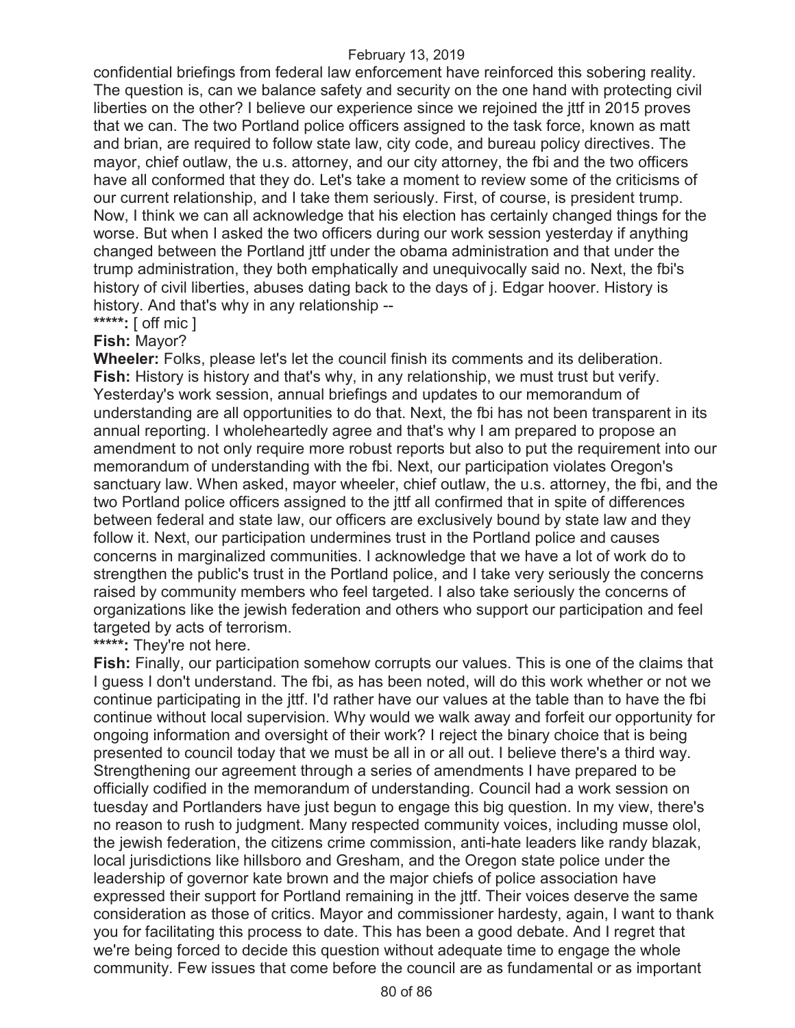confidential briefings from federal law enforcement have reinforced this sobering reality. The question is, can we balance safety and security on the one hand with protecting civil liberties on the other? I believe our experience since we rejoined the jttf in 2015 proves that we can. The two Portland police officers assigned to the task force, known as matt and brian, are required to follow state law, city code, and bureau policy directives. The mayor, chief outlaw, the u.s. attorney, and our city attorney, the fbi and the two officers have all conformed that they do. Let's take a moment to review some of the criticisms of our current relationship, and I take them seriously. First, of course, is president trump. Now, I think we can all acknowledge that his election has certainly changed things for the worse. But when I asked the two officers during our work session yesterday if anything changed between the Portland jttf under the obama administration and that under the trump administration, they both emphatically and unequivocally said no. Next, the fbi's history of civil liberties, abuses dating back to the days of j. Edgar hoover. History is history. And that's why in any relationship --

**\*\*\*\*\*:** [ off mic ]

**Fish:** Mayor?

**Wheeler:** Folks, please let's let the council finish its comments and its deliberation.

**Fish:** History is history and that's why, in any relationship, we must trust but verify. Yesterday's work session, annual briefings and updates to our memorandum of understanding are all opportunities to do that. Next, the fbi has not been transparent in its annual reporting. I wholeheartedly agree and that's why I am prepared to propose an amendment to not only require more robust reports but also to put the requirement into our memorandum of understanding with the fbi. Next, our participation violates Oregon's sanctuary law. When asked, mayor wheeler, chief outlaw, the u.s. attorney, the fbi, and the two Portland police officers assigned to the jttf all confirmed that in spite of differences between federal and state law, our officers are exclusively bound by state law and they follow it. Next, our participation undermines trust in the Portland police and causes concerns in marginalized communities. I acknowledge that we have a lot of work do to strengthen the public's trust in the Portland police, and I take very seriously the concerns raised by community members who feel targeted. I also take seriously the concerns of organizations like the jewish federation and others who support our participation and feel targeted by acts of terrorism.

**\*\*\*\*\*:** They're not here.

**Fish:** Finally, our participation somehow corrupts our values. This is one of the claims that I guess I don't understand. The fbi, as has been noted, will do this work whether or not we continue participating in the jttf. I'd rather have our values at the table than to have the fbi continue without local supervision. Why would we walk away and forfeit our opportunity for ongoing information and oversight of their work? I reject the binary choice that is being presented to council today that we must be all in or all out. I believe there's a third way. Strengthening our agreement through a series of amendments I have prepared to be officially codified in the memorandum of understanding. Council had a work session on tuesday and Portlanders have just begun to engage this big question. In my view, there's no reason to rush to judgment. Many respected community voices, including musse olol, the jewish federation, the citizens crime commission, anti-hate leaders like randy blazak, local jurisdictions like hillsboro and Gresham, and the Oregon state police under the leadership of governor kate brown and the major chiefs of police association have expressed their support for Portland remaining in the jttf. Their voices deserve the same consideration as those of critics. Mayor and commissioner hardesty, again, I want to thank you for facilitating this process to date. This has been a good debate. And I regret that we're being forced to decide this question without adequate time to engage the whole community. Few issues that come before the council are as fundamental or as important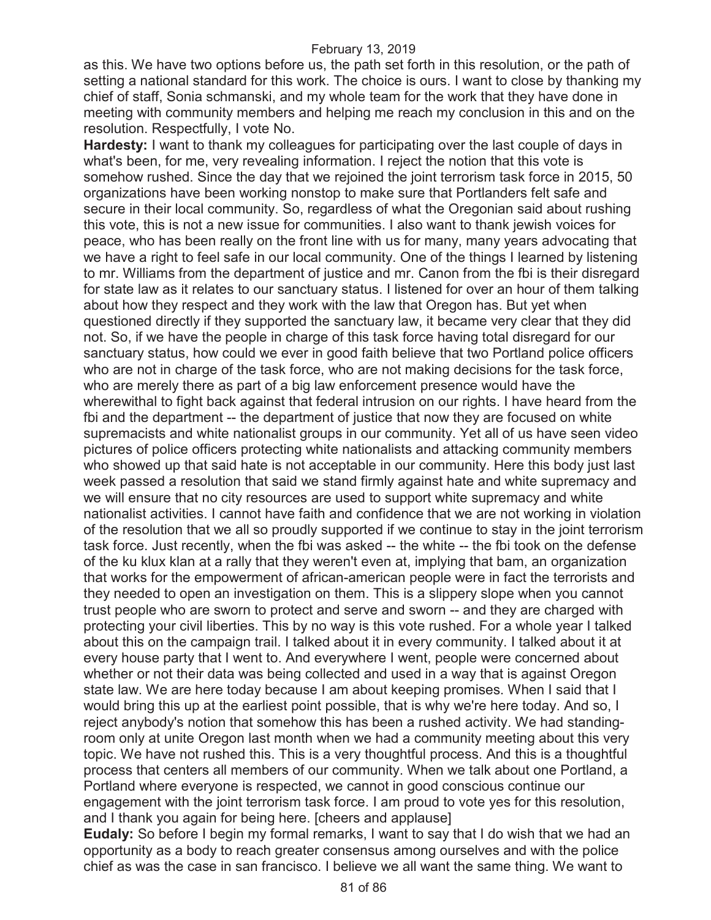as this. We have two options before us, the path set forth in this resolution, or the path of setting a national standard for this work. The choice is ours. I want to close by thanking my chief of staff, Sonia schmanski, and my whole team for the work that they have done in meeting with community members and helping me reach my conclusion in this and on the resolution. Respectfully, I vote No.

**Hardesty:** I want to thank my colleagues for participating over the last couple of days in what's been, for me, very revealing information. I reject the notion that this vote is somehow rushed. Since the day that we rejoined the joint terrorism task force in 2015, 50 organizations have been working nonstop to make sure that Portlanders felt safe and secure in their local community. So, regardless of what the Oregonian said about rushing this vote, this is not a new issue for communities. I also want to thank jewish voices for peace, who has been really on the front line with us for many, many years advocating that we have a right to feel safe in our local community. One of the things I learned by listening to mr. Williams from the department of justice and mr. Canon from the fbi is their disregard for state law as it relates to our sanctuary status. I listened for over an hour of them talking about how they respect and they work with the law that Oregon has. But yet when questioned directly if they supported the sanctuary law, it became very clear that they did not. So, if we have the people in charge of this task force having total disregard for our sanctuary status, how could we ever in good faith believe that two Portland police officers who are not in charge of the task force, who are not making decisions for the task force, who are merely there as part of a big law enforcement presence would have the wherewithal to fight back against that federal intrusion on our rights. I have heard from the fbi and the department -- the department of justice that now they are focused on white supremacists and white nationalist groups in our community. Yet all of us have seen video pictures of police officers protecting white nationalists and attacking community members who showed up that said hate is not acceptable in our community. Here this body just last week passed a resolution that said we stand firmly against hate and white supremacy and we will ensure that no city resources are used to support white supremacy and white nationalist activities. I cannot have faith and confidence that we are not working in violation of the resolution that we all so proudly supported if we continue to stay in the joint terrorism task force. Just recently, when the fbi was asked -- the white -- the fbi took on the defense of the ku klux klan at a rally that they weren't even at, implying that bam, an organization that works for the empowerment of african-american people were in fact the terrorists and they needed to open an investigation on them. This is a slippery slope when you cannot trust people who are sworn to protect and serve and sworn -- and they are charged with protecting your civil liberties. This by no way is this vote rushed. For a whole year I talked about this on the campaign trail. I talked about it in every community. I talked about it at every house party that I went to. And everywhere I went, people were concerned about whether or not their data was being collected and used in a way that is against Oregon state law. We are here today because I am about keeping promises. When I said that I would bring this up at the earliest point possible, that is why we're here today. And so, I reject anybody's notion that somehow this has been a rushed activity. We had standing-room only at unite Oregon last month when we had a community meeting about this very topic. We have not rushed this. This is a very thoughtful process. And this is a thoughtful process that centers all members of our community. When we talk about one Portland, a Portland where everyone is respected, we cannot in good conscious continue our engagement with the joint terrorism task force. I am proud to vote yes for this resolution, and I thank you again for being here. [cheers and applause]

**Eudaly:** So before I begin my formal remarks, I want to say that I do wish that we had an opportunity as a body to reach greater consensus among ourselves and with the police chief as was the case in san francisco. I believe we all want the same thing. We want to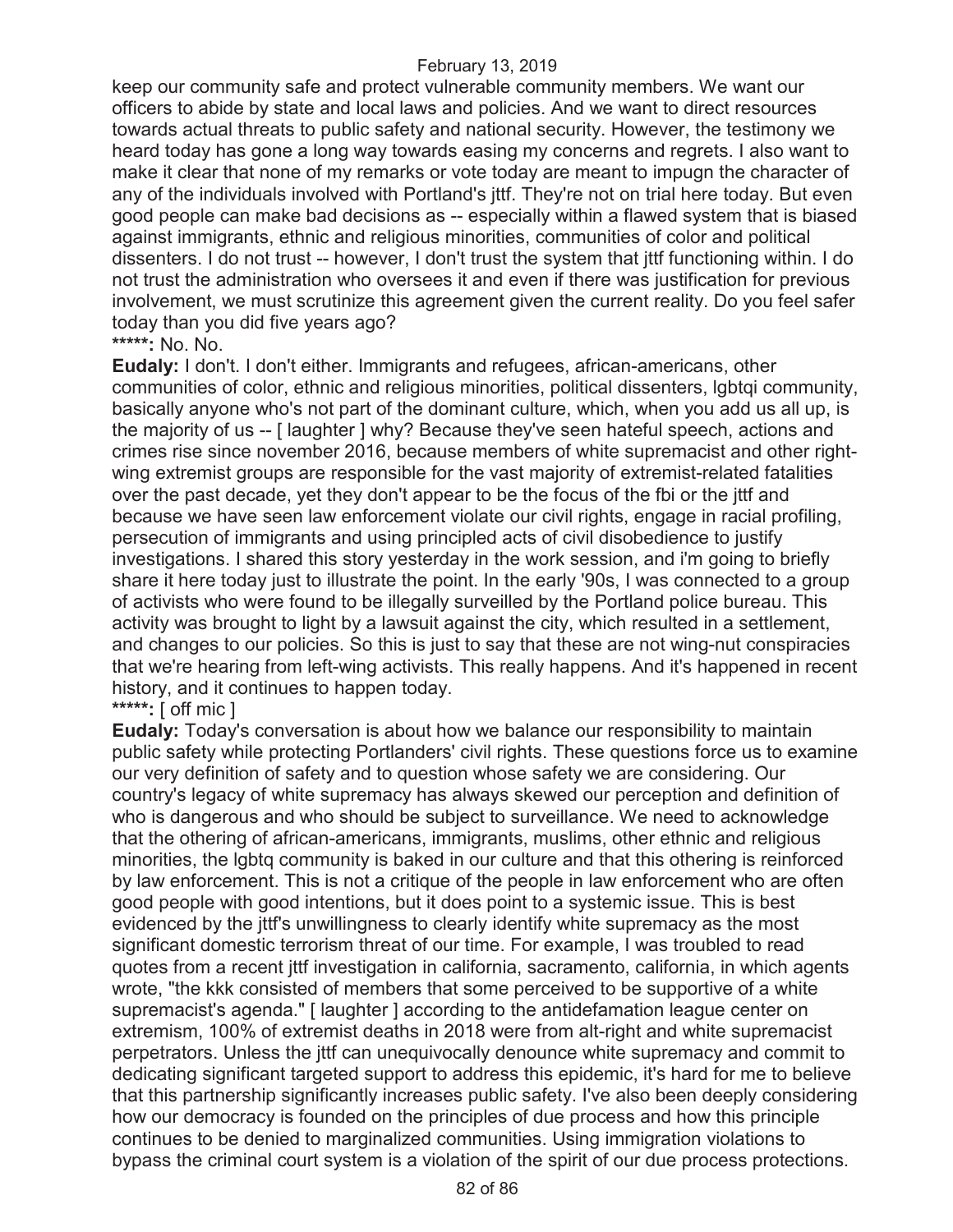keep our community safe and protect vulnerable community members. We want our officers to abide by state and local laws and policies. And we want to direct resources towards actual threats to public safety and national security. However, the testimony we heard today has gone a long way towards easing my concerns and regrets. I also want to make it clear that none of my remarks or vote today are meant to impugn the character of any of the individuals involved with Portland's jttf. They're not on trial here today. But even good people can make bad decisions as -- especially within a flawed system that is biased against immigrants, ethnic and religious minorities, communities of color and political dissenters. I do not trust -- however, I don't trust the system that jttf functioning within. I do not trust the administration who oversees it and even if there was justification for previous involvement, we must scrutinize this agreement given the current reality. Do you feel safer today than you did five years ago?

**\*\*\*\*\*:** No. No.

**Eudaly:** I don't. I don't either. Immigrants and refugees, african-americans, other communities of color, ethnic and religious minorities, political dissenters, lgbtqi community, basically anyone who's not part of the dominant culture, which, when you add us all up, is the majority of us -- [ laughter ] why? Because they've seen hateful speech, actions and crimes rise since november 2016, because members of white supremacist and other right-wing extremist groups are responsible for the vast majority of extremist-related fatalities over the past decade, yet they don't appear to be the focus of the fbi or the jttf and because we have seen law enforcement violate our civil rights, engage in racial profiling, persecution of immigrants and using principled acts of civil disobedience to justify investigations. I shared this story yesterday in the work session, and i'm going to briefly share it here today just to illustrate the point. In the early '90s, I was connected to a group of activists who were found to be illegally surveilled by the Portland police bureau. This activity was brought to light by a lawsuit against the city, which resulted in a settlement, and changes to our policies. So this is just to say that these are not wing-nut conspiracies that we're hearing from left-wing activists. This really happens. And it's happened in recent history, and it continues to happen today.

**\*\*\*\*\*:** [ off mic ]

**Eudaly:** Today's conversation is about how we balance our responsibility to maintain public safety while protecting Portlanders' civil rights. These questions force us to examine our very definition of safety and to question whose safety we are considering. Our country's legacy of white supremacy has always skewed our perception and definition of who is dangerous and who should be subject to surveillance. We need to acknowledge that the othering of african-americans, immigrants, muslims, other ethnic and religious minorities, the lgbtq community is baked in our culture and that this othering is reinforced by law enforcement. This is not a critique of the people in law enforcement who are often good people with good intentions, but it does point to a systemic issue. This is best evidenced by the jttf's unwillingness to clearly identify white supremacy as the most significant domestic terrorism threat of our time. For example, I was troubled to read quotes from a recent jttf investigation in california, sacramento, california, in which agents wrote, "the kkk consisted of members that some perceived to be supportive of a white supremacist's agenda." [ laughter ] according to the antidefamation league center on extremism, 100% of extremist deaths in 2018 were from alt-right and white supremacist perpetrators. Unless the jttf can unequivocally denounce white supremacy and commit to dedicating significant targeted support to address this epidemic, it's hard for me to believe that this partnership significantly increases public safety. I've also been deeply considering how our democracy is founded on the principles of due process and how this principle continues to be denied to marginalized communities. Using immigration violations to bypass the criminal court system is a violation of the spirit of our due process protections.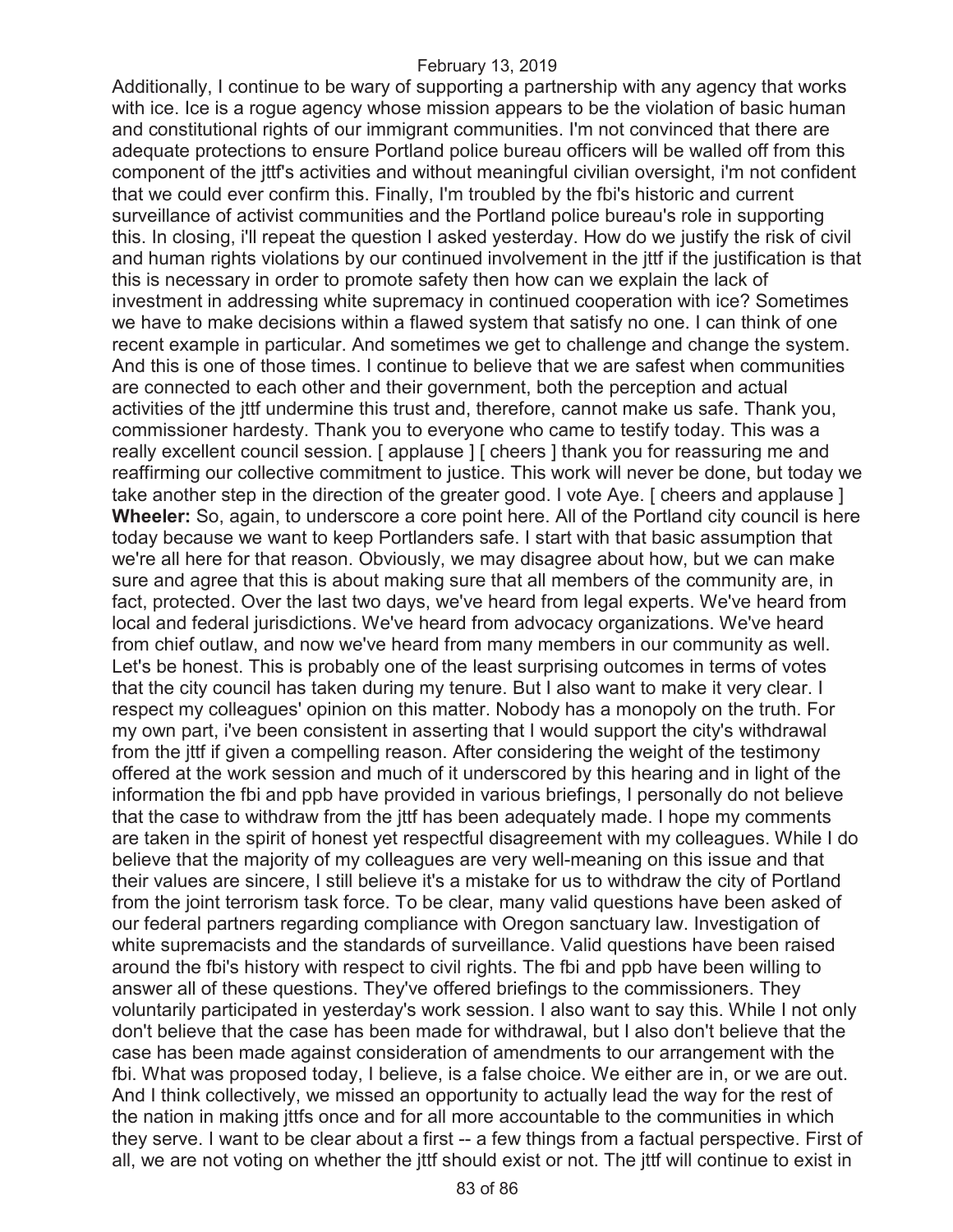Additionally, I continue to be wary of supporting a partnership with any agency that works with ice. Ice is a rogue agency whose mission appears to be the violation of basic human and constitutional rights of our immigrant communities. I'm not convinced that there are adequate protections to ensure Portland police bureau officers will be walled off from this component of the jttf's activities and without meaningful civilian oversight, i'm not confident that we could ever confirm this. Finally, I'm troubled by the fbi's historic and current surveillance of activist communities and the Portland police bureau's role in supporting this. In closing, i'll repeat the question I asked yesterday. How do we justify the risk of civil and human rights violations by our continued involvement in the jttf if the justification is that this is necessary in order to promote safety then how can we explain the lack of investment in addressing white supremacy in continued cooperation with ice? Sometimes we have to make decisions within a flawed system that satisfy no one. I can think of one recent example in particular. And sometimes we get to challenge and change the system. And this is one of those times. I continue to believe that we are safest when communities are connected to each other and their government, both the perception and actual activities of the jttf undermine this trust and, therefore, cannot make us safe. Thank you, commissioner hardesty. Thank you to everyone who came to testify today. This was a really excellent council session. [ applause ] [ cheers ] thank you for reassuring me and reaffirming our collective commitment to justice. This work will never be done, but today we take another step in the direction of the greater good. I vote Aye. [ cheers and applause ]

**Wheeler:** So, again, to underscore a core point here. All of the Portland city council is here today because we want to keep Portlanders safe. I start with that basic assumption that we're all here for that reason. Obviously, we may disagree about how, but we can make sure and agree that this is about making sure that all members of the community are, in fact, protected. Over the last two days, we've heard from legal experts. We've heard from local and federal jurisdictions. We've heard from advocacy organizations. We've heard from chief outlaw, and now we've heard from many members in our community as well. Let's be honest. This is probably one of the least surprising outcomes in terms of votes that the city council has taken during my tenure. But I also want to make it very clear. I respect my colleagues' opinion on this matter. Nobody has a monopoly on the truth. For my own part, i've been consistent in asserting that I would support the city's withdrawal from the jttf if given a compelling reason. After considering the weight of the testimony offered at the work session and much of it underscored by this hearing and in light of the information the fbi and ppb have provided in various briefings, I personally do not believe that the case to withdraw from the jttf has been adequately made. I hope my comments are taken in the spirit of honest yet respectful disagreement with my colleagues. While I do believe that the majority of my colleagues are very well-meaning on this issue and that their values are sincere, I still believe it's a mistake for us to withdraw the city of Portland from the joint terrorism task force. To be clear, many valid questions have been asked of our federal partners regarding compliance with Oregon sanctuary law. Investigation of white supremacists and the standards of surveillance. Valid questions have been raised around the fbi's history with respect to civil rights. The fbi and ppb have been willing to answer all of these questions. They've offered briefings to the commissioners. They voluntarily participated in yesterday's work session. I also want to say this. While I not only don't believe that the case has been made for withdrawal, but I also don't believe that the case has been made against consideration of amendments to our arrangement with the fbi. What was proposed today, I believe, is a false choice. We either are in, or we are out. And I think collectively, we missed an opportunity to actually lead the way for the rest of the nation in making jttfs once and for all more accountable to the communities in which they serve. I want to be clear about a first -- a few things from a factual perspective. First of all, we are not voting on whether the jttf should exist or not. The jttf will continue to exist in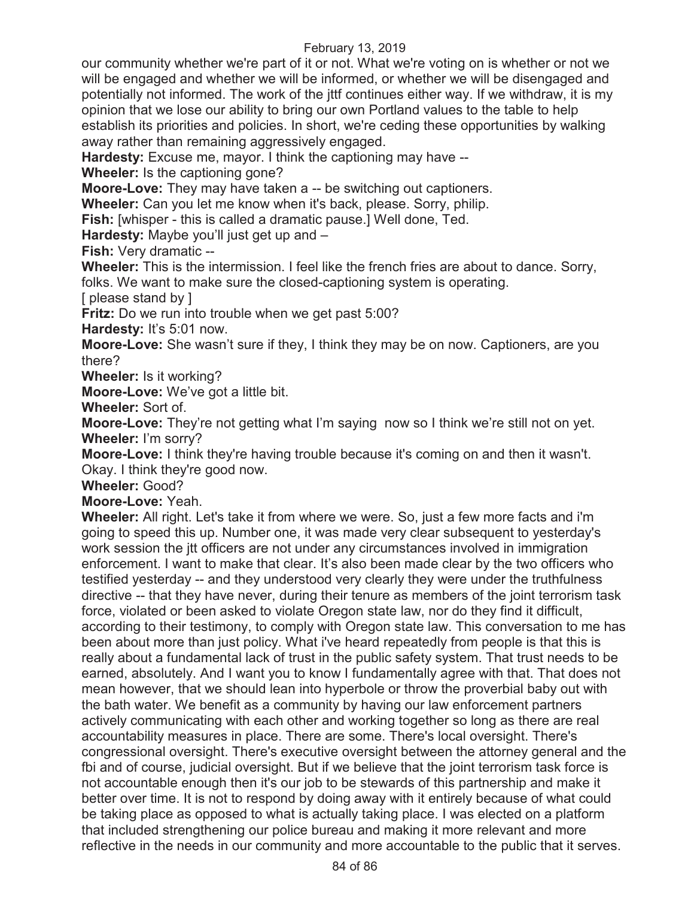our community whether we're part of it or not. What we're voting on is whether or not we will be engaged and whether we will be informed, or whether we will be disengaged and potentially not informed. The work of the jttf continues either way. If we withdraw, it is my opinion that we lose our ability to bring our own Portland values to the table to help establish its priorities and policies. In short, we're ceding these opportunities by walking away rather than remaining aggressively engaged.

**Hardesty:** Excuse me, mayor. I think the captioning may have --

**Wheeler:** Is the captioning gone?

**Moore-Love:** They may have taken a -- be switching out captioners.

**Wheeler:** Can you let me know when it's back, please. Sorry, philip.

**Fish:** [whisper - this is called a dramatic pause.] Well done, Ted.

**Hardesty:** Maybe you'll just get up and –

**Fish:** Very dramatic --

**Wheeler:** This is the intermission. I feel like the french fries are about to dance. Sorry, folks. We want to make sure the closed-captioning system is operating.

[ please stand by ]

**Fritz:** Do we run into trouble when we get past 5:00?

**Hardesty:** It's 5:01 now.

**Moore-Love:** She wasn't sure if they, I think they may be on now. Captioners, are you there?

**Wheeler:** Is it working?

**Moore-Love:** We've got a little bit.

**Wheeler:** Sort of.

**Moore-Love:** They're not getting what I'm saying now so I think we're still not on yet.

**Wheeler:** I'm sorry?

**Moore-Love:** I think they're having trouble because it's coming on and then it wasn't. Okay. I think they're good now.

**Wheeler:** Good?

**Moore-Love:** Yeah.

**Wheeler:** All right. Let's take it from where we were. So, just a few more facts and i'm going to speed this up. Number one, it was made very clear subsequent to yesterday's work session the jtt officers are not under any circumstances involved in immigration enforcement. I want to make that clear. It's also been made clear by the two officers who testified yesterday -- and they understood very clearly they were under the truthfulness directive -- that they have never, during their tenure as members of the joint terrorism task force, violated or been asked to violate Oregon state law, nor do they find it difficult, according to their testimony, to comply with Oregon state law. This conversation to me has been about more than just policy. What i've heard repeatedly from people is that this is really about a fundamental lack of trust in the public safety system. That trust needs to be earned, absolutely. And I want you to know I fundamentally agree with that. That does not mean however, that we should lean into hyperbole or throw the proverbial baby out with the bath water. We benefit as a community by having our law enforcement partners actively communicating with each other and working together so long as there are real accountability measures in place. There are some. There's local oversight. There's congressional oversight. There's executive oversight between the attorney general and the fbi and of course, judicial oversight. But if we believe that the joint terrorism task force is not accountable enough then it's our job to be stewards of this partnership and make it better over time. It is not to respond by doing away with it entirely because of what could be taking place as opposed to what is actually taking place. I was elected on a platform that included strengthening our police bureau and making it more relevant and more reflective in the needs in our community and more accountable to the public that it serves.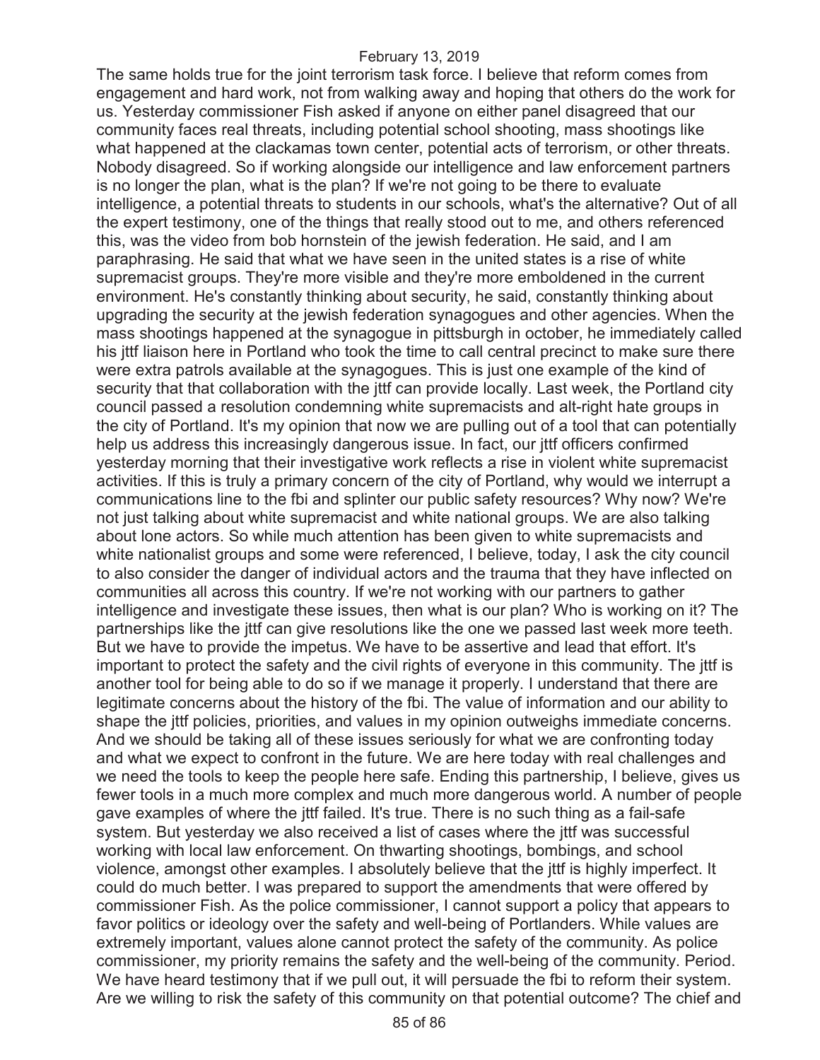The same holds true for the joint terrorism task force. I believe that reform comes from engagement and hard work, not from walking away and hoping that others do the work for us. Yesterday commissioner Fish asked if anyone on either panel disagreed that our community faces real threats, including potential school shooting, mass shootings like what happened at the clackamas town center, potential acts of terrorism, or other threats. Nobody disagreed. So if working alongside our intelligence and law enforcement partners is no longer the plan, what is the plan? If we're not going to be there to evaluate intelligence, a potential threats to students in our schools, what's the alternative? Out of all the expert testimony, one of the things that really stood out to me, and others referenced this, was the video from bob hornstein of the jewish federation. He said, and I am paraphrasing. He said that what we have seen in the united states is a rise of white supremacist groups. They're more visible and they're more emboldened in the current environment. He's constantly thinking about security, he said, constantly thinking about upgrading the security at the jewish federation synagogues and other agencies. When the mass shootings happened at the synagogue in pittsburgh in october, he immediately called his jttf liaison here in Portland who took the time to call central precinct to make sure there were extra patrols available at the synagogues. This is just one example of the kind of security that that collaboration with the jttf can provide locally. Last week, the Portland city council passed a resolution condemning white supremacists and alt-right hate groups in the city of Portland. It's my opinion that now we are pulling out of a tool that can potentially help us address this increasingly dangerous issue. In fact, our jttf officers confirmed yesterday morning that their investigative work reflects a rise in violent white supremacist activities. If this is truly a primary concern of the city of Portland, why would we interrupt a communications line to the fbi and splinter our public safety resources? Why now? We're not just talking about white supremacist and white national groups. We are also talking about lone actors. So while much attention has been given to white supremacists and white nationalist groups and some were referenced, I believe, today, I ask the city council to also consider the danger of individual actors and the trauma that they have inflected on communities all across this country. If we're not working with our partners to gather intelligence and investigate these issues, then what is our plan? Who is working on it? The partnerships like the jttf can give resolutions like the one we passed last week more teeth. But we have to provide the impetus. We have to be assertive and lead that effort. It's important to protect the safety and the civil rights of everyone in this community. The jttf is another tool for being able to do so if we manage it properly. I understand that there are legitimate concerns about the history of the fbi. The value of information and our ability to shape the jttf policies, priorities, and values in my opinion outweighs immediate concerns. And we should be taking all of these issues seriously for what we are confronting today and what we expect to confront in the future. We are here today with real challenges and we need the tools to keep the people here safe. Ending this partnership, I believe, gives us fewer tools in a much more complex and much more dangerous world. A number of people gave examples of where the jttf failed. It's true. There is no such thing as a fail-safe system. But yesterday we also received a list of cases where the jttf was successful working with local law enforcement. On thwarting shootings, bombings, and school violence, amongst other examples. I absolutely believe that the jttf is highly imperfect. It could do much better. I was prepared to support the amendments that were offered by commissioner Fish. As the police commissioner, I cannot support a policy that appears to favor politics or ideology over the safety and well-being of Portlanders. While values are extremely important, values alone cannot protect the safety of the community. As police commissioner, my priority remains the safety and the well-being of the community. Period. We have heard testimony that if we pull out, it will persuade the fbi to reform their system. Are we willing to risk the safety of this community on that potential outcome? The chief and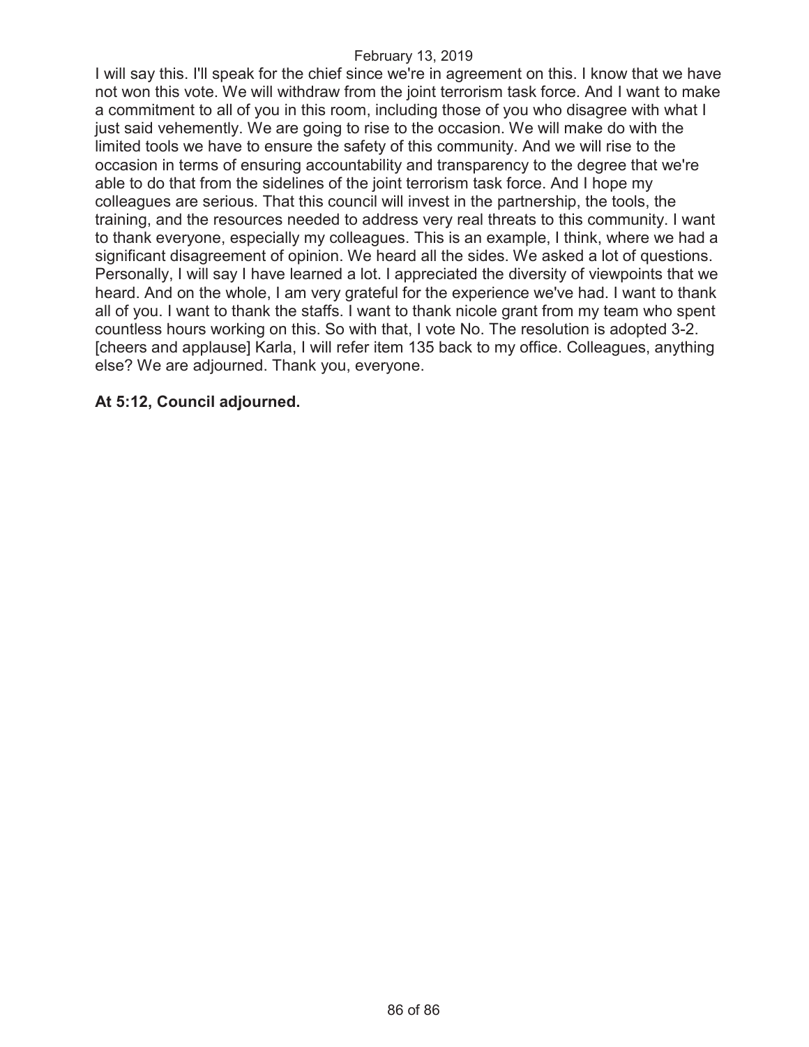I will say this. I'll speak for the chief since we're in agreement on this. I know that we have not won this vote. We will withdraw from the joint terrorism task force. And I want to make a commitment to all of you in this room, including those of you who disagree with what I just said vehemently. We are going to rise to the occasion. We will make do with the limited tools we have to ensure the safety of this community. And we will rise to the occasion in terms of ensuring accountability and transparency to the degree that we're able to do that from the sidelines of the joint terrorism task force. And I hope my colleagues are serious. That this council will invest in the partnership, the tools, the training, and the resources needed to address very real threats to this community. I want to thank everyone, especially my colleagues. This is an example, I think, where we had a significant disagreement of opinion. We heard all the sides. We asked a lot of questions. Personally, I will say I have learned a lot. I appreciated the diversity of viewpoints that we heard. And on the whole, I am very grateful for the experience we've had. I want to thank all of you. I want to thank the staffs. I want to thank nicole grant from my team who spent countless hours working on this. So with that, I vote No. The resolution is adopted 3-2. [cheers and applause] Karla, I will refer item 135 back to my office. Colleagues, anything else? We are adjourned. Thank you, everyone.

**At 5:12, Council adjourned.**